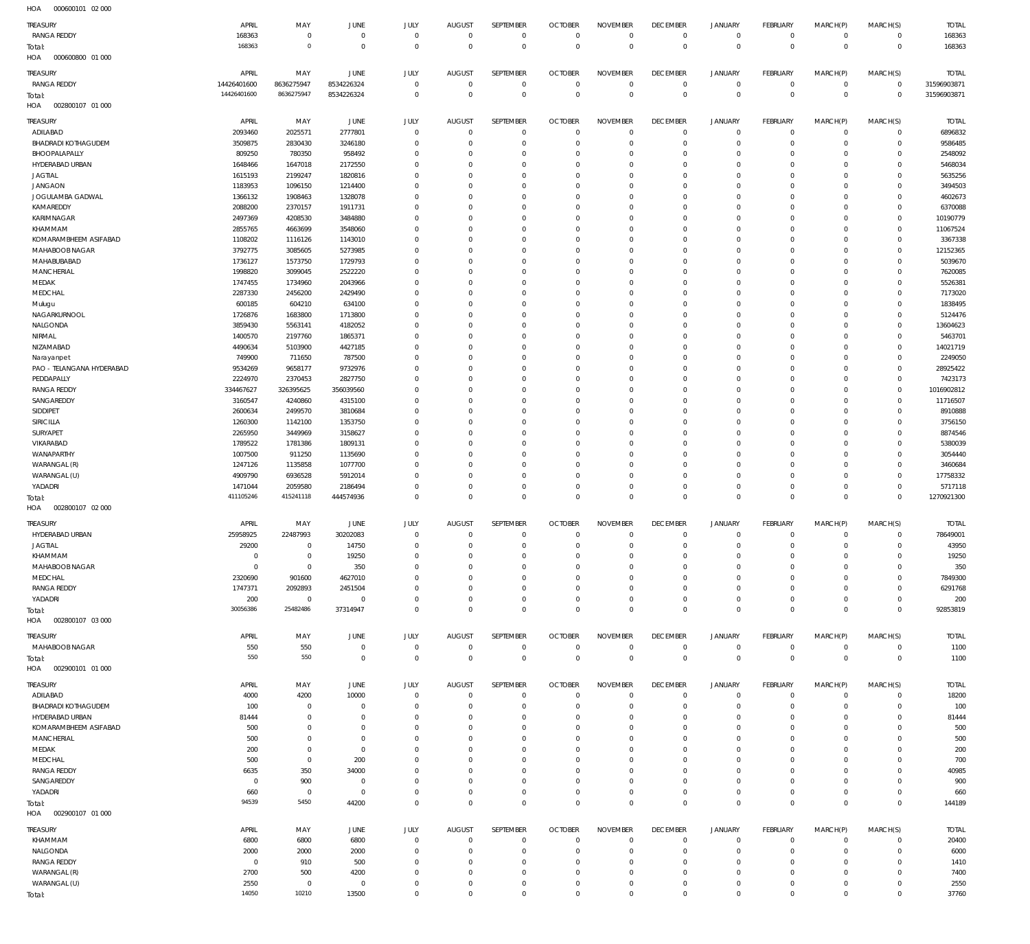HOA 000600101 02 000

| TREASURY | APRIL | MAY | JUNE | JULY | AUGUST | SEPTEMBER | OCTOBER | NOVEMBER | DECEMBER | JANUARY | FEBRUARY | MARCH(P) | MARCH(S) | TOTAL |
|---|---|---|---|---|---|---|---|---|---|---|---|---|---|---|
| RANGA REDDY | 168363 | 0 | 0 | 0 | 0 | 0 | 0 | 0 | 0 | 0 | 0 | 0 | 0 | 168363 |
| Total: | 168363 | 0 | 0 | 0 | 0 | 0 | 0 | 0 | 0 | 0 | 0 | 0 | 0 | 168363 |

HOA 000600800 01 000

| TREASURY | APRIL | MAY | JUNE | JULY | AUGUST | SEPTEMBER | OCTOBER | NOVEMBER | DECEMBER | JANUARY | FEBRUARY | MARCH(P) | MARCH(S) | TOTAL |
|---|---|---|---|---|---|---|---|---|---|---|---|---|---|---|
| RANGA REDDY | 14426401600 | 8636275947 | 8534226324 | 0 | 0 | 0 | 0 | 0 | 0 | 0 | 0 | 0 | 0 | 31596903871 |
| Total: | 14426401600 | 8636275947 | 8534226324 | 0 | 0 | 0 | 0 | 0 | 0 | 0 | 0 | 0 | 0 | 31596903871 |

HOA 002800107 01 000

| TREASURY | APRIL | MAY | JUNE | JULY | AUGUST | SEPTEMBER | OCTOBER | NOVEMBER | DECEMBER | JANUARY | FEBRUARY | MARCH(P) | MARCH(S) | TOTAL |
|---|---|---|---|---|---|---|---|---|---|---|---|---|---|---|
| ADILABAD | 2093460 | 2025571 | 2777801 | 0 | 0 | 0 | 0 | 0 | 0 | 0 | 0 | 0 | 0 | 6896832 |
| BHADRADI KOTHAGUDEM | 3509875 | 2830430 | 3246180 | 0 | 0 | 0 | 0 | 0 | 0 | 0 | 0 | 0 | 0 | 9586485 |
| BHOOPALAPALLY | 809250 | 780350 | 958492 | 0 | 0 | 0 | 0 | 0 | 0 | 0 | 0 | 0 | 0 | 2548092 |
| HYDERABAD URBAN | 1648466 | 1647018 | 2172550 | 0 | 0 | 0 | 0 | 0 | 0 | 0 | 0 | 0 | 0 | 5468034 |
| JAGTIAL | 1615193 | 2199247 | 1820816 | 0 | 0 | 0 | 0 | 0 | 0 | 0 | 0 | 0 | 0 | 5635256 |
| JANGAON | 1183953 | 1096150 | 1214400 | 0 | 0 | 0 | 0 | 0 | 0 | 0 | 0 | 0 | 0 | 3494503 |
| JOGULAMBA GADWAL | 1366132 | 1908463 | 1328078 | 0 | 0 | 0 | 0 | 0 | 0 | 0 | 0 | 0 | 0 | 4602673 |
| KAMAREDDY | 2088200 | 2370157 | 1911731 | 0 | 0 | 0 | 0 | 0 | 0 | 0 | 0 | 0 | 0 | 6370088 |
| KARIMNAGAR | 2497369 | 4208530 | 3484880 | 0 | 0 | 0 | 0 | 0 | 0 | 0 | 0 | 0 | 0 | 10190779 |
| KHAMMAM | 2855765 | 4663699 | 3548060 | 0 | 0 | 0 | 0 | 0 | 0 | 0 | 0 | 0 | 0 | 11067524 |
| KOMARAMBHEEM ASIFABAD | 1108202 | 1116126 | 1143010 | 0 | 0 | 0 | 0 | 0 | 0 | 0 | 0 | 0 | 0 | 3367338 |
| MAHABOOB NAGAR | 3792775 | 3085605 | 5273985 | 0 | 0 | 0 | 0 | 0 | 0 | 0 | 0 | 0 | 0 | 12152365 |
| MAHABUBABAD | 1736127 | 1573750 | 1729793 | 0 | 0 | 0 | 0 | 0 | 0 | 0 | 0 | 0 | 0 | 5039670 |
| MANCHERIAL | 1998820 | 3099045 | 2522220 | 0 | 0 | 0 | 0 | 0 | 0 | 0 | 0 | 0 | 0 | 7620085 |
| MEDAK | 1747455 | 1734960 | 2043966 | 0 | 0 | 0 | 0 | 0 | 0 | 0 | 0 | 0 | 0 | 5526381 |
| MEDCHAL | 2287330 | 2456200 | 2429490 | 0 | 0 | 0 | 0 | 0 | 0 | 0 | 0 | 0 | 0 | 7173020 |
| Mulugu | 600185 | 604210 | 634100 | 0 | 0 | 0 | 0 | 0 | 0 | 0 | 0 | 0 | 0 | 1838495 |
| NAGARKURNOOL | 1726876 | 1683800 | 1713800 | 0 | 0 | 0 | 0 | 0 | 0 | 0 | 0 | 0 | 0 | 5124476 |
| NALGONDA | 3859430 | 5563141 | 4182052 | 0 | 0 | 0 | 0 | 0 | 0 | 0 | 0 | 0 | 0 | 13604623 |
| NIRMAL | 1400570 | 2197760 | 1865371 | 0 | 0 | 0 | 0 | 0 | 0 | 0 | 0 | 0 | 0 | 5463701 |
| NIZAMABAD | 4490634 | 5103900 | 4427185 | 0 | 0 | 0 | 0 | 0 | 0 | 0 | 0 | 0 | 0 | 14021719 |
| Narayanpet | 749900 | 711650 | 787500 | 0 | 0 | 0 | 0 | 0 | 0 | 0 | 0 | 0 | 0 | 2249050 |
| PAO - TELANGANA HYDERABAD | 9534269 | 9658177 | 9732976 | 0 | 0 | 0 | 0 | 0 | 0 | 0 | 0 | 0 | 0 | 28925422 |
| PEDDAPALLY | 2224970 | 2370453 | 2827750 | 0 | 0 | 0 | 0 | 0 | 0 | 0 | 0 | 0 | 0 | 7423173 |
| RANGA REDDY | 334467627 | 326395625 | 356039560 | 0 | 0 | 0 | 0 | 0 | 0 | 0 | 0 | 0 | 0 | 1016902812 |
| SANGAREDDY | 3160547 | 4240860 | 4315100 | 0 | 0 | 0 | 0 | 0 | 0 | 0 | 0 | 0 | 0 | 11716507 |
| SIDDIPET | 2600634 | 2499570 | 3810684 | 0 | 0 | 0 | 0 | 0 | 0 | 0 | 0 | 0 | 0 | 8910888 |
| SIRICILLA | 1260300 | 1142100 | 1353750 | 0 | 0 | 0 | 0 | 0 | 0 | 0 | 0 | 0 | 0 | 3756150 |
| SURYAPET | 2265950 | 3449969 | 3158627 | 0 | 0 | 0 | 0 | 0 | 0 | 0 | 0 | 0 | 0 | 8874546 |
| VIKARABAD | 1789522 | 1781386 | 1809131 | 0 | 0 | 0 | 0 | 0 | 0 | 0 | 0 | 0 | 0 | 5380039 |
| WANAPARTHY | 1007500 | 911250 | 1135690 | 0 | 0 | 0 | 0 | 0 | 0 | 0 | 0 | 0 | 0 | 3054440 |
| WARANGAL (R) | 1247126 | 1135858 | 1077700 | 0 | 0 | 0 | 0 | 0 | 0 | 0 | 0 | 0 | 0 | 3460684 |
| WARANGAL (U) | 4909790 | 6936528 | 5912014 | 0 | 0 | 0 | 0 | 0 | 0 | 0 | 0 | 0 | 0 | 17758332 |
| YADADRI | 1471044 | 2059580 | 2186494 | 0 | 0 | 0 | 0 | 0 | 0 | 0 | 0 | 0 | 0 | 5717118 |
| Total: | 411105246 | 415241118 | 444574936 | 0 | 0 | 0 | 0 | 0 | 0 | 0 | 0 | 0 | 0 | 1270921300 |

HOA 002800107 02 000

| TREASURY | APRIL | MAY | JUNE | JULY | AUGUST | SEPTEMBER | OCTOBER | NOVEMBER | DECEMBER | JANUARY | FEBRUARY | MARCH(P) | MARCH(S) | TOTAL |
|---|---|---|---|---|---|---|---|---|---|---|---|---|---|---|
| HYDERABAD URBAN | 25958925 | 22487993 | 30202083 | 0 | 0 | 0 | 0 | 0 | 0 | 0 | 0 | 0 | 0 | 78649001 |
| JAGTIAL | 29200 | 0 | 14750 | 0 | 0 | 0 | 0 | 0 | 0 | 0 | 0 | 0 | 0 | 43950 |
| KHAMMAM | 0 | 0 | 19250 | 0 | 0 | 0 | 0 | 0 | 0 | 0 | 0 | 0 | 0 | 19250 |
| MAHABOOB NAGAR | 0 | 0 | 350 | 0 | 0 | 0 | 0 | 0 | 0 | 0 | 0 | 0 | 0 | 350 |
| MEDCHAL | 2320690 | 901600 | 4627010 | 0 | 0 | 0 | 0 | 0 | 0 | 0 | 0 | 0 | 0 | 7849300 |
| RANGA REDDY | 1747371 | 2092893 | 2451504 | 0 | 0 | 0 | 0 | 0 | 0 | 0 | 0 | 0 | 0 | 6291768 |
| YADADRI | 200 | 0 | 0 | 0 | 0 | 0 | 0 | 0 | 0 | 0 | 0 | 0 | 0 | 200 |
| Total: | 30056386 | 25482486 | 37314947 | 0 | 0 | 0 | 0 | 0 | 0 | 0 | 0 | 0 | 0 | 92853819 |

HOA 002800107 03 000

| TREASURY | APRIL | MAY | JUNE | JULY | AUGUST | SEPTEMBER | OCTOBER | NOVEMBER | DECEMBER | JANUARY | FEBRUARY | MARCH(P) | MARCH(S) | TOTAL |
|---|---|---|---|---|---|---|---|---|---|---|---|---|---|---|
| MAHABOOB NAGAR | 550 | 550 | 0 | 0 | 0 | 0 | 0 | 0 | 0 | 0 | 0 | 0 | 0 | 1100 |
| Total: | 550 | 550 | 0 | 0 | 0 | 0 | 0 | 0 | 0 | 0 | 0 | 0 | 0 | 1100 |

HOA 002900101 01 000

| TREASURY | APRIL | MAY | JUNE | JULY | AUGUST | SEPTEMBER | OCTOBER | NOVEMBER | DECEMBER | JANUARY | FEBRUARY | MARCH(P) | MARCH(S) | TOTAL |
|---|---|---|---|---|---|---|---|---|---|---|---|---|---|---|
| ADILABAD | 4000 | 4200 | 10000 | 0 | 0 | 0 | 0 | 0 | 0 | 0 | 0 | 0 | 0 | 18200 |
| BHADRADI KOTHAGUDEM | 100 | 0 | 0 | 0 | 0 | 0 | 0 | 0 | 0 | 0 | 0 | 0 | 0 | 100 |
| HYDERABAD URBAN | 81444 | 0 | 0 | 0 | 0 | 0 | 0 | 0 | 0 | 0 | 0 | 0 | 0 | 81444 |
| KOMARAMBHEEM ASIFABAD | 500 | 0 | 0 | 0 | 0 | 0 | 0 | 0 | 0 | 0 | 0 | 0 | 0 | 500 |
| MANCHERIAL | 500 | 0 | 0 | 0 | 0 | 0 | 0 | 0 | 0 | 0 | 0 | 0 | 0 | 500 |
| MEDAK | 200 | 0 | 0 | 0 | 0 | 0 | 0 | 0 | 0 | 0 | 0 | 0 | 0 | 200 |
| MEDCHAL | 500 | 0 | 200 | 0 | 0 | 0 | 0 | 0 | 0 | 0 | 0 | 0 | 0 | 700 |
| RANGA REDDY | 6635 | 350 | 34000 | 0 | 0 | 0 | 0 | 0 | 0 | 0 | 0 | 0 | 0 | 40985 |
| SANGAREDDY | 0 | 900 | 0 | 0 | 0 | 0 | 0 | 0 | 0 | 0 | 0 | 0 | 0 | 900 |
| YADADRI | 660 | 0 | 0 | 0 | 0 | 0 | 0 | 0 | 0 | 0 | 0 | 0 | 0 | 660 |
| Total: | 94539 | 5450 | 44200 | 0 | 0 | 0 | 0 | 0 | 0 | 0 | 0 | 0 | 0 | 144189 |

HOA 002900107 01 000

| TREASURY | APRIL | MAY | JUNE | JULY | AUGUST | SEPTEMBER | OCTOBER | NOVEMBER | DECEMBER | JANUARY | FEBRUARY | MARCH(P) | MARCH(S) | TOTAL |
|---|---|---|---|---|---|---|---|---|---|---|---|---|---|---|
| KHAMMAM | 6800 | 6800 | 6800 | 0 | 0 | 0 | 0 | 0 | 0 | 0 | 0 | 0 | 0 | 20400 |
| NALGONDA | 2000 | 2000 | 2000 | 0 | 0 | 0 | 0 | 0 | 0 | 0 | 0 | 0 | 0 | 6000 |
| RANGA REDDY | 0 | 910 | 500 | 0 | 0 | 0 | 0 | 0 | 0 | 0 | 0 | 0 | 0 | 1410 |
| WARANGAL (R) | 2700 | 500 | 4200 | 0 | 0 | 0 | 0 | 0 | 0 | 0 | 0 | 0 | 0 | 7400 |
| WARANGAL (U) | 2550 | 0 | 0 | 0 | 0 | 0 | 0 | 0 | 0 | 0 | 0 | 0 | 0 | 2550 |
| Total: | 14050 | 10210 | 13500 | 0 | 0 | 0 | 0 | 0 | 0 | 0 | 0 | 0 | 0 | 37760 |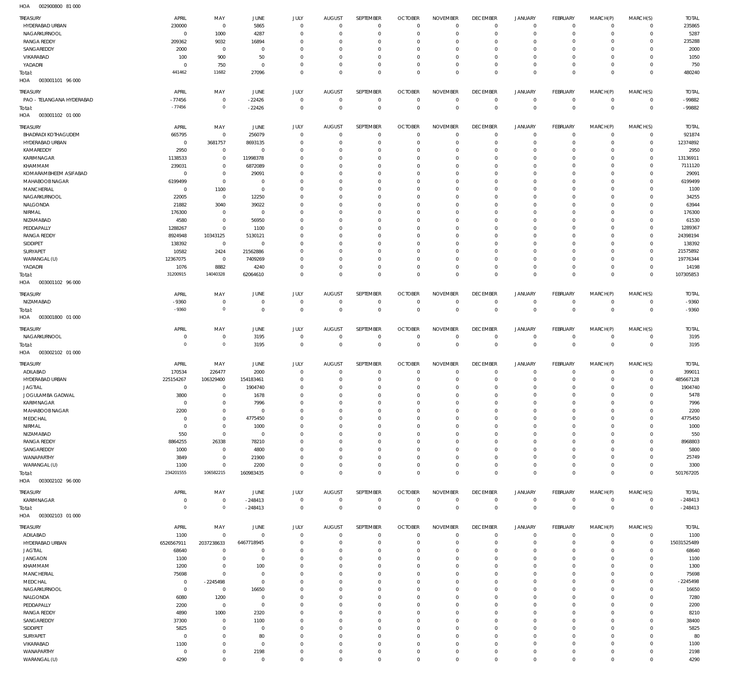HOA 002900800 81 000

| TREASURY | APRIL | MAY | JUNE | JULY | AUGUST | SEPTEMBER | OCTOBER | NOVEMBER | DECEMBER | JANUARY | FEBRUARY | MARCH(P) | MARCH(S) | TOTAL |
|---|---|---|---|---|---|---|---|---|---|---|---|---|---|---|
| HYDERABAD URBAN | 230000 | 0 | 5865 | 0 | 0 | 0 | 0 | 0 | 0 | 0 | 0 | 0 | 0 | 235865 |
| NAGARKURNOOL | 0 | 1000 | 4287 | 0 | 0 | 0 | 0 | 0 | 0 | 0 | 0 | 0 | 0 | 5287 |
| RANGA REDDY | 209362 | 9032 | 16894 | 0 | 0 | 0 | 0 | 0 | 0 | 0 | 0 | 0 | 0 | 235288 |
| SANGAREDDY | 2000 | 0 | 0 | 0 | 0 | 0 | 0 | 0 | 0 | 0 | 0 | 0 | 0 | 2000 |
| VIKARABAD | 100 | 900 | 50 | 0 | 0 | 0 | 0 | 0 | 0 | 0 | 0 | 0 | 0 | 1050 |
| YADADRI | 0 | 750 | 0 | 0 | 0 | 0 | 0 | 0 | 0 | 0 | 0 | 0 | 0 | 750 |
| Total: | 441462 | 11682 | 27096 | 0 | 0 | 0 | 0 | 0 | 0 | 0 | 0 | 0 | 0 | 480240 |

HOA 003001101 96 000

| TREASURY | APRIL | MAY | JUNE | JULY | AUGUST | SEPTEMBER | OCTOBER | NOVEMBER | DECEMBER | JANUARY | FEBRUARY | MARCH(P) | MARCH(S) | TOTAL |
|---|---|---|---|---|---|---|---|---|---|---|---|---|---|---|
| PAO - TELANGANA HYDERABAD | -77456 | 0 | -22426 | 0 | 0 | 0 | 0 | 0 | 0 | 0 | 0 | 0 | 0 | -99882 |
| Total: | -77456 | 0 | -22426 | 0 | 0 | 0 | 0 | 0 | 0 | 0 | 0 | 0 | 0 | -99882 |

HOA 003001102 01 000

| TREASURY | APRIL | MAY | JUNE | JULY | AUGUST | SEPTEMBER | OCTOBER | NOVEMBER | DECEMBER | JANUARY | FEBRUARY | MARCH(P) | MARCH(S) | TOTAL |
|---|---|---|---|---|---|---|---|---|---|---|---|---|---|---|
| BHADRADI KOTHAGUDEM | 665795 | 0 | 256079 | 0 | 0 | 0 | 0 | 0 | 0 | 0 | 0 | 0 | 0 | 921874 |
| HYDERABAD URBAN | 0 | 3681757 | 8693135 | 0 | 0 | 0 | 0 | 0 | 0 | 0 | 0 | 0 | 0 | 12374892 |
| KAMAREDDY | 2950 | 0 | 0 | 0 | 0 | 0 | 0 | 0 | 0 | 0 | 0 | 0 | 0 | 2950 |
| KARIMNAGAR | 1138533 | 0 | 11998378 | 0 | 0 | 0 | 0 | 0 | 0 | 0 | 0 | 0 | 0 | 13136911 |
| KHAMMAM | 239031 | 0 | 6872089 | 0 | 0 | 0 | 0 | 0 | 0 | 0 | 0 | 0 | 0 | 7111120 |
| KOMARAMBHEEM ASIFABAD | 0 | 0 | 29091 | 0 | 0 | 0 | 0 | 0 | 0 | 0 | 0 | 0 | 0 | 29091 |
| MAHABOOBNAGAR | 6199499 | 0 | 0 | 0 | 0 | 0 | 0 | 0 | 0 | 0 | 0 | 0 | 0 | 6199499 |
| MANCHERIAL | 0 | 1100 | 0 | 0 | 0 | 0 | 0 | 0 | 0 | 0 | 0 | 0 | 0 | 1100 |
| NAGARKURNOOL | 22005 | 0 | 12250 | 0 | 0 | 0 | 0 | 0 | 0 | 0 | 0 | 0 | 0 | 34255 |
| NALGONDA | 21882 | 3040 | 39022 | 0 | 0 | 0 | 0 | 0 | 0 | 0 | 0 | 0 | 0 | 63944 |
| NIRMAL | 176300 | 0 | 0 | 0 | 0 | 0 | 0 | 0 | 0 | 0 | 0 | 0 | 0 | 176300 |
| NIZAMABAD | 4580 | 0 | 56950 | 0 | 0 | 0 | 0 | 0 | 0 | 0 | 0 | 0 | 0 | 61530 |
| PEDDAPALLY | 1288267 | 0 | 1100 | 0 | 0 | 0 | 0 | 0 | 0 | 0 | 0 | 0 | 0 | 1289367 |
| RANGA REDDY | 8924948 | 10343125 | 5130121 | 0 | 0 | 0 | 0 | 0 | 0 | 0 | 0 | 0 | 0 | 24398194 |
| SIDDIPET | 138392 | 0 | 0 | 0 | 0 | 0 | 0 | 0 | 0 | 0 | 0 | 0 | 0 | 138392 |
| SURYAPET | 10582 | 2424 | 21562886 | 0 | 0 | 0 | 0 | 0 | 0 | 0 | 0 | 0 | 0 | 21575892 |
| WARANGAL (U) | 12367075 | 0 | 7409269 | 0 | 0 | 0 | 0 | 0 | 0 | 0 | 0 | 0 | 0 | 19776344 |
| YADADRI | 1076 | 8882 | 4240 | 0 | 0 | 0 | 0 | 0 | 0 | 0 | 0 | 0 | 0 | 14198 |
| Total: | 31200915 | 14040328 | 62064610 | 0 | 0 | 0 | 0 | 0 | 0 | 0 | 0 | 0 | 0 | 107305853 |

HOA 003001102 96 000

| TREASURY | APRIL | MAY | JUNE | JULY | AUGUST | SEPTEMBER | OCTOBER | NOVEMBER | DECEMBER | JANUARY | FEBRUARY | MARCH(P) | MARCH(S) | TOTAL |
|---|---|---|---|---|---|---|---|---|---|---|---|---|---|---|
| NIZAMABAD | -9360 | 0 | 0 | 0 | 0 | 0 | 0 | 0 | 0 | 0 | 0 | 0 | 0 | -9360 |
| Total: | -9360 | 0 | 0 | 0 | 0 | 0 | 0 | 0 | 0 | 0 | 0 | 0 | 0 | -9360 |

HOA 003001800 01 000

| TREASURY | APRIL | MAY | JUNE | JULY | AUGUST | SEPTEMBER | OCTOBER | NOVEMBER | DECEMBER | JANUARY | FEBRUARY | MARCH(P) | MARCH(S) | TOTAL |
|---|---|---|---|---|---|---|---|---|---|---|---|---|---|---|
| NAGARKURNOOL | 0 | 0 | 3195 | 0 | 0 | 0 | 0 | 0 | 0 | 0 | 0 | 0 | 0 | 3195 |
| Total: | 0 | 0 | 3195 | 0 | 0 | 0 | 0 | 0 | 0 | 0 | 0 | 0 | 0 | 3195 |

HOA 003002102 01 000

| TREASURY | APRIL | MAY | JUNE | JULY | AUGUST | SEPTEMBER | OCTOBER | NOVEMBER | DECEMBER | JANUARY | FEBRUARY | MARCH(P) | MARCH(S) | TOTAL |
|---|---|---|---|---|---|---|---|---|---|---|---|---|---|---|
| ADILABAD | 170534 | 226477 | 2000 | 0 | 0 | 0 | 0 | 0 | 0 | 0 | 0 | 0 | 0 | 399011 |
| HYDERABAD URBAN | 225154267 | 106329400 | 154183461 | 0 | 0 | 0 | 0 | 0 | 0 | 0 | 0 | 0 | 0 | 485667128 |
| JAGTIAL | 0 | 0 | 1904740 | 0 | 0 | 0 | 0 | 0 | 0 | 0 | 0 | 0 | 0 | 1904740 |
| JOGULAMBA GADWAL | 3800 | 0 | 1678 | 0 | 0 | 0 | 0 | 0 | 0 | 0 | 0 | 0 | 0 | 5478 |
| KARIMNAGAR | 0 | 0 | 7996 | 0 | 0 | 0 | 0 | 0 | 0 | 0 | 0 | 0 | 0 | 7996 |
| MAHABOOBNAGAR | 2200 | 0 | 0 | 0 | 0 | 0 | 0 | 0 | 0 | 0 | 0 | 0 | 0 | 2200 |
| MEDCHAL | 0 | 0 | 4775450 | 0 | 0 | 0 | 0 | 0 | 0 | 0 | 0 | 0 | 0 | 4775450 |
| NIRMAL | 0 | 0 | 1000 | 0 | 0 | 0 | 0 | 0 | 0 | 0 | 0 | 0 | 0 | 1000 |
| NIZAMABAD | 550 | 0 | 0 | 0 | 0 | 0 | 0 | 0 | 0 | 0 | 0 | 0 | 0 | 550 |
| RANGA REDDY | 8864255 | 26338 | 78210 | 0 | 0 | 0 | 0 | 0 | 0 | 0 | 0 | 0 | 0 | 8968803 |
| SANGAREDDY | 1000 | 0 | 4800 | 0 | 0 | 0 | 0 | 0 | 0 | 0 | 0 | 0 | 0 | 5800 |
| WANAPARTHY | 3849 | 0 | 21900 | 0 | 0 | 0 | 0 | 0 | 0 | 0 | 0 | 0 | 0 | 25749 |
| WARANGAL (U) | 1100 | 0 | 2200 | 0 | 0 | 0 | 0 | 0 | 0 | 0 | 0 | 0 | 0 | 3300 |
| Total: | 234201555 | 106582215 | 160983435 | 0 | 0 | 0 | 0 | 0 | 0 | 0 | 0 | 0 | 0 | 501767205 |

HOA 003002102 96 000

| TREASURY | APRIL | MAY | JUNE | JULY | AUGUST | SEPTEMBER | OCTOBER | NOVEMBER | DECEMBER | JANUARY | FEBRUARY | MARCH(P) | MARCH(S) | TOTAL |
|---|---|---|---|---|---|---|---|---|---|---|---|---|---|---|
| KARIMNAGAR | 0 | 0 | -248413 | 0 | 0 | 0 | 0 | 0 | 0 | 0 | 0 | 0 | 0 | -248413 |
| Total: | 0 | 0 | -248413 | 0 | 0 | 0 | 0 | 0 | 0 | 0 | 0 | 0 | 0 | -248413 |

HOA 003002103 01 000

| TREASURY | APRIL | MAY | JUNE | JULY | AUGUST | SEPTEMBER | OCTOBER | NOVEMBER | DECEMBER | JANUARY | FEBRUARY | MARCH(P) | MARCH(S) | TOTAL |
|---|---|---|---|---|---|---|---|---|---|---|---|---|---|---|
| ADILABAD | 1100 | 0 | 0 | 0 | 0 | 0 | 0 | 0 | 0 | 0 | 0 | 0 | 0 | 1100 |
| HYDERABAD URBAN | 6526567911 | 2037238633 | 6467718945 | 0 | 0 | 0 | 0 | 0 | 0 | 0 | 0 | 0 | 0 | 15031525489 |
| JAGTIAL | 68640 | 0 | 0 | 0 | 0 | 0 | 0 | 0 | 0 | 0 | 0 | 0 | 0 | 68640 |
| JANGAON | 1100 | 0 | 0 | 0 | 0 | 0 | 0 | 0 | 0 | 0 | 0 | 0 | 0 | 1100 |
| KHAMMAM | 1200 | 0 | 100 | 0 | 0 | 0 | 0 | 0 | 0 | 0 | 0 | 0 | 0 | 1300 |
| MANCHERIAL | 75698 | 0 | 0 | 0 | 0 | 0 | 0 | 0 | 0 | 0 | 0 | 0 | 0 | 75698 |
| MEDCHAL | 0 | -2245498 | 0 | 0 | 0 | 0 | 0 | 0 | 0 | 0 | 0 | 0 | 0 | -2245498 |
| NAGARKURNOOL | 0 | 0 | 16650 | 0 | 0 | 0 | 0 | 0 | 0 | 0 | 0 | 0 | 0 | 16650 |
| NALGONDA | 6080 | 1200 | 0 | 0 | 0 | 0 | 0 | 0 | 0 | 0 | 0 | 0 | 0 | 7280 |
| PEDDAPALLY | 2200 | 0 | 0 | 0 | 0 | 0 | 0 | 0 | 0 | 0 | 0 | 0 | 0 | 2200 |
| RANGA REDDY | 4890 | 1000 | 2320 | 0 | 0 | 0 | 0 | 0 | 0 | 0 | 0 | 0 | 0 | 8210 |
| SANGAREDDY | 37300 | 0 | 1100 | 0 | 0 | 0 | 0 | 0 | 0 | 0 | 0 | 0 | 0 | 38400 |
| SIDDIPET | 5825 | 0 | 0 | 0 | 0 | 0 | 0 | 0 | 0 | 0 | 0 | 0 | 0 | 5825 |
| SURYAPET | 0 | 0 | 80 | 0 | 0 | 0 | 0 | 0 | 0 | 0 | 0 | 0 | 0 | 80 |
| VIKARABAD | 1100 | 0 | 0 | 0 | 0 | 0 | 0 | 0 | 0 | 0 | 0 | 0 | 0 | 1100 |
| WANAPARTHY | 0 | 0 | 2198 | 0 | 0 | 0 | 0 | 0 | 0 | 0 | 0 | 0 | 0 | 2198 |
| WARANGAL (U) | 4290 | 0 | 0 | 0 | 0 | 0 | 0 | 0 | 0 | 0 | 0 | 0 | 0 | 4290 |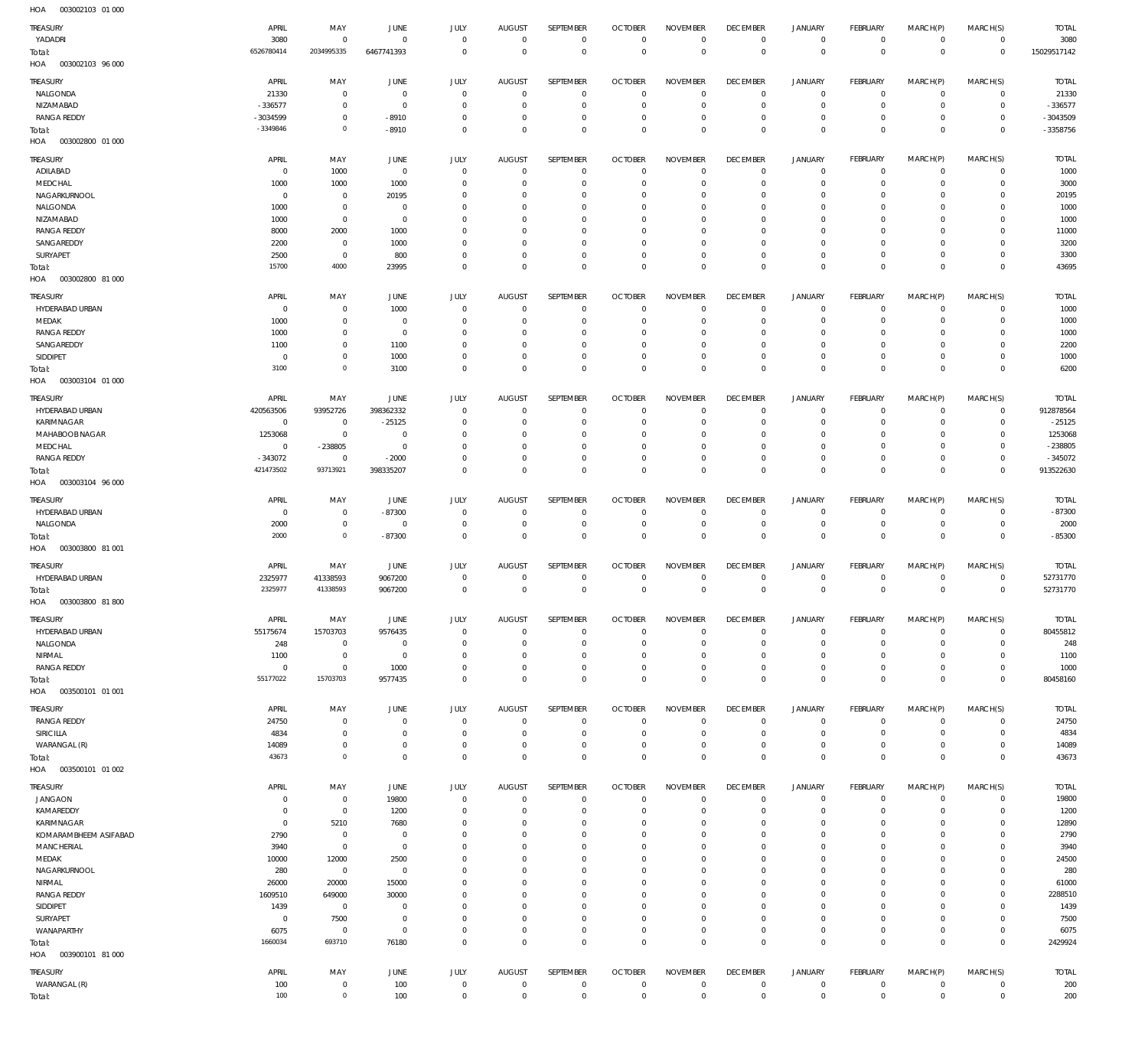HOA 003002103 01 000

| TREASURY | APRIL | MAY | JUNE | JULY | AUGUST | SEPTEMBER | OCTOBER | NOVEMBER | DECEMBER | JANUARY | FEBRUARY | MARCH(P) | MARCH(S) | TOTAL |
|---|---|---|---|---|---|---|---|---|---|---|---|---|---|---|
| YADADRI | 3080 | 0 | 0 | 0 | 0 | 0 | 0 | 0 | 0 | 0 | 0 | 0 | 0 | 3080 |
| Total: | 6526780414 | 2034995335 | 6467741393 | 0 | 0 | 0 | 0 | 0 | 0 | 0 | 0 | 0 | 0 | 15029517142 |

HOA 003002103 96 000

| TREASURY | APRIL | MAY | JUNE | JULY | AUGUST | SEPTEMBER | OCTOBER | NOVEMBER | DECEMBER | JANUARY | FEBRUARY | MARCH(P) | MARCH(S) | TOTAL |
|---|---|---|---|---|---|---|---|---|---|---|---|---|---|---|
| NALGONDA | 21330 | 0 | 0 | 0 | 0 | 0 | 0 | 0 | 0 | 0 | 0 | 0 | 0 | 21330 |
| NIZAMABAD | - 336577 | 0 | 0 | 0 | 0 | 0 | 0 | 0 | 0 | 0 | 0 | 0 | 0 | - 336577 |
| RANGA REDDY | - 3034599 | 0 | - 8910 | 0 | 0 | 0 | 0 | 0 | 0 | 0 | 0 | 0 | 0 | - 3043509 |
| Total: | - 3349846 | 0 | - 8910 | 0 | 0 | 0 | 0 | 0 | 0 | 0 | 0 | 0 | 0 | - 3358756 |

HOA 003002800 01 000

| TREASURY | APRIL | MAY | JUNE | JULY | AUGUST | SEPTEMBER | OCTOBER | NOVEMBER | DECEMBER | JANUARY | FEBRUARY | MARCH(P) | MARCH(S) | TOTAL |
|---|---|---|---|---|---|---|---|---|---|---|---|---|---|---|
| ADILABAD | 0 | 1000 | 0 | 0 | 0 | 0 | 0 | 0 | 0 | 0 | 0 | 0 | 0 | 1000 |
| MEDCHAL | 1000 | 1000 | 1000 | 0 | 0 | 0 | 0 | 0 | 0 | 0 | 0 | 0 | 0 | 3000 |
| NAGARKURNOOL | 0 | 0 | 20195 | 0 | 0 | 0 | 0 | 0 | 0 | 0 | 0 | 0 | 0 | 20195 |
| NALGONDA | 1000 | 0 | 0 | 0 | 0 | 0 | 0 | 0 | 0 | 0 | 0 | 0 | 0 | 1000 |
| NIZAMABAD | 1000 | 0 | 0 | 0 | 0 | 0 | 0 | 0 | 0 | 0 | 0 | 0 | 0 | 1000 |
| RANGA REDDY | 8000 | 2000 | 1000 | 0 | 0 | 0 | 0 | 0 | 0 | 0 | 0 | 0 | 0 | 11000 |
| SANGAREDDY | 2200 | 0 | 1000 | 0 | 0 | 0 | 0 | 0 | 0 | 0 | 0 | 0 | 0 | 3200 |
| SURYAPET | 2500 | 0 | 800 | 0 | 0 | 0 | 0 | 0 | 0 | 0 | 0 | 0 | 0 | 3300 |
| Total: | 15700 | 4000 | 23995 | 0 | 0 | 0 | 0 | 0 | 0 | 0 | 0 | 0 | 0 | 43695 |

HOA 003002800 81 000

| TREASURY | APRIL | MAY | JUNE | JULY | AUGUST | SEPTEMBER | OCTOBER | NOVEMBER | DECEMBER | JANUARY | FEBRUARY | MARCH(P) | MARCH(S) | TOTAL |
|---|---|---|---|---|---|---|---|---|---|---|---|---|---|---|
| HYDERABAD URBAN | 0 | 0 | 1000 | 0 | 0 | 0 | 0 | 0 | 0 | 0 | 0 | 0 | 0 | 1000 |
| MEDAK | 1000 | 0 | 0 | 0 | 0 | 0 | 0 | 0 | 0 | 0 | 0 | 0 | 0 | 1000 |
| RANGA REDDY | 1000 | 0 | 0 | 0 | 0 | 0 | 0 | 0 | 0 | 0 | 0 | 0 | 0 | 1000 |
| SANGAREDDY | 1100 | 0 | 1100 | 0 | 0 | 0 | 0 | 0 | 0 | 0 | 0 | 0 | 0 | 2200 |
| SIDDIPET | 0 | 0 | 1000 | 0 | 0 | 0 | 0 | 0 | 0 | 0 | 0 | 0 | 0 | 1000 |
| Total: | 3100 | 0 | 3100 | 0 | 0 | 0 | 0 | 0 | 0 | 0 | 0 | 0 | 0 | 6200 |

HOA 003003104 01 000

| TREASURY | APRIL | MAY | JUNE | JULY | AUGUST | SEPTEMBER | OCTOBER | NOVEMBER | DECEMBER | JANUARY | FEBRUARY | MARCH(P) | MARCH(S) | TOTAL |
|---|---|---|---|---|---|---|---|---|---|---|---|---|---|---|
| HYDERABAD URBAN | 420563506 | 93952726 | 398362332 | 0 | 0 | 0 | 0 | 0 | 0 | 0 | 0 | 0 | 0 | 912878564 |
| KARIMNAGAR | 0 | 0 | - 25125 | 0 | 0 | 0 | 0 | 0 | 0 | 0 | 0 | 0 | 0 | - 25125 |
| MAHABOOBNAGAR | 1253068 | 0 | 0 | 0 | 0 | 0 | 0 | 0 | 0 | 0 | 0 | 0 | 0 | 1253068 |
| MEDCHAL | 0 | - 238805 | 0 | 0 | 0 | 0 | 0 | 0 | 0 | 0 | 0 | 0 | 0 | - 238805 |
| RANGA REDDY | - 343072 | 0 | - 2000 | 0 | 0 | 0 | 0 | 0 | 0 | 0 | 0 | 0 | 0 | - 345072 |
| Total: | 421473502 | 93713921 | 398335207 | 0 | 0 | 0 | 0 | 0 | 0 | 0 | 0 | 0 | 0 | 913522630 |

HOA 003003104 96 000

| TREASURY | APRIL | MAY | JUNE | JULY | AUGUST | SEPTEMBER | OCTOBER | NOVEMBER | DECEMBER | JANUARY | FEBRUARY | MARCH(P) | MARCH(S) | TOTAL |
|---|---|---|---|---|---|---|---|---|---|---|---|---|---|---|
| HYDERABAD URBAN | 0 | 0 | - 87300 | 0 | 0 | 0 | 0 | 0 | 0 | 0 | 0 | 0 | 0 | - 87300 |
| NALGONDA | 2000 | 0 | 0 | 0 | 0 | 0 | 0 | 0 | 0 | 0 | 0 | 0 | 0 | 2000 |
| Total: | 2000 | 0 | - 87300 | 0 | 0 | 0 | 0 | 0 | 0 | 0 | 0 | 0 | 0 | - 85300 |

HOA 003003800 81 001

| TREASURY | APRIL | MAY | JUNE | JULY | AUGUST | SEPTEMBER | OCTOBER | NOVEMBER | DECEMBER | JANUARY | FEBRUARY | MARCH(P) | MARCH(S) | TOTAL |
|---|---|---|---|---|---|---|---|---|---|---|---|---|---|---|
| HYDERABAD URBAN | 2325977 | 41338593 | 9067200 | 0 | 0 | 0 | 0 | 0 | 0 | 0 | 0 | 0 | 0 | 52731770 |
| Total: | 2325977 | 41338593 | 9067200 | 0 | 0 | 0 | 0 | 0 | 0 | 0 | 0 | 0 | 0 | 52731770 |

HOA 003003800 81 800

| TREASURY | APRIL | MAY | JUNE | JULY | AUGUST | SEPTEMBER | OCTOBER | NOVEMBER | DECEMBER | JANUARY | FEBRUARY | MARCH(P) | MARCH(S) | TOTAL |
|---|---|---|---|---|---|---|---|---|---|---|---|---|---|---|
| HYDERABAD URBAN | 55175674 | 15703703 | 9576435 | 0 | 0 | 0 | 0 | 0 | 0 | 0 | 0 | 0 | 0 | 80455812 |
| NALGONDA | 248 | 0 | 0 | 0 | 0 | 0 | 0 | 0 | 0 | 0 | 0 | 0 | 0 | 248 |
| NIRMAL | 1100 | 0 | 0 | 0 | 0 | 0 | 0 | 0 | 0 | 0 | 0 | 0 | 0 | 1100 |
| RANGA REDDY | 0 | 0 | 1000 | 0 | 0 | 0 | 0 | 0 | 0 | 0 | 0 | 0 | 0 | 1000 |
| Total: | 55177022 | 15703703 | 9577435 | 0 | 0 | 0 | 0 | 0 | 0 | 0 | 0 | 0 | 0 | 80458160 |

HOA 003500101 01 001

| TREASURY | APRIL | MAY | JUNE | JULY | AUGUST | SEPTEMBER | OCTOBER | NOVEMBER | DECEMBER | JANUARY | FEBRUARY | MARCH(P) | MARCH(S) | TOTAL |
|---|---|---|---|---|---|---|---|---|---|---|---|---|---|---|
| RANGA REDDY | 24750 | 0 | 0 | 0 | 0 | 0 | 0 | 0 | 0 | 0 | 0 | 0 | 0 | 24750 |
| SIRICILLA | 4834 | 0 | 0 | 0 | 0 | 0 | 0 | 0 | 0 | 0 | 0 | 0 | 0 | 4834 |
| WARANGAL (R) | 14089 | 0 | 0 | 0 | 0 | 0 | 0 | 0 | 0 | 0 | 0 | 0 | 0 | 14089 |
| Total: | 43673 | 0 | 0 | 0 | 0 | 0 | 0 | 0 | 0 | 0 | 0 | 0 | 0 | 43673 |

HOA 003500101 01 002

| TREASURY | APRIL | MAY | JUNE | JULY | AUGUST | SEPTEMBER | OCTOBER | NOVEMBER | DECEMBER | JANUARY | FEBRUARY | MARCH(P) | MARCH(S) | TOTAL |
|---|---|---|---|---|---|---|---|---|---|---|---|---|---|---|
| JANGAON | 0 | 0 | 19800 | 0 | 0 | 0 | 0 | 0 | 0 | 0 | 0 | 0 | 0 | 19800 |
| KAMAREDDY | 0 | 0 | 1200 | 0 | 0 | 0 | 0 | 0 | 0 | 0 | 0 | 0 | 0 | 1200 |
| KARIMNAGAR | 0 | 5210 | 7680 | 0 | 0 | 0 | 0 | 0 | 0 | 0 | 0 | 0 | 0 | 12890 |
| KOMARAMBHEEM ASIFABAD | 2790 | 0 | 0 | 0 | 0 | 0 | 0 | 0 | 0 | 0 | 0 | 0 | 0 | 2790 |
| MANCHERIAL | 3940 | 0 | 0 | 0 | 0 | 0 | 0 | 0 | 0 | 0 | 0 | 0 | 0 | 3940 |
| MEDAK | 10000 | 12000 | 2500 | 0 | 0 | 0 | 0 | 0 | 0 | 0 | 0 | 0 | 0 | 24500 |
| NAGARKURNOOL | 280 | 0 | 0 | 0 | 0 | 0 | 0 | 0 | 0 | 0 | 0 | 0 | 0 | 280 |
| NIRMAL | 26000 | 20000 | 15000 | 0 | 0 | 0 | 0 | 0 | 0 | 0 | 0 | 0 | 0 | 61000 |
| RANGA REDDY | 1609510 | 649000 | 30000 | 0 | 0 | 0 | 0 | 0 | 0 | 0 | 0 | 0 | 0 | 2288510 |
| SIDDIPET | 1439 | 0 | 0 | 0 | 0 | 0 | 0 | 0 | 0 | 0 | 0 | 0 | 0 | 1439 |
| SURYAPET | 0 | 7500 | 0 | 0 | 0 | 0 | 0 | 0 | 0 | 0 | 0 | 0 | 0 | 7500 |
| WANAPARTHY | 6075 | 0 | 0 | 0 | 0 | 0 | 0 | 0 | 0 | 0 | 0 | 0 | 0 | 6075 |
| Total: | 1660034 | 693710 | 76180 | 0 | 0 | 0 | 0 | 0 | 0 | 0 | 0 | 0 | 0 | 2429924 |

HOA 003900101 81 000

| TREASURY | APRIL | MAY | JUNE | JULY | AUGUST | SEPTEMBER | OCTOBER | NOVEMBER | DECEMBER | JANUARY | FEBRUARY | MARCH(P) | MARCH(S) | TOTAL |
|---|---|---|---|---|---|---|---|---|---|---|---|---|---|---|
| WARANGAL (R) | 100 | 0 | 100 | 0 | 0 | 0 | 0 | 0 | 0 | 0 | 0 | 0 | 0 | 200 |
| Total: | 100 | 0 | 100 | 0 | 0 | 0 | 0 | 0 | 0 | 0 | 0 | 0 | 0 | 200 |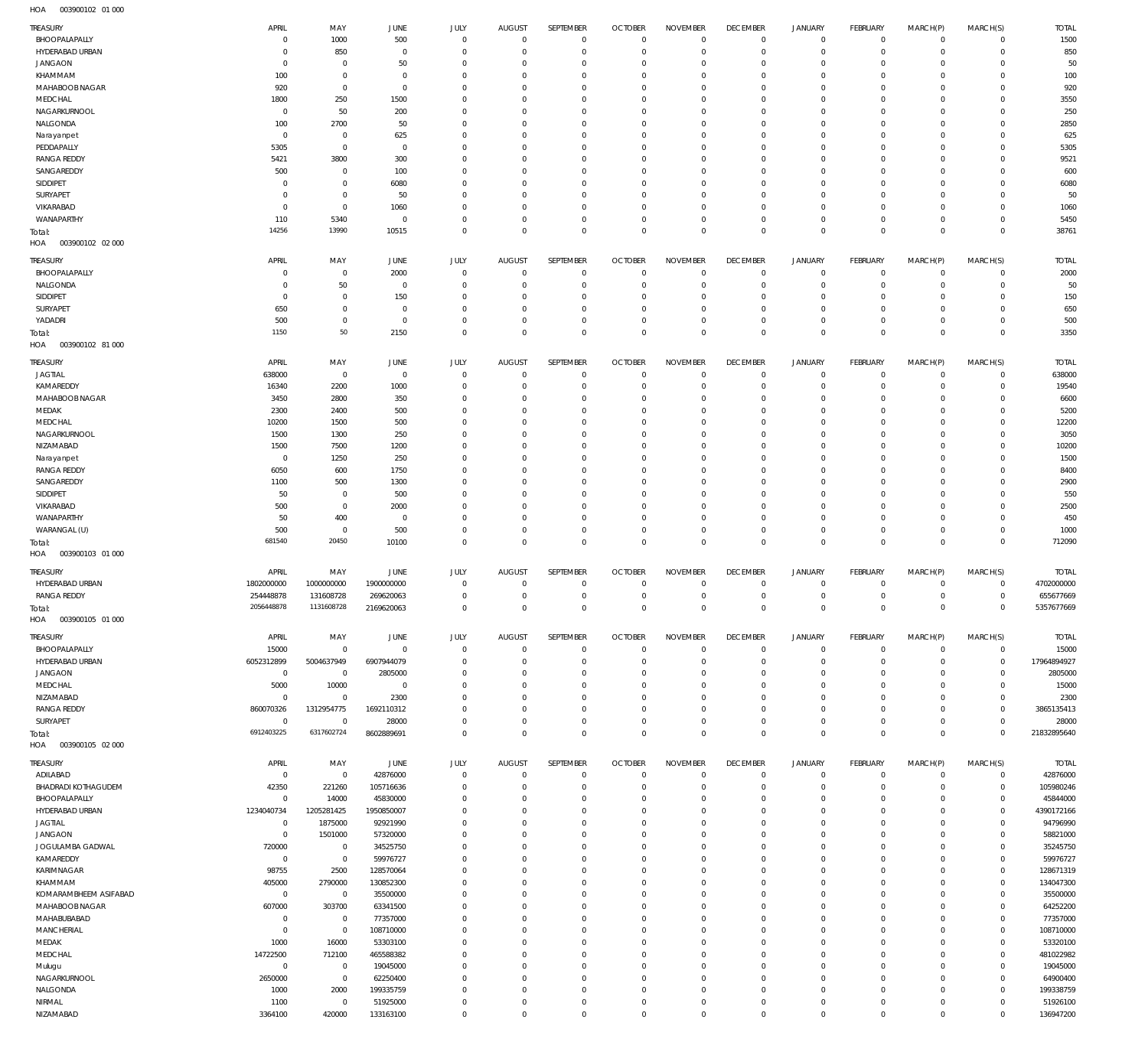HOA 003900102 01 000

| TREASURY | APRIL | MAY | JUNE | JULY | AUGUST | SEPTEMBER | OCTOBER | NOVEMBER | DECEMBER | JANUARY | FEBRUARY | MARCH(P) | MARCH(S) | TOTAL |
|---|---|---|---|---|---|---|---|---|---|---|---|---|---|---|
| BHOOPALAPALLY | 0 | 1000 | 500 | 0 | 0 | 0 | 0 | 0 | 0 | 0 | 0 | 0 | 0 | 1500 |
| HYDERABAD URBAN | 0 | 850 | 0 | 0 | 0 | 0 | 0 | 0 | 0 | 0 | 0 | 0 | 0 | 850 |
| JANGAON | 0 | 0 | 50 | 0 | 0 | 0 | 0 | 0 | 0 | 0 | 0 | 0 | 0 | 50 |
| KHAMMAM | 100 | 0 | 0 | 0 | 0 | 0 | 0 | 0 | 0 | 0 | 0 | 0 | 0 | 100 |
| MAHABOOB NAGAR | 920 | 0 | 0 | 0 | 0 | 0 | 0 | 0 | 0 | 0 | 0 | 0 | 0 | 920 |
| MEDCHAL | 1800 | 250 | 1500 | 0 | 0 | 0 | 0 | 0 | 0 | 0 | 0 | 0 | 0 | 3550 |
| NAGARKURNOOL | 0 | 50 | 200 | 0 | 0 | 0 | 0 | 0 | 0 | 0 | 0 | 0 | 0 | 250 |
| NALGONDA | 100 | 2700 | 50 | 0 | 0 | 0 | 0 | 0 | 0 | 0 | 0 | 0 | 0 | 2850 |
| Narayanpet | 0 | 0 | 625 | 0 | 0 | 0 | 0 | 0 | 0 | 0 | 0 | 0 | 0 | 625 |
| PEDDAPALLY | 5305 | 0 | 0 | 0 | 0 | 0 | 0 | 0 | 0 | 0 | 0 | 0 | 0 | 5305 |
| RANGA REDDY | 5421 | 3800 | 300 | 0 | 0 | 0 | 0 | 0 | 0 | 0 | 0 | 0 | 0 | 9521 |
| SANGAREDDY | 500 | 0 | 100 | 0 | 0 | 0 | 0 | 0 | 0 | 0 | 0 | 0 | 0 | 600 |
| SIDDIPET | 0 | 0 | 6080 | 0 | 0 | 0 | 0 | 0 | 0 | 0 | 0 | 0 | 0 | 6080 |
| SURYAPET | 0 | 0 | 50 | 0 | 0 | 0 | 0 | 0 | 0 | 0 | 0 | 0 | 0 | 50 |
| VIKARABAD | 0 | 0 | 1060 | 0 | 0 | 0 | 0 | 0 | 0 | 0 | 0 | 0 | 0 | 1060 |
| WANAPARTHY | 110 | 5340 | 0 | 0 | 0 | 0 | 0 | 0 | 0 | 0 | 0 | 0 | 0 | 5450 |
| Total: | 14256 | 13990 | 10515 | 0 | 0 | 0 | 0 | 0 | 0 | 0 | 0 | 0 | 0 | 38761 |

HOA 003900102 02 000

| TREASURY | APRIL | MAY | JUNE | JULY | AUGUST | SEPTEMBER | OCTOBER | NOVEMBER | DECEMBER | JANUARY | FEBRUARY | MARCH(P) | MARCH(S) | TOTAL |
|---|---|---|---|---|---|---|---|---|---|---|---|---|---|---|
| BHOOPALAPALLY | 0 | 0 | 2000 | 0 | 0 | 0 | 0 | 0 | 0 | 0 | 0 | 0 | 0 | 2000 |
| NALGONDA | 0 | 50 | 0 | 0 | 0 | 0 | 0 | 0 | 0 | 0 | 0 | 0 | 0 | 50 |
| SIDDIPET | 0 | 0 | 150 | 0 | 0 | 0 | 0 | 0 | 0 | 0 | 0 | 0 | 0 | 150 |
| SURYAPET | 650 | 0 | 0 | 0 | 0 | 0 | 0 | 0 | 0 | 0 | 0 | 0 | 0 | 650 |
| YADADRI | 500 | 0 | 0 | 0 | 0 | 0 | 0 | 0 | 0 | 0 | 0 | 0 | 0 | 500 |
| Total: | 1150 | 50 | 2150 | 0 | 0 | 0 | 0 | 0 | 0 | 0 | 0 | 0 | 0 | 3350 |

HOA 003900102 81 000

| TREASURY | APRIL | MAY | JUNE | JULY | AUGUST | SEPTEMBER | OCTOBER | NOVEMBER | DECEMBER | JANUARY | FEBRUARY | MARCH(P) | MARCH(S) | TOTAL |
|---|---|---|---|---|---|---|---|---|---|---|---|---|---|---|
| JAGTIAL | 638000 | 0 | 0 | 0 | 0 | 0 | 0 | 0 | 0 | 0 | 0 | 0 | 0 | 638000 |
| KAMAREDDY | 16340 | 2200 | 1000 | 0 | 0 | 0 | 0 | 0 | 0 | 0 | 0 | 0 | 0 | 19540 |
| MAHABOOB NAGAR | 3450 | 2800 | 350 | 0 | 0 | 0 | 0 | 0 | 0 | 0 | 0 | 0 | 0 | 6600 |
| MEDAK | 2300 | 2400 | 500 | 0 | 0 | 0 | 0 | 0 | 0 | 0 | 0 | 0 | 0 | 5200 |
| MEDCHAL | 10200 | 1500 | 500 | 0 | 0 | 0 | 0 | 0 | 0 | 0 | 0 | 0 | 0 | 12200 |
| NAGARKURNOOL | 1500 | 1300 | 250 | 0 | 0 | 0 | 0 | 0 | 0 | 0 | 0 | 0 | 0 | 3050 |
| NIZAMABAD | 1500 | 7500 | 1200 | 0 | 0 | 0 | 0 | 0 | 0 | 0 | 0 | 0 | 0 | 10200 |
| Narayanpet | 0 | 1250 | 250 | 0 | 0 | 0 | 0 | 0 | 0 | 0 | 0 | 0 | 0 | 1500 |
| RANGA REDDY | 6050 | 600 | 1750 | 0 | 0 | 0 | 0 | 0 | 0 | 0 | 0 | 0 | 0 | 8400 |
| SANGAREDDY | 1100 | 500 | 1300 | 0 | 0 | 0 | 0 | 0 | 0 | 0 | 0 | 0 | 0 | 2900 |
| SIDDIPET | 50 | 0 | 500 | 0 | 0 | 0 | 0 | 0 | 0 | 0 | 0 | 0 | 0 | 550 |
| VIKARABAD | 500 | 0 | 2000 | 0 | 0 | 0 | 0 | 0 | 0 | 0 | 0 | 0 | 0 | 2500 |
| WANAPARTHY | 50 | 400 | 0 | 0 | 0 | 0 | 0 | 0 | 0 | 0 | 0 | 0 | 0 | 450 |
| WARANGAL (U) | 500 | 0 | 500 | 0 | 0 | 0 | 0 | 0 | 0 | 0 | 0 | 0 | 0 | 1000 |
| Total: | 681540 | 20450 | 10100 | 0 | 0 | 0 | 0 | 0 | 0 | 0 | 0 | 0 | 0 | 712090 |

HOA 003900103 01 000

| TREASURY | APRIL | MAY | JUNE | JULY | AUGUST | SEPTEMBER | OCTOBER | NOVEMBER | DECEMBER | JANUARY | FEBRUARY | MARCH(P) | MARCH(S) | TOTAL |
|---|---|---|---|---|---|---|---|---|---|---|---|---|---|---|
| HYDERABAD URBAN | 1802000000 | 1000000000 | 1900000000 | 0 | 0 | 0 | 0 | 0 | 0 | 0 | 0 | 0 | 0 | 4702000000 |
| RANGA REDDY | 254448878 | 131608728 | 269620063 | 0 | 0 | 0 | 0 | 0 | 0 | 0 | 0 | 0 | 0 | 655677669 |
| Total: | 2056448878 | 1131608728 | 2169620063 | 0 | 0 | 0 | 0 | 0 | 0 | 0 | 0 | 0 | 0 | 5357677669 |

HOA 003900105 01 000

| TREASURY | APRIL | MAY | JUNE | JULY | AUGUST | SEPTEMBER | OCTOBER | NOVEMBER | DECEMBER | JANUARY | FEBRUARY | MARCH(P) | MARCH(S) | TOTAL |
|---|---|---|---|---|---|---|---|---|---|---|---|---|---|---|
| BHOOPALAPALLY | 15000 | 0 | 0 | 0 | 0 | 0 | 0 | 0 | 0 | 0 | 0 | 0 | 0 | 15000 |
| HYDERABAD URBAN | 6052312899 | 5004637949 | 6907944079 | 0 | 0 | 0 | 0 | 0 | 0 | 0 | 0 | 0 | 0 | 17964894927 |
| JANGAON | 0 | 0 | 2805000 | 0 | 0 | 0 | 0 | 0 | 0 | 0 | 0 | 0 | 0 | 2805000 |
| MEDCHAL | 5000 | 10000 | 0 | 0 | 0 | 0 | 0 | 0 | 0 | 0 | 0 | 0 | 0 | 15000 |
| NIZAMABAD | 0 | 0 | 2300 | 0 | 0 | 0 | 0 | 0 | 0 | 0 | 0 | 0 | 0 | 2300 |
| RANGA REDDY | 860070326 | 1312954775 | 1692110312 | 0 | 0 | 0 | 0 | 0 | 0 | 0 | 0 | 0 | 0 | 3865135413 |
| SURYAPET | 0 | 0 | 28000 | 0 | 0 | 0 | 0 | 0 | 0 | 0 | 0 | 0 | 0 | 28000 |
| Total: | 6912403225 | 6317602724 | 8602889691 | 0 | 0 | 0 | 0 | 0 | 0 | 0 | 0 | 0 | 0 | 21832895640 |

HOA 003900105 02 000

| TREASURY | APRIL | MAY | JUNE | JULY | AUGUST | SEPTEMBER | OCTOBER | NOVEMBER | DECEMBER | JANUARY | FEBRUARY | MARCH(P) | MARCH(S) | TOTAL |
|---|---|---|---|---|---|---|---|---|---|---|---|---|---|---|
| ADILABAD | 0 | 0 | 42876000 | 0 | 0 | 0 | 0 | 0 | 0 | 0 | 0 | 0 | 0 | 42876000 |
| BHADRADI KOTHAGUDEM | 42350 | 221260 | 105716636 | 0 | 0 | 0 | 0 | 0 | 0 | 0 | 0 | 0 | 0 | 105980246 |
| BHOOPALAPALLY | 0 | 14000 | 45830000 | 0 | 0 | 0 | 0 | 0 | 0 | 0 | 0 | 0 | 0 | 45844000 |
| HYDERABAD URBAN | 1234040734 | 1205281425 | 1950850007 | 0 | 0 | 0 | 0 | 0 | 0 | 0 | 0 | 0 | 0 | 4390172166 |
| JAGTIAL | 0 | 1875000 | 92921990 | 0 | 0 | 0 | 0 | 0 | 0 | 0 | 0 | 0 | 0 | 94796990 |
| JANGAON | 0 | 1501000 | 57320000 | 0 | 0 | 0 | 0 | 0 | 0 | 0 | 0 | 0 | 0 | 58821000 |
| JOGULAMBA GADWAL | 720000 | 0 | 34525750 | 0 | 0 | 0 | 0 | 0 | 0 | 0 | 0 | 0 | 0 | 35245750 |
| KAMAREDDY | 0 | 0 | 59976727 | 0 | 0 | 0 | 0 | 0 | 0 | 0 | 0 | 0 | 0 | 59976727 |
| KARIMNAGAR | 98755 | 2500 | 128570064 | 0 | 0 | 0 | 0 | 0 | 0 | 0 | 0 | 0 | 0 | 128671319 |
| KHAMMAM | 405000 | 2790000 | 130852300 | 0 | 0 | 0 | 0 | 0 | 0 | 0 | 0 | 0 | 0 | 134047300 |
| KOMARAMBHEEM ASIFABAD | 0 | 0 | 35500000 | 0 | 0 | 0 | 0 | 0 | 0 | 0 | 0 | 0 | 0 | 35500000 |
| MAHABOOB NAGAR | 607000 | 303700 | 63341500 | 0 | 0 | 0 | 0 | 0 | 0 | 0 | 0 | 0 | 0 | 64252200 |
| MAHABUBABAD | 0 | 0 | 77357000 | 0 | 0 | 0 | 0 | 0 | 0 | 0 | 0 | 0 | 0 | 77357000 |
| MANCHERIAL | 0 | 0 | 108710000 | 0 | 0 | 0 | 0 | 0 | 0 | 0 | 0 | 0 | 0 | 108710000 |
| MEDAK | 1000 | 16000 | 53303100 | 0 | 0 | 0 | 0 | 0 | 0 | 0 | 0 | 0 | 0 | 53320100 |
| MEDCHAL | 14722500 | 712100 | 465588382 | 0 | 0 | 0 | 0 | 0 | 0 | 0 | 0 | 0 | 0 | 481022982 |
| Mulugu | 0 | 0 | 19045000 | 0 | 0 | 0 | 0 | 0 | 0 | 0 | 0 | 0 | 0 | 19045000 |
| NAGARKURNOOL | 2650000 | 0 | 62250400 | 0 | 0 | 0 | 0 | 0 | 0 | 0 | 0 | 0 | 0 | 64900400 |
| NALGONDA | 1000 | 2000 | 199335759 | 0 | 0 | 0 | 0 | 0 | 0 | 0 | 0 | 0 | 0 | 199338759 |
| NIRMAL | 1100 | 0 | 51925000 | 0 | 0 | 0 | 0 | 0 | 0 | 0 | 0 | 0 | 0 | 51926100 |
| NIZAMABAD | 3364100 | 420000 | 133163100 | 0 | 0 | 0 | 0 | 0 | 0 | 0 | 0 | 0 | 0 | 136947200 |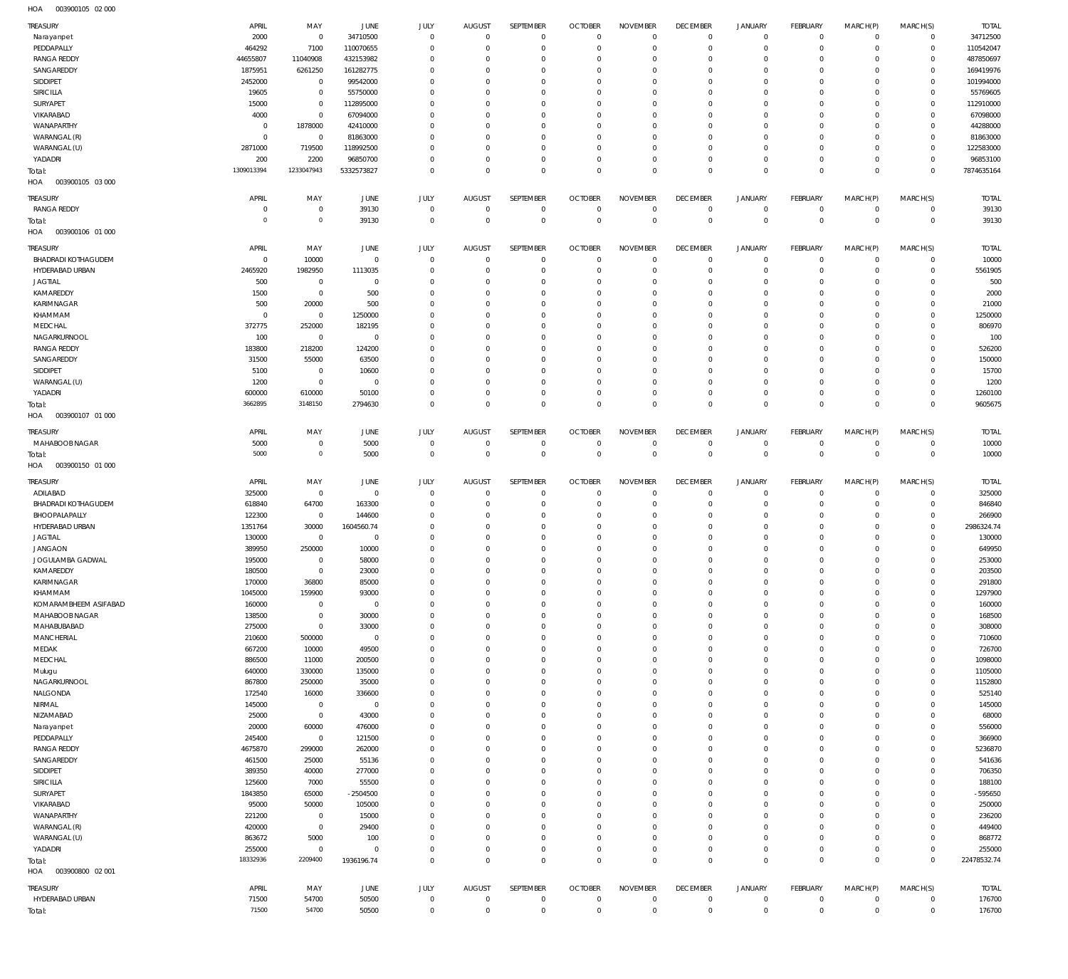HOA 003900105 02 000

| TREASURY | APRIL | MAY | JUNE | JULY | AUGUST | SEPTEMBER | OCTOBER | NOVEMBER | DECEMBER | JANUARY | FEBRUARY | MARCH(P) | MARCH(S) | TOTAL |
|---|---|---|---|---|---|---|---|---|---|---|---|---|---|---|
| Narayanpet | 2000 | 0 | 34710500 | 0 | 0 | 0 | 0 | 0 | 0 | 0 | 0 | 0 | 0 | 34712500 |
| PEDDAPALLY | 464292 | 7100 | 110070655 | 0 | 0 | 0 | 0 | 0 | 0 | 0 | 0 | 0 | 0 | 110542047 |
| RANGA REDDY | 44655807 | 11040908 | 432153982 | 0 | 0 | 0 | 0 | 0 | 0 | 0 | 0 | 0 | 0 | 487850697 |
| SANGAREDDY | 1875951 | 6261250 | 161282775 | 0 | 0 | 0 | 0 | 0 | 0 | 0 | 0 | 0 | 0 | 169419976 |
| SIDDIPET | 2452000 | 0 | 99542000 | 0 | 0 | 0 | 0 | 0 | 0 | 0 | 0 | 0 | 0 | 101994000 |
| SIRICILLA | 19605 | 0 | 55750000 | 0 | 0 | 0 | 0 | 0 | 0 | 0 | 0 | 0 | 0 | 55769605 |
| SURYAPET | 15000 | 0 | 112895000 | 0 | 0 | 0 | 0 | 0 | 0 | 0 | 0 | 0 | 0 | 112910000 |
| VIKARABAD | 4000 | 0 | 67094000 | 0 | 0 | 0 | 0 | 0 | 0 | 0 | 0 | 0 | 0 | 67098000 |
| WANAPARTHY | 0 | 1878000 | 42410000 | 0 | 0 | 0 | 0 | 0 | 0 | 0 | 0 | 0 | 0 | 44288000 |
| WARANGAL (R) | 0 | 0 | 81863000 | 0 | 0 | 0 | 0 | 0 | 0 | 0 | 0 | 0 | 0 | 81863000 |
| WARANGAL (U) | 2871000 | 719500 | 118992500 | 0 | 0 | 0 | 0 | 0 | 0 | 0 | 0 | 0 | 0 | 122583000 |
| YADADRI | 200 | 2200 | 96850700 | 0 | 0 | 0 | 0 | 0 | 0 | 0 | 0 | 0 | 0 | 96853100 |
| Total: | 1309013394 | 1233047943 | 5332573827 | 0 | 0 | 0 | 0 | 0 | 0 | 0 | 0 | 0 | 0 | 7874635164 |

HOA 003900105 03 000

| TREASURY | APRIL | MAY | JUNE | JULY | AUGUST | SEPTEMBER | OCTOBER | NOVEMBER | DECEMBER | JANUARY | FEBRUARY | MARCH(P) | MARCH(S) | TOTAL |
|---|---|---|---|---|---|---|---|---|---|---|---|---|---|---|
| RANGA REDDY | 0 | 0 | 39130 | 0 | 0 | 0 | 0 | 0 | 0 | 0 | 0 | 0 | 0 | 39130 |
| Total: | 0 | 0 | 39130 | 0 | 0 | 0 | 0 | 0 | 0 | 0 | 0 | 0 | 0 | 39130 |

HOA 003900106 01 000

| TREASURY | APRIL | MAY | JUNE | JULY | AUGUST | SEPTEMBER | OCTOBER | NOVEMBER | DECEMBER | JANUARY | FEBRUARY | MARCH(P) | MARCH(S) | TOTAL |
|---|---|---|---|---|---|---|---|---|---|---|---|---|---|---|
| BHADRADI KOTHAGUDEM | 0 | 10000 | 0 | 0 | 0 | 0 | 0 | 0 | 0 | 0 | 0 | 0 | 0 | 10000 |
| HYDERABAD URBAN | 2465920 | 1982950 | 1113035 | 0 | 0 | 0 | 0 | 0 | 0 | 0 | 0 | 0 | 0 | 5561905 |
| JAGTIAL | 500 | 0 | 0 | 0 | 0 | 0 | 0 | 0 | 0 | 0 | 0 | 0 | 0 | 500 |
| KAMAREDDY | 1500 | 0 | 500 | 0 | 0 | 0 | 0 | 0 | 0 | 0 | 0 | 0 | 0 | 2000 |
| KARIMNAGAR | 500 | 20000 | 500 | 0 | 0 | 0 | 0 | 0 | 0 | 0 | 0 | 0 | 0 | 21000 |
| KHAMMAM | 0 | 0 | 1250000 | 0 | 0 | 0 | 0 | 0 | 0 | 0 | 0 | 0 | 0 | 1250000 |
| MEDCHAL | 372775 | 252000 | 182195 | 0 | 0 | 0 | 0 | 0 | 0 | 0 | 0 | 0 | 0 | 806970 |
| NAGARKURNOOL | 100 | 0 | 0 | 0 | 0 | 0 | 0 | 0 | 0 | 0 | 0 | 0 | 0 | 100 |
| RANGA REDDY | 183800 | 218200 | 124200 | 0 | 0 | 0 | 0 | 0 | 0 | 0 | 0 | 0 | 0 | 526200 |
| SANGAREDDY | 31500 | 55000 | 63500 | 0 | 0 | 0 | 0 | 0 | 0 | 0 | 0 | 0 | 0 | 150000 |
| SIDDIPET | 5100 | 0 | 10600 | 0 | 0 | 0 | 0 | 0 | 0 | 0 | 0 | 0 | 0 | 15700 |
| WARANGAL (U) | 1200 | 0 | 0 | 0 | 0 | 0 | 0 | 0 | 0 | 0 | 0 | 0 | 0 | 1200 |
| YADADRI | 600000 | 610000 | 50100 | 0 | 0 | 0 | 0 | 0 | 0 | 0 | 0 | 0 | 0 | 1260100 |
| Total: | 3662895 | 3148150 | 2794630 | 0 | 0 | 0 | 0 | 0 | 0 | 0 | 0 | 0 | 0 | 9605675 |

HOA 003900107 01 000

| TREASURY | APRIL | MAY | JUNE | JULY | AUGUST | SEPTEMBER | OCTOBER | NOVEMBER | DECEMBER | JANUARY | FEBRUARY | MARCH(P) | MARCH(S) | TOTAL |
|---|---|---|---|---|---|---|---|---|---|---|---|---|---|---|
| MAHABOOBNAGAR | 5000 | 0 | 5000 | 0 | 0 | 0 | 0 | 0 | 0 | 0 | 0 | 0 | 0 | 10000 |
| Total: | 5000 | 0 | 5000 | 0 | 0 | 0 | 0 | 0 | 0 | 0 | 0 | 0 | 0 | 10000 |

HOA 003900150 01 000

| TREASURY | APRIL | MAY | JUNE | JULY | AUGUST | SEPTEMBER | OCTOBER | NOVEMBER | DECEMBER | JANUARY | FEBRUARY | MARCH(P) | MARCH(S) | TOTAL |
|---|---|---|---|---|---|---|---|---|---|---|---|---|---|---|
| ADILABAD | 325000 | 0 | 0 | 0 | 0 | 0 | 0 | 0 | 0 | 0 | 0 | 0 | 0 | 325000 |
| BHADRADI KOTHAGUDEM | 618840 | 64700 | 163300 | 0 | 0 | 0 | 0 | 0 | 0 | 0 | 0 | 0 | 0 | 846840 |
| BHOOPALAPALLY | 122300 | 0 | 144600 | 0 | 0 | 0 | 0 | 0 | 0 | 0 | 0 | 0 | 0 | 266900 |
| HYDERABAD URBAN | 1351764 | 30000 | 1604560.74 | 0 | 0 | 0 | 0 | 0 | 0 | 0 | 0 | 0 | 0 | 2986324.74 |
| JAGTIAL | 130000 | 0 | 0 | 0 | 0 | 0 | 0 | 0 | 0 | 0 | 0 | 0 | 0 | 130000 |
| JANGAON | 389950 | 250000 | 10000 | 0 | 0 | 0 | 0 | 0 | 0 | 0 | 0 | 0 | 0 | 649950 |
| JOGULAMBA GADWAL | 195000 | 0 | 58000 | 0 | 0 | 0 | 0 | 0 | 0 | 0 | 0 | 0 | 0 | 253000 |
| KAMAREDDY | 180500 | 0 | 23000 | 0 | 0 | 0 | 0 | 0 | 0 | 0 | 0 | 0 | 0 | 203500 |
| KARIMNAGAR | 170000 | 36800 | 85000 | 0 | 0 | 0 | 0 | 0 | 0 | 0 | 0 | 0 | 0 | 291800 |
| KHAMMAM | 1045000 | 159900 | 93000 | 0 | 0 | 0 | 0 | 0 | 0 | 0 | 0 | 0 | 0 | 1297900 |
| KOMARAMBHEEM ASIFABAD | 160000 | 0 | 0 | 0 | 0 | 0 | 0 | 0 | 0 | 0 | 0 | 0 | 0 | 160000 |
| MAHABOOBNAGAR | 138500 | 0 | 30000 | 0 | 0 | 0 | 0 | 0 | 0 | 0 | 0 | 0 | 0 | 168500 |
| MAHABUBABAD | 275000 | 0 | 33000 | 0 | 0 | 0 | 0 | 0 | 0 | 0 | 0 | 0 | 0 | 308000 |
| MANCHERIAL | 210600 | 500000 | 0 | 0 | 0 | 0 | 0 | 0 | 0 | 0 | 0 | 0 | 0 | 710600 |
| MEDAK | 667200 | 10000 | 49500 | 0 | 0 | 0 | 0 | 0 | 0 | 0 | 0 | 0 | 0 | 726700 |
| MEDCHAL | 886500 | 11000 | 200500 | 0 | 0 | 0 | 0 | 0 | 0 | 0 | 0 | 0 | 0 | 1098000 |
| Mulugu | 640000 | 330000 | 135000 | 0 | 0 | 0 | 0 | 0 | 0 | 0 | 0 | 0 | 0 | 1105000 |
| NAGARKURNOOL | 867800 | 250000 | 35000 | 0 | 0 | 0 | 0 | 0 | 0 | 0 | 0 | 0 | 0 | 1152800 |
| NALGONDA | 172540 | 16000 | 336600 | 0 | 0 | 0 | 0 | 0 | 0 | 0 | 0 | 0 | 0 | 525140 |
| NIRMAL | 145000 | 0 | 0 | 0 | 0 | 0 | 0 | 0 | 0 | 0 | 0 | 0 | 0 | 145000 |
| NIZAMABAD | 25000 | 0 | 43000 | 0 | 0 | 0 | 0 | 0 | 0 | 0 | 0 | 0 | 0 | 68000 |
| Narayanpet | 20000 | 60000 | 476000 | 0 | 0 | 0 | 0 | 0 | 0 | 0 | 0 | 0 | 0 | 556000 |
| PEDDAPALLY | 245400 | 0 | 121500 | 0 | 0 | 0 | 0 | 0 | 0 | 0 | 0 | 0 | 0 | 366900 |
| RANGA REDDY | 4675870 | 299000 | 262000 | 0 | 0 | 0 | 0 | 0 | 0 | 0 | 0 | 0 | 0 | 5236870 |
| SANGAREDDY | 461500 | 25000 | 55136 | 0 | 0 | 0 | 0 | 0 | 0 | 0 | 0 | 0 | 0 | 541636 |
| SIDDIPET | 389350 | 40000 | 277000 | 0 | 0 | 0 | 0 | 0 | 0 | 0 | 0 | 0 | 0 | 706350 |
| SIRICILLA | 125600 | 7000 | 55500 | 0 | 0 | 0 | 0 | 0 | 0 | 0 | 0 | 0 | 0 | 188100 |
| SURYAPET | 1843850 | 65000 | -2504500 | 0 | 0 | 0 | 0 | 0 | 0 | 0 | 0 | 0 | 0 | -595650 |
| VIKARABAD | 95000 | 50000 | 105000 | 0 | 0 | 0 | 0 | 0 | 0 | 0 | 0 | 0 | 0 | 250000 |
| WANAPARTHY | 221200 | 0 | 15000 | 0 | 0 | 0 | 0 | 0 | 0 | 0 | 0 | 0 | 0 | 236200 |
| WARANGAL (R) | 420000 | 0 | 29400 | 0 | 0 | 0 | 0 | 0 | 0 | 0 | 0 | 0 | 0 | 449400 |
| WARANGAL (U) | 863672 | 5000 | 100 | 0 | 0 | 0 | 0 | 0 | 0 | 0 | 0 | 0 | 0 | 868772 |
| YADADRI | 255000 | 0 | 0 | 0 | 0 | 0 | 0 | 0 | 0 | 0 | 0 | 0 | 0 | 255000 |
| Total: | 18332936 | 2209400 | 1936196.74 | 0 | 0 | 0 | 0 | 0 | 0 | 0 | 0 | 0 | 0 | 22478532.74 |

HOA 003900800 02 001

| TREASURY | APRIL | MAY | JUNE | JULY | AUGUST | SEPTEMBER | OCTOBER | NOVEMBER | DECEMBER | JANUARY | FEBRUARY | MARCH(P) | MARCH(S) | TOTAL |
|---|---|---|---|---|---|---|---|---|---|---|---|---|---|---|
| HYDERABAD URBAN | 71500 | 54700 | 50500 | 0 | 0 | 0 | 0 | 0 | 0 | 0 | 0 | 0 | 0 | 176700 |
| Total: | 71500 | 54700 | 50500 | 0 | 0 | 0 | 0 | 0 | 0 | 0 | 0 | 0 | 0 | 176700 |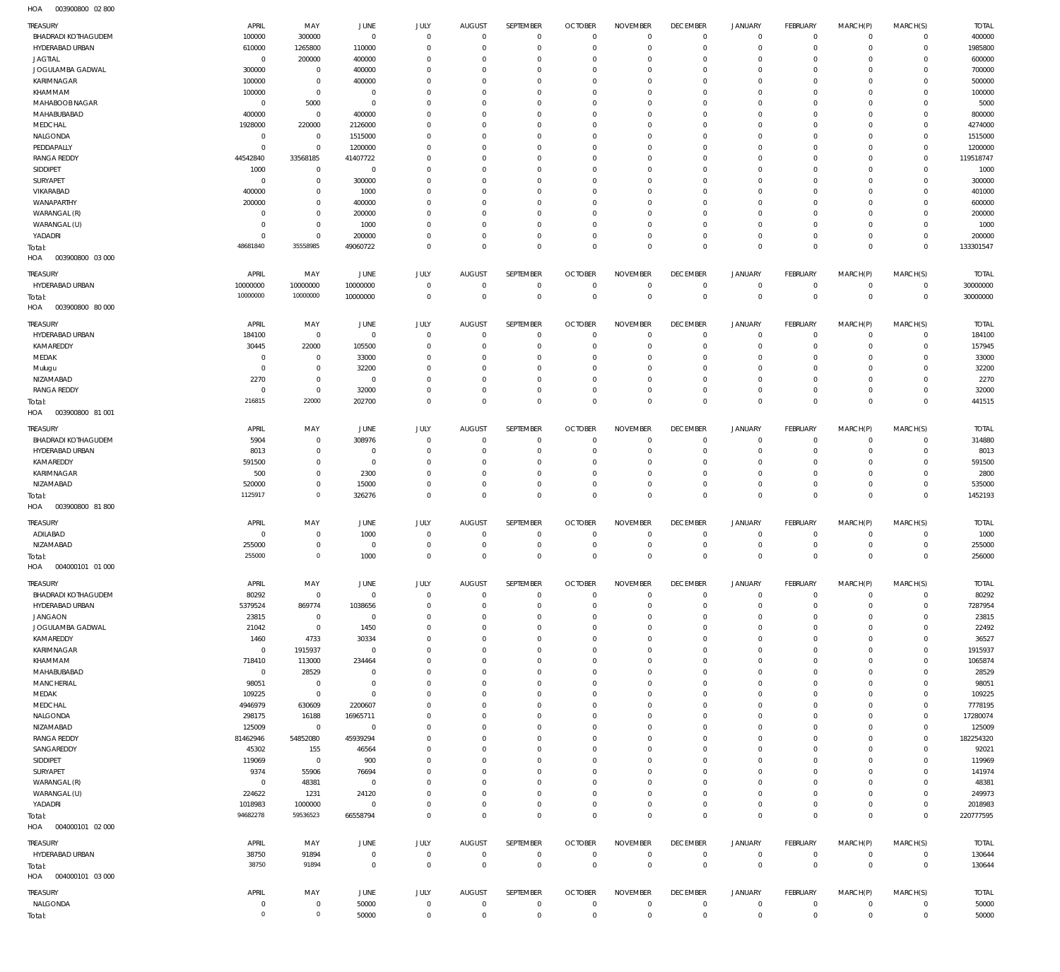HOA 003900800 02 800

| TREASURY | APRIL | MAY | JUNE | JULY | AUGUST | SEPTEMBER | OCTOBER | NOVEMBER | DECEMBER | JANUARY | FEBRUARY | MARCH(P) | MARCH(S) | TOTAL |
|---|---|---|---|---|---|---|---|---|---|---|---|---|---|---|
| BHADRADI KOTHAGUDEM | 100000 | 300000 | 0 | 0 | 0 | 0 | 0 | 0 | 0 | 0 | 0 | 0 | 0 | 400000 |
| HYDERABAD URBAN | 610000 | 1265800 | 110000 | 0 | 0 | 0 | 0 | 0 | 0 | 0 | 0 | 0 | 0 | 1985800 |
| JAGTIAL | 0 | 200000 | 400000 | 0 | 0 | 0 | 0 | 0 | 0 | 0 | 0 | 0 | 0 | 600000 |
| JOGULAMBA GADWAL | 300000 | 0 | 400000 | 0 | 0 | 0 | 0 | 0 | 0 | 0 | 0 | 0 | 0 | 700000 |
| KARIMNAGAR | 100000 | 0 | 400000 | 0 | 0 | 0 | 0 | 0 | 0 | 0 | 0 | 0 | 0 | 500000 |
| KHAMMAM | 100000 | 0 | 0 | 0 | 0 | 0 | 0 | 0 | 0 | 0 | 0 | 0 | 0 | 100000 |
| MAHABOOBNAGAR | 0 | 5000 | 0 | 0 | 0 | 0 | 0 | 0 | 0 | 0 | 0 | 0 | 0 | 5000 |
| MAHABUBABAD | 400000 | 0 | 400000 | 0 | 0 | 0 | 0 | 0 | 0 | 0 | 0 | 0 | 0 | 800000 |
| MEDCHAL | 1928000 | 220000 | 2126000 | 0 | 0 | 0 | 0 | 0 | 0 | 0 | 0 | 0 | 0 | 4274000 |
| NALGONDA | 0 | 0 | 1515000 | 0 | 0 | 0 | 0 | 0 | 0 | 0 | 0 | 0 | 0 | 1515000 |
| PEDDAPALLY | 0 | 0 | 1200000 | 0 | 0 | 0 | 0 | 0 | 0 | 0 | 0 | 0 | 0 | 1200000 |
| RANGA REDDY | 44542840 | 33568185 | 41407722 | 0 | 0 | 0 | 0 | 0 | 0 | 0 | 0 | 0 | 0 | 119518747 |
| SIDDIPET | 1000 | 0 | 0 | 0 | 0 | 0 | 0 | 0 | 0 | 0 | 0 | 0 | 0 | 1000 |
| SURYAPET | 0 | 0 | 300000 | 0 | 0 | 0 | 0 | 0 | 0 | 0 | 0 | 0 | 0 | 300000 |
| VIKARABAD | 400000 | 0 | 1000 | 0 | 0 | 0 | 0 | 0 | 0 | 0 | 0 | 0 | 0 | 401000 |
| WANAPARTHY | 200000 | 0 | 400000 | 0 | 0 | 0 | 0 | 0 | 0 | 0 | 0 | 0 | 0 | 600000 |
| WARANGAL (R) | 0 | 0 | 200000 | 0 | 0 | 0 | 0 | 0 | 0 | 0 | 0 | 0 | 0 | 200000 |
| WARANGAL (U) | 0 | 0 | 1000 | 0 | 0 | 0 | 0 | 0 | 0 | 0 | 0 | 0 | 0 | 1000 |
| YADADRI | 0 | 0 | 200000 | 0 | 0 | 0 | 0 | 0 | 0 | 0 | 0 | 0 | 0 | 200000 |
| Total: | 48681840 | 35558985 | 49060722 | 0 | 0 | 0 | 0 | 0 | 0 | 0 | 0 | 0 | 0 | 133301547 |

HOA 003900800 03 000

| TREASURY | APRIL | MAY | JUNE | JULY | AUGUST | SEPTEMBER | OCTOBER | NOVEMBER | DECEMBER | JANUARY | FEBRUARY | MARCH(P) | MARCH(S) | TOTAL |
|---|---|---|---|---|---|---|---|---|---|---|---|---|---|---|
| HYDERABAD URBAN | 10000000 | 10000000 | 10000000 | 0 | 0 | 0 | 0 | 0 | 0 | 0 | 0 | 0 | 0 | 30000000 |
| Total: | 10000000 | 10000000 | 10000000 | 0 | 0 | 0 | 0 | 0 | 0 | 0 | 0 | 0 | 0 | 30000000 |

HOA 003900800 80 000

| TREASURY | APRIL | MAY | JUNE | JULY | AUGUST | SEPTEMBER | OCTOBER | NOVEMBER | DECEMBER | JANUARY | FEBRUARY | MARCH(P) | MARCH(S) | TOTAL |
|---|---|---|---|---|---|---|---|---|---|---|---|---|---|---|
| HYDERABAD URBAN | 184100 | 0 | 0 | 0 | 0 | 0 | 0 | 0 | 0 | 0 | 0 | 0 | 0 | 184100 |
| KAMAREDDY | 30445 | 22000 | 105500 | 0 | 0 | 0 | 0 | 0 | 0 | 0 | 0 | 0 | 0 | 157945 |
| MEDAK | 0 | 0 | 33000 | 0 | 0 | 0 | 0 | 0 | 0 | 0 | 0 | 0 | 0 | 33000 |
| Mulugu | 0 | 0 | 32200 | 0 | 0 | 0 | 0 | 0 | 0 | 0 | 0 | 0 | 0 | 32200 |
| NIZAMABAD | 2270 | 0 | 0 | 0 | 0 | 0 | 0 | 0 | 0 | 0 | 0 | 0 | 0 | 2270 |
| RANGA REDDY | 0 | 0 | 32000 | 0 | 0 | 0 | 0 | 0 | 0 | 0 | 0 | 0 | 0 | 32000 |
| Total: | 216815 | 22000 | 202700 | 0 | 0 | 0 | 0 | 0 | 0 | 0 | 0 | 0 | 0 | 441515 |

HOA 003900800 81 001

| TREASURY | APRIL | MAY | JUNE | JULY | AUGUST | SEPTEMBER | OCTOBER | NOVEMBER | DECEMBER | JANUARY | FEBRUARY | MARCH(P) | MARCH(S) | TOTAL |
|---|---|---|---|---|---|---|---|---|---|---|---|---|---|---|
| BHADRADI KOTHAGUDEM | 5904 | 0 | 308976 | 0 | 0 | 0 | 0 | 0 | 0 | 0 | 0 | 0 | 0 | 314880 |
| HYDERABAD URBAN | 8013 | 0 | 0 | 0 | 0 | 0 | 0 | 0 | 0 | 0 | 0 | 0 | 0 | 8013 |
| KAMAREDDY | 591500 | 0 | 0 | 0 | 0 | 0 | 0 | 0 | 0 | 0 | 0 | 0 | 0 | 591500 |
| KARIMNAGAR | 500 | 0 | 2300 | 0 | 0 | 0 | 0 | 0 | 0 | 0 | 0 | 0 | 0 | 2800 |
| NIZAMABAD | 520000 | 0 | 15000 | 0 | 0 | 0 | 0 | 0 | 0 | 0 | 0 | 0 | 0 | 535000 |
| Total: | 1125917 | 0 | 326276 | 0 | 0 | 0 | 0 | 0 | 0 | 0 | 0 | 0 | 0 | 1452193 |

HOA 003900800 81 800

| TREASURY | APRIL | MAY | JUNE | JULY | AUGUST | SEPTEMBER | OCTOBER | NOVEMBER | DECEMBER | JANUARY | FEBRUARY | MARCH(P) | MARCH(S) | TOTAL |
|---|---|---|---|---|---|---|---|---|---|---|---|---|---|---|
| ADILABAD | 0 | 0 | 1000 | 0 | 0 | 0 | 0 | 0 | 0 | 0 | 0 | 0 | 0 | 1000 |
| NIZAMABAD | 255000 | 0 | 0 | 0 | 0 | 0 | 0 | 0 | 0 | 0 | 0 | 0 | 0 | 255000 |
| Total: | 255000 | 0 | 1000 | 0 | 0 | 0 | 0 | 0 | 0 | 0 | 0 | 0 | 0 | 256000 |

HOA 004000101 01 000

| TREASURY | APRIL | MAY | JUNE | JULY | AUGUST | SEPTEMBER | OCTOBER | NOVEMBER | DECEMBER | JANUARY | FEBRUARY | MARCH(P) | MARCH(S) | TOTAL |
|---|---|---|---|---|---|---|---|---|---|---|---|---|---|---|
| BHADRADI KOTHAGUDEM | 80292 | 0 | 0 | 0 | 0 | 0 | 0 | 0 | 0 | 0 | 0 | 0 | 0 | 80292 |
| HYDERABAD URBAN | 5379524 | 869774 | 1038656 | 0 | 0 | 0 | 0 | 0 | 0 | 0 | 0 | 0 | 0 | 7287954 |
| JANGAON | 23815 | 0 | 0 | 0 | 0 | 0 | 0 | 0 | 0 | 0 | 0 | 0 | 0 | 23815 |
| JOGULAMBA GADWAL | 21042 | 0 | 1450 | 0 | 0 | 0 | 0 | 0 | 0 | 0 | 0 | 0 | 0 | 22492 |
| KAMAREDDY | 1460 | 4733 | 30334 | 0 | 0 | 0 | 0 | 0 | 0 | 0 | 0 | 0 | 0 | 36527 |
| KARIMNAGAR | 0 | 1915937 | 0 | 0 | 0 | 0 | 0 | 0 | 0 | 0 | 0 | 0 | 0 | 1915937 |
| KHAMMAM | 718410 | 113000 | 234464 | 0 | 0 | 0 | 0 | 0 | 0 | 0 | 0 | 0 | 0 | 1065874 |
| MAHABUBABAD | 0 | 28529 | 0 | 0 | 0 | 0 | 0 | 0 | 0 | 0 | 0 | 0 | 0 | 28529 |
| MANCHERIAL | 98051 | 0 | 0 | 0 | 0 | 0 | 0 | 0 | 0 | 0 | 0 | 0 | 0 | 98051 |
| MEDAK | 109225 | 0 | 0 | 0 | 0 | 0 | 0 | 0 | 0 | 0 | 0 | 0 | 0 | 109225 |
| MEDCHAL | 4946979 | 630609 | 2200607 | 0 | 0 | 0 | 0 | 0 | 0 | 0 | 0 | 0 | 0 | 7778195 |
| NALGONDA | 298175 | 16188 | 16965711 | 0 | 0 | 0 | 0 | 0 | 0 | 0 | 0 | 0 | 0 | 17280074 |
| NIZAMABAD | 125009 | 0 | 0 | 0 | 0 | 0 | 0 | 0 | 0 | 0 | 0 | 0 | 0 | 125009 |
| RANGA REDDY | 81462946 | 54852080 | 45939294 | 0 | 0 | 0 | 0 | 0 | 0 | 0 | 0 | 0 | 0 | 182254320 |
| SANGAREDDY | 45302 | 155 | 46564 | 0 | 0 | 0 | 0 | 0 | 0 | 0 | 0 | 0 | 0 | 92021 |
| SIDDIPET | 119069 | 0 | 900 | 0 | 0 | 0 | 0 | 0 | 0 | 0 | 0 | 0 | 0 | 119969 |
| SURYAPET | 9374 | 55906 | 76694 | 0 | 0 | 0 | 0 | 0 | 0 | 0 | 0 | 0 | 0 | 141974 |
| WARANGAL (R) | 0 | 48381 | 0 | 0 | 0 | 0 | 0 | 0 | 0 | 0 | 0 | 0 | 0 | 48381 |
| WARANGAL (U) | 224622 | 1231 | 24120 | 0 | 0 | 0 | 0 | 0 | 0 | 0 | 0 | 0 | 0 | 249973 |
| YADADRI | 1018983 | 1000000 | 0 | 0 | 0 | 0 | 0 | 0 | 0 | 0 | 0 | 0 | 0 | 2018983 |
| Total: | 94682278 | 59536523 | 66558794 | 0 | 0 | 0 | 0 | 0 | 0 | 0 | 0 | 0 | 0 | 220777595 |

HOA 004000101 02 000

| TREASURY | APRIL | MAY | JUNE | JULY | AUGUST | SEPTEMBER | OCTOBER | NOVEMBER | DECEMBER | JANUARY | FEBRUARY | MARCH(P) | MARCH(S) | TOTAL |
|---|---|---|---|---|---|---|---|---|---|---|---|---|---|---|
| HYDERABAD URBAN | 38750 | 91894 | 0 | 0 | 0 | 0 | 0 | 0 | 0 | 0 | 0 | 0 | 0 | 130644 |
| Total: | 38750 | 91894 | 0 | 0 | 0 | 0 | 0 | 0 | 0 | 0 | 0 | 0 | 0 | 130644 |

HOA 004000101 03 000

| TREASURY | APRIL | MAY | JUNE | JULY | AUGUST | SEPTEMBER | OCTOBER | NOVEMBER | DECEMBER | JANUARY | FEBRUARY | MARCH(P) | MARCH(S) | TOTAL |
|---|---|---|---|---|---|---|---|---|---|---|---|---|---|---|
| NALGONDA | 0 | 0 | 50000 | 0 | 0 | 0 | 0 | 0 | 0 | 0 | 0 | 0 | 0 | 50000 |
| Total: | 0 | 0 | 50000 | 0 | 0 | 0 | 0 | 0 | 0 | 0 | 0 | 0 | 0 | 50000 |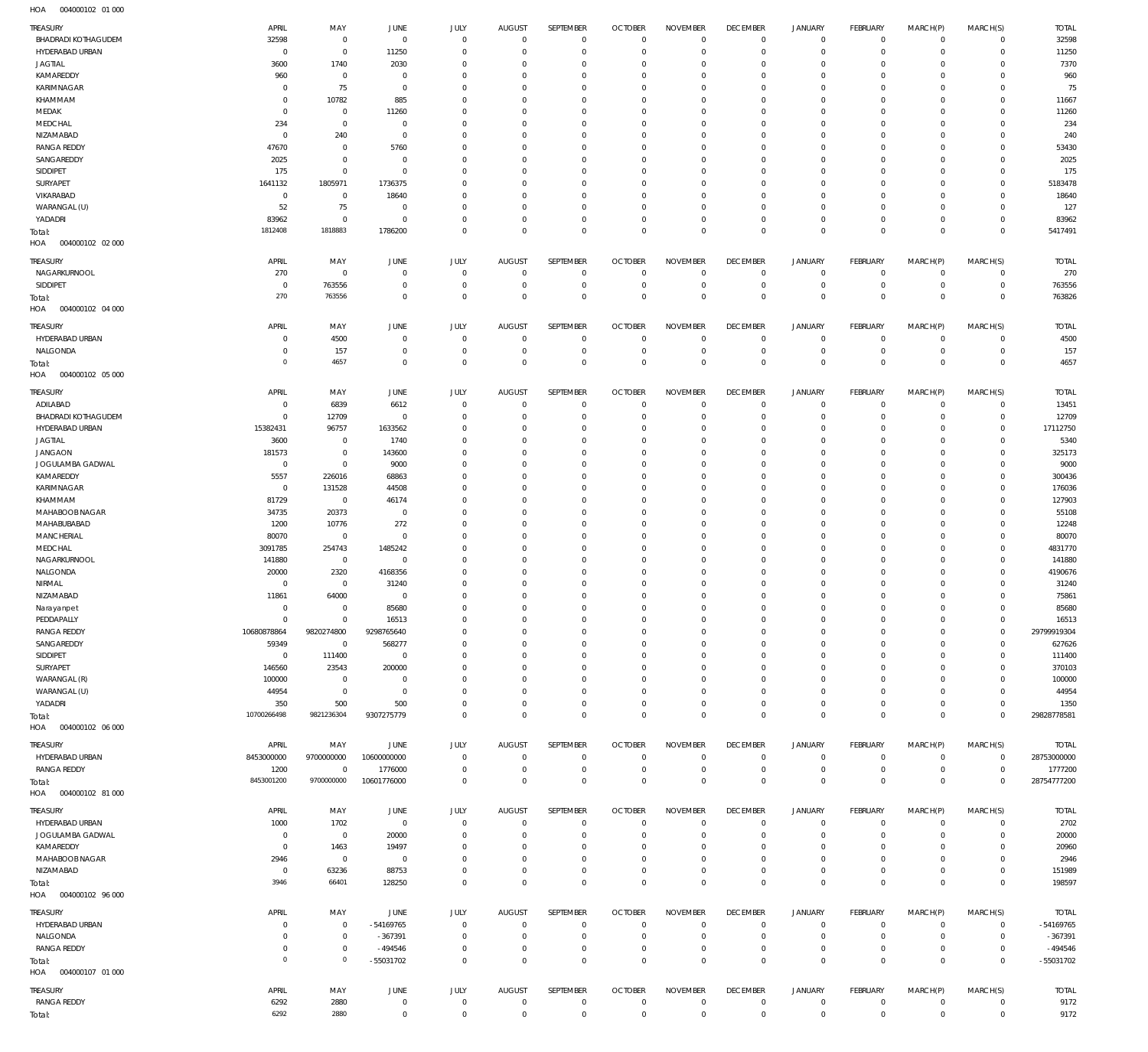HOA 004000102 01 000

| TREASURY | APRIL | MAY | JUNE | JULY | AUGUST | SEPTEMBER | OCTOBER | NOVEMBER | DECEMBER | JANUARY | FEBRUARY | MARCH(P) | MARCH(S) | TOTAL |
|---|---|---|---|---|---|---|---|---|---|---|---|---|---|---|
| BHADRADI KOTHAGUDEM | 32598 | 0 | 0 | 0 | 0 | 0 | 0 | 0 | 0 | 0 | 0 | 0 | 0 | 32598 |
| HYDERABAD URBAN | 0 | 0 | 11250 | 0 | 0 | 0 | 0 | 0 | 0 | 0 | 0 | 0 | 0 | 11250 |
| JAGTIAL | 3600 | 1740 | 2030 | 0 | 0 | 0 | 0 | 0 | 0 | 0 | 0 | 0 | 0 | 7370 |
| KAMAREDDY | 960 | 0 | 0 | 0 | 0 | 0 | 0 | 0 | 0 | 0 | 0 | 0 | 0 | 960 |
| KARIMNAGAR | 0 | 75 | 0 | 0 | 0 | 0 | 0 | 0 | 0 | 0 | 0 | 0 | 0 | 75 |
| KHAMMAM | 0 | 10782 | 885 | 0 | 0 | 0 | 0 | 0 | 0 | 0 | 0 | 0 | 0 | 11667 |
| MEDAK | 0 | 0 | 11260 | 0 | 0 | 0 | 0 | 0 | 0 | 0 | 0 | 0 | 0 | 11260 |
| MEDCHAL | 234 | 0 | 0 | 0 | 0 | 0 | 0 | 0 | 0 | 0 | 0 | 0 | 0 | 234 |
| NIZAMABAD | 0 | 240 | 0 | 0 | 0 | 0 | 0 | 0 | 0 | 0 | 0 | 0 | 0 | 240 |
| RANGA REDDY | 47670 | 0 | 5760 | 0 | 0 | 0 | 0 | 0 | 0 | 0 | 0 | 0 | 0 | 53430 |
| SANGAREDDY | 2025 | 0 | 0 | 0 | 0 | 0 | 0 | 0 | 0 | 0 | 0 | 0 | 0 | 2025 |
| SIDDIPET | 175 | 0 | 0 | 0 | 0 | 0 | 0 | 0 | 0 | 0 | 0 | 0 | 0 | 175 |
| SURYAPET | 1641132 | 1805971 | 1736375 | 0 | 0 | 0 | 0 | 0 | 0 | 0 | 0 | 0 | 0 | 5183478 |
| VIKARABAD | 0 | 0 | 18640 | 0 | 0 | 0 | 0 | 0 | 0 | 0 | 0 | 0 | 0 | 18640 |
| WARANGAL (U) | 52 | 75 | 0 | 0 | 0 | 0 | 0 | 0 | 0 | 0 | 0 | 0 | 0 | 127 |
| YADADRI | 83962 | 0 | 0 | 0 | 0 | 0 | 0 | 0 | 0 | 0 | 0 | 0 | 0 | 83962 |
| Total: | 1812408 | 1818883 | 1786200 | 0 | 0 | 0 | 0 | 0 | 0 | 0 | 0 | 0 | 0 | 5417491 |

HOA 004000102 02 000

| TREASURY | APRIL | MAY | JUNE | JULY | AUGUST | SEPTEMBER | OCTOBER | NOVEMBER | DECEMBER | JANUARY | FEBRUARY | MARCH(P) | MARCH(S) | TOTAL |
|---|---|---|---|---|---|---|---|---|---|---|---|---|---|---|
| NAGARKURNOOL | 270 | 0 | 0 | 0 | 0 | 0 | 0 | 0 | 0 | 0 | 0 | 0 | 0 | 270 |
| SIDDIPET | 0 | 763556 | 0 | 0 | 0 | 0 | 0 | 0 | 0 | 0 | 0 | 0 | 0 | 763556 |
| Total: | 270 | 763556 | 0 | 0 | 0 | 0 | 0 | 0 | 0 | 0 | 0 | 0 | 0 | 763826 |

HOA 004000102 04 000

| TREASURY | APRIL | MAY | JUNE | JULY | AUGUST | SEPTEMBER | OCTOBER | NOVEMBER | DECEMBER | JANUARY | FEBRUARY | MARCH(P) | MARCH(S) | TOTAL |
|---|---|---|---|---|---|---|---|---|---|---|---|---|---|---|
| HYDERABAD URBAN | 0 | 4500 | 0 | 0 | 0 | 0 | 0 | 0 | 0 | 0 | 0 | 0 | 0 | 4500 |
| NALGONDA | 0 | 157 | 0 | 0 | 0 | 0 | 0 | 0 | 0 | 0 | 0 | 0 | 0 | 157 |
| Total: | 0 | 4657 | 0 | 0 | 0 | 0 | 0 | 0 | 0 | 0 | 0 | 0 | 0 | 4657 |

HOA 004000102 05 000

| TREASURY | APRIL | MAY | JUNE | JULY | AUGUST | SEPTEMBER | OCTOBER | NOVEMBER | DECEMBER | JANUARY | FEBRUARY | MARCH(P) | MARCH(S) | TOTAL |
|---|---|---|---|---|---|---|---|---|---|---|---|---|---|---|
| ADILABAD | 0 | 6839 | 6612 | 0 | 0 | 0 | 0 | 0 | 0 | 0 | 0 | 0 | 0 | 13451 |
| BHADRADI KOTHAGUDEM | 0 | 12709 | 0 | 0 | 0 | 0 | 0 | 0 | 0 | 0 | 0 | 0 | 0 | 12709 |
| HYDERABAD URBAN | 15382431 | 96757 | 1633562 | 0 | 0 | 0 | 0 | 0 | 0 | 0 | 0 | 0 | 0 | 17112750 |
| JAGTIAL | 3600 | 0 | 1740 | 0 | 0 | 0 | 0 | 0 | 0 | 0 | 0 | 0 | 0 | 5340 |
| JANGAON | 181573 | 0 | 143600 | 0 | 0 | 0 | 0 | 0 | 0 | 0 | 0 | 0 | 0 | 325173 |
| JOGULAMBA GADWAL | 0 | 0 | 9000 | 0 | 0 | 0 | 0 | 0 | 0 | 0 | 0 | 0 | 0 | 9000 |
| KAMAREDDY | 5557 | 226016 | 68863 | 0 | 0 | 0 | 0 | 0 | 0 | 0 | 0 | 0 | 0 | 300436 |
| KARIMNAGAR | 0 | 131528 | 44508 | 0 | 0 | 0 | 0 | 0 | 0 | 0 | 0 | 0 | 0 | 176036 |
| KHAMMAM | 81729 | 0 | 46174 | 0 | 0 | 0 | 0 | 0 | 0 | 0 | 0 | 0 | 0 | 127903 |
| MAHABOOB NAGAR | 34735 | 20373 | 0 | 0 | 0 | 0 | 0 | 0 | 0 | 0 | 0 | 0 | 0 | 55108 |
| MAHABUBABAD | 1200 | 10776 | 272 | 0 | 0 | 0 | 0 | 0 | 0 | 0 | 0 | 0 | 0 | 12248 |
| MANCHERIAL | 80070 | 0 | 0 | 0 | 0 | 0 | 0 | 0 | 0 | 0 | 0 | 0 | 0 | 80070 |
| MEDCHAL | 3091785 | 254743 | 1485242 | 0 | 0 | 0 | 0 | 0 | 0 | 0 | 0 | 0 | 0 | 4831770 |
| NAGARKURNOOL | 141880 | 0 | 0 | 0 | 0 | 0 | 0 | 0 | 0 | 0 | 0 | 0 | 0 | 141880 |
| NALGONDA | 20000 | 2320 | 4168356 | 0 | 0 | 0 | 0 | 0 | 0 | 0 | 0 | 0 | 0 | 4190676 |
| NIRMAL | 0 | 0 | 31240 | 0 | 0 | 0 | 0 | 0 | 0 | 0 | 0 | 0 | 0 | 31240 |
| NIZAMABAD | 11861 | 64000 | 0 | 0 | 0 | 0 | 0 | 0 | 0 | 0 | 0 | 0 | 0 | 75861 |
| Narayanpet | 0 | 0 | 85680 | 0 | 0 | 0 | 0 | 0 | 0 | 0 | 0 | 0 | 0 | 85680 |
| PEDDAPALLY | 0 | 0 | 16513 | 0 | 0 | 0 | 0 | 0 | 0 | 0 | 0 | 0 | 0 | 16513 |
| RANGA REDDY | 10680878864 | 9820274800 | 9298765640 | 0 | 0 | 0 | 0 | 0 | 0 | 0 | 0 | 0 | 0 | 29799919304 |
| SANGAREDDY | 59349 | 0 | 568277 | 0 | 0 | 0 | 0 | 0 | 0 | 0 | 0 | 0 | 0 | 627626 |
| SIDDIPET | 0 | 111400 | 0 | 0 | 0 | 0 | 0 | 0 | 0 | 0 | 0 | 0 | 0 | 111400 |
| SURYAPET | 146560 | 23543 | 200000 | 0 | 0 | 0 | 0 | 0 | 0 | 0 | 0 | 0 | 0 | 370103 |
| WARANGAL (R) | 100000 | 0 | 0 | 0 | 0 | 0 | 0 | 0 | 0 | 0 | 0 | 0 | 0 | 100000 |
| WARANGAL (U) | 44954 | 0 | 0 | 0 | 0 | 0 | 0 | 0 | 0 | 0 | 0 | 0 | 0 | 44954 |
| YADADRI | 350 | 500 | 500 | 0 | 0 | 0 | 0 | 0 | 0 | 0 | 0 | 0 | 0 | 1350 |
| Total: | 10700266498 | 9821236304 | 9307275779 | 0 | 0 | 0 | 0 | 0 | 0 | 0 | 0 | 0 | 0 | 29828778581 |

HOA 004000102 06 000

| TREASURY | APRIL | MAY | JUNE | JULY | AUGUST | SEPTEMBER | OCTOBER | NOVEMBER | DECEMBER | JANUARY | FEBRUARY | MARCH(P) | MARCH(S) | TOTAL |
|---|---|---|---|---|---|---|---|---|---|---|---|---|---|---|
| HYDERABAD URBAN | 8453000000 | 9700000000 | 10600000000 | 0 | 0 | 0 | 0 | 0 | 0 | 0 | 0 | 0 | 0 | 28753000000 |
| RANGA REDDY | 1200 | 0 | 1776000 | 0 | 0 | 0 | 0 | 0 | 0 | 0 | 0 | 0 | 0 | 1777200 |
| Total: | 8453001200 | 9700000000 | 10601776000 | 0 | 0 | 0 | 0 | 0 | 0 | 0 | 0 | 0 | 0 | 28754777200 |

HOA 004000102 81 000

| TREASURY | APRIL | MAY | JUNE | JULY | AUGUST | SEPTEMBER | OCTOBER | NOVEMBER | DECEMBER | JANUARY | FEBRUARY | MARCH(P) | MARCH(S) | TOTAL |
|---|---|---|---|---|---|---|---|---|---|---|---|---|---|---|
| HYDERABAD URBAN | 1000 | 1702 | 0 | 0 | 0 | 0 | 0 | 0 | 0 | 0 | 0 | 0 | 0 | 2702 |
| JOGULAMBA GADWAL | 0 | 0 | 20000 | 0 | 0 | 0 | 0 | 0 | 0 | 0 | 0 | 0 | 0 | 20000 |
| KAMAREDDY | 0 | 1463 | 19497 | 0 | 0 | 0 | 0 | 0 | 0 | 0 | 0 | 0 | 0 | 20960 |
| MAHABOOB NAGAR | 2946 | 0 | 0 | 0 | 0 | 0 | 0 | 0 | 0 | 0 | 0 | 0 | 0 | 2946 |
| NIZAMABAD | 0 | 63236 | 88753 | 0 | 0 | 0 | 0 | 0 | 0 | 0 | 0 | 0 | 0 | 151989 |
| Total: | 3946 | 66401 | 128250 | 0 | 0 | 0 | 0 | 0 | 0 | 0 | 0 | 0 | 0 | 198597 |

HOA 004000102 96 000

| TREASURY | APRIL | MAY | JUNE | JULY | AUGUST | SEPTEMBER | OCTOBER | NOVEMBER | DECEMBER | JANUARY | FEBRUARY | MARCH(P) | MARCH(S) | TOTAL |
|---|---|---|---|---|---|---|---|---|---|---|---|---|---|---|
| HYDERABAD URBAN | 0 | 0 | -54169765 | 0 | 0 | 0 | 0 | 0 | 0 | 0 | 0 | 0 | 0 | -54169765 |
| NALGONDA | 0 | 0 | -367391 | 0 | 0 | 0 | 0 | 0 | 0 | 0 | 0 | 0 | 0 | -367391 |
| RANGA REDDY | 0 | 0 | -494546 | 0 | 0 | 0 | 0 | 0 | 0 | 0 | 0 | 0 | 0 | -494546 |
| Total: | 0 | 0 | -55031702 | 0 | 0 | 0 | 0 | 0 | 0 | 0 | 0 | 0 | 0 | -55031702 |

HOA 004000107 01 000

| TREASURY | APRIL | MAY | JUNE | JULY | AUGUST | SEPTEMBER | OCTOBER | NOVEMBER | DECEMBER | JANUARY | FEBRUARY | MARCH(P) | MARCH(S) | TOTAL |
|---|---|---|---|---|---|---|---|---|---|---|---|---|---|---|
| RANGA REDDY | 6292 | 2880 | 0 | 0 | 0 | 0 | 0 | 0 | 0 | 0 | 0 | 0 | 0 | 9172 |
| Total: | 6292 | 2880 | 0 | 0 | 0 | 0 | 0 | 0 | 0 | 0 | 0 | 0 | 0 | 9172 |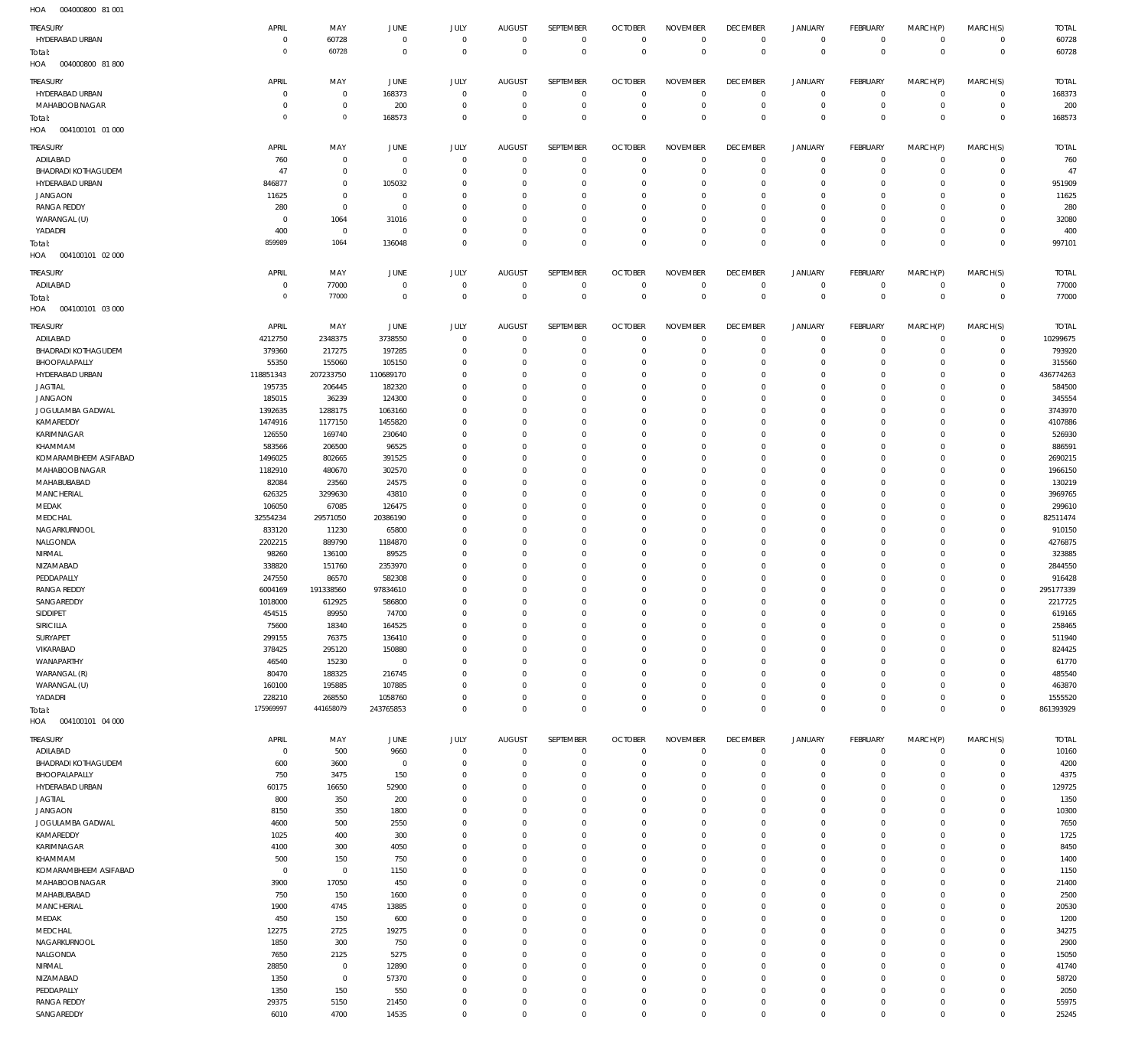HOA 004000800 81 001

| TREASURY | APRIL | MAY | JUNE | JULY | AUGUST | SEPTEMBER | OCTOBER | NOVEMBER | DECEMBER | JANUARY | FEBRUARY | MARCH(P) | MARCH(S) | TOTAL |
|---|---|---|---|---|---|---|---|---|---|---|---|---|---|---|
| HYDERABAD URBAN | 0 | 60728 | 0 | 0 | 0 | 0 | 0 | 0 | 0 | 0 | 0 | 0 | 0 | 60728 |
| Total: | 0 | 60728 | 0 | 0 | 0 | 0 | 0 | 0 | 0 | 0 | 0 | 0 | 0 | 60728 |

HOA 004000800 81 800

| TREASURY | APRIL | MAY | JUNE | JULY | AUGUST | SEPTEMBER | OCTOBER | NOVEMBER | DECEMBER | JANUARY | FEBRUARY | MARCH(P) | MARCH(S) | TOTAL |
|---|---|---|---|---|---|---|---|---|---|---|---|---|---|---|
| HYDERABAD URBAN | 0 | 0 | 168373 | 0 | 0 | 0 | 0 | 0 | 0 | 0 | 0 | 0 | 0 | 168373 |
| MAHABOOB NAGAR | 0 | 0 | 200 | 0 | 0 | 0 | 0 | 0 | 0 | 0 | 0 | 0 | 0 | 200 |
| Total: | 0 | 0 | 168573 | 0 | 0 | 0 | 0 | 0 | 0 | 0 | 0 | 0 | 0 | 168573 |

HOA 004100101 01 000

| TREASURY | APRIL | MAY | JUNE | JULY | AUGUST | SEPTEMBER | OCTOBER | NOVEMBER | DECEMBER | JANUARY | FEBRUARY | MARCH(P) | MARCH(S) | TOTAL |
|---|---|---|---|---|---|---|---|---|---|---|---|---|---|---|
| ADILABAD | 760 | 0 | 0 | 0 | 0 | 0 | 0 | 0 | 0 | 0 | 0 | 0 | 0 | 760 |
| BHADRADI KOTHAGUDEM | 47 | 0 | 0 | 0 | 0 | 0 | 0 | 0 | 0 | 0 | 0 | 0 | 0 | 47 |
| HYDERABAD URBAN | 846877 | 0 | 105032 | 0 | 0 | 0 | 0 | 0 | 0 | 0 | 0 | 0 | 0 | 951909 |
| JANGAON | 11625 | 0 | 0 | 0 | 0 | 0 | 0 | 0 | 0 | 0 | 0 | 0 | 0 | 11625 |
| RANGA REDDY | 280 | 0 | 0 | 0 | 0 | 0 | 0 | 0 | 0 | 0 | 0 | 0 | 0 | 280 |
| WARANGAL (U) | 0 | 1064 | 31016 | 0 | 0 | 0 | 0 | 0 | 0 | 0 | 0 | 0 | 0 | 32080 |
| YADADRI | 400 | 0 | 0 | 0 | 0 | 0 | 0 | 0 | 0 | 0 | 0 | 0 | 0 | 400 |
| Total: | 859989 | 1064 | 136048 | 0 | 0 | 0 | 0 | 0 | 0 | 0 | 0 | 0 | 0 | 997101 |

HOA 004100101 02 000

| TREASURY | APRIL | MAY | JUNE | JULY | AUGUST | SEPTEMBER | OCTOBER | NOVEMBER | DECEMBER | JANUARY | FEBRUARY | MARCH(P) | MARCH(S) | TOTAL |
|---|---|---|---|---|---|---|---|---|---|---|---|---|---|---|
| ADILABAD | 0 | 77000 | 0 | 0 | 0 | 0 | 0 | 0 | 0 | 0 | 0 | 0 | 0 | 77000 |
| Total: | 0 | 77000 | 0 | 0 | 0 | 0 | 0 | 0 | 0 | 0 | 0 | 0 | 0 | 77000 |

HOA 004100101 03 000

| TREASURY | APRIL | MAY | JUNE | JULY | AUGUST | SEPTEMBER | OCTOBER | NOVEMBER | DECEMBER | JANUARY | FEBRUARY | MARCH(P) | MARCH(S) | TOTAL |
|---|---|---|---|---|---|---|---|---|---|---|---|---|---|---|
| ADILABAD | 4212750 | 2348375 | 3738550 | 0 | 0 | 0 | 0 | 0 | 0 | 0 | 0 | 0 | 0 | 10299675 |
| BHADRADI KOTHAGUDEM | 379360 | 217275 | 197285 | 0 | 0 | 0 | 0 | 0 | 0 | 0 | 0 | 0 | 0 | 793920 |
| BHOOPALAPALLY | 55350 | 155060 | 105150 | 0 | 0 | 0 | 0 | 0 | 0 | 0 | 0 | 0 | 0 | 315560 |
| HYDERABAD URBAN | 118851343 | 207233750 | 110689170 | 0 | 0 | 0 | 0 | 0 | 0 | 0 | 0 | 0 | 0 | 436774263 |
| JAGTIAL | 195735 | 206445 | 182320 | 0 | 0 | 0 | 0 | 0 | 0 | 0 | 0 | 0 | 0 | 584500 |
| JANGAON | 185015 | 36239 | 124300 | 0 | 0 | 0 | 0 | 0 | 0 | 0 | 0 | 0 | 0 | 345554 |
| JOGULAMBA GADWAL | 1392635 | 1288175 | 1063160 | 0 | 0 | 0 | 0 | 0 | 0 | 0 | 0 | 0 | 0 | 3743970 |
| KAMAREDDY | 1474916 | 1177150 | 1455820 | 0 | 0 | 0 | 0 | 0 | 0 | 0 | 0 | 0 | 0 | 4107886 |
| KARIMNAGAR | 126550 | 169740 | 230640 | 0 | 0 | 0 | 0 | 0 | 0 | 0 | 0 | 0 | 0 | 526930 |
| KHAMMAM | 583566 | 206500 | 96525 | 0 | 0 | 0 | 0 | 0 | 0 | 0 | 0 | 0 | 0 | 886591 |
| KOMARAMBHEEM ASIFABAD | 1496025 | 802665 | 391525 | 0 | 0 | 0 | 0 | 0 | 0 | 0 | 0 | 0 | 0 | 2690215 |
| MAHABOOB NAGAR | 1182910 | 480670 | 302570 | 0 | 0 | 0 | 0 | 0 | 0 | 0 | 0 | 0 | 0 | 1966150 |
| MAHABUBABAD | 82084 | 23560 | 24575 | 0 | 0 | 0 | 0 | 0 | 0 | 0 | 0 | 0 | 0 | 130219 |
| MANCHERIAL | 626325 | 3299630 | 43810 | 0 | 0 | 0 | 0 | 0 | 0 | 0 | 0 | 0 | 0 | 3969765 |
| MEDAK | 106050 | 67085 | 126475 | 0 | 0 | 0 | 0 | 0 | 0 | 0 | 0 | 0 | 0 | 299610 |
| MEDCHAL | 32554234 | 29571050 | 20386190 | 0 | 0 | 0 | 0 | 0 | 0 | 0 | 0 | 0 | 0 | 82511474 |
| NAGARKURNOOL | 833120 | 11230 | 65800 | 0 | 0 | 0 | 0 | 0 | 0 | 0 | 0 | 0 | 0 | 910150 |
| NALGONDA | 2202215 | 889790 | 1184870 | 0 | 0 | 0 | 0 | 0 | 0 | 0 | 0 | 0 | 0 | 4276875 |
| NIRMAL | 98260 | 136100 | 89525 | 0 | 0 | 0 | 0 | 0 | 0 | 0 | 0 | 0 | 0 | 323885 |
| NIZAMABAD | 338820 | 151760 | 2353970 | 0 | 0 | 0 | 0 | 0 | 0 | 0 | 0 | 0 | 0 | 2844550 |
| PEDDAPALLY | 247550 | 86570 | 582308 | 0 | 0 | 0 | 0 | 0 | 0 | 0 | 0 | 0 | 0 | 916428 |
| RANGA REDDY | 6004169 | 191338560 | 97834610 | 0 | 0 | 0 | 0 | 0 | 0 | 0 | 0 | 0 | 0 | 295177339 |
| SANGAREDDY | 1018000 | 612925 | 586800 | 0 | 0 | 0 | 0 | 0 | 0 | 0 | 0 | 0 | 0 | 2217725 |
| SIDDIPET | 454515 | 89950 | 74700 | 0 | 0 | 0 | 0 | 0 | 0 | 0 | 0 | 0 | 0 | 619165 |
| SIRICILLA | 75600 | 18340 | 164525 | 0 | 0 | 0 | 0 | 0 | 0 | 0 | 0 | 0 | 0 | 258465 |
| SURYAPET | 299155 | 76375 | 136410 | 0 | 0 | 0 | 0 | 0 | 0 | 0 | 0 | 0 | 0 | 511940 |
| VIKARABAD | 378425 | 295120 | 150880 | 0 | 0 | 0 | 0 | 0 | 0 | 0 | 0 | 0 | 0 | 824425 |
| WANAPARTHY | 46540 | 15230 | 0 | 0 | 0 | 0 | 0 | 0 | 0 | 0 | 0 | 0 | 0 | 61770 |
| WARANGAL (R) | 80470 | 188325 | 216745 | 0 | 0 | 0 | 0 | 0 | 0 | 0 | 0 | 0 | 0 | 485540 |
| WARANGAL (U) | 160100 | 195885 | 107885 | 0 | 0 | 0 | 0 | 0 | 0 | 0 | 0 | 0 | 0 | 463870 |
| YADADRI | 228210 | 268550 | 1058760 | 0 | 0 | 0 | 0 | 0 | 0 | 0 | 0 | 0 | 0 | 1555520 |
| Total: | 175969997 | 441658079 | 243765853 | 0 | 0 | 0 | 0 | 0 | 0 | 0 | 0 | 0 | 0 | 861393929 |

HOA 004100101 04 000

| TREASURY | APRIL | MAY | JUNE | JULY | AUGUST | SEPTEMBER | OCTOBER | NOVEMBER | DECEMBER | JANUARY | FEBRUARY | MARCH(P) | MARCH(S) | TOTAL |
|---|---|---|---|---|---|---|---|---|---|---|---|---|---|---|
| ADILABAD | 0 | 500 | 9660 | 0 | 0 | 0 | 0 | 0 | 0 | 0 | 0 | 0 | 0 | 10160 |
| BHADRADI KOTHAGUDEM | 600 | 3600 | 0 | 0 | 0 | 0 | 0 | 0 | 0 | 0 | 0 | 0 | 0 | 4200 |
| BHOOPALAPALLY | 750 | 3475 | 150 | 0 | 0 | 0 | 0 | 0 | 0 | 0 | 0 | 0 | 0 | 4375 |
| HYDERABAD URBAN | 60175 | 16650 | 52900 | 0 | 0 | 0 | 0 | 0 | 0 | 0 | 0 | 0 | 0 | 129725 |
| JAGTIAL | 800 | 350 | 200 | 0 | 0 | 0 | 0 | 0 | 0 | 0 | 0 | 0 | 0 | 1350 |
| JANGAON | 8150 | 350 | 1800 | 0 | 0 | 0 | 0 | 0 | 0 | 0 | 0 | 0 | 0 | 10300 |
| JOGULAMBA GADWAL | 4600 | 500 | 2550 | 0 | 0 | 0 | 0 | 0 | 0 | 0 | 0 | 0 | 0 | 7650 |
| KAMAREDDY | 1025 | 400 | 300 | 0 | 0 | 0 | 0 | 0 | 0 | 0 | 0 | 0 | 0 | 1725 |
| KARIMNAGAR | 4100 | 300 | 4050 | 0 | 0 | 0 | 0 | 0 | 0 | 0 | 0 | 0 | 0 | 8450 |
| KHAMMAM | 500 | 150 | 750 | 0 | 0 | 0 | 0 | 0 | 0 | 0 | 0 | 0 | 0 | 1400 |
| KOMARAMBHEEM ASIFABAD | 0 | 0 | 1150 | 0 | 0 | 0 | 0 | 0 | 0 | 0 | 0 | 0 | 0 | 1150 |
| MAHABOOB NAGAR | 3900 | 17050 | 450 | 0 | 0 | 0 | 0 | 0 | 0 | 0 | 0 | 0 | 0 | 21400 |
| MAHABUBABAD | 750 | 150 | 1600 | 0 | 0 | 0 | 0 | 0 | 0 | 0 | 0 | 0 | 0 | 2500 |
| MANCHERIAL | 1900 | 4745 | 13885 | 0 | 0 | 0 | 0 | 0 | 0 | 0 | 0 | 0 | 0 | 20530 |
| MEDAK | 450 | 150 | 600 | 0 | 0 | 0 | 0 | 0 | 0 | 0 | 0 | 0 | 0 | 1200 |
| MEDCHAL | 12275 | 2725 | 19275 | 0 | 0 | 0 | 0 | 0 | 0 | 0 | 0 | 0 | 0 | 34275 |
| NAGARKURNOOL | 1850 | 300 | 750 | 0 | 0 | 0 | 0 | 0 | 0 | 0 | 0 | 0 | 0 | 2900 |
| NALGONDA | 7650 | 2125 | 5275 | 0 | 0 | 0 | 0 | 0 | 0 | 0 | 0 | 0 | 0 | 15050 |
| NIRMAL | 28850 | 0 | 12890 | 0 | 0 | 0 | 0 | 0 | 0 | 0 | 0 | 0 | 0 | 41740 |
| NIZAMABAD | 1350 | 0 | 57370 | 0 | 0 | 0 | 0 | 0 | 0 | 0 | 0 | 0 | 0 | 58720 |
| PEDDAPALLY | 1350 | 150 | 550 | 0 | 0 | 0 | 0 | 0 | 0 | 0 | 0 | 0 | 0 | 2050 |
| RANGA REDDY | 29375 | 5150 | 21450 | 0 | 0 | 0 | 0 | 0 | 0 | 0 | 0 | 0 | 0 | 55975 |
| SANGAREDDY | 6010 | 4700 | 14535 | 0 | 0 | 0 | 0 | 0 | 0 | 0 | 0 | 0 | 0 | 25245 |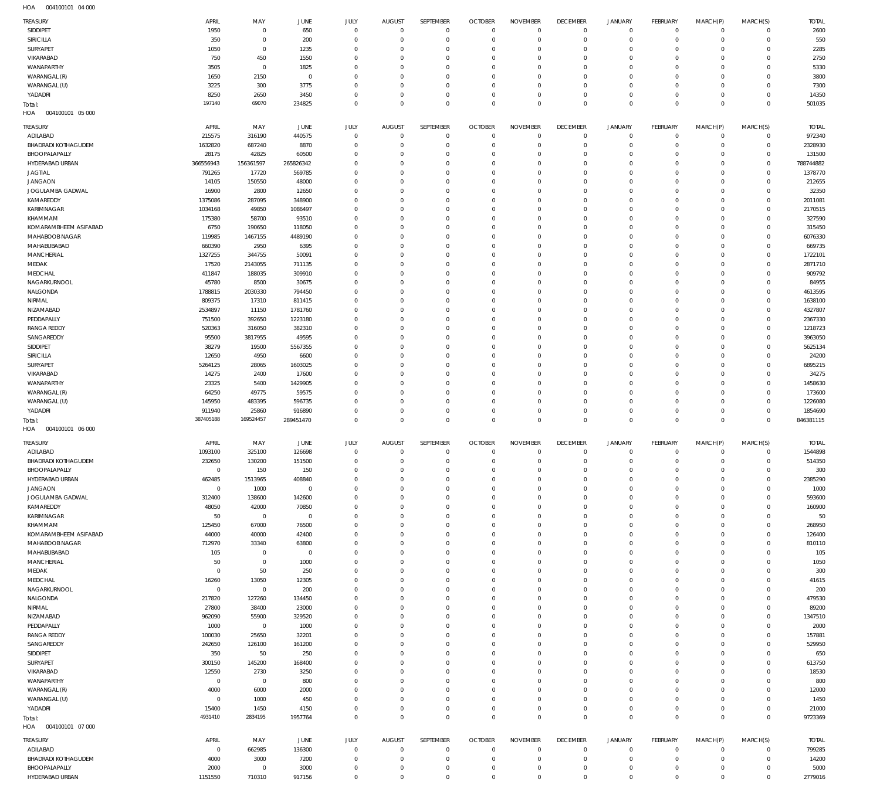HOA 004100101 04 000

| TREASURY | APRIL | MAY | JUNE | JULY | AUGUST | SEPTEMBER | OCTOBER | NOVEMBER | DECEMBER | JANUARY | FEBRUARY | MARCH(P) | MARCH(S) | TOTAL |
|---|---|---|---|---|---|---|---|---|---|---|---|---|---|---|
| SIDDIPET | 1950 | 0 | 650 | 0 | 0 | 0 | 0 | 0 | 0 | 0 | 0 | 0 | 0 | 2600 |
| SIRICILLA | 350 | 0 | 200 | 0 | 0 | 0 | 0 | 0 | 0 | 0 | 0 | 0 | 0 | 550 |
| SURYAPET | 1050 | 0 | 1235 | 0 | 0 | 0 | 0 | 0 | 0 | 0 | 0 | 0 | 0 | 2285 |
| VIKARABAD | 750 | 450 | 1550 | 0 | 0 | 0 | 0 | 0 | 0 | 0 | 0 | 0 | 0 | 2750 |
| WANAPARTHY | 3505 | 0 | 1825 | 0 | 0 | 0 | 0 | 0 | 0 | 0 | 0 | 0 | 0 | 5330 |
| WARANGAL (R) | 1650 | 2150 | 0 | 0 | 0 | 0 | 0 | 0 | 0 | 0 | 0 | 0 | 0 | 3800 |
| WARANGAL (U) | 3225 | 300 | 3775 | 0 | 0 | 0 | 0 | 0 | 0 | 0 | 0 | 0 | 0 | 7300 |
| YADADRI | 8250 | 2650 | 3450 | 0 | 0 | 0 | 0 | 0 | 0 | 0 | 0 | 0 | 0 | 14350 |
| Total: | 197140 | 69070 | 234825 | 0 | 0 | 0 | 0 | 0 | 0 | 0 | 0 | 0 | 0 | 501035 |

HOA 004100101 05 000

| TREASURY | APRIL | MAY | JUNE | JULY | AUGUST | SEPTEMBER | OCTOBER | NOVEMBER | DECEMBER | JANUARY | FEBRUARY | MARCH(P) | MARCH(S) | TOTAL |
|---|---|---|---|---|---|---|---|---|---|---|---|---|---|---|
| ADILABAD | 215575 | 316190 | 440575 | 0 | 0 | 0 | 0 | 0 | 0 | 0 | 0 | 0 | 0 | 972340 |
| BHADRADI KOTHAGUDEM | 1632820 | 687240 | 8870 | 0 | 0 | 0 | 0 | 0 | 0 | 0 | 0 | 0 | 0 | 2328930 |
| BHOOPALAPALLY | 28175 | 42825 | 60500 | 0 | 0 | 0 | 0 | 0 | 0 | 0 | 0 | 0 | 0 | 131500 |
| HYDERABAD URBAN | 366556943 | 156361597 | 265826342 | 0 | 0 | 0 | 0 | 0 | 0 | 0 | 0 | 0 | 0 | 788744882 |
| JAGTIAL | 791265 | 17720 | 569785 | 0 | 0 | 0 | 0 | 0 | 0 | 0 | 0 | 0 | 0 | 1378770 |
| JANGAON | 14105 | 150550 | 48000 | 0 | 0 | 0 | 0 | 0 | 0 | 0 | 0 | 0 | 0 | 212655 |
| JOGULAMBA GADWAL | 16900 | 2800 | 12650 | 0 | 0 | 0 | 0 | 0 | 0 | 0 | 0 | 0 | 0 | 32350 |
| KAMAREDDY | 1375086 | 287095 | 348900 | 0 | 0 | 0 | 0 | 0 | 0 | 0 | 0 | 0 | 0 | 2011081 |
| KARIMNAGAR | 1034168 | 49850 | 1086497 | 0 | 0 | 0 | 0 | 0 | 0 | 0 | 0 | 0 | 0 | 2170515 |
| KHAMMAM | 175380 | 58700 | 93510 | 0 | 0 | 0 | 0 | 0 | 0 | 0 | 0 | 0 | 0 | 327590 |
| KOMARAMBHEEM ASIFABAD | 6750 | 190650 | 118050 | 0 | 0 | 0 | 0 | 0 | 0 | 0 | 0 | 0 | 0 | 315450 |
| MAHABOOBNAGAR | 119985 | 1467155 | 4489190 | 0 | 0 | 0 | 0 | 0 | 0 | 0 | 0 | 0 | 0 | 6076330 |
| MAHABUBABAD | 660390 | 2950 | 6395 | 0 | 0 | 0 | 0 | 0 | 0 | 0 | 0 | 0 | 0 | 669735 |
| MANCHERIAL | 1327255 | 344755 | 50091 | 0 | 0 | 0 | 0 | 0 | 0 | 0 | 0 | 0 | 0 | 1722101 |
| MEDAK | 17520 | 2143055 | 711135 | 0 | 0 | 0 | 0 | 0 | 0 | 0 | 0 | 0 | 0 | 2871710 |
| MEDCHAL | 411847 | 188035 | 309910 | 0 | 0 | 0 | 0 | 0 | 0 | 0 | 0 | 0 | 0 | 909792 |
| NAGARKURNOOL | 45780 | 8500 | 30675 | 0 | 0 | 0 | 0 | 0 | 0 | 0 | 0 | 0 | 0 | 84955 |
| NALGONDA | 1788815 | 2030330 | 794450 | 0 | 0 | 0 | 0 | 0 | 0 | 0 | 0 | 0 | 0 | 4613595 |
| NIRMAL | 809375 | 17310 | 811415 | 0 | 0 | 0 | 0 | 0 | 0 | 0 | 0 | 0 | 0 | 1638100 |
| NIZAMABAD | 2534897 | 11150 | 1781760 | 0 | 0 | 0 | 0 | 0 | 0 | 0 | 0 | 0 | 0 | 4327807 |
| PEDDAPALLY | 751500 | 392650 | 1223180 | 0 | 0 | 0 | 0 | 0 | 0 | 0 | 0 | 0 | 0 | 2367330 |
| RANGA REDDY | 520363 | 316050 | 382310 | 0 | 0 | 0 | 0 | 0 | 0 | 0 | 0 | 0 | 0 | 1218723 |
| SANGAREDDY | 95500 | 3817955 | 49595 | 0 | 0 | 0 | 0 | 0 | 0 | 0 | 0 | 0 | 0 | 3963050 |
| SIDDIPET | 38279 | 19500 | 5567355 | 0 | 0 | 0 | 0 | 0 | 0 | 0 | 0 | 0 | 0 | 5625134 |
| SIRICILLA | 12650 | 4950 | 6600 | 0 | 0 | 0 | 0 | 0 | 0 | 0 | 0 | 0 | 0 | 24200 |
| SURYAPET | 5264125 | 28065 | 1603025 | 0 | 0 | 0 | 0 | 0 | 0 | 0 | 0 | 0 | 0 | 6895215 |
| VIKARABAD | 14275 | 2400 | 17600 | 0 | 0 | 0 | 0 | 0 | 0 | 0 | 0 | 0 | 0 | 34275 |
| WANAPARTHY | 23325 | 5400 | 1429905 | 0 | 0 | 0 | 0 | 0 | 0 | 0 | 0 | 0 | 0 | 1458630 |
| WARANGAL (R) | 64250 | 49775 | 59575 | 0 | 0 | 0 | 0 | 0 | 0 | 0 | 0 | 0 | 0 | 173600 |
| WARANGAL (U) | 145950 | 483395 | 596735 | 0 | 0 | 0 | 0 | 0 | 0 | 0 | 0 | 0 | 0 | 1226080 |
| YADADRI | 911940 | 25860 | 916890 | 0 | 0 | 0 | 0 | 0 | 0 | 0 | 0 | 0 | 0 | 1854690 |
| Total: | 387405188 | 169524457 | 289451470 | 0 | 0 | 0 | 0 | 0 | 0 | 0 | 0 | 0 | 0 | 846381115 |

HOA 004100101 06 000

| TREASURY | APRIL | MAY | JUNE | JULY | AUGUST | SEPTEMBER | OCTOBER | NOVEMBER | DECEMBER | JANUARY | FEBRUARY | MARCH(P) | MARCH(S) | TOTAL |
|---|---|---|---|---|---|---|---|---|---|---|---|---|---|---|
| ADILABAD | 1093100 | 325100 | 126698 | 0 | 0 | 0 | 0 | 0 | 0 | 0 | 0 | 0 | 0 | 1544898 |
| BHADRADI KOTHAGUDEM | 232650 | 130200 | 151500 | 0 | 0 | 0 | 0 | 0 | 0 | 0 | 0 | 0 | 0 | 514350 |
| BHOOPALAPALLY | 0 | 150 | 150 | 0 | 0 | 0 | 0 | 0 | 0 | 0 | 0 | 0 | 0 | 300 |
| HYDERABAD URBAN | 462485 | 1513965 | 408840 | 0 | 0 | 0 | 0 | 0 | 0 | 0 | 0 | 0 | 0 | 2385290 |
| JANGAON | 0 | 1000 | 0 | 0 | 0 | 0 | 0 | 0 | 0 | 0 | 0 | 0 | 0 | 1000 |
| JOGULAMBA GADWAL | 312400 | 138600 | 142600 | 0 | 0 | 0 | 0 | 0 | 0 | 0 | 0 | 0 | 0 | 593600 |
| KAMAREDDY | 48050 | 42000 | 70850 | 0 | 0 | 0 | 0 | 0 | 0 | 0 | 0 | 0 | 0 | 160900 |
| KARIMNAGAR | 50 | 0 | 0 | 0 | 0 | 0 | 0 | 0 | 0 | 0 | 0 | 0 | 0 | 50 |
| KHAMMAM | 125450 | 67000 | 76500 | 0 | 0 | 0 | 0 | 0 | 0 | 0 | 0 | 0 | 0 | 268950 |
| KOMARAMBHEEM ASIFABAD | 44000 | 40000 | 42400 | 0 | 0 | 0 | 0 | 0 | 0 | 0 | 0 | 0 | 0 | 126400 |
| MAHABOOBNAGAR | 712970 | 33340 | 63800 | 0 | 0 | 0 | 0 | 0 | 0 | 0 | 0 | 0 | 0 | 810110 |
| MAHABUBABAD | 105 | 0 | 0 | 0 | 0 | 0 | 0 | 0 | 0 | 0 | 0 | 0 | 0 | 105 |
| MANCHERIAL | 50 | 0 | 1000 | 0 | 0 | 0 | 0 | 0 | 0 | 0 | 0 | 0 | 0 | 1050 |
| MEDAK | 0 | 50 | 250 | 0 | 0 | 0 | 0 | 0 | 0 | 0 | 0 | 0 | 0 | 300 |
| MEDCHAL | 16260 | 13050 | 12305 | 0 | 0 | 0 | 0 | 0 | 0 | 0 | 0 | 0 | 0 | 41615 |
| NAGARKURNOOL | 0 | 0 | 200 | 0 | 0 | 0 | 0 | 0 | 0 | 0 | 0 | 0 | 0 | 200 |
| NALGONDA | 217820 | 127260 | 134450 | 0 | 0 | 0 | 0 | 0 | 0 | 0 | 0 | 0 | 0 | 479530 |
| NIRMAL | 27800 | 38400 | 23000 | 0 | 0 | 0 | 0 | 0 | 0 | 0 | 0 | 0 | 0 | 89200 |
| NIZAMABAD | 962090 | 55900 | 329520 | 0 | 0 | 0 | 0 | 0 | 0 | 0 | 0 | 0 | 0 | 1347510 |
| PEDDAPALLY | 1000 | 0 | 1000 | 0 | 0 | 0 | 0 | 0 | 0 | 0 | 0 | 0 | 0 | 2000 |
| RANGA REDDY | 100030 | 25650 | 32201 | 0 | 0 | 0 | 0 | 0 | 0 | 0 | 0 | 0 | 0 | 157881 |
| SANGAREDDY | 242650 | 126100 | 161200 | 0 | 0 | 0 | 0 | 0 | 0 | 0 | 0 | 0 | 0 | 529950 |
| SIDDIPET | 350 | 50 | 250 | 0 | 0 | 0 | 0 | 0 | 0 | 0 | 0 | 0 | 0 | 650 |
| SURYAPET | 300150 | 145200 | 168400 | 0 | 0 | 0 | 0 | 0 | 0 | 0 | 0 | 0 | 0 | 613750 |
| VIKARABAD | 12550 | 2730 | 3250 | 0 | 0 | 0 | 0 | 0 | 0 | 0 | 0 | 0 | 0 | 18530 |
| WANAPARTHY | 0 | 0 | 800 | 0 | 0 | 0 | 0 | 0 | 0 | 0 | 0 | 0 | 0 | 800 |
| WARANGAL (R) | 4000 | 6000 | 2000 | 0 | 0 | 0 | 0 | 0 | 0 | 0 | 0 | 0 | 0 | 12000 |
| WARANGAL (U) | 0 | 1000 | 450 | 0 | 0 | 0 | 0 | 0 | 0 | 0 | 0 | 0 | 0 | 1450 |
| YADADRI | 15400 | 1450 | 4150 | 0 | 0 | 0 | 0 | 0 | 0 | 0 | 0 | 0 | 0 | 21000 |
| Total: | 4931410 | 2834195 | 1957764 | 0 | 0 | 0 | 0 | 0 | 0 | 0 | 0 | 0 | 0 | 9723369 |

HOA 004100101 07 000

| TREASURY | APRIL | MAY | JUNE | JULY | AUGUST | SEPTEMBER | OCTOBER | NOVEMBER | DECEMBER | JANUARY | FEBRUARY | MARCH(P) | MARCH(S) | TOTAL |
|---|---|---|---|---|---|---|---|---|---|---|---|---|---|---|
| ADILABAD | 0 | 662985 | 136300 | 0 | 0 | 0 | 0 | 0 | 0 | 0 | 0 | 0 | 0 | 799285 |
| BHADRADI KOTHAGUDEM | 4000 | 3000 | 7200 | 0 | 0 | 0 | 0 | 0 | 0 | 0 | 0 | 0 | 0 | 14200 |
| BHOOPALAPALLY | 2000 | 0 | 3000 | 0 | 0 | 0 | 0 | 0 | 0 | 0 | 0 | 0 | 0 | 5000 |
| HYDERABAD URBAN | 1151550 | 710310 | 917156 | 0 | 0 | 0 | 0 | 0 | 0 | 0 | 0 | 0 | 0 | 2779016 |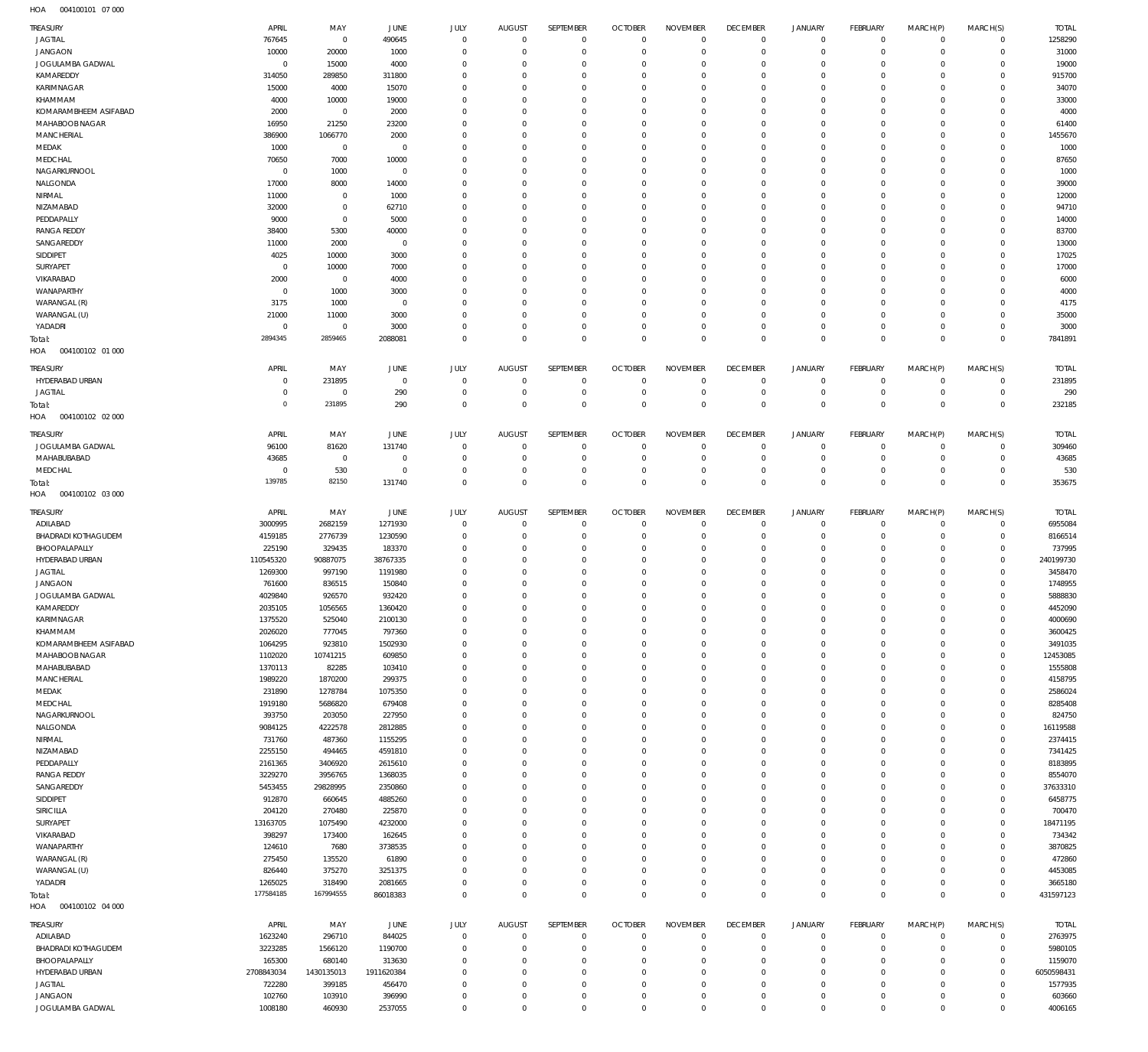HOA 004100101 07 000

| TREASURY | APRIL | MAY | JUNE | JULY | AUGUST | SEPTEMBER | OCTOBER | NOVEMBER | DECEMBER | JANUARY | FEBRUARY | MARCH(P) | MARCH(S) | TOTAL |
|---|---|---|---|---|---|---|---|---|---|---|---|---|---|---|
| JAGTIAL | 767645 | 0 | 490645 | 0 | 0 | 0 | 0 | 0 | 0 | 0 | 0 | 0 | 0 | 1258290 |
| JANGAON | 10000 | 20000 | 1000 | 0 | 0 | 0 | 0 | 0 | 0 | 0 | 0 | 0 | 0 | 31000 |
| JOGULAMBA GADWAL | 0 | 15000 | 4000 | 0 | 0 | 0 | 0 | 0 | 0 | 0 | 0 | 0 | 0 | 19000 |
| KAMAREDDY | 314050 | 289850 | 311800 | 0 | 0 | 0 | 0 | 0 | 0 | 0 | 0 | 0 | 0 | 915700 |
| KARIMNAGAR | 15000 | 4000 | 15070 | 0 | 0 | 0 | 0 | 0 | 0 | 0 | 0 | 0 | 0 | 34070 |
| KHAMMAM | 4000 | 10000 | 19000 | 0 | 0 | 0 | 0 | 0 | 0 | 0 | 0 | 0 | 0 | 33000 |
| KOMARAMBHEEM ASIFABAD | 2000 | 0 | 2000 | 0 | 0 | 0 | 0 | 0 | 0 | 0 | 0 | 0 | 0 | 4000 |
| MAHABOOBNAGAR | 16950 | 21250 | 23200 | 0 | 0 | 0 | 0 | 0 | 0 | 0 | 0 | 0 | 0 | 61400 |
| MANCHERIAL | 386900 | 1066770 | 2000 | 0 | 0 | 0 | 0 | 0 | 0 | 0 | 0 | 0 | 0 | 1455670 |
| MEDAK | 1000 | 0 | 0 | 0 | 0 | 0 | 0 | 0 | 0 | 0 | 0 | 0 | 0 | 1000 |
| MEDCHAL | 70650 | 7000 | 10000 | 0 | 0 | 0 | 0 | 0 | 0 | 0 | 0 | 0 | 0 | 87650 |
| NAGARKURNOOL | 0 | 1000 | 0 | 0 | 0 | 0 | 0 | 0 | 0 | 0 | 0 | 0 | 0 | 1000 |
| NALGONDA | 17000 | 8000 | 14000 | 0 | 0 | 0 | 0 | 0 | 0 | 0 | 0 | 0 | 0 | 39000 |
| NIRMAL | 11000 | 0 | 1000 | 0 | 0 | 0 | 0 | 0 | 0 | 0 | 0 | 0 | 0 | 12000 |
| NIZAMABAD | 32000 | 0 | 62710 | 0 | 0 | 0 | 0 | 0 | 0 | 0 | 0 | 0 | 0 | 94710 |
| PEDDAPALLY | 9000 | 0 | 5000 | 0 | 0 | 0 | 0 | 0 | 0 | 0 | 0 | 0 | 0 | 14000 |
| RANGA REDDY | 38400 | 5300 | 40000 | 0 | 0 | 0 | 0 | 0 | 0 | 0 | 0 | 0 | 0 | 83700 |
| SANGAREDDY | 11000 | 2000 | 0 | 0 | 0 | 0 | 0 | 0 | 0 | 0 | 0 | 0 | 0 | 13000 |
| SIDDIPET | 4025 | 10000 | 3000 | 0 | 0 | 0 | 0 | 0 | 0 | 0 | 0 | 0 | 0 | 17025 |
| SURYAPET | 0 | 10000 | 7000 | 0 | 0 | 0 | 0 | 0 | 0 | 0 | 0 | 0 | 0 | 17000 |
| VIKARABAD | 2000 | 0 | 4000 | 0 | 0 | 0 | 0 | 0 | 0 | 0 | 0 | 0 | 0 | 6000 |
| WANAPARTHY | 0 | 1000 | 3000 | 0 | 0 | 0 | 0 | 0 | 0 | 0 | 0 | 0 | 0 | 4000 |
| WARANGAL (R) | 3175 | 1000 | 0 | 0 | 0 | 0 | 0 | 0 | 0 | 0 | 0 | 0 | 0 | 4175 |
| WARANGAL (U) | 21000 | 11000 | 3000 | 0 | 0 | 0 | 0 | 0 | 0 | 0 | 0 | 0 | 0 | 35000 |
| YADADRI | 0 | 0 | 3000 | 0 | 0 | 0 | 0 | 0 | 0 | 0 | 0 | 0 | 0 | 3000 |
| Total: | 2894345 | 2859465 | 2088081 | 0 | 0 | 0 | 0 | 0 | 0 | 0 | 0 | 0 | 0 | 7841891 |

HOA 004100102 01 000

| TREASURY | APRIL | MAY | JUNE | JULY | AUGUST | SEPTEMBER | OCTOBER | NOVEMBER | DECEMBER | JANUARY | FEBRUARY | MARCH(P) | MARCH(S) | TOTAL |
|---|---|---|---|---|---|---|---|---|---|---|---|---|---|---|
| HYDERABAD URBAN | 0 | 231895 | 0 | 0 | 0 | 0 | 0 | 0 | 0 | 0 | 0 | 0 | 0 | 231895 |
| JAGTIAL | 0 | 0 | 290 | 0 | 0 | 0 | 0 | 0 | 0 | 0 | 0 | 0 | 0 | 290 |
| Total: | 0 | 231895 | 290 | 0 | 0 | 0 | 0 | 0 | 0 | 0 | 0 | 0 | 0 | 232185 |

HOA 004100102 02 000

| TREASURY | APRIL | MAY | JUNE | JULY | AUGUST | SEPTEMBER | OCTOBER | NOVEMBER | DECEMBER | JANUARY | FEBRUARY | MARCH(P) | MARCH(S) | TOTAL |
|---|---|---|---|---|---|---|---|---|---|---|---|---|---|---|
| JOGULAMBA GADWAL | 96100 | 81620 | 131740 | 0 | 0 | 0 | 0 | 0 | 0 | 0 | 0 | 0 | 0 | 309460 |
| MAHABUBABAD | 43685 | 0 | 0 | 0 | 0 | 0 | 0 | 0 | 0 | 0 | 0 | 0 | 0 | 43685 |
| MEDCHAL | 0 | 530 | 0 | 0 | 0 | 0 | 0 | 0 | 0 | 0 | 0 | 0 | 0 | 530 |
| Total: | 139785 | 82150 | 131740 | 0 | 0 | 0 | 0 | 0 | 0 | 0 | 0 | 0 | 0 | 353675 |

HOA 004100102 03 000

| TREASURY | APRIL | MAY | JUNE | JULY | AUGUST | SEPTEMBER | OCTOBER | NOVEMBER | DECEMBER | JANUARY | FEBRUARY | MARCH(P) | MARCH(S) | TOTAL |
|---|---|---|---|---|---|---|---|---|---|---|---|---|---|---|
| ADILABAD | 3000995 | 2682159 | 1271930 | 0 | 0 | 0 | 0 | 0 | 0 | 0 | 0 | 0 | 0 | 6955084 |
| BHADRADI KOTHAGUDEM | 4159185 | 2776739 | 1230590 | 0 | 0 | 0 | 0 | 0 | 0 | 0 | 0 | 0 | 0 | 8166514 |
| BHOOPALAPALLY | 225190 | 329435 | 183370 | 0 | 0 | 0 | 0 | 0 | 0 | 0 | 0 | 0 | 0 | 737995 |
| HYDERABAD URBAN | 110545320 | 90887075 | 38767335 | 0 | 0 | 0 | 0 | 0 | 0 | 0 | 0 | 0 | 0 | 240199730 |
| JAGTIAL | 1269300 | 997190 | 1191980 | 0 | 0 | 0 | 0 | 0 | 0 | 0 | 0 | 0 | 0 | 3458470 |
| JANGAON | 761600 | 836515 | 150840 | 0 | 0 | 0 | 0 | 0 | 0 | 0 | 0 | 0 | 0 | 1748955 |
| JOGULAMBA GADWAL | 4029840 | 926570 | 932420 | 0 | 0 | 0 | 0 | 0 | 0 | 0 | 0 | 0 | 0 | 5888830 |
| KAMAREDDY | 2035105 | 1056565 | 1360420 | 0 | 0 | 0 | 0 | 0 | 0 | 0 | 0 | 0 | 0 | 4452090 |
| KARIMNAGAR | 1375520 | 525040 | 2100130 | 0 | 0 | 0 | 0 | 0 | 0 | 0 | 0 | 0 | 0 | 4000690 |
| KHAMMAM | 2026020 | 777045 | 797360 | 0 | 0 | 0 | 0 | 0 | 0 | 0 | 0 | 0 | 0 | 3600425 |
| KOMARAMBHEEM ASIFABAD | 1064295 | 923810 | 1502930 | 0 | 0 | 0 | 0 | 0 | 0 | 0 | 0 | 0 | 0 | 3491035 |
| MAHABOOBNAGAR | 1102020 | 10741215 | 609850 | 0 | 0 | 0 | 0 | 0 | 0 | 0 | 0 | 0 | 0 | 12453085 |
| MAHABUBABAD | 1370113 | 82285 | 103410 | 0 | 0 | 0 | 0 | 0 | 0 | 0 | 0 | 0 | 0 | 1555808 |
| MANCHERIAL | 1989220 | 1870200 | 299375 | 0 | 0 | 0 | 0 | 0 | 0 | 0 | 0 | 0 | 0 | 4158795 |
| MEDAK | 231890 | 1278784 | 1075350 | 0 | 0 | 0 | 0 | 0 | 0 | 0 | 0 | 0 | 0 | 2586024 |
| MEDCHAL | 1919180 | 5686820 | 679408 | 0 | 0 | 0 | 0 | 0 | 0 | 0 | 0 | 0 | 0 | 8285408 |
| NAGARKURNOOL | 393750 | 203050 | 227950 | 0 | 0 | 0 | 0 | 0 | 0 | 0 | 0 | 0 | 0 | 824750 |
| NALGONDA | 9084125 | 4222578 | 2812885 | 0 | 0 | 0 | 0 | 0 | 0 | 0 | 0 | 0 | 0 | 16119588 |
| NIRMAL | 731760 | 487360 | 1155295 | 0 | 0 | 0 | 0 | 0 | 0 | 0 | 0 | 0 | 0 | 2374415 |
| NIZAMABAD | 2255150 | 494465 | 4591810 | 0 | 0 | 0 | 0 | 0 | 0 | 0 | 0 | 0 | 0 | 7341425 |
| PEDDAPALLY | 2161365 | 3406920 | 2615610 | 0 | 0 | 0 | 0 | 0 | 0 | 0 | 0 | 0 | 0 | 8183895 |
| RANGA REDDY | 3229270 | 3956765 | 1368035 | 0 | 0 | 0 | 0 | 0 | 0 | 0 | 0 | 0 | 0 | 8554070 |
| SANGAREDDY | 5453455 | 29828995 | 2350860 | 0 | 0 | 0 | 0 | 0 | 0 | 0 | 0 | 0 | 0 | 37633310 |
| SIDDIPET | 912870 | 660645 | 4885260 | 0 | 0 | 0 | 0 | 0 | 0 | 0 | 0 | 0 | 0 | 6458775 |
| SIRICILLA | 204120 | 270480 | 225870 | 0 | 0 | 0 | 0 | 0 | 0 | 0 | 0 | 0 | 0 | 700470 |
| SURYAPET | 13163705 | 1075490 | 4232000 | 0 | 0 | 0 | 0 | 0 | 0 | 0 | 0 | 0 | 0 | 18471195 |
| VIKARABAD | 398297 | 173400 | 162645 | 0 | 0 | 0 | 0 | 0 | 0 | 0 | 0 | 0 | 0 | 734342 |
| WANAPARTHY | 124610 | 7680 | 3738535 | 0 | 0 | 0 | 0 | 0 | 0 | 0 | 0 | 0 | 0 | 3870825 |
| WARANGAL (R) | 275450 | 135520 | 61890 | 0 | 0 | 0 | 0 | 0 | 0 | 0 | 0 | 0 | 0 | 472860 |
| WARANGAL (U) | 826440 | 375270 | 3251375 | 0 | 0 | 0 | 0 | 0 | 0 | 0 | 0 | 0 | 0 | 4453085 |
| YADADRI | 1265025 | 318490 | 2081665 | 0 | 0 | 0 | 0 | 0 | 0 | 0 | 0 | 0 | 0 | 3665180 |
| Total: | 177584185 | 167994555 | 86018383 | 0 | 0 | 0 | 0 | 0 | 0 | 0 | 0 | 0 | 0 | 431597123 |

HOA 004100102 04 000

| TREASURY | APRIL | MAY | JUNE | JULY | AUGUST | SEPTEMBER | OCTOBER | NOVEMBER | DECEMBER | JANUARY | FEBRUARY | MARCH(P) | MARCH(S) | TOTAL |
|---|---|---|---|---|---|---|---|---|---|---|---|---|---|---|
| ADILABAD | 1623240 | 296710 | 844025 | 0 | 0 | 0 | 0 | 0 | 0 | 0 | 0 | 0 | 0 | 2763975 |
| BHADRADI KOTHAGUDEM | 3223285 | 1566120 | 1190700 | 0 | 0 | 0 | 0 | 0 | 0 | 0 | 0 | 0 | 0 | 5980105 |
| BHOOPALAPALLY | 165300 | 680140 | 313630 | 0 | 0 | 0 | 0 | 0 | 0 | 0 | 0 | 0 | 0 | 1159070 |
| HYDERABAD URBAN | 2708843034 | 1430135013 | 1911620384 | 0 | 0 | 0 | 0 | 0 | 0 | 0 | 0 | 0 | 0 | 6050598431 |
| JAGTIAL | 722280 | 399185 | 456470 | 0 | 0 | 0 | 0 | 0 | 0 | 0 | 0 | 0 | 0 | 1577935 |
| JANGAON | 102760 | 103910 | 396990 | 0 | 0 | 0 | 0 | 0 | 0 | 0 | 0 | 0 | 0 | 603660 |
| JOGULAMBA GADWAL | 1008180 | 460930 | 2537055 | 0 | 0 | 0 | 0 | 0 | 0 | 0 | 0 | 0 | 0 | 4006165 |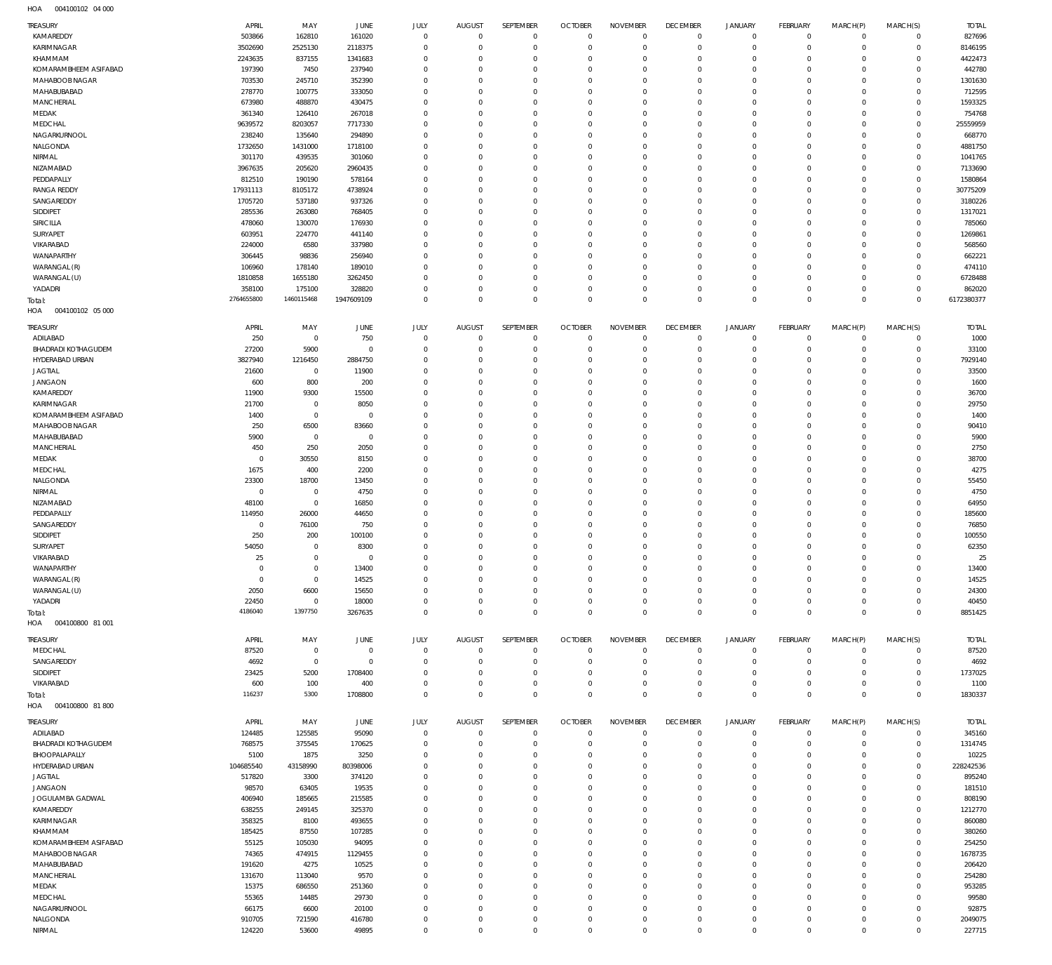HOA 004100102 04 000

| TREASURY | APRIL | MAY | JUNE | JULY | AUGUST | SEPTEMBER | OCTOBER | NOVEMBER | DECEMBER | JANUARY | FEBRUARY | MARCH(P) | MARCH(S) | TOTAL |
|---|---|---|---|---|---|---|---|---|---|---|---|---|---|---|
| KAMAREDDY | 503866 | 162810 | 161020 | 0 | 0 | 0 | 0 | 0 | 0 | 0 | 0 | 0 | 0 | 827696 |
| KARIMNAGAR | 3502690 | 2525130 | 2118375 | 0 | 0 | 0 | 0 | 0 | 0 | 0 | 0 | 0 | 0 | 8146195 |
| KHAMMAM | 2243635 | 837155 | 1341683 | 0 | 0 | 0 | 0 | 0 | 0 | 0 | 0 | 0 | 0 | 4422473 |
| KOMARAMBHEEM ASIFABAD | 197390 | 7450 | 237940 | 0 | 0 | 0 | 0 | 0 | 0 | 0 | 0 | 0 | 0 | 442780 |
| MAHABOOBNAGAR | 703530 | 245710 | 352390 | 0 | 0 | 0 | 0 | 0 | 0 | 0 | 0 | 0 | 0 | 1301630 |
| MAHABUBABAD | 278770 | 100775 | 333050 | 0 | 0 | 0 | 0 | 0 | 0 | 0 | 0 | 0 | 0 | 712595 |
| MANCHERIAL | 673980 | 488870 | 430475 | 0 | 0 | 0 | 0 | 0 | 0 | 0 | 0 | 0 | 0 | 1593325 |
| MEDAK | 361340 | 126410 | 267018 | 0 | 0 | 0 | 0 | 0 | 0 | 0 | 0 | 0 | 0 | 754768 |
| MEDCHAL | 9639572 | 8203057 | 7717330 | 0 | 0 | 0 | 0 | 0 | 0 | 0 | 0 | 0 | 0 | 25559959 |
| NAGARKURNOOL | 238240 | 135640 | 294890 | 0 | 0 | 0 | 0 | 0 | 0 | 0 | 0 | 0 | 0 | 668770 |
| NALGONDA | 1732650 | 1431000 | 1718100 | 0 | 0 | 0 | 0 | 0 | 0 | 0 | 0 | 0 | 0 | 4881750 |
| NIRMAL | 301170 | 439535 | 301060 | 0 | 0 | 0 | 0 | 0 | 0 | 0 | 0 | 0 | 0 | 1041765 |
| NIZAMABAD | 3967635 | 205620 | 2960435 | 0 | 0 | 0 | 0 | 0 | 0 | 0 | 0 | 0 | 0 | 7133690 |
| PEDDAPALLY | 812510 | 190190 | 578164 | 0 | 0 | 0 | 0 | 0 | 0 | 0 | 0 | 0 | 0 | 1580864 |
| RANGA REDDY | 17931113 | 8105172 | 4738924 | 0 | 0 | 0 | 0 | 0 | 0 | 0 | 0 | 0 | 0 | 30775209 |
| SANGAREDDY | 1705720 | 537180 | 937326 | 0 | 0 | 0 | 0 | 0 | 0 | 0 | 0 | 0 | 0 | 3180226 |
| SIDDIPET | 285536 | 263080 | 768405 | 0 | 0 | 0 | 0 | 0 | 0 | 0 | 0 | 0 | 0 | 1317021 |
| SIRICILLA | 478060 | 130070 | 176930 | 0 | 0 | 0 | 0 | 0 | 0 | 0 | 0 | 0 | 0 | 785060 |
| SURYAPET | 603951 | 224770 | 441140 | 0 | 0 | 0 | 0 | 0 | 0 | 0 | 0 | 0 | 0 | 1269861 |
| VIKARABAD | 224000 | 6580 | 337980 | 0 | 0 | 0 | 0 | 0 | 0 | 0 | 0 | 0 | 0 | 568560 |
| WANAPARTHY | 306445 | 98836 | 256940 | 0 | 0 | 0 | 0 | 0 | 0 | 0 | 0 | 0 | 0 | 662221 |
| WARANGAL (R) | 106960 | 178140 | 189010 | 0 | 0 | 0 | 0 | 0 | 0 | 0 | 0 | 0 | 0 | 474110 |
| WARANGAL (U) | 1810858 | 1655180 | 3262450 | 0 | 0 | 0 | 0 | 0 | 0 | 0 | 0 | 0 | 0 | 6728488 |
| YADADRI | 358100 | 175100 | 328820 | 0 | 0 | 0 | 0 | 0 | 0 | 0 | 0 | 0 | 0 | 862020 |
| Total: | 2764655800 | 1460115468 | 1947609109 | 0 | 0 | 0 | 0 | 0 | 0 | 0 | 0 | 0 | 0 | 6172380377 |

HOA 004100102 05 000

| TREASURY | APRIL | MAY | JUNE | JULY | AUGUST | SEPTEMBER | OCTOBER | NOVEMBER | DECEMBER | JANUARY | FEBRUARY | MARCH(P) | MARCH(S) | TOTAL |
|---|---|---|---|---|---|---|---|---|---|---|---|---|---|---|
| ADILABAD | 250 | 0 | 750 | 0 | 0 | 0 | 0 | 0 | 0 | 0 | 0 | 0 | 0 | 1000 |
| BHADRADI KOTHAGUDEM | 27200 | 5900 | 0 | 0 | 0 | 0 | 0 | 0 | 0 | 0 | 0 | 0 | 0 | 33100 |
| HYDERABAD URBAN | 3827940 | 1216450 | 2884750 | 0 | 0 | 0 | 0 | 0 | 0 | 0 | 0 | 0 | 0 | 7929140 |
| JAGTIAL | 21600 | 0 | 11900 | 0 | 0 | 0 | 0 | 0 | 0 | 0 | 0 | 0 | 0 | 33500 |
| JANGAON | 600 | 800 | 200 | 0 | 0 | 0 | 0 | 0 | 0 | 0 | 0 | 0 | 0 | 1600 |
| KAMAREDDY | 11900 | 9300 | 15500 | 0 | 0 | 0 | 0 | 0 | 0 | 0 | 0 | 0 | 0 | 36700 |
| KARIMNAGAR | 21700 | 0 | 8050 | 0 | 0 | 0 | 0 | 0 | 0 | 0 | 0 | 0 | 0 | 29750 |
| KOMARAMBHEEM ASIFABAD | 1400 | 0 | 0 | 0 | 0 | 0 | 0 | 0 | 0 | 0 | 0 | 0 | 0 | 1400 |
| MAHABOOBNAGAR | 250 | 6500 | 83660 | 0 | 0 | 0 | 0 | 0 | 0 | 0 | 0 | 0 | 0 | 90410 |
| MAHABUBABAD | 5900 | 0 | 0 | 0 | 0 | 0 | 0 | 0 | 0 | 0 | 0 | 0 | 0 | 5900 |
| MANCHERIAL | 450 | 250 | 2050 | 0 | 0 | 0 | 0 | 0 | 0 | 0 | 0 | 0 | 0 | 2750 |
| MEDAK | 0 | 30550 | 8150 | 0 | 0 | 0 | 0 | 0 | 0 | 0 | 0 | 0 | 0 | 38700 |
| MEDCHAL | 1675 | 400 | 2200 | 0 | 0 | 0 | 0 | 0 | 0 | 0 | 0 | 0 | 0 | 4275 |
| NALGONDA | 23300 | 18700 | 13450 | 0 | 0 | 0 | 0 | 0 | 0 | 0 | 0 | 0 | 0 | 55450 |
| NIRMAL | 0 | 0 | 4750 | 0 | 0 | 0 | 0 | 0 | 0 | 0 | 0 | 0 | 0 | 4750 |
| NIZAMABAD | 48100 | 0 | 16850 | 0 | 0 | 0 | 0 | 0 | 0 | 0 | 0 | 0 | 0 | 64950 |
| PEDDAPALLY | 114950 | 26000 | 44650 | 0 | 0 | 0 | 0 | 0 | 0 | 0 | 0 | 0 | 0 | 185600 |
| SANGAREDDY | 0 | 76100 | 750 | 0 | 0 | 0 | 0 | 0 | 0 | 0 | 0 | 0 | 0 | 76850 |
| SIDDIPET | 250 | 200 | 100100 | 0 | 0 | 0 | 0 | 0 | 0 | 0 | 0 | 0 | 0 | 100550 |
| SURYAPET | 54050 | 0 | 8300 | 0 | 0 | 0 | 0 | 0 | 0 | 0 | 0 | 0 | 0 | 62350 |
| VIKARABAD | 25 | 0 | 0 | 0 | 0 | 0 | 0 | 0 | 0 | 0 | 0 | 0 | 0 | 25 |
| WANAPARTHY | 0 | 0 | 13400 | 0 | 0 | 0 | 0 | 0 | 0 | 0 | 0 | 0 | 0 | 13400 |
| WARANGAL (R) | 0 | 0 | 14525 | 0 | 0 | 0 | 0 | 0 | 0 | 0 | 0 | 0 | 0 | 14525 |
| WARANGAL (U) | 2050 | 6600 | 15650 | 0 | 0 | 0 | 0 | 0 | 0 | 0 | 0 | 0 | 0 | 24300 |
| YADADRI | 22450 | 0 | 18000 | 0 | 0 | 0 | 0 | 0 | 0 | 0 | 0 | 0 | 0 | 40450 |
| Total: | 4186040 | 1397750 | 3267635 | 0 | 0 | 0 | 0 | 0 | 0 | 0 | 0 | 0 | 0 | 8851425 |

HOA 004100800 81 001

| TREASURY | APRIL | MAY | JUNE | JULY | AUGUST | SEPTEMBER | OCTOBER | NOVEMBER | DECEMBER | JANUARY | FEBRUARY | MARCH(P) | MARCH(S) | TOTAL |
|---|---|---|---|---|---|---|---|---|---|---|---|---|---|---|
| MEDCHAL | 87520 | 0 | 0 | 0 | 0 | 0 | 0 | 0 | 0 | 0 | 0 | 0 | 0 | 87520 |
| SANGAREDDY | 4692 | 0 | 0 | 0 | 0 | 0 | 0 | 0 | 0 | 0 | 0 | 0 | 0 | 4692 |
| SIDDIPET | 23425 | 5200 | 1708400 | 0 | 0 | 0 | 0 | 0 | 0 | 0 | 0 | 0 | 0 | 1737025 |
| VIKARABAD | 600 | 100 | 400 | 0 | 0 | 0 | 0 | 0 | 0 | 0 | 0 | 0 | 0 | 1100 |
| Total: | 116237 | 5300 | 1708800 | 0 | 0 | 0 | 0 | 0 | 0 | 0 | 0 | 0 | 0 | 1830337 |

HOA 004100800 81 800

| TREASURY | APRIL | MAY | JUNE | JULY | AUGUST | SEPTEMBER | OCTOBER | NOVEMBER | DECEMBER | JANUARY | FEBRUARY | MARCH(P) | MARCH(S) | TOTAL |
|---|---|---|---|---|---|---|---|---|---|---|---|---|---|---|
| ADILABAD | 124485 | 125585 | 95090 | 0 | 0 | 0 | 0 | 0 | 0 | 0 | 0 | 0 | 0 | 345160 |
| BHADRADI KOTHAGUDEM | 768575 | 375545 | 170625 | 0 | 0 | 0 | 0 | 0 | 0 | 0 | 0 | 0 | 0 | 1314745 |
| BHOOPALAPALLY | 5100 | 1875 | 3250 | 0 | 0 | 0 | 0 | 0 | 0 | 0 | 0 | 0 | 0 | 10225 |
| HYDERABAD URBAN | 104685540 | 43158990 | 80398006 | 0 | 0 | 0 | 0 | 0 | 0 | 0 | 0 | 0 | 0 | 228242536 |
| JAGTIAL | 517820 | 3300 | 374120 | 0 | 0 | 0 | 0 | 0 | 0 | 0 | 0 | 0 | 0 | 895240 |
| JANGAON | 98570 | 63405 | 19535 | 0 | 0 | 0 | 0 | 0 | 0 | 0 | 0 | 0 | 0 | 181510 |
| JOGULAMBA GADWAL | 406940 | 185665 | 215585 | 0 | 0 | 0 | 0 | 0 | 0 | 0 | 0 | 0 | 0 | 808190 |
| KAMAREDDY | 638255 | 249145 | 325370 | 0 | 0 | 0 | 0 | 0 | 0 | 0 | 0 | 0 | 0 | 1212770 |
| KARIMNAGAR | 358325 | 8100 | 493655 | 0 | 0 | 0 | 0 | 0 | 0 | 0 | 0 | 0 | 0 | 860080 |
| KHAMMAM | 185425 | 87550 | 107285 | 0 | 0 | 0 | 0 | 0 | 0 | 0 | 0 | 0 | 0 | 380260 |
| KOMARAMBHEEM ASIFABAD | 55125 | 105030 | 94095 | 0 | 0 | 0 | 0 | 0 | 0 | 0 | 0 | 0 | 0 | 254250 |
| MAHABOOBNAGAR | 74365 | 474915 | 1129455 | 0 | 0 | 0 | 0 | 0 | 0 | 0 | 0 | 0 | 0 | 1678735 |
| MAHABUBABAD | 191620 | 4275 | 10525 | 0 | 0 | 0 | 0 | 0 | 0 | 0 | 0 | 0 | 0 | 206420 |
| MANCHERIAL | 131670 | 113040 | 9570 | 0 | 0 | 0 | 0 | 0 | 0 | 0 | 0 | 0 | 0 | 254280 |
| MEDAK | 15375 | 686550 | 251360 | 0 | 0 | 0 | 0 | 0 | 0 | 0 | 0 | 0 | 0 | 953285 |
| MEDCHAL | 55365 | 14485 | 29730 | 0 | 0 | 0 | 0 | 0 | 0 | 0 | 0 | 0 | 0 | 99580 |
| NAGARKURNOOL | 66175 | 6600 | 20100 | 0 | 0 | 0 | 0 | 0 | 0 | 0 | 0 | 0 | 0 | 92875 |
| NALGONDA | 910705 | 721590 | 416780 | 0 | 0 | 0 | 0 | 0 | 0 | 0 | 0 | 0 | 0 | 2049075 |
| NIRMAL | 124220 | 53600 | 49895 | 0 | 0 | 0 | 0 | 0 | 0 | 0 | 0 | 0 | 0 | 227715 |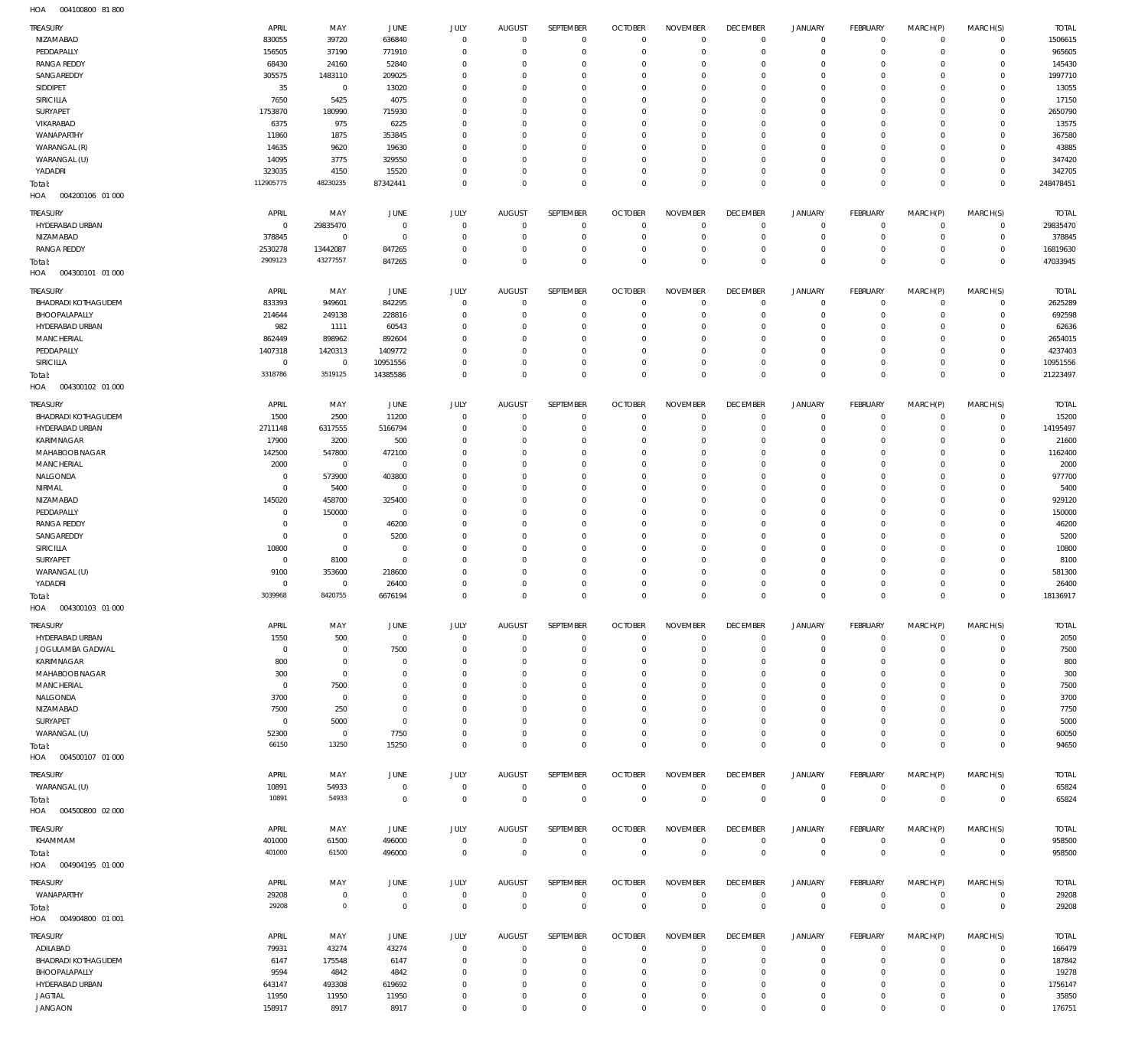HOA 004100800 81 800

| TREASURY | APRIL | MAY | JUNE | JULY | AUGUST | SEPTEMBER | OCTOBER | NOVEMBER | DECEMBER | JANUARY | FEBRUARY | MARCH(P) | MARCH(S) | TOTAL |
|---|---|---|---|---|---|---|---|---|---|---|---|---|---|---|
| NIZAMABAD | 830055 | 39720 | 636840 | 0 | 0 | 0 | 0 | 0 | 0 | 0 | 0 | 0 | 0 | 1506615 |
| PEDDAPALLY | 156505 | 37190 | 771910 | 0 | 0 | 0 | 0 | 0 | 0 | 0 | 0 | 0 | 0 | 965605 |
| RANGA REDDY | 68430 | 24160 | 52840 | 0 | 0 | 0 | 0 | 0 | 0 | 0 | 0 | 0 | 0 | 145430 |
| SANGAREDDY | 305575 | 1483110 | 209025 | 0 | 0 | 0 | 0 | 0 | 0 | 0 | 0 | 0 | 0 | 1997710 |
| SIDDIPET | 35 | 0 | 13020 | 0 | 0 | 0 | 0 | 0 | 0 | 0 | 0 | 0 | 0 | 13055 |
| SIRICILLA | 7650 | 5425 | 4075 | 0 | 0 | 0 | 0 | 0 | 0 | 0 | 0 | 0 | 0 | 17150 |
| SURYAPET | 1753870 | 180990 | 715930 | 0 | 0 | 0 | 0 | 0 | 0 | 0 | 0 | 0 | 0 | 2650790 |
| VIKARABAD | 6375 | 975 | 6225 | 0 | 0 | 0 | 0 | 0 | 0 | 0 | 0 | 0 | 0 | 13575 |
| WANAPARTHY | 11860 | 1875 | 353845 | 0 | 0 | 0 | 0 | 0 | 0 | 0 | 0 | 0 | 0 | 367580 |
| WARANGAL (R) | 14635 | 9620 | 19630 | 0 | 0 | 0 | 0 | 0 | 0 | 0 | 0 | 0 | 0 | 43885 |
| WARANGAL (U) | 14095 | 3775 | 329550 | 0 | 0 | 0 | 0 | 0 | 0 | 0 | 0 | 0 | 0 | 347420 |
| YADADRI | 323035 | 4150 | 15520 | 0 | 0 | 0 | 0 | 0 | 0 | 0 | 0 | 0 | 0 | 342705 |
| Total: | 112905775 | 48230235 | 87342441 | 0 | 0 | 0 | 0 | 0 | 0 | 0 | 0 | 0 | 0 | 248478451 |

HOA 004200106 01 000

| TREASURY | APRIL | MAY | JUNE | JULY | AUGUST | SEPTEMBER | OCTOBER | NOVEMBER | DECEMBER | JANUARY | FEBRUARY | MARCH(P) | MARCH(S) | TOTAL |
|---|---|---|---|---|---|---|---|---|---|---|---|---|---|---|
| HYDERABAD URBAN | 0 | 29835470 | 0 | 0 | 0 | 0 | 0 | 0 | 0 | 0 | 0 | 0 | 0 | 29835470 |
| NIZAMABAD | 378845 | 0 | 0 | 0 | 0 | 0 | 0 | 0 | 0 | 0 | 0 | 0 | 0 | 378845 |
| RANGA REDDY | 2530278 | 13442087 | 847265 | 0 | 0 | 0 | 0 | 0 | 0 | 0 | 0 | 0 | 0 | 16819630 |
| Total: | 2909123 | 43277557 | 847265 | 0 | 0 | 0 | 0 | 0 | 0 | 0 | 0 | 0 | 0 | 47033945 |

HOA 004300101 01 000

| TREASURY | APRIL | MAY | JUNE | JULY | AUGUST | SEPTEMBER | OCTOBER | NOVEMBER | DECEMBER | JANUARY | FEBRUARY | MARCH(P) | MARCH(S) | TOTAL |
|---|---|---|---|---|---|---|---|---|---|---|---|---|---|---|
| BHADRADI KOTHAGUDEM | 833393 | 949601 | 842295 | 0 | 0 | 0 | 0 | 0 | 0 | 0 | 0 | 0 | 0 | 2625289 |
| BHOOPALAPALLY | 214644 | 249138 | 228816 | 0 | 0 | 0 | 0 | 0 | 0 | 0 | 0 | 0 | 0 | 692598 |
| HYDERABAD URBAN | 982 | 1111 | 60543 | 0 | 0 | 0 | 0 | 0 | 0 | 0 | 0 | 0 | 0 | 62636 |
| MANCHERIAL | 862449 | 898962 | 892604 | 0 | 0 | 0 | 0 | 0 | 0 | 0 | 0 | 0 | 0 | 2654015 |
| PEDDAPALLY | 1407318 | 1420313 | 1409772 | 0 | 0 | 0 | 0 | 0 | 0 | 0 | 0 | 0 | 0 | 4237403 |
| SIRICILLA | 0 | 0 | 10951556 | 0 | 0 | 0 | 0 | 0 | 0 | 0 | 0 | 0 | 0 | 10951556 |
| Total: | 3318786 | 3519125 | 14385586 | 0 | 0 | 0 | 0 | 0 | 0 | 0 | 0 | 0 | 0 | 21223497 |

HOA 004300102 01 000

| TREASURY | APRIL | MAY | JUNE | JULY | AUGUST | SEPTEMBER | OCTOBER | NOVEMBER | DECEMBER | JANUARY | FEBRUARY | MARCH(P) | MARCH(S) | TOTAL |
|---|---|---|---|---|---|---|---|---|---|---|---|---|---|---|
| BHADRADI KOTHAGUDEM | 1500 | 2500 | 11200 | 0 | 0 | 0 | 0 | 0 | 0 | 0 | 0 | 0 | 0 | 15200 |
| HYDERABAD URBAN | 2711148 | 6317555 | 5166794 | 0 | 0 | 0 | 0 | 0 | 0 | 0 | 0 | 0 | 0 | 14195497 |
| KARIMNAGAR | 17900 | 3200 | 500 | 0 | 0 | 0 | 0 | 0 | 0 | 0 | 0 | 0 | 0 | 21600 |
| MAHABOOBNAGAR | 142500 | 547800 | 472100 | 0 | 0 | 0 | 0 | 0 | 0 | 0 | 0 | 0 | 0 | 1162400 |
| MANCHERIAL | 2000 | 0 | 0 | 0 | 0 | 0 | 0 | 0 | 0 | 0 | 0 | 0 | 0 | 2000 |
| NALGONDA | 0 | 573900 | 403800 | 0 | 0 | 0 | 0 | 0 | 0 | 0 | 0 | 0 | 0 | 977700 |
| NIRMAL | 0 | 5400 | 0 | 0 | 0 | 0 | 0 | 0 | 0 | 0 | 0 | 0 | 0 | 5400 |
| NIZAMABAD | 145020 | 458700 | 325400 | 0 | 0 | 0 | 0 | 0 | 0 | 0 | 0 | 0 | 0 | 929120 |
| PEDDAPALLY | 0 | 150000 | 0 | 0 | 0 | 0 | 0 | 0 | 0 | 0 | 0 | 0 | 0 | 150000 |
| RANGA REDDY | 0 | 0 | 46200 | 0 | 0 | 0 | 0 | 0 | 0 | 0 | 0 | 0 | 0 | 46200 |
| SANGAREDDY | 0 | 0 | 5200 | 0 | 0 | 0 | 0 | 0 | 0 | 0 | 0 | 0 | 0 | 5200 |
| SIRICILLA | 10800 | 0 | 0 | 0 | 0 | 0 | 0 | 0 | 0 | 0 | 0 | 0 | 0 | 10800 |
| SURYAPET | 0 | 8100 | 0 | 0 | 0 | 0 | 0 | 0 | 0 | 0 | 0 | 0 | 0 | 8100 |
| WARANGAL (U) | 9100 | 353600 | 218600 | 0 | 0 | 0 | 0 | 0 | 0 | 0 | 0 | 0 | 0 | 581300 |
| YADADRI | 0 | 0 | 26400 | 0 | 0 | 0 | 0 | 0 | 0 | 0 | 0 | 0 | 0 | 26400 |
| Total: | 3039968 | 8420755 | 6676194 | 0 | 0 | 0 | 0 | 0 | 0 | 0 | 0 | 0 | 0 | 18136917 |

HOA 004300103 01 000

| TREASURY | APRIL | MAY | JUNE | JULY | AUGUST | SEPTEMBER | OCTOBER | NOVEMBER | DECEMBER | JANUARY | FEBRUARY | MARCH(P) | MARCH(S) | TOTAL |
|---|---|---|---|---|---|---|---|---|---|---|---|---|---|---|
| HYDERABAD URBAN | 1550 | 500 | 0 | 0 | 0 | 0 | 0 | 0 | 0 | 0 | 0 | 0 | 0 | 2050 |
| JOGULAMBA GADWAL | 0 | 0 | 7500 | 0 | 0 | 0 | 0 | 0 | 0 | 0 | 0 | 0 | 0 | 7500 |
| KARIMNAGAR | 800 | 0 | 0 | 0 | 0 | 0 | 0 | 0 | 0 | 0 | 0 | 0 | 0 | 800 |
| MAHABOOBNAGAR | 300 | 0 | 0 | 0 | 0 | 0 | 0 | 0 | 0 | 0 | 0 | 0 | 0 | 300 |
| MANCHERIAL | 0 | 7500 | 0 | 0 | 0 | 0 | 0 | 0 | 0 | 0 | 0 | 0 | 0 | 7500 |
| NALGONDA | 3700 | 0 | 0 | 0 | 0 | 0 | 0 | 0 | 0 | 0 | 0 | 0 | 0 | 3700 |
| NIZAMABAD | 7500 | 250 | 0 | 0 | 0 | 0 | 0 | 0 | 0 | 0 | 0 | 0 | 0 | 7750 |
| SURYAPET | 0 | 5000 | 0 | 0 | 0 | 0 | 0 | 0 | 0 | 0 | 0 | 0 | 0 | 5000 |
| WARANGAL (U) | 52300 | 0 | 7750 | 0 | 0 | 0 | 0 | 0 | 0 | 0 | 0 | 0 | 0 | 60050 |
| Total: | 66150 | 13250 | 15250 | 0 | 0 | 0 | 0 | 0 | 0 | 0 | 0 | 0 | 0 | 94650 |

HOA 004500107 01 000

| TREASURY | APRIL | MAY | JUNE | JULY | AUGUST | SEPTEMBER | OCTOBER | NOVEMBER | DECEMBER | JANUARY | FEBRUARY | MARCH(P) | MARCH(S) | TOTAL |
|---|---|---|---|---|---|---|---|---|---|---|---|---|---|---|
| WARANGAL (U) | 10891 | 54933 | 0 | 0 | 0 | 0 | 0 | 0 | 0 | 0 | 0 | 0 | 0 | 65824 |
| Total: | 10891 | 54933 | 0 | 0 | 0 | 0 | 0 | 0 | 0 | 0 | 0 | 0 | 0 | 65824 |

HOA 004500800 02 000

| TREASURY | APRIL | MAY | JUNE | JULY | AUGUST | SEPTEMBER | OCTOBER | NOVEMBER | DECEMBER | JANUARY | FEBRUARY | MARCH(P) | MARCH(S) | TOTAL |
|---|---|---|---|---|---|---|---|---|---|---|---|---|---|---|
| KHAMMAM | 401000 | 61500 | 496000 | 0 | 0 | 0 | 0 | 0 | 0 | 0 | 0 | 0 | 0 | 958500 |
| Total: | 401000 | 61500 | 496000 | 0 | 0 | 0 | 0 | 0 | 0 | 0 | 0 | 0 | 0 | 958500 |

HOA 004904195 01 000

| TREASURY | APRIL | MAY | JUNE | JULY | AUGUST | SEPTEMBER | OCTOBER | NOVEMBER | DECEMBER | JANUARY | FEBRUARY | MARCH(P) | MARCH(S) | TOTAL |
|---|---|---|---|---|---|---|---|---|---|---|---|---|---|---|
| WANAPARTHY | 29208 | 0 | 0 | 0 | 0 | 0 | 0 | 0 | 0 | 0 | 0 | 0 | 0 | 29208 |
| Total: | 29208 | 0 | 0 | 0 | 0 | 0 | 0 | 0 | 0 | 0 | 0 | 0 | 0 | 29208 |

HOA 004904800 01 001

| TREASURY | APRIL | MAY | JUNE | JULY | AUGUST | SEPTEMBER | OCTOBER | NOVEMBER | DECEMBER | JANUARY | FEBRUARY | MARCH(P) | MARCH(S) | TOTAL |
|---|---|---|---|---|---|---|---|---|---|---|---|---|---|---|
| ADILABAD | 79931 | 43274 | 43274 | 0 | 0 | 0 | 0 | 0 | 0 | 0 | 0 | 0 | 0 | 166479 |
| BHADRADI KOTHAGUDEM | 6147 | 175548 | 6147 | 0 | 0 | 0 | 0 | 0 | 0 | 0 | 0 | 0 | 0 | 187842 |
| BHOOPALAPALLY | 9594 | 4842 | 4842 | 0 | 0 | 0 | 0 | 0 | 0 | 0 | 0 | 0 | 0 | 19278 |
| HYDERABAD URBAN | 643147 | 493308 | 619692 | 0 | 0 | 0 | 0 | 0 | 0 | 0 | 0 | 0 | 0 | 1756147 |
| JAGTIAL | 11950 | 11950 | 11950 | 0 | 0 | 0 | 0 | 0 | 0 | 0 | 0 | 0 | 0 | 35850 |
| JANGAON | 158917 | 8917 | 8917 | 0 | 0 | 0 | 0 | 0 | 0 | 0 | 0 | 0 | 0 | 176751 |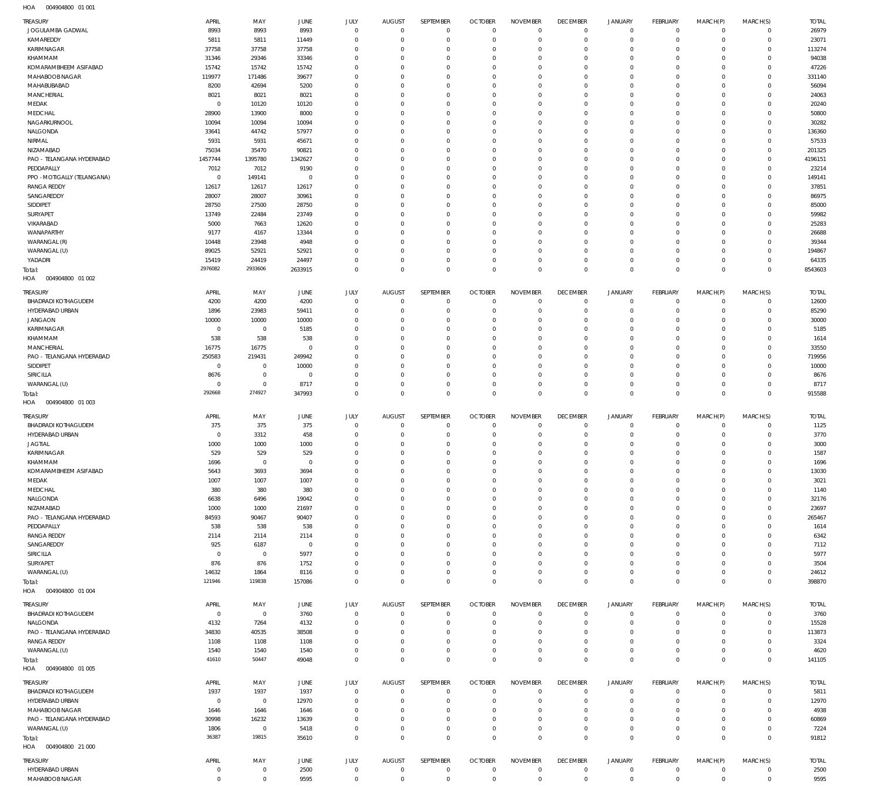HOA 004904800 01 001

| TREASURY | APRIL | MAY | JUNE | JULY | AUGUST | SEPTEMBER | OCTOBER | NOVEMBER | DECEMBER | JANUARY | FEBRUARY | MARCH(P) | MARCH(S) | TOTAL |
|---|---|---|---|---|---|---|---|---|---|---|---|---|---|---|
| JOGULAMBA GADWAL | 8993 | 8993 | 8993 | 0 | 0 | 0 | 0 | 0 | 0 | 0 | 0 | 0 | 0 | 26979 |
| KAMAREDDY | 5811 | 5811 | 11449 | 0 | 0 | 0 | 0 | 0 | 0 | 0 | 0 | 0 | 0 | 23071 |
| KARIMNAGAR | 37758 | 37758 | 37758 | 0 | 0 | 0 | 0 | 0 | 0 | 0 | 0 | 0 | 0 | 113274 |
| KHAMMAM | 31346 | 29346 | 33346 | 0 | 0 | 0 | 0 | 0 | 0 | 0 | 0 | 0 | 0 | 94038 |
| KOMARAMBHEEM ASIFABAD | 15742 | 15742 | 15742 | 0 | 0 | 0 | 0 | 0 | 0 | 0 | 0 | 0 | 0 | 47226 |
| MAHABOOBNAGAR | 119977 | 171486 | 39677 | 0 | 0 | 0 | 0 | 0 | 0 | 0 | 0 | 0 | 0 | 331140 |
| MAHABUBABAD | 8200 | 42694 | 5200 | 0 | 0 | 0 | 0 | 0 | 0 | 0 | 0 | 0 | 0 | 56094 |
| MANCHERIAL | 8021 | 8021 | 8021 | 0 | 0 | 0 | 0 | 0 | 0 | 0 | 0 | 0 | 0 | 24063 |
| MEDAK | 0 | 10120 | 10120 | 0 | 0 | 0 | 0 | 0 | 0 | 0 | 0 | 0 | 0 | 20240 |
| MEDCHAL | 28900 | 13900 | 8000 | 0 | 0 | 0 | 0 | 0 | 0 | 0 | 0 | 0 | 0 | 50800 |
| NAGARKURNOOL | 10094 | 10094 | 10094 | 0 | 0 | 0 | 0 | 0 | 0 | 0 | 0 | 0 | 0 | 30282 |
| NALGONDA | 33641 | 44742 | 57977 | 0 | 0 | 0 | 0 | 0 | 0 | 0 | 0 | 0 | 0 | 136360 |
| NIRMAL | 5931 | 5931 | 45671 | 0 | 0 | 0 | 0 | 0 | 0 | 0 | 0 | 0 | 0 | 57533 |
| NIZAMABAD | 75034 | 35470 | 90821 | 0 | 0 | 0 | 0 | 0 | 0 | 0 | 0 | 0 | 0 | 201325 |
| PAO - TELANGANA HYDERABAD | 1457744 | 1395780 | 1342627 | 0 | 0 | 0 | 0 | 0 | 0 | 0 | 0 | 0 | 0 | 4196151 |
| PEDDAPALLY | 7012 | 7012 | 9190 | 0 | 0 | 0 | 0 | 0 | 0 | 0 | 0 | 0 | 0 | 23214 |
| PPO - MOTIGALLY (TELANGANA) | 0 | 149141 | 0 | 0 | 0 | 0 | 0 | 0 | 0 | 0 | 0 | 0 | 0 | 149141 |
| RANGA REDDY | 12617 | 12617 | 12617 | 0 | 0 | 0 | 0 | 0 | 0 | 0 | 0 | 0 | 0 | 37851 |
| SANGAREDDY | 28007 | 28007 | 30961 | 0 | 0 | 0 | 0 | 0 | 0 | 0 | 0 | 0 | 0 | 86975 |
| SIDDIPET | 28750 | 27500 | 28750 | 0 | 0 | 0 | 0 | 0 | 0 | 0 | 0 | 0 | 0 | 85000 |
| SURYAPET | 13749 | 22484 | 23749 | 0 | 0 | 0 | 0 | 0 | 0 | 0 | 0 | 0 | 0 | 59982 |
| VIKARABAD | 5000 | 7663 | 12620 | 0 | 0 | 0 | 0 | 0 | 0 | 0 | 0 | 0 | 0 | 25283 |
| WANAPARTHY | 9177 | 4167 | 13344 | 0 | 0 | 0 | 0 | 0 | 0 | 0 | 0 | 0 | 0 | 26688 |
| WARANGAL (R) | 10448 | 23948 | 4948 | 0 | 0 | 0 | 0 | 0 | 0 | 0 | 0 | 0 | 0 | 39344 |
| WARANGAL (U) | 89025 | 52921 | 52921 | 0 | 0 | 0 | 0 | 0 | 0 | 0 | 0 | 0 | 0 | 194867 |
| YADADRI | 15419 | 24419 | 24497 | 0 | 0 | 0 | 0 | 0 | 0 | 0 | 0 | 0 | 0 | 64335 |
| Total: | 2976082 | 2933606 | 2633915 | 0 | 0 | 0 | 0 | 0 | 0 | 0 | 0 | 0 | 0 | 8543603 |

HOA 004904800 01 002

| TREASURY | APRIL | MAY | JUNE | JULY | AUGUST | SEPTEMBER | OCTOBER | NOVEMBER | DECEMBER | JANUARY | FEBRUARY | MARCH(P) | MARCH(S) | TOTAL |
|---|---|---|---|---|---|---|---|---|---|---|---|---|---|---|
| BHADRADI KOTHAGUDEM | 4200 | 4200 | 4200 | 0 | 0 | 0 | 0 | 0 | 0 | 0 | 0 | 0 | 0 | 12600 |
| HYDERABAD URBAN | 1896 | 23983 | 59411 | 0 | 0 | 0 | 0 | 0 | 0 | 0 | 0 | 0 | 0 | 85290 |
| JANGAON | 10000 | 10000 | 10000 | 0 | 0 | 0 | 0 | 0 | 0 | 0 | 0 | 0 | 0 | 30000 |
| KARIMNAGAR | 0 | 0 | 5185 | 0 | 0 | 0 | 0 | 0 | 0 | 0 | 0 | 0 | 0 | 5185 |
| KHAMMAM | 538 | 538 | 538 | 0 | 0 | 0 | 0 | 0 | 0 | 0 | 0 | 0 | 0 | 1614 |
| MANCHERIAL | 16775 | 16775 | 0 | 0 | 0 | 0 | 0 | 0 | 0 | 0 | 0 | 0 | 0 | 33550 |
| PAO - TELANGANA HYDERABAD | 250583 | 219431 | 249942 | 0 | 0 | 0 | 0 | 0 | 0 | 0 | 0 | 0 | 0 | 719956 |
| SIDDIPET | 0 | 0 | 10000 | 0 | 0 | 0 | 0 | 0 | 0 | 0 | 0 | 0 | 0 | 10000 |
| SIRICILLA | 8676 | 0 | 0 | 0 | 0 | 0 | 0 | 0 | 0 | 0 | 0 | 0 | 0 | 8676 |
| WARANGAL (U) | 0 | 0 | 8717 | 0 | 0 | 0 | 0 | 0 | 0 | 0 | 0 | 0 | 0 | 8717 |
| Total: | 292668 | 274927 | 347993 | 0 | 0 | 0 | 0 | 0 | 0 | 0 | 0 | 0 | 0 | 915588 |

HOA 004904800 01 003

| TREASURY | APRIL | MAY | JUNE | JULY | AUGUST | SEPTEMBER | OCTOBER | NOVEMBER | DECEMBER | JANUARY | FEBRUARY | MARCH(P) | MARCH(S) | TOTAL |
|---|---|---|---|---|---|---|---|---|---|---|---|---|---|---|
| BHADRADI KOTHAGUDEM | 375 | 375 | 375 | 0 | 0 | 0 | 0 | 0 | 0 | 0 | 0 | 0 | 0 | 1125 |
| HYDERABAD URBAN | 0 | 3312 | 458 | 0 | 0 | 0 | 0 | 0 | 0 | 0 | 0 | 0 | 0 | 3770 |
| JAGTIAL | 1000 | 1000 | 1000 | 0 | 0 | 0 | 0 | 0 | 0 | 0 | 0 | 0 | 0 | 3000 |
| KARIMNAGAR | 529 | 529 | 529 | 0 | 0 | 0 | 0 | 0 | 0 | 0 | 0 | 0 | 0 | 1587 |
| KHAMMAM | 1696 | 0 | 0 | 0 | 0 | 0 | 0 | 0 | 0 | 0 | 0 | 0 | 0 | 1696 |
| KOMARAMBHEEM ASIFABAD | 5643 | 3693 | 3694 | 0 | 0 | 0 | 0 | 0 | 0 | 0 | 0 | 0 | 0 | 13030 |
| MEDAK | 1007 | 1007 | 1007 | 0 | 0 | 0 | 0 | 0 | 0 | 0 | 0 | 0 | 0 | 3021 |
| MEDCHAL | 380 | 380 | 380 | 0 | 0 | 0 | 0 | 0 | 0 | 0 | 0 | 0 | 0 | 1140 |
| NALGONDA | 6638 | 6496 | 19042 | 0 | 0 | 0 | 0 | 0 | 0 | 0 | 0 | 0 | 0 | 32176 |
| NIZAMABAD | 1000 | 1000 | 21697 | 0 | 0 | 0 | 0 | 0 | 0 | 0 | 0 | 0 | 0 | 23697 |
| PAO - TELANGANA HYDERABAD | 84593 | 90467 | 90407 | 0 | 0 | 0 | 0 | 0 | 0 | 0 | 0 | 0 | 0 | 265467 |
| PEDDAPALLY | 538 | 538 | 538 | 0 | 0 | 0 | 0 | 0 | 0 | 0 | 0 | 0 | 0 | 1614 |
| RANGA REDDY | 2114 | 2114 | 2114 | 0 | 0 | 0 | 0 | 0 | 0 | 0 | 0 | 0 | 0 | 6342 |
| SANGAREDDY | 925 | 6187 | 0 | 0 | 0 | 0 | 0 | 0 | 0 | 0 | 0 | 0 | 0 | 7112 |
| SIRICILLA | 0 | 0 | 5977 | 0 | 0 | 0 | 0 | 0 | 0 | 0 | 0 | 0 | 0 | 5977 |
| SURYAPET | 876 | 876 | 1752 | 0 | 0 | 0 | 0 | 0 | 0 | 0 | 0 | 0 | 0 | 3504 |
| WARANGAL (U) | 14632 | 1864 | 8116 | 0 | 0 | 0 | 0 | 0 | 0 | 0 | 0 | 0 | 0 | 24612 |
| Total: | 121946 | 119838 | 157086 | 0 | 0 | 0 | 0 | 0 | 0 | 0 | 0 | 0 | 0 | 398870 |

HOA 004904800 01 004

| TREASURY | APRIL | MAY | JUNE | JULY | AUGUST | SEPTEMBER | OCTOBER | NOVEMBER | DECEMBER | JANUARY | FEBRUARY | MARCH(P) | MARCH(S) | TOTAL |
|---|---|---|---|---|---|---|---|---|---|---|---|---|---|---|
| BHADRADI KOTHAGUDEM | 0 | 0 | 3760 | 0 | 0 | 0 | 0 | 0 | 0 | 0 | 0 | 0 | 0 | 3760 |
| NALGONDA | 4132 | 7264 | 4132 | 0 | 0 | 0 | 0 | 0 | 0 | 0 | 0 | 0 | 0 | 15528 |
| PAO - TELANGANA HYDERABAD | 34830 | 40535 | 38508 | 0 | 0 | 0 | 0 | 0 | 0 | 0 | 0 | 0 | 0 | 113873 |
| RANGA REDDY | 1108 | 1108 | 1108 | 0 | 0 | 0 | 0 | 0 | 0 | 0 | 0 | 0 | 0 | 3324 |
| WARANGAL (U) | 1540 | 1540 | 1540 | 0 | 0 | 0 | 0 | 0 | 0 | 0 | 0 | 0 | 0 | 4620 |
| Total: | 41610 | 50447 | 49048 | 0 | 0 | 0 | 0 | 0 | 0 | 0 | 0 | 0 | 0 | 141105 |

HOA 004904800 01 005

| TREASURY | APRIL | MAY | JUNE | JULY | AUGUST | SEPTEMBER | OCTOBER | NOVEMBER | DECEMBER | JANUARY | FEBRUARY | MARCH(P) | MARCH(S) | TOTAL |
|---|---|---|---|---|---|---|---|---|---|---|---|---|---|---|
| BHADRADI KOTHAGUDEM | 1937 | 1937 | 1937 | 0 | 0 | 0 | 0 | 0 | 0 | 0 | 0 | 0 | 0 | 5811 |
| HYDERABAD URBAN | 0 | 0 | 12970 | 0 | 0 | 0 | 0 | 0 | 0 | 0 | 0 | 0 | 0 | 12970 |
| MAHABOOBNAGAR | 1646 | 1646 | 1646 | 0 | 0 | 0 | 0 | 0 | 0 | 0 | 0 | 0 | 0 | 4938 |
| PAO - TELANGANA HYDERABAD | 30998 | 16232 | 13639 | 0 | 0 | 0 | 0 | 0 | 0 | 0 | 0 | 0 | 0 | 60869 |
| WARANGAL (U) | 1806 | 0 | 5418 | 0 | 0 | 0 | 0 | 0 | 0 | 0 | 0 | 0 | 0 | 7224 |
| Total: | 36387 | 19815 | 35610 | 0 | 0 | 0 | 0 | 0 | 0 | 0 | 0 | 0 | 0 | 91812 |

HOA 004904800 21 000

| TREASURY | APRIL | MAY | JUNE | JULY | AUGUST | SEPTEMBER | OCTOBER | NOVEMBER | DECEMBER | JANUARY | FEBRUARY | MARCH(P) | MARCH(S) | TOTAL |
|---|---|---|---|---|---|---|---|---|---|---|---|---|---|---|
| HYDERABAD URBAN | 0 | 0 | 2500 | 0 | 0 | 0 | 0 | 0 | 0 | 0 | 0 | 0 | 0 | 2500 |
| MAHABOOBNAGAR | 0 | 0 | 9595 | 0 | 0 | 0 | 0 | 0 | 0 | 0 | 0 | 0 | 0 | 9595 |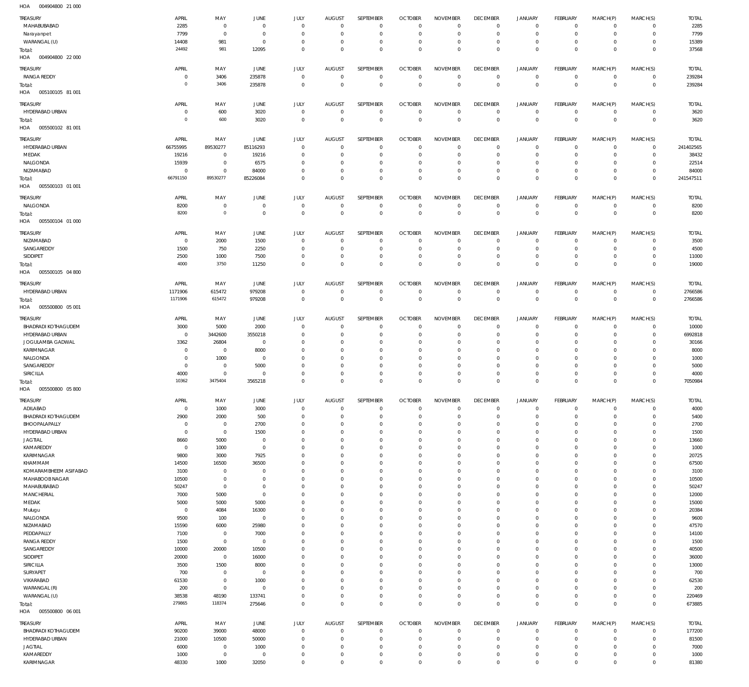HOA 004904800 21 000

| TREASURY | APRIL | MAY | JUNE | JULY | AUGUST | SEPTEMBER | OCTOBER | NOVEMBER | DECEMBER | JANUARY | FEBRUARY | MARCH(P) | MARCH(S) | TOTAL |
|---|---|---|---|---|---|---|---|---|---|---|---|---|---|---|
| MAHABUBABAD | 2285 | 0 | 0 | 0 | 0 | 0 | 0 | 0 | 0 | 0 | 0 | 0 | 0 | 2285 |
| Narayanpet | 7799 | 0 | 0 | 0 | 0 | 0 | 0 | 0 | 0 | 0 | 0 | 0 | 0 | 7799 |
| WARANGAL (U) | 14408 | 981 | 0 | 0 | 0 | 0 | 0 | 0 | 0 | 0 | 0 | 0 | 0 | 15389 |
| Total: | 24492 | 981 | 12095 | 0 | 0 | 0 | 0 | 0 | 0 | 0 | 0 | 0 | 0 | 37568 |

HOA 004904800 22 000

| TREASURY | APRIL | MAY | JUNE | JULY | AUGUST | SEPTEMBER | OCTOBER | NOVEMBER | DECEMBER | JANUARY | FEBRUARY | MARCH(P) | MARCH(S) | TOTAL |
|---|---|---|---|---|---|---|---|---|---|---|---|---|---|---|
| RANGA REDDY | 0 | 3406 | 235878 | 0 | 0 | 0 | 0 | 0 | 0 | 0 | 0 | 0 | 0 | 239284 |
| Total: | 0 | 3406 | 235878 | 0 | 0 | 0 | 0 | 0 | 0 | 0 | 0 | 0 | 0 | 239284 |

HOA 005100105 81 001

| TREASURY | APRIL | MAY | JUNE | JULY | AUGUST | SEPTEMBER | OCTOBER | NOVEMBER | DECEMBER | JANUARY | FEBRUARY | MARCH(P) | MARCH(S) | TOTAL |
|---|---|---|---|---|---|---|---|---|---|---|---|---|---|---|
| HYDERABAD URBAN | 0 | 600 | 3020 | 0 | 0 | 0 | 0 | 0 | 0 | 0 | 0 | 0 | 0 | 3620 |
| Total: | 0 | 600 | 3020 | 0 | 0 | 0 | 0 | 0 | 0 | 0 | 0 | 0 | 0 | 3620 |

HOA 005500102 81 001

| TREASURY | APRIL | MAY | JUNE | JULY | AUGUST | SEPTEMBER | OCTOBER | NOVEMBER | DECEMBER | JANUARY | FEBRUARY | MARCH(P) | MARCH(S) | TOTAL |
|---|---|---|---|---|---|---|---|---|---|---|---|---|---|---|
| HYDERABAD URBAN | 66755995 | 89530277 | 85116293 | 0 | 0 | 0 | 0 | 0 | 0 | 0 | 0 | 0 | 0 | 241402565 |
| MEDAK | 19216 | 0 | 19216 | 0 | 0 | 0 | 0 | 0 | 0 | 0 | 0 | 0 | 0 | 38432 |
| NALGONDA | 15939 | 0 | 6575 | 0 | 0 | 0 | 0 | 0 | 0 | 0 | 0 | 0 | 0 | 22514 |
| NIZAMABAD | 0 | 0 | 84000 | 0 | 0 | 0 | 0 | 0 | 0 | 0 | 0 | 0 | 0 | 84000 |
| Total: | 66791150 | 89530277 | 85226084 | 0 | 0 | 0 | 0 | 0 | 0 | 0 | 0 | 0 | 0 | 241547511 |

HOA 005500103 01 001

| TREASURY | APRIL | MAY | JUNE | JULY | AUGUST | SEPTEMBER | OCTOBER | NOVEMBER | DECEMBER | JANUARY | FEBRUARY | MARCH(P) | MARCH(S) | TOTAL |
|---|---|---|---|---|---|---|---|---|---|---|---|---|---|---|
| NALGONDA | 8200 | 0 | 0 | 0 | 0 | 0 | 0 | 0 | 0 | 0 | 0 | 0 | 0 | 8200 |
| Total: | 8200 | 0 | 0 | 0 | 0 | 0 | 0 | 0 | 0 | 0 | 0 | 0 | 0 | 8200 |

HOA 005500104 01 000

| TREASURY | APRIL | MAY | JUNE | JULY | AUGUST | SEPTEMBER | OCTOBER | NOVEMBER | DECEMBER | JANUARY | FEBRUARY | MARCH(P) | MARCH(S) | TOTAL |
|---|---|---|---|---|---|---|---|---|---|---|---|---|---|---|
| NIZAMABAD | 0 | 2000 | 1500 | 0 | 0 | 0 | 0 | 0 | 0 | 0 | 0 | 0 | 0 | 3500 |
| SANGAREDDY | 1500 | 750 | 2250 | 0 | 0 | 0 | 0 | 0 | 0 | 0 | 0 | 0 | 0 | 4500 |
| SIDDIPET | 2500 | 1000 | 7500 | 0 | 0 | 0 | 0 | 0 | 0 | 0 | 0 | 0 | 0 | 11000 |
| Total: | 4000 | 3750 | 11250 | 0 | 0 | 0 | 0 | 0 | 0 | 0 | 0 | 0 | 0 | 19000 |

HOA 005500105 04 800

| TREASURY | APRIL | MAY | JUNE | JULY | AUGUST | SEPTEMBER | OCTOBER | NOVEMBER | DECEMBER | JANUARY | FEBRUARY | MARCH(P) | MARCH(S) | TOTAL |
|---|---|---|---|---|---|---|---|---|---|---|---|---|---|---|
| HYDERABAD URBAN | 1171906 | 615472 | 979208 | 0 | 0 | 0 | 0 | 0 | 0 | 0 | 0 | 0 | 0 | 2766586 |
| Total: | 1171906 | 615472 | 979208 | 0 | 0 | 0 | 0 | 0 | 0 | 0 | 0 | 0 | 0 | 2766586 |

HOA 005500800 05 001

| TREASURY | APRIL | MAY | JUNE | JULY | AUGUST | SEPTEMBER | OCTOBER | NOVEMBER | DECEMBER | JANUARY | FEBRUARY | MARCH(P) | MARCH(S) | TOTAL |
|---|---|---|---|---|---|---|---|---|---|---|---|---|---|---|
| BHADRADI KOTHAGUDEM | 3000 | 5000 | 2000 | 0 | 0 | 0 | 0 | 0 | 0 | 0 | 0 | 0 | 0 | 10000 |
| HYDERABAD URBAN | 0 | 3442600 | 3550218 | 0 | 0 | 0 | 0 | 0 | 0 | 0 | 0 | 0 | 0 | 6992818 |
| JOGULAMBA GADWAL | 3362 | 26804 | 0 | 0 | 0 | 0 | 0 | 0 | 0 | 0 | 0 | 0 | 0 | 30166 |
| KARIMNAGAR | 0 | 0 | 8000 | 0 | 0 | 0 | 0 | 0 | 0 | 0 | 0 | 0 | 0 | 8000 |
| NALGONDA | 0 | 1000 | 0 | 0 | 0 | 0 | 0 | 0 | 0 | 0 | 0 | 0 | 0 | 1000 |
| SANGAREDDY | 0 | 0 | 5000 | 0 | 0 | 0 | 0 | 0 | 0 | 0 | 0 | 0 | 0 | 5000 |
| SIRICILLA | 4000 | 0 | 0 | 0 | 0 | 0 | 0 | 0 | 0 | 0 | 0 | 0 | 0 | 4000 |
| Total: | 10362 | 3475404 | 3565218 | 0 | 0 | 0 | 0 | 0 | 0 | 0 | 0 | 0 | 0 | 7050984 |

HOA 005500800 05 800

| TREASURY | APRIL | MAY | JUNE | JULY | AUGUST | SEPTEMBER | OCTOBER | NOVEMBER | DECEMBER | JANUARY | FEBRUARY | MARCH(P) | MARCH(S) | TOTAL |
|---|---|---|---|---|---|---|---|---|---|---|---|---|---|---|
| ADILABAD | 0 | 1000 | 3000 | 0 | 0 | 0 | 0 | 0 | 0 | 0 | 0 | 0 | 0 | 4000 |
| BHADRADI KOTHAGUDEM | 2900 | 2000 | 500 | 0 | 0 | 0 | 0 | 0 | 0 | 0 | 0 | 0 | 0 | 5400 |
| BHOOPALAPALLY | 0 | 0 | 2700 | 0 | 0 | 0 | 0 | 0 | 0 | 0 | 0 | 0 | 0 | 2700 |
| HYDERABAD URBAN | 0 | 0 | 1500 | 0 | 0 | 0 | 0 | 0 | 0 | 0 | 0 | 0 | 0 | 1500 |
| JAGTIAL | 8660 | 5000 | 0 | 0 | 0 | 0 | 0 | 0 | 0 | 0 | 0 | 0 | 0 | 13660 |
| KAMAREDDY | 0 | 1000 | 0 | 0 | 0 | 0 | 0 | 0 | 0 | 0 | 0 | 0 | 0 | 1000 |
| KARIMNAGAR | 9800 | 3000 | 7925 | 0 | 0 | 0 | 0 | 0 | 0 | 0 | 0 | 0 | 0 | 20725 |
| KHAMMAM | 14500 | 16500 | 36500 | 0 | 0 | 0 | 0 | 0 | 0 | 0 | 0 | 0 | 0 | 67500 |
| KOMARAMBHEEM ASIFABAD | 3100 | 0 | 0 | 0 | 0 | 0 | 0 | 0 | 0 | 0 | 0 | 0 | 0 | 3100 |
| MAHABOOB NAGAR | 10500 | 0 | 0 | 0 | 0 | 0 | 0 | 0 | 0 | 0 | 0 | 0 | 0 | 10500 |
| MAHABUBABAD | 50247 | 0 | 0 | 0 | 0 | 0 | 0 | 0 | 0 | 0 | 0 | 0 | 0 | 50247 |
| MANCHERIAL | 7000 | 5000 | 0 | 0 | 0 | 0 | 0 | 0 | 0 | 0 | 0 | 0 | 0 | 12000 |
| MEDAK | 5000 | 5000 | 5000 | 0 | 0 | 0 | 0 | 0 | 0 | 0 | 0 | 0 | 0 | 15000 |
| Mulugu | 0 | 4084 | 16300 | 0 | 0 | 0 | 0 | 0 | 0 | 0 | 0 | 0 | 0 | 20384 |
| NALGONDA | 9500 | 100 | 0 | 0 | 0 | 0 | 0 | 0 | 0 | 0 | 0 | 0 | 0 | 9600 |
| NIZAMABAD | 15590 | 6000 | 25980 | 0 | 0 | 0 | 0 | 0 | 0 | 0 | 0 | 0 | 0 | 47570 |
| PEDDAPALLY | 7100 | 0 | 7000 | 0 | 0 | 0 | 0 | 0 | 0 | 0 | 0 | 0 | 0 | 14100 |
| RANGA REDDY | 1500 | 0 | 0 | 0 | 0 | 0 | 0 | 0 | 0 | 0 | 0 | 0 | 0 | 1500 |
| SANGAREDDY | 10000 | 20000 | 10500 | 0 | 0 | 0 | 0 | 0 | 0 | 0 | 0 | 0 | 0 | 40500 |
| SIDDIPET | 20000 | 0 | 16000 | 0 | 0 | 0 | 0 | 0 | 0 | 0 | 0 | 0 | 0 | 36000 |
| SIRICILLA | 3500 | 1500 | 8000 | 0 | 0 | 0 | 0 | 0 | 0 | 0 | 0 | 0 | 0 | 13000 |
| SURYAPET | 700 | 0 | 0 | 0 | 0 | 0 | 0 | 0 | 0 | 0 | 0 | 0 | 0 | 700 |
| VIKARABAD | 61530 | 0 | 1000 | 0 | 0 | 0 | 0 | 0 | 0 | 0 | 0 | 0 | 0 | 62530 |
| WARANGAL (R) | 200 | 0 | 0 | 0 | 0 | 0 | 0 | 0 | 0 | 0 | 0 | 0 | 0 | 200 |
| WARANGAL (U) | 38538 | 48190 | 133741 | 0 | 0 | 0 | 0 | 0 | 0 | 0 | 0 | 0 | 0 | 220469 |
| Total: | 279865 | 118374 | 275646 | 0 | 0 | 0 | 0 | 0 | 0 | 0 | 0 | 0 | 0 | 673885 |

HOA 005500800 06 001

| TREASURY | APRIL | MAY | JUNE | JULY | AUGUST | SEPTEMBER | OCTOBER | NOVEMBER | DECEMBER | JANUARY | FEBRUARY | MARCH(P) | MARCH(S) | TOTAL |
|---|---|---|---|---|---|---|---|---|---|---|---|---|---|---|
| BHADRADI KOTHAGUDEM | 90200 | 39000 | 48000 | 0 | 0 | 0 | 0 | 0 | 0 | 0 | 0 | 0 | 0 | 177200 |
| HYDERABAD URBAN | 21000 | 10500 | 50000 | 0 | 0 | 0 | 0 | 0 | 0 | 0 | 0 | 0 | 0 | 81500 |
| JAGTIAL | 6000 | 0 | 1000 | 0 | 0 | 0 | 0 | 0 | 0 | 0 | 0 | 0 | 0 | 7000 |
| KAMAREDDY | 1000 | 0 | 0 | 0 | 0 | 0 | 0 | 0 | 0 | 0 | 0 | 0 | 0 | 1000 |
| KARIMNAGAR | 48330 | 1000 | 32050 | 0 | 0 | 0 | 0 | 0 | 0 | 0 | 0 | 0 | 0 | 81380 |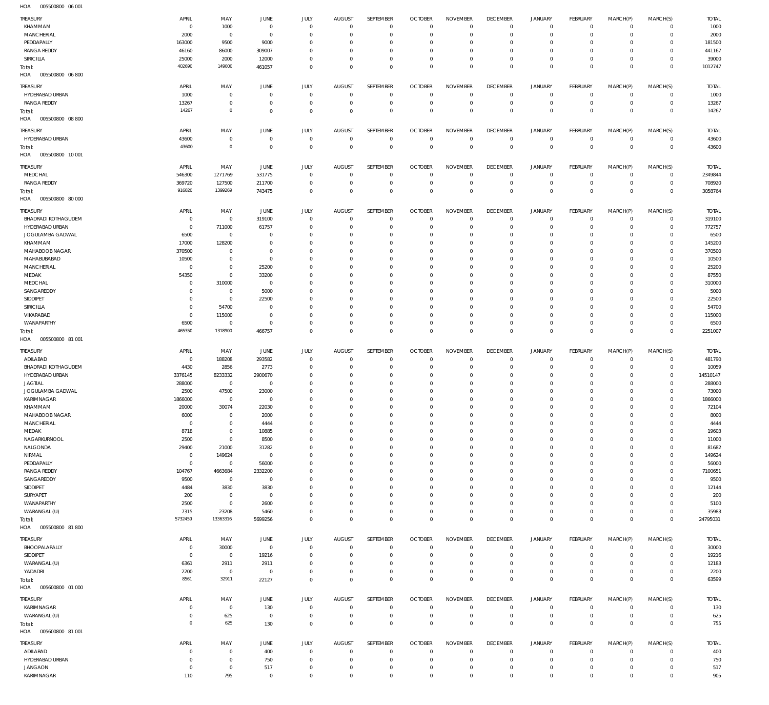HOA 005500800 06 001

| TREASURY | APRIL | MAY | JUNE | JULY | AUGUST | SEPTEMBER | OCTOBER | NOVEMBER | DECEMBER | JANUARY | FEBRUARY | MARCH(P) | MARCH(S) | TOTAL |
|---|---|---|---|---|---|---|---|---|---|---|---|---|---|---|
| KHAMMAM | 0 | 1000 | 0 | 0 | 0 | 0 | 0 | 0 | 0 | 0 | 0 | 0 | 0 | 1000 |
| MANCHERIAL | 2000 | 0 | 0 | 0 | 0 | 0 | 0 | 0 | 0 | 0 | 0 | 0 | 0 | 2000 |
| PEDDAPALLY | 163000 | 9500 | 9000 | 0 | 0 | 0 | 0 | 0 | 0 | 0 | 0 | 0 | 0 | 181500 |
| RANGA REDDY | 46160 | 86000 | 309007 | 0 | 0 | 0 | 0 | 0 | 0 | 0 | 0 | 0 | 0 | 441167 |
| SIRICILLA | 25000 | 2000 | 12000 | 0 | 0 | 0 | 0 | 0 | 0 | 0 | 0 | 0 | 0 | 39000 |
| Total: | 402690 | 149000 | 461057 | 0 | 0 | 0 | 0 | 0 | 0 | 0 | 0 | 0 | 0 | 1012747 |

HOA 005500800 06 800

| TREASURY | APRIL | MAY | JUNE | JULY | AUGUST | SEPTEMBER | OCTOBER | NOVEMBER | DECEMBER | JANUARY | FEBRUARY | MARCH(P) | MARCH(S) | TOTAL |
|---|---|---|---|---|---|---|---|---|---|---|---|---|---|---|
| HYDERABAD URBAN | 1000 | 0 | 0 | 0 | 0 | 0 | 0 | 0 | 0 | 0 | 0 | 0 | 0 | 1000 |
| RANGA REDDY | 13267 | 0 | 0 | 0 | 0 | 0 | 0 | 0 | 0 | 0 | 0 | 0 | 0 | 13267 |
| Total: | 14267 | 0 | 0 | 0 | 0 | 0 | 0 | 0 | 0 | 0 | 0 | 0 | 0 | 14267 |

HOA 005500800 08 800

| TREASURY | APRIL | MAY | JUNE | JULY | AUGUST | SEPTEMBER | OCTOBER | NOVEMBER | DECEMBER | JANUARY | FEBRUARY | MARCH(P) | MARCH(S) | TOTAL |
|---|---|---|---|---|---|---|---|---|---|---|---|---|---|---|
| HYDERABAD URBAN | 43600 | 0 | 0 | 0 | 0 | 0 | 0 | 0 | 0 | 0 | 0 | 0 | 0 | 43600 |
| Total: | 43600 | 0 | 0 | 0 | 0 | 0 | 0 | 0 | 0 | 0 | 0 | 0 | 0 | 43600 |

HOA 005500800 10 001

| TREASURY | APRIL | MAY | JUNE | JULY | AUGUST | SEPTEMBER | OCTOBER | NOVEMBER | DECEMBER | JANUARY | FEBRUARY | MARCH(P) | MARCH(S) | TOTAL |
|---|---|---|---|---|---|---|---|---|---|---|---|---|---|---|
| MEDCHAL | 546300 | 1271769 | 531775 | 0 | 0 | 0 | 0 | 0 | 0 | 0 | 0 | 0 | 0 | 2349844 |
| RANGA REDDY | 369720 | 127500 | 211700 | 0 | 0 | 0 | 0 | 0 | 0 | 0 | 0 | 0 | 0 | 708920 |
| Total: | 916020 | 1399269 | 743475 | 0 | 0 | 0 | 0 | 0 | 0 | 0 | 0 | 0 | 0 | 3058764 |

HOA 005500800 80 000

| TREASURY | APRIL | MAY | JUNE | JULY | AUGUST | SEPTEMBER | OCTOBER | NOVEMBER | DECEMBER | JANUARY | FEBRUARY | MARCH(P) | MARCH(S) | TOTAL |
|---|---|---|---|---|---|---|---|---|---|---|---|---|---|---|
| BHADRADI KOTHAGUDEM | 0 | 0 | 319100 | 0 | 0 | 0 | 0 | 0 | 0 | 0 | 0 | 0 | 0 | 319100 |
| HYDERABAD URBAN | 0 | 711000 | 61757 | 0 | 0 | 0 | 0 | 0 | 0 | 0 | 0 | 0 | 0 | 772757 |
| JOGULAMBA GADWAL | 6500 | 0 | 0 | 0 | 0 | 0 | 0 | 0 | 0 | 0 | 0 | 0 | 0 | 6500 |
| KHAMMAM | 17000 | 128200 | 0 | 0 | 0 | 0 | 0 | 0 | 0 | 0 | 0 | 0 | 0 | 145200 |
| MAHABOOB NAGAR | 370500 | 0 | 0 | 0 | 0 | 0 | 0 | 0 | 0 | 0 | 0 | 0 | 0 | 370500 |
| MAHABUBABAD | 10500 | 0 | 0 | 0 | 0 | 0 | 0 | 0 | 0 | 0 | 0 | 0 | 0 | 10500 |
| MANCHERIAL | 0 | 0 | 25200 | 0 | 0 | 0 | 0 | 0 | 0 | 0 | 0 | 0 | 0 | 25200 |
| MEDAK | 54350 | 0 | 33200 | 0 | 0 | 0 | 0 | 0 | 0 | 0 | 0 | 0 | 0 | 87550 |
| MEDCHAL | 0 | 310000 | 0 | 0 | 0 | 0 | 0 | 0 | 0 | 0 | 0 | 0 | 0 | 310000 |
| SANGAREDDY | 0 | 0 | 5000 | 0 | 0 | 0 | 0 | 0 | 0 | 0 | 0 | 0 | 0 | 5000 |
| SIDDIPET | 0 | 0 | 22500 | 0 | 0 | 0 | 0 | 0 | 0 | 0 | 0 | 0 | 0 | 22500 |
| SIRICILLA | 0 | 54700 | 0 | 0 | 0 | 0 | 0 | 0 | 0 | 0 | 0 | 0 | 0 | 54700 |
| VIKARABAD | 0 | 115000 | 0 | 0 | 0 | 0 | 0 | 0 | 0 | 0 | 0 | 0 | 0 | 115000 |
| WANAPARTHY | 6500 | 0 | 0 | 0 | 0 | 0 | 0 | 0 | 0 | 0 | 0 | 0 | 0 | 6500 |
| Total: | 465350 | 1318900 | 466757 | 0 | 0 | 0 | 0 | 0 | 0 | 0 | 0 | 0 | 0 | 2251007 |

HOA 005500800 81 001

| TREASURY | APRIL | MAY | JUNE | JULY | AUGUST | SEPTEMBER | OCTOBER | NOVEMBER | DECEMBER | JANUARY | FEBRUARY | MARCH(P) | MARCH(S) | TOTAL |
|---|---|---|---|---|---|---|---|---|---|---|---|---|---|---|
| ADILABAD | 0 | 188208 | 293582 | 0 | 0 | 0 | 0 | 0 | 0 | 0 | 0 | 0 | 0 | 481790 |
| BHADRADI KOTHAGUDEM | 4430 | 2856 | 2773 | 0 | 0 | 0 | 0 | 0 | 0 | 0 | 0 | 0 | 0 | 10059 |
| HYDERABAD URBAN | 3376145 | 8233332 | 2900670 | 0 | 0 | 0 | 0 | 0 | 0 | 0 | 0 | 0 | 0 | 14510147 |
| JAGTIAL | 288000 | 0 | 0 | 0 | 0 | 0 | 0 | 0 | 0 | 0 | 0 | 0 | 0 | 288000 |
| JOGULAMBA GADWAL | 2500 | 47500 | 23000 | 0 | 0 | 0 | 0 | 0 | 0 | 0 | 0 | 0 | 0 | 73000 |
| KARIMNAGAR | 1866000 | 0 | 0 | 0 | 0 | 0 | 0 | 0 | 0 | 0 | 0 | 0 | 0 | 1866000 |
| KHAMMAM | 20000 | 30074 | 22030 | 0 | 0 | 0 | 0 | 0 | 0 | 0 | 0 | 0 | 0 | 72104 |
| MAHABOOB NAGAR | 6000 | 0 | 2000 | 0 | 0 | 0 | 0 | 0 | 0 | 0 | 0 | 0 | 0 | 8000 |
| MANCHERIAL | 0 | 0 | 4444 | 0 | 0 | 0 | 0 | 0 | 0 | 0 | 0 | 0 | 0 | 4444 |
| MEDAK | 8718 | 0 | 10885 | 0 | 0 | 0 | 0 | 0 | 0 | 0 | 0 | 0 | 0 | 19603 |
| NAGARKURNOOL | 2500 | 0 | 8500 | 0 | 0 | 0 | 0 | 0 | 0 | 0 | 0 | 0 | 0 | 11000 |
| NALGONDA | 29400 | 21000 | 31282 | 0 | 0 | 0 | 0 | 0 | 0 | 0 | 0 | 0 | 0 | 81682 |
| NIRMAL | 0 | 149624 | 0 | 0 | 0 | 0 | 0 | 0 | 0 | 0 | 0 | 0 | 0 | 149624 |
| PEDDAPALLY | 0 | 0 | 56000 | 0 | 0 | 0 | 0 | 0 | 0 | 0 | 0 | 0 | 0 | 56000 |
| RANGA REDDY | 104767 | 4663684 | 2332200 | 0 | 0 | 0 | 0 | 0 | 0 | 0 | 0 | 0 | 0 | 7100651 |
| SANGAREDDY | 9500 | 0 | 0 | 0 | 0 | 0 | 0 | 0 | 0 | 0 | 0 | 0 | 0 | 9500 |
| SIDDIPET | 4484 | 3830 | 3830 | 0 | 0 | 0 | 0 | 0 | 0 | 0 | 0 | 0 | 0 | 12144 |
| SURYAPET | 200 | 0 | 0 | 0 | 0 | 0 | 0 | 0 | 0 | 0 | 0 | 0 | 0 | 200 |
| WANAPARTHY | 2500 | 0 | 2600 | 0 | 0 | 0 | 0 | 0 | 0 | 0 | 0 | 0 | 0 | 5100 |
| WARANGAL (U) | 7315 | 23208 | 5460 | 0 | 0 | 0 | 0 | 0 | 0 | 0 | 0 | 0 | 0 | 35983 |
| Total: | 5732459 | 13363316 | 5699256 | 0 | 0 | 0 | 0 | 0 | 0 | 0 | 0 | 0 | 0 | 24795031 |

HOA 005500800 81 800

| TREASURY | APRIL | MAY | JUNE | JULY | AUGUST | SEPTEMBER | OCTOBER | NOVEMBER | DECEMBER | JANUARY | FEBRUARY | MARCH(P) | MARCH(S) | TOTAL |
|---|---|---|---|---|---|---|---|---|---|---|---|---|---|---|
| BHOOPALAPALLY | 0 | 30000 | 0 | 0 | 0 | 0 | 0 | 0 | 0 | 0 | 0 | 0 | 0 | 30000 |
| SIDDIPET | 0 | 0 | 19216 | 0 | 0 | 0 | 0 | 0 | 0 | 0 | 0 | 0 | 0 | 19216 |
| WARANGAL (U) | 6361 | 2911 | 2911 | 0 | 0 | 0 | 0 | 0 | 0 | 0 | 0 | 0 | 0 | 12183 |
| YADADRI | 2200 | 0 | 0 | 0 | 0 | 0 | 0 | 0 | 0 | 0 | 0 | 0 | 0 | 2200 |
| Total: | 8561 | 32911 | 22127 | 0 | 0 | 0 | 0 | 0 | 0 | 0 | 0 | 0 | 0 | 63599 |

HOA 005600800 01 000

| TREASURY | APRIL | MAY | JUNE | JULY | AUGUST | SEPTEMBER | OCTOBER | NOVEMBER | DECEMBER | JANUARY | FEBRUARY | MARCH(P) | MARCH(S) | TOTAL |
|---|---|---|---|---|---|---|---|---|---|---|---|---|---|---|
| KARIMNAGAR | 0 | 0 | 130 | 0 | 0 | 0 | 0 | 0 | 0 | 0 | 0 | 0 | 0 | 130 |
| WARANGAL (U) | 0 | 625 | 0 | 0 | 0 | 0 | 0 | 0 | 0 | 0 | 0 | 0 | 0 | 625 |
| Total: | 0 | 625 | 130 | 0 | 0 | 0 | 0 | 0 | 0 | 0 | 0 | 0 | 0 | 755 |

HOA 005600800 81 001

| TREASURY | APRIL | MAY | JUNE | JULY | AUGUST | SEPTEMBER | OCTOBER | NOVEMBER | DECEMBER | JANUARY | FEBRUARY | MARCH(P) | MARCH(S) | TOTAL |
|---|---|---|---|---|---|---|---|---|---|---|---|---|---|---|
| ADILABAD | 0 | 0 | 400 | 0 | 0 | 0 | 0 | 0 | 0 | 0 | 0 | 0 | 0 | 400 |
| HYDERABAD URBAN | 0 | 0 | 750 | 0 | 0 | 0 | 0 | 0 | 0 | 0 | 0 | 0 | 0 | 750 |
| JANGAON | 0 | 0 | 517 | 0 | 0 | 0 | 0 | 0 | 0 | 0 | 0 | 0 | 0 | 517 |
| KARIMNAGAR | 110 | 795 | 0 | 0 | 0 | 0 | 0 | 0 | 0 | 0 | 0 | 0 | 0 | 905 |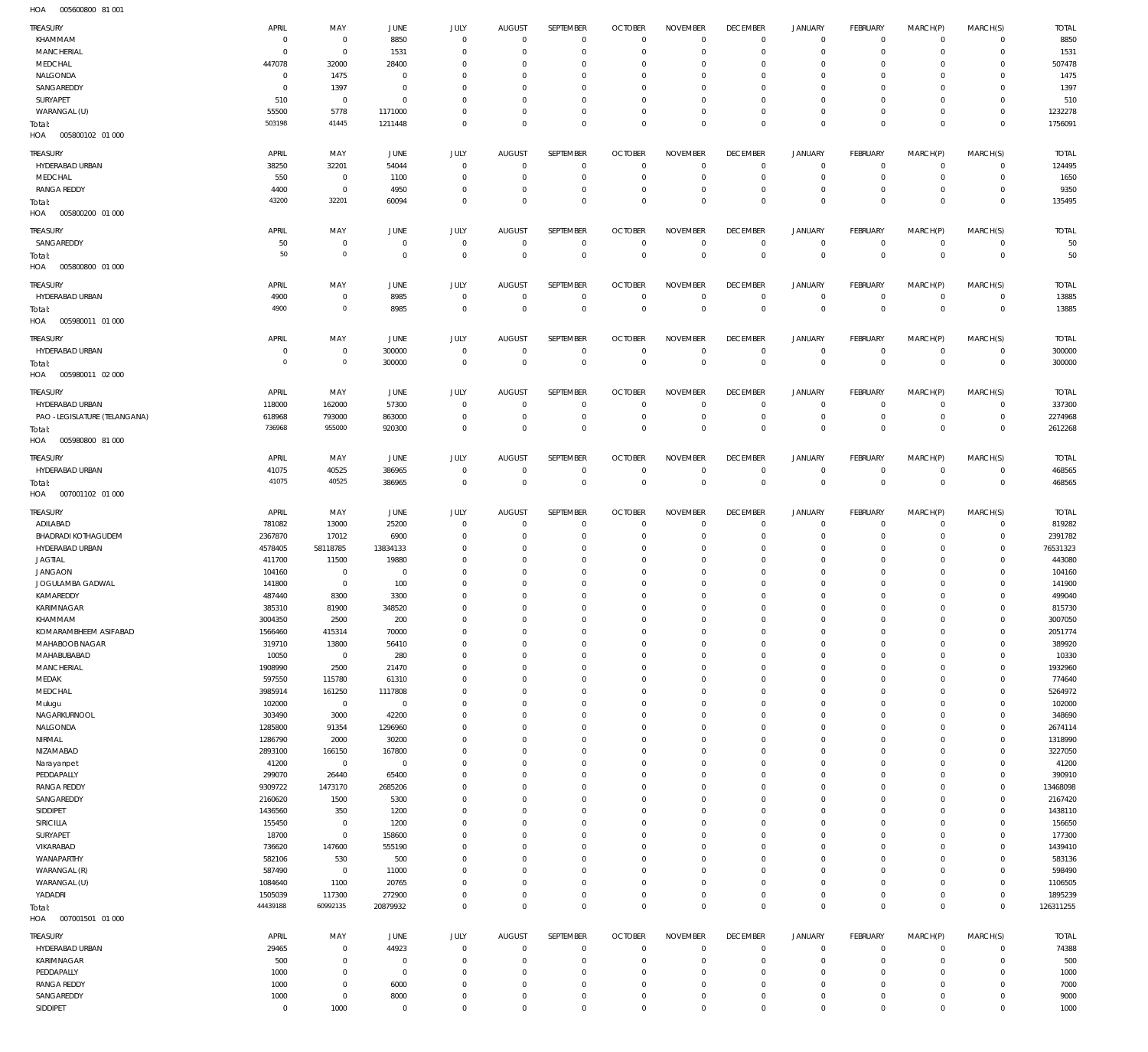HOA 005600800 81 001

| TREASURY | APRIL | MAY | JUNE | JULY | AUGUST | SEPTEMBER | OCTOBER | NOVEMBER | DECEMBER | JANUARY | FEBRUARY | MARCH(P) | MARCH(S) | TOTAL |
|---|---|---|---|---|---|---|---|---|---|---|---|---|---|---|
| KHAMMAM | 0 | 0 | 8850 | 0 | 0 | 0 | 0 | 0 | 0 | 0 | 0 | 0 | 0 | 8850 |
| MANCHERIAL | 0 | 0 | 1531 | 0 | 0 | 0 | 0 | 0 | 0 | 0 | 0 | 0 | 0 | 1531 |
| MEDCHAL | 447078 | 32000 | 28400 | 0 | 0 | 0 | 0 | 0 | 0 | 0 | 0 | 0 | 0 | 507478 |
| NALGONDA | 0 | 1475 | 0 | 0 | 0 | 0 | 0 | 0 | 0 | 0 | 0 | 0 | 0 | 1475 |
| SANGAREDDY | 0 | 1397 | 0 | 0 | 0 | 0 | 0 | 0 | 0 | 0 | 0 | 0 | 0 | 1397 |
| SURYAPET | 510 | 0 | 0 | 0 | 0 | 0 | 0 | 0 | 0 | 0 | 0 | 0 | 0 | 510 |
| WARANGAL (U) | 55500 | 5778 | 1171000 | 0 | 0 | 0 | 0 | 0 | 0 | 0 | 0 | 0 | 0 | 1232278 |
| Total: | 503198 | 41445 | 1211448 | 0 | 0 | 0 | 0 | 0 | 0 | 0 | 0 | 0 | 0 | 1756091 |

HOA 005800102 01 000

| TREASURY | APRIL | MAY | JUNE | JULY | AUGUST | SEPTEMBER | OCTOBER | NOVEMBER | DECEMBER | JANUARY | FEBRUARY | MARCH(P) | MARCH(S) | TOTAL |
|---|---|---|---|---|---|---|---|---|---|---|---|---|---|---|
| HYDERABAD URBAN | 38250 | 32201 | 54044 | 0 | 0 | 0 | 0 | 0 | 0 | 0 | 0 | 0 | 0 | 124495 |
| MEDCHAL | 550 | 0 | 1100 | 0 | 0 | 0 | 0 | 0 | 0 | 0 | 0 | 0 | 0 | 1650 |
| RANGA REDDY | 4400 | 0 | 4950 | 0 | 0 | 0 | 0 | 0 | 0 | 0 | 0 | 0 | 0 | 9350 |
| Total: | 43200 | 32201 | 60094 | 0 | 0 | 0 | 0 | 0 | 0 | 0 | 0 | 0 | 0 | 135495 |

HOA 005800200 01 000

| TREASURY | APRIL | MAY | JUNE | JULY | AUGUST | SEPTEMBER | OCTOBER | NOVEMBER | DECEMBER | JANUARY | FEBRUARY | MARCH(P) | MARCH(S) | TOTAL |
|---|---|---|---|---|---|---|---|---|---|---|---|---|---|---|
| SANGAREDDY | 50 | 0 | 0 | 0 | 0 | 0 | 0 | 0 | 0 | 0 | 0 | 0 | 0 | 50 |
| Total: | 50 | 0 | 0 | 0 | 0 | 0 | 0 | 0 | 0 | 0 | 0 | 0 | 0 | 50 |

HOA 005800800 01 000

| TREASURY | APRIL | MAY | JUNE | JULY | AUGUST | SEPTEMBER | OCTOBER | NOVEMBER | DECEMBER | JANUARY | FEBRUARY | MARCH(P) | MARCH(S) | TOTAL |
|---|---|---|---|---|---|---|---|---|---|---|---|---|---|---|
| HYDERABAD URBAN | 4900 | 0 | 8985 | 0 | 0 | 0 | 0 | 0 | 0 | 0 | 0 | 0 | 0 | 13885 |
| Total: | 4900 | 0 | 8985 | 0 | 0 | 0 | 0 | 0 | 0 | 0 | 0 | 0 | 0 | 13885 |

HOA 005980011 01 000

| TREASURY | APRIL | MAY | JUNE | JULY | AUGUST | SEPTEMBER | OCTOBER | NOVEMBER | DECEMBER | JANUARY | FEBRUARY | MARCH(P) | MARCH(S) | TOTAL |
|---|---|---|---|---|---|---|---|---|---|---|---|---|---|---|
| HYDERABAD URBAN | 0 | 0 | 300000 | 0 | 0 | 0 | 0 | 0 | 0 | 0 | 0 | 0 | 0 | 300000 |
| Total: | 0 | 0 | 300000 | 0 | 0 | 0 | 0 | 0 | 0 | 0 | 0 | 0 | 0 | 300000 |

HOA 005980011 02 000

| TREASURY | APRIL | MAY | JUNE | JULY | AUGUST | SEPTEMBER | OCTOBER | NOVEMBER | DECEMBER | JANUARY | FEBRUARY | MARCH(P) | MARCH(S) | TOTAL |
|---|---|---|---|---|---|---|---|---|---|---|---|---|---|---|
| HYDERABAD URBAN | 118000 | 162000 | 57300 | 0 | 0 | 0 | 0 | 0 | 0 | 0 | 0 | 0 | 0 | 337300 |
| PAO - LEGISLATURE (TELANGANA) | 618968 | 793000 | 863000 | 0 | 0 | 0 | 0 | 0 | 0 | 0 | 0 | 0 | 0 | 2274968 |
| Total: | 736968 | 955000 | 920300 | 0 | 0 | 0 | 0 | 0 | 0 | 0 | 0 | 0 | 0 | 2612268 |

HOA 005980800 81 000

| TREASURY | APRIL | MAY | JUNE | JULY | AUGUST | SEPTEMBER | OCTOBER | NOVEMBER | DECEMBER | JANUARY | FEBRUARY | MARCH(P) | MARCH(S) | TOTAL |
|---|---|---|---|---|---|---|---|---|---|---|---|---|---|---|
| HYDERABAD URBAN | 41075 | 40525 | 386965 | 0 | 0 | 0 | 0 | 0 | 0 | 0 | 0 | 0 | 0 | 468565 |
| Total: | 41075 | 40525 | 386965 | 0 | 0 | 0 | 0 | 0 | 0 | 0 | 0 | 0 | 0 | 468565 |

HOA 007001102 01 000

| TREASURY | APRIL | MAY | JUNE | JULY | AUGUST | SEPTEMBER | OCTOBER | NOVEMBER | DECEMBER | JANUARY | FEBRUARY | MARCH(P) | MARCH(S) | TOTAL |
|---|---|---|---|---|---|---|---|---|---|---|---|---|---|---|
| ADILABAD | 781082 | 13000 | 25200 | 0 | 0 | 0 | 0 | 0 | 0 | 0 | 0 | 0 | 0 | 819282 |
| BHADRADI KOTHAGUDEM | 2367870 | 17012 | 6900 | 0 | 0 | 0 | 0 | 0 | 0 | 0 | 0 | 0 | 0 | 2391782 |
| HYDERABAD URBAN | 4578405 | 58118785 | 13834133 | 0 | 0 | 0 | 0 | 0 | 0 | 0 | 0 | 0 | 0 | 76531323 |
| JAGTIAL | 411700 | 11500 | 19880 | 0 | 0 | 0 | 0 | 0 | 0 | 0 | 0 | 0 | 0 | 443080 |
| JANGAON | 104160 | 0 | 0 | 0 | 0 | 0 | 0 | 0 | 0 | 0 | 0 | 0 | 0 | 104160 |
| JOGULAMBA GADWAL | 141800 | 0 | 100 | 0 | 0 | 0 | 0 | 0 | 0 | 0 | 0 | 0 | 0 | 141900 |
| KAMAREDDY | 487440 | 8300 | 3300 | 0 | 0 | 0 | 0 | 0 | 0 | 0 | 0 | 0 | 0 | 499040 |
| KARIMNAGAR | 385310 | 81900 | 348520 | 0 | 0 | 0 | 0 | 0 | 0 | 0 | 0 | 0 | 0 | 815730 |
| KHAMMAM | 3004350 | 2500 | 200 | 0 | 0 | 0 | 0 | 0 | 0 | 0 | 0 | 0 | 0 | 3007050 |
| KOMARAMBHEEM ASIFABAD | 1566460 | 415314 | 70000 | 0 | 0 | 0 | 0 | 0 | 0 | 0 | 0 | 0 | 0 | 2051774 |
| MAHABOOBNAGAR | 319710 | 13800 | 56410 | 0 | 0 | 0 | 0 | 0 | 0 | 0 | 0 | 0 | 0 | 389920 |
| MAHABUBABAD | 10050 | 0 | 280 | 0 | 0 | 0 | 0 | 0 | 0 | 0 | 0 | 0 | 0 | 10330 |
| MANCHERIAL | 1908990 | 2500 | 21470 | 0 | 0 | 0 | 0 | 0 | 0 | 0 | 0 | 0 | 0 | 1932960 |
| MEDAK | 597550 | 115780 | 61310 | 0 | 0 | 0 | 0 | 0 | 0 | 0 | 0 | 0 | 0 | 774640 |
| MEDCHAL | 3985914 | 161250 | 1117808 | 0 | 0 | 0 | 0 | 0 | 0 | 0 | 0 | 0 | 0 | 5264972 |
| Mulugu | 102000 | 0 | 0 | 0 | 0 | 0 | 0 | 0 | 0 | 0 | 0 | 0 | 0 | 102000 |
| NAGARKURNOOL | 303490 | 3000 | 42200 | 0 | 0 | 0 | 0 | 0 | 0 | 0 | 0 | 0 | 0 | 348690 |
| NALGONDA | 1285800 | 91354 | 1296960 | 0 | 0 | 0 | 0 | 0 | 0 | 0 | 0 | 0 | 0 | 2674114 |
| NIRMAL | 1286790 | 2000 | 30200 | 0 | 0 | 0 | 0 | 0 | 0 | 0 | 0 | 0 | 0 | 1318990 |
| NIZAMABAD | 2893100 | 166150 | 167800 | 0 | 0 | 0 | 0 | 0 | 0 | 0 | 0 | 0 | 0 | 3227050 |
| Narayanpet | 41200 | 0 | 0 | 0 | 0 | 0 | 0 | 0 | 0 | 0 | 0 | 0 | 0 | 41200 |
| PEDDAPALLY | 299070 | 26440 | 65400 | 0 | 0 | 0 | 0 | 0 | 0 | 0 | 0 | 0 | 0 | 390910 |
| RANGA REDDY | 9309722 | 1473170 | 2685206 | 0 | 0 | 0 | 0 | 0 | 0 | 0 | 0 | 0 | 0 | 13468098 |
| SANGAREDDY | 2160620 | 1500 | 5300 | 0 | 0 | 0 | 0 | 0 | 0 | 0 | 0 | 0 | 0 | 2167420 |
| SIDDIPET | 1436560 | 350 | 1200 | 0 | 0 | 0 | 0 | 0 | 0 | 0 | 0 | 0 | 0 | 1438110 |
| SIRICILLA | 155450 | 0 | 1200 | 0 | 0 | 0 | 0 | 0 | 0 | 0 | 0 | 0 | 0 | 156650 |
| SURYAPET | 18700 | 0 | 158600 | 0 | 0 | 0 | 0 | 0 | 0 | 0 | 0 | 0 | 0 | 177300 |
| VIKARABAD | 736620 | 147600 | 555190 | 0 | 0 | 0 | 0 | 0 | 0 | 0 | 0 | 0 | 0 | 1439410 |
| WANAPARTHY | 582106 | 530 | 500 | 0 | 0 | 0 | 0 | 0 | 0 | 0 | 0 | 0 | 0 | 583136 |
| WARANGAL (R) | 587490 | 0 | 11000 | 0 | 0 | 0 | 0 | 0 | 0 | 0 | 0 | 0 | 0 | 598490 |
| WARANGAL (U) | 1084640 | 1100 | 20765 | 0 | 0 | 0 | 0 | 0 | 0 | 0 | 0 | 0 | 0 | 1106505 |
| YADADRI | 1505039 | 117300 | 272900 | 0 | 0 | 0 | 0 | 0 | 0 | 0 | 0 | 0 | 0 | 1895239 |
| Total: | 44439188 | 60992135 | 20879932 | 0 | 0 | 0 | 0 | 0 | 0 | 0 | 0 | 0 | 0 | 126311255 |

HOA 007001501 01 000

| TREASURY | APRIL | MAY | JUNE | JULY | AUGUST | SEPTEMBER | OCTOBER | NOVEMBER | DECEMBER | JANUARY | FEBRUARY | MARCH(P) | MARCH(S) | TOTAL |
|---|---|---|---|---|---|---|---|---|---|---|---|---|---|---|
| HYDERABAD URBAN | 29465 | 0 | 44923 | 0 | 0 | 0 | 0 | 0 | 0 | 0 | 0 | 0 | 0 | 74388 |
| KARIMNAGAR | 500 | 0 | 0 | 0 | 0 | 0 | 0 | 0 | 0 | 0 | 0 | 0 | 0 | 500 |
| PEDDAPALLY | 1000 | 0 | 0 | 0 | 0 | 0 | 0 | 0 | 0 | 0 | 0 | 0 | 0 | 1000 |
| RANGA REDDY | 1000 | 0 | 6000 | 0 | 0 | 0 | 0 | 0 | 0 | 0 | 0 | 0 | 0 | 7000 |
| SANGAREDDY | 1000 | 0 | 8000 | 0 | 0 | 0 | 0 | 0 | 0 | 0 | 0 | 0 | 0 | 9000 |
| SIDDIPET | 0 | 1000 | 0 | 0 | 0 | 0 | 0 | 0 | 0 | 0 | 0 | 0 | 0 | 1000 |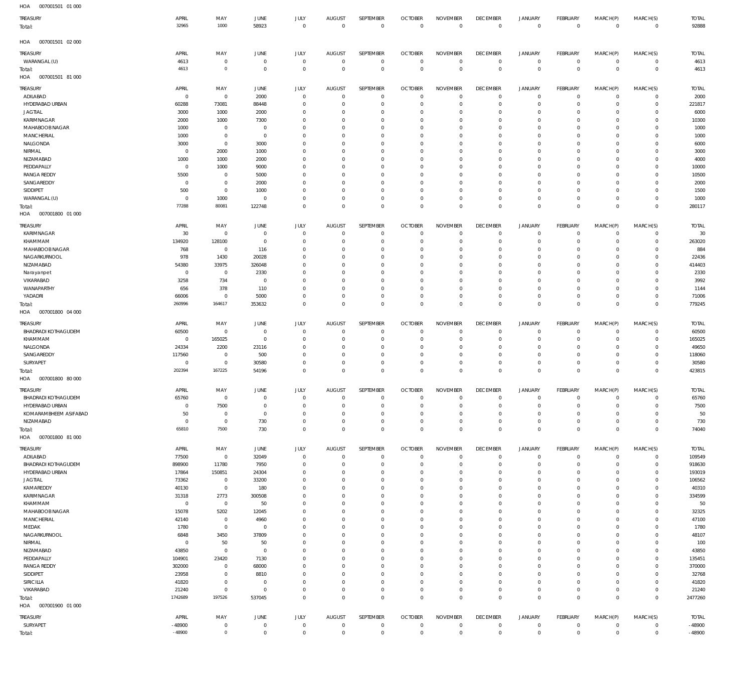HOA 007001501 01 000

| TREASURY | APRIL | MAY | JUNE | JULY | AUGUST | SEPTEMBER | OCTOBER | NOVEMBER | DECEMBER | JANUARY | FEBRUARY | MARCH(P) | MARCH(S) | TOTAL |
|---|---|---|---|---|---|---|---|---|---|---|---|---|---|---|
| Total: | 32965 | 1000 | 58923 | 0 | 0 | 0 | 0 | 0 | 0 | 0 | 0 | 0 | 0 | 92888 |

HOA 007001501 02 000

| TREASURY | APRIL | MAY | JUNE | JULY | AUGUST | SEPTEMBER | OCTOBER | NOVEMBER | DECEMBER | JANUARY | FEBRUARY | MARCH(P) | MARCH(S) | TOTAL |
|---|---|---|---|---|---|---|---|---|---|---|---|---|---|---|
| WARANGAL (U) | 4613 | 0 | 0 | 0 | 0 | 0 | 0 | 0 | 0 | 0 | 0 | 0 | 0 | 4613 |
| Total: | 4613 | 0 | 0 | 0 | 0 | 0 | 0 | 0 | 0 | 0 | 0 | 0 | 0 | 4613 |

HOA 007001501 81 000

| TREASURY | APRIL | MAY | JUNE | JULY | AUGUST | SEPTEMBER | OCTOBER | NOVEMBER | DECEMBER | JANUARY | FEBRUARY | MARCH(P) | MARCH(S) | TOTAL |
|---|---|---|---|---|---|---|---|---|---|---|---|---|---|---|
| ADILABAD | 0 | 0 | 2000 | 0 | 0 | 0 | 0 | 0 | 0 | 0 | 0 | 0 | 0 | 2000 |
| HYDERABAD URBAN | 60288 | 73081 | 88448 | 0 | 0 | 0 | 0 | 0 | 0 | 0 | 0 | 0 | 0 | 221817 |
| JAGTIAL | 3000 | 1000 | 2000 | 0 | 0 | 0 | 0 | 0 | 0 | 0 | 0 | 0 | 0 | 6000 |
| KARIMNAGAR | 2000 | 1000 | 7300 | 0 | 0 | 0 | 0 | 0 | 0 | 0 | 0 | 0 | 0 | 10300 |
| MAHABOOBNAGAR | 1000 | 0 | 0 | 0 | 0 | 0 | 0 | 0 | 0 | 0 | 0 | 0 | 0 | 1000 |
| MANCHERIAL | 1000 | 0 | 0 | 0 | 0 | 0 | 0 | 0 | 0 | 0 | 0 | 0 | 0 | 1000 |
| NALGONDA | 3000 | 0 | 3000 | 0 | 0 | 0 | 0 | 0 | 0 | 0 | 0 | 0 | 0 | 6000 |
| NIRMAL | 0 | 2000 | 1000 | 0 | 0 | 0 | 0 | 0 | 0 | 0 | 0 | 0 | 0 | 3000 |
| NIZAMABAD | 1000 | 1000 | 2000 | 0 | 0 | 0 | 0 | 0 | 0 | 0 | 0 | 0 | 0 | 4000 |
| PEDDAPALLY | 0 | 1000 | 9000 | 0 | 0 | 0 | 0 | 0 | 0 | 0 | 0 | 0 | 0 | 10000 |
| RANGA REDDY | 5500 | 0 | 5000 | 0 | 0 | 0 | 0 | 0 | 0 | 0 | 0 | 0 | 0 | 10500 |
| SANGAREDDY | 0 | 0 | 2000 | 0 | 0 | 0 | 0 | 0 | 0 | 0 | 0 | 0 | 0 | 2000 |
| SIDDIPET | 500 | 0 | 1000 | 0 | 0 | 0 | 0 | 0 | 0 | 0 | 0 | 0 | 0 | 1500 |
| WARANGAL (U) | 0 | 1000 | 0 | 0 | 0 | 0 | 0 | 0 | 0 | 0 | 0 | 0 | 0 | 1000 |
| Total: | 77288 | 80081 | 122748 | 0 | 0 | 0 | 0 | 0 | 0 | 0 | 0 | 0 | 0 | 280117 |

HOA 007001800 01 000

| TREASURY | APRIL | MAY | JUNE | JULY | AUGUST | SEPTEMBER | OCTOBER | NOVEMBER | DECEMBER | JANUARY | FEBRUARY | MARCH(P) | MARCH(S) | TOTAL |
|---|---|---|---|---|---|---|---|---|---|---|---|---|---|---|
| KARIMNAGAR | 30 | 0 | 0 | 0 | 0 | 0 | 0 | 0 | 0 | 0 | 0 | 0 | 0 | 30 |
| KHAMMAM | 134920 | 128100 | 0 | 0 | 0 | 0 | 0 | 0 | 0 | 0 | 0 | 0 | 0 | 263020 |
| MAHABOOBNAGAR | 768 | 0 | 116 | 0 | 0 | 0 | 0 | 0 | 0 | 0 | 0 | 0 | 0 | 884 |
| NAGARKURNOOL | 978 | 1430 | 20028 | 0 | 0 | 0 | 0 | 0 | 0 | 0 | 0 | 0 | 0 | 22436 |
| NIZAMABAD | 54380 | 33975 | 326048 | 0 | 0 | 0 | 0 | 0 | 0 | 0 | 0 | 0 | 0 | 414403 |
| Narayanpet | 0 | 0 | 2330 | 0 | 0 | 0 | 0 | 0 | 0 | 0 | 0 | 0 | 0 | 2330 |
| VIKARABAD | 3258 | 734 | 0 | 0 | 0 | 0 | 0 | 0 | 0 | 0 | 0 | 0 | 0 | 3992 |
| WANAPARTHY | 656 | 378 | 110 | 0 | 0 | 0 | 0 | 0 | 0 | 0 | 0 | 0 | 0 | 1144 |
| YADADRI | 66006 | 0 | 5000 | 0 | 0 | 0 | 0 | 0 | 0 | 0 | 0 | 0 | 0 | 71006 |
| Total: | 260996 | 164617 | 353632 | 0 | 0 | 0 | 0 | 0 | 0 | 0 | 0 | 0 | 0 | 779245 |

HOA 007001800 04 000

| TREASURY | APRIL | MAY | JUNE | JULY | AUGUST | SEPTEMBER | OCTOBER | NOVEMBER | DECEMBER | JANUARY | FEBRUARY | MARCH(P) | MARCH(S) | TOTAL |
|---|---|---|---|---|---|---|---|---|---|---|---|---|---|---|
| BHADRADI KOTHAGUDEM | 60500 | 0 | 0 | 0 | 0 | 0 | 0 | 0 | 0 | 0 | 0 | 0 | 0 | 60500 |
| KHAMMAM | 0 | 165025 | 0 | 0 | 0 | 0 | 0 | 0 | 0 | 0 | 0 | 0 | 0 | 165025 |
| NALGONDA | 24334 | 2200 | 23116 | 0 | 0 | 0 | 0 | 0 | 0 | 0 | 0 | 0 | 0 | 49650 |
| SANGAREDDY | 117560 | 0 | 500 | 0 | 0 | 0 | 0 | 0 | 0 | 0 | 0 | 0 | 0 | 118060 |
| SURYAPET | 0 | 0 | 30580 | 0 | 0 | 0 | 0 | 0 | 0 | 0 | 0 | 0 | 0 | 30580 |
| Total: | 202394 | 167225 | 54196 | 0 | 0 | 0 | 0 | 0 | 0 | 0 | 0 | 0 | 0 | 423815 |

HOA 007001800 80 000

| TREASURY | APRIL | MAY | JUNE | JULY | AUGUST | SEPTEMBER | OCTOBER | NOVEMBER | DECEMBER | JANUARY | FEBRUARY | MARCH(P) | MARCH(S) | TOTAL |
|---|---|---|---|---|---|---|---|---|---|---|---|---|---|---|
| BHADRADI KOTHAGUDEM | 65760 | 0 | 0 | 0 | 0 | 0 | 0 | 0 | 0 | 0 | 0 | 0 | 0 | 65760 |
| HYDERABAD URBAN | 0 | 7500 | 0 | 0 | 0 | 0 | 0 | 0 | 0 | 0 | 0 | 0 | 0 | 7500 |
| KOMARAMBHEEM ASIFABAD | 50 | 0 | 0 | 0 | 0 | 0 | 0 | 0 | 0 | 0 | 0 | 0 | 0 | 50 |
| NIZAMABAD | 0 | 0 | 730 | 0 | 0 | 0 | 0 | 0 | 0 | 0 | 0 | 0 | 0 | 730 |
| Total: | 65810 | 7500 | 730 | 0 | 0 | 0 | 0 | 0 | 0 | 0 | 0 | 0 | 0 | 74040 |

HOA 007001800 81 000

| TREASURY | APRIL | MAY | JUNE | JULY | AUGUST | SEPTEMBER | OCTOBER | NOVEMBER | DECEMBER | JANUARY | FEBRUARY | MARCH(P) | MARCH(S) | TOTAL |
|---|---|---|---|---|---|---|---|---|---|---|---|---|---|---|
| ADILABAD | 77500 | 0 | 32049 | 0 | 0 | 0 | 0 | 0 | 0 | 0 | 0 | 0 | 0 | 109549 |
| BHADRADI KOTHAGUDEM | 898900 | 11780 | 7950 | 0 | 0 | 0 | 0 | 0 | 0 | 0 | 0 | 0 | 0 | 918630 |
| HYDERABAD URBAN | 17864 | 150851 | 24304 | 0 | 0 | 0 | 0 | 0 | 0 | 0 | 0 | 0 | 0 | 193019 |
| JAGTIAL | 73362 | 0 | 33200 | 0 | 0 | 0 | 0 | 0 | 0 | 0 | 0 | 0 | 0 | 106562 |
| KAMAREDDY | 40130 | 0 | 180 | 0 | 0 | 0 | 0 | 0 | 0 | 0 | 0 | 0 | 0 | 40310 |
| KARIMNAGAR | 31318 | 2773 | 300508 | 0 | 0 | 0 | 0 | 0 | 0 | 0 | 0 | 0 | 0 | 334599 |
| KHAMMAM | 0 | 0 | 50 | 0 | 0 | 0 | 0 | 0 | 0 | 0 | 0 | 0 | 0 | 50 |
| MAHABOOBNAGAR | 15078 | 5202 | 12045 | 0 | 0 | 0 | 0 | 0 | 0 | 0 | 0 | 0 | 0 | 32325 |
| MANCHERIAL | 42140 | 0 | 4960 | 0 | 0 | 0 | 0 | 0 | 0 | 0 | 0 | 0 | 0 | 47100 |
| MEDAK | 1780 | 0 | 0 | 0 | 0 | 0 | 0 | 0 | 0 | 0 | 0 | 0 | 0 | 1780 |
| NAGARKURNOOL | 6848 | 3450 | 37809 | 0 | 0 | 0 | 0 | 0 | 0 | 0 | 0 | 0 | 0 | 48107 |
| NIRMAL | 0 | 50 | 50 | 0 | 0 | 0 | 0 | 0 | 0 | 0 | 0 | 0 | 0 | 100 |
| NIZAMABAD | 43850 | 0 | 0 | 0 | 0 | 0 | 0 | 0 | 0 | 0 | 0 | 0 | 0 | 43850 |
| PEDDAPALLY | 104901 | 23420 | 7130 | 0 | 0 | 0 | 0 | 0 | 0 | 0 | 0 | 0 | 0 | 135451 |
| RANGA REDDY | 302000 | 0 | 68000 | 0 | 0 | 0 | 0 | 0 | 0 | 0 | 0 | 0 | 0 | 370000 |
| SIDDIPET | 23958 | 0 | 8810 | 0 | 0 | 0 | 0 | 0 | 0 | 0 | 0 | 0 | 0 | 32768 |
| SIRICILLA | 41820 | 0 | 0 | 0 | 0 | 0 | 0 | 0 | 0 | 0 | 0 | 0 | 0 | 41820 |
| VIKARABAD | 21240 | 0 | 0 | 0 | 0 | 0 | 0 | 0 | 0 | 0 | 0 | 0 | 0 | 21240 |
| Total: | 1742689 | 197526 | 537045 | 0 | 0 | 0 | 0 | 0 | 0 | 0 | 0 | 0 | 0 | 2477260 |

HOA 007001900 01 000

| TREASURY | APRIL | MAY | JUNE | JULY | AUGUST | SEPTEMBER | OCTOBER | NOVEMBER | DECEMBER | JANUARY | FEBRUARY | MARCH(P) | MARCH(S) | TOTAL |
|---|---|---|---|---|---|---|---|---|---|---|---|---|---|---|
| SURYAPET | -48900 | 0 | 0 | 0 | 0 | 0 | 0 | 0 | 0 | 0 | 0 | 0 | 0 | -48900 |
| Total: | -48900 | 0 | 0 | 0 | 0 | 0 | 0 | 0 | 0 | 0 | 0 | 0 | 0 | -48900 |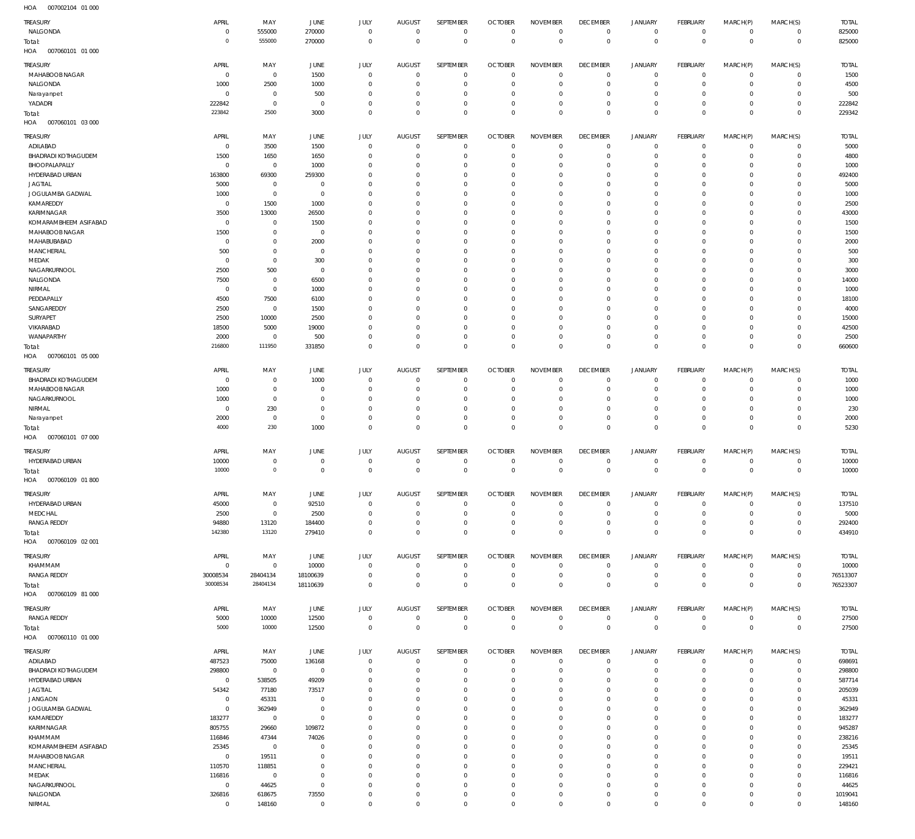HOA 007002104 01 000

| TREASURY | APRIL | MAY | JUNE | JULY | AUGUST | SEPTEMBER | OCTOBER | NOVEMBER | DECEMBER | JANUARY | FEBRUARY | MARCH(P) | MARCH(S) | TOTAL |
|---|---|---|---|---|---|---|---|---|---|---|---|---|---|---|
| NALGONDA | 0 | 555000 | 270000 | 0 | 0 | 0 | 0 | 0 | 0 | 0 | 0 | 0 | 0 | 825000 |
| Total: | 0 | 555000 | 270000 | 0 | 0 | 0 | 0 | 0 | 0 | 0 | 0 | 0 | 0 | 825000 |

HOA 007060101 01 000

| TREASURY | APRIL | MAY | JUNE | JULY | AUGUST | SEPTEMBER | OCTOBER | NOVEMBER | DECEMBER | JANUARY | FEBRUARY | MARCH(P) | MARCH(S) | TOTAL |
|---|---|---|---|---|---|---|---|---|---|---|---|---|---|---|
| MAHABOOB NAGAR | 0 | 0 | 1500 | 0 | 0 | 0 | 0 | 0 | 0 | 0 | 0 | 0 | 0 | 1500 |
| NALGONDA | 1000 | 2500 | 1000 | 0 | 0 | 0 | 0 | 0 | 0 | 0 | 0 | 0 | 0 | 4500 |
| Narayanpet | 0 | 0 | 500 | 0 | 0 | 0 | 0 | 0 | 0 | 0 | 0 | 0 | 0 | 500 |
| YADADRI | 222842 | 0 | 0 | 0 | 0 | 0 | 0 | 0 | 0 | 0 | 0 | 0 | 0 | 222842 |
| Total: | 223842 | 2500 | 3000 | 0 | 0 | 0 | 0 | 0 | 0 | 0 | 0 | 0 | 0 | 229342 |

HOA 007060101 03 000

| TREASURY | APRIL | MAY | JUNE | JULY | AUGUST | SEPTEMBER | OCTOBER | NOVEMBER | DECEMBER | JANUARY | FEBRUARY | MARCH(P) | MARCH(S) | TOTAL |
|---|---|---|---|---|---|---|---|---|---|---|---|---|---|---|
| ADILABAD | 0 | 3500 | 1500 | 0 | 0 | 0 | 0 | 0 | 0 | 0 | 0 | 0 | 0 | 5000 |
| BHADRADI KOTHAGUDEM | 1500 | 1650 | 1650 | 0 | 0 | 0 | 0 | 0 | 0 | 0 | 0 | 0 | 0 | 4800 |
| BHOOPALAPALLY | 0 | 0 | 1000 | 0 | 0 | 0 | 0 | 0 | 0 | 0 | 0 | 0 | 0 | 1000 |
| HYDERABAD URBAN | 163800 | 69300 | 259300 | 0 | 0 | 0 | 0 | 0 | 0 | 0 | 0 | 0 | 0 | 492400 |
| JAGTIAL | 5000 | 0 | 0 | 0 | 0 | 0 | 0 | 0 | 0 | 0 | 0 | 0 | 0 | 5000 |
| JOGULAMBA GADWAL | 1000 | 0 | 0 | 0 | 0 | 0 | 0 | 0 | 0 | 0 | 0 | 0 | 0 | 1000 |
| KAMAREDDY | 0 | 1500 | 1000 | 0 | 0 | 0 | 0 | 0 | 0 | 0 | 0 | 0 | 0 | 2500 |
| KARIMNAGAR | 3500 | 13000 | 26500 | 0 | 0 | 0 | 0 | 0 | 0 | 0 | 0 | 0 | 0 | 43000 |
| KOMARAMBHEEM ASIFABAD | 0 | 0 | 1500 | 0 | 0 | 0 | 0 | 0 | 0 | 0 | 0 | 0 | 0 | 1500 |
| MAHABOOB NAGAR | 1500 | 0 | 0 | 0 | 0 | 0 | 0 | 0 | 0 | 0 | 0 | 0 | 0 | 1500 |
| MAHABUBABAD | 0 | 0 | 2000 | 0 | 0 | 0 | 0 | 0 | 0 | 0 | 0 | 0 | 0 | 2000 |
| MANCHERIAL | 500 | 0 | 0 | 0 | 0 | 0 | 0 | 0 | 0 | 0 | 0 | 0 | 0 | 500 |
| MEDAK | 0 | 0 | 300 | 0 | 0 | 0 | 0 | 0 | 0 | 0 | 0 | 0 | 0 | 300 |
| NAGARKURNOOL | 2500 | 500 | 0 | 0 | 0 | 0 | 0 | 0 | 0 | 0 | 0 | 0 | 0 | 3000 |
| NALGONDA | 7500 | 0 | 6500 | 0 | 0 | 0 | 0 | 0 | 0 | 0 | 0 | 0 | 0 | 14000 |
| NIRMAL | 0 | 0 | 1000 | 0 | 0 | 0 | 0 | 0 | 0 | 0 | 0 | 0 | 0 | 1000 |
| PEDDAPALLY | 4500 | 7500 | 6100 | 0 | 0 | 0 | 0 | 0 | 0 | 0 | 0 | 0 | 0 | 18100 |
| SANGAREDDY | 2500 | 0 | 1500 | 0 | 0 | 0 | 0 | 0 | 0 | 0 | 0 | 0 | 0 | 4000 |
| SURYAPET | 2500 | 10000 | 2500 | 0 | 0 | 0 | 0 | 0 | 0 | 0 | 0 | 0 | 0 | 15000 |
| VIKARABAD | 18500 | 5000 | 19000 | 0 | 0 | 0 | 0 | 0 | 0 | 0 | 0 | 0 | 0 | 42500 |
| WANAPARTHY | 2000 | 0 | 500 | 0 | 0 | 0 | 0 | 0 | 0 | 0 | 0 | 0 | 0 | 2500 |
| Total: | 216800 | 111950 | 331850 | 0 | 0 | 0 | 0 | 0 | 0 | 0 | 0 | 0 | 0 | 660600 |

HOA 007060101 05 000

| TREASURY | APRIL | MAY | JUNE | JULY | AUGUST | SEPTEMBER | OCTOBER | NOVEMBER | DECEMBER | JANUARY | FEBRUARY | MARCH(P) | MARCH(S) | TOTAL |
|---|---|---|---|---|---|---|---|---|---|---|---|---|---|---|
| BHADRADI KOTHAGUDEM | 0 | 0 | 1000 | 0 | 0 | 0 | 0 | 0 | 0 | 0 | 0 | 0 | 0 | 1000 |
| MAHABOOB NAGAR | 1000 | 0 | 0 | 0 | 0 | 0 | 0 | 0 | 0 | 0 | 0 | 0 | 0 | 1000 |
| NAGARKURNOOL | 1000 | 0 | 0 | 0 | 0 | 0 | 0 | 0 | 0 | 0 | 0 | 0 | 0 | 1000 |
| NIRMAL | 0 | 230 | 0 | 0 | 0 | 0 | 0 | 0 | 0 | 0 | 0 | 0 | 0 | 230 |
| Narayanpet | 2000 | 0 | 0 | 0 | 0 | 0 | 0 | 0 | 0 | 0 | 0 | 0 | 0 | 2000 |
| Total: | 4000 | 230 | 1000 | 0 | 0 | 0 | 0 | 0 | 0 | 0 | 0 | 0 | 0 | 5230 |

HOA 007060101 07 000

| TREASURY | APRIL | MAY | JUNE | JULY | AUGUST | SEPTEMBER | OCTOBER | NOVEMBER | DECEMBER | JANUARY | FEBRUARY | MARCH(P) | MARCH(S) | TOTAL |
|---|---|---|---|---|---|---|---|---|---|---|---|---|---|---|
| HYDERABAD URBAN | 10000 | 0 | 0 | 0 | 0 | 0 | 0 | 0 | 0 | 0 | 0 | 0 | 0 | 10000 |
| Total: | 10000 | 0 | 0 | 0 | 0 | 0 | 0 | 0 | 0 | 0 | 0 | 0 | 0 | 10000 |

HOA 007060109 01 800

| TREASURY | APRIL | MAY | JUNE | JULY | AUGUST | SEPTEMBER | OCTOBER | NOVEMBER | DECEMBER | JANUARY | FEBRUARY | MARCH(P) | MARCH(S) | TOTAL |
|---|---|---|---|---|---|---|---|---|---|---|---|---|---|---|
| HYDERABAD URBAN | 45000 | 0 | 92510 | 0 | 0 | 0 | 0 | 0 | 0 | 0 | 0 | 0 | 0 | 137510 |
| MEDCHAL | 2500 | 0 | 2500 | 0 | 0 | 0 | 0 | 0 | 0 | 0 | 0 | 0 | 0 | 5000 |
| RANGA REDDY | 94880 | 13120 | 184400 | 0 | 0 | 0 | 0 | 0 | 0 | 0 | 0 | 0 | 0 | 292400 |
| Total: | 142380 | 13120 | 279410 | 0 | 0 | 0 | 0 | 0 | 0 | 0 | 0 | 0 | 0 | 434910 |

HOA 007060109 02 001

| TREASURY | APRIL | MAY | JUNE | JULY | AUGUST | SEPTEMBER | OCTOBER | NOVEMBER | DECEMBER | JANUARY | FEBRUARY | MARCH(P) | MARCH(S) | TOTAL |
|---|---|---|---|---|---|---|---|---|---|---|---|---|---|---|
| KHAMMAM | 0 | 0 | 10000 | 0 | 0 | 0 | 0 | 0 | 0 | 0 | 0 | 0 | 0 | 10000 |
| RANGA REDDY | 30008534 | 28404134 | 18100639 | 0 | 0 | 0 | 0 | 0 | 0 | 0 | 0 | 0 | 0 | 76513307 |
| Total: | 30008534 | 28404134 | 18110639 | 0 | 0 | 0 | 0 | 0 | 0 | 0 | 0 | 0 | 0 | 76523307 |

HOA 007060109 81 000

| TREASURY | APRIL | MAY | JUNE | JULY | AUGUST | SEPTEMBER | OCTOBER | NOVEMBER | DECEMBER | JANUARY | FEBRUARY | MARCH(P) | MARCH(S) | TOTAL |
|---|---|---|---|---|---|---|---|---|---|---|---|---|---|---|
| RANGA REDDY | 5000 | 10000 | 12500 | 0 | 0 | 0 | 0 | 0 | 0 | 0 | 0 | 0 | 0 | 27500 |
| Total: | 5000 | 10000 | 12500 | 0 | 0 | 0 | 0 | 0 | 0 | 0 | 0 | 0 | 0 | 27500 |

HOA 007060110 01 000

| TREASURY | APRIL | MAY | JUNE | JULY | AUGUST | SEPTEMBER | OCTOBER | NOVEMBER | DECEMBER | JANUARY | FEBRUARY | MARCH(P) | MARCH(S) | TOTAL |
|---|---|---|---|---|---|---|---|---|---|---|---|---|---|---|
| ADILABAD | 487523 | 75000 | 136168 | 0 | 0 | 0 | 0 | 0 | 0 | 0 | 0 | 0 | 0 | 698691 |
| BHADRADI KOTHAGUDEM | 298800 | 0 | 0 | 0 | 0 | 0 | 0 | 0 | 0 | 0 | 0 | 0 | 0 | 298800 |
| HYDERABAD URBAN | 0 | 538505 | 49209 | 0 | 0 | 0 | 0 | 0 | 0 | 0 | 0 | 0 | 0 | 587714 |
| JAGTIAL | 54342 | 77180 | 73517 | 0 | 0 | 0 | 0 | 0 | 0 | 0 | 0 | 0 | 0 | 205039 |
| JANGAON | 0 | 45331 | 0 | 0 | 0 | 0 | 0 | 0 | 0 | 0 | 0 | 0 | 0 | 45331 |
| JOGULAMBA GADWAL | 0 | 362949 | 0 | 0 | 0 | 0 | 0 | 0 | 0 | 0 | 0 | 0 | 0 | 362949 |
| KAMAREDDY | 183277 | 0 | 0 | 0 | 0 | 0 | 0 | 0 | 0 | 0 | 0 | 0 | 0 | 183277 |
| KARIMNAGAR | 805755 | 29660 | 109872 | 0 | 0 | 0 | 0 | 0 | 0 | 0 | 0 | 0 | 0 | 945287 |
| KHAMMAM | 116846 | 47344 | 74026 | 0 | 0 | 0 | 0 | 0 | 0 | 0 | 0 | 0 | 0 | 238216 |
| KOMARAMBHEEM ASIFABAD | 25345 | 0 | 0 | 0 | 0 | 0 | 0 | 0 | 0 | 0 | 0 | 0 | 0 | 25345 |
| MAHABOOB NAGAR | 0 | 19511 | 0 | 0 | 0 | 0 | 0 | 0 | 0 | 0 | 0 | 0 | 0 | 19511 |
| MANCHERIAL | 110570 | 118851 | 0 | 0 | 0 | 0 | 0 | 0 | 0 | 0 | 0 | 0 | 0 | 229421 |
| MEDAK | 116816 | 0 | 0 | 0 | 0 | 0 | 0 | 0 | 0 | 0 | 0 | 0 | 0 | 116816 |
| NAGARKURNOOL | 0 | 44625 | 0 | 0 | 0 | 0 | 0 | 0 | 0 | 0 | 0 | 0 | 0 | 44625 |
| NALGONDA | 326816 | 618675 | 73550 | 0 | 0 | 0 | 0 | 0 | 0 | 0 | 0 | 0 | 0 | 1019041 |
| NIRMAL | 0 | 148160 | 0 | 0 | 0 | 0 | 0 | 0 | 0 | 0 | 0 | 0 | 0 | 148160 |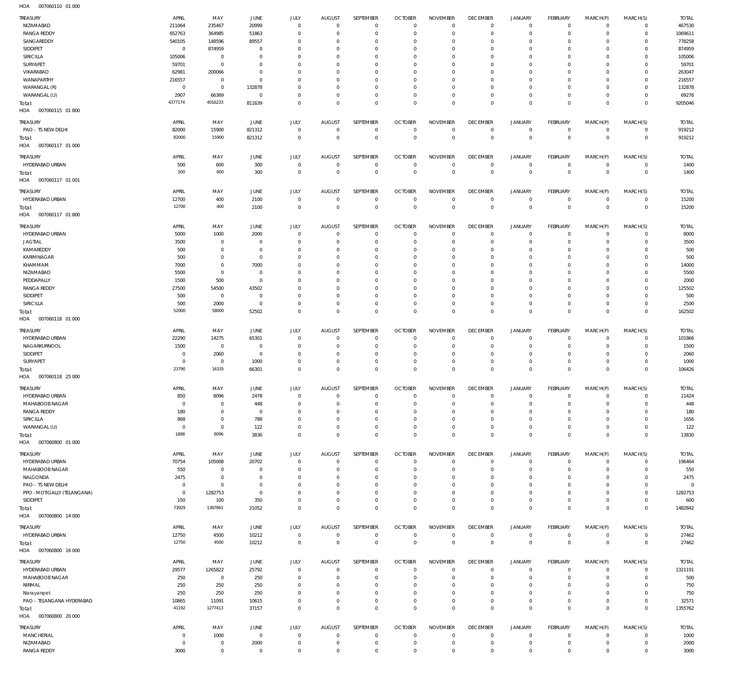HOA 007060110 01 000

| TREASURY | APRIL | MAY | JUNE | JULY | AUGUST | SEPTEMBER | OCTOBER | NOVEMBER | DECEMBER | JANUARY | FEBRUARY | MARCH(P) | MARCH(S) | TOTAL |
|---|---|---|---|---|---|---|---|---|---|---|---|---|---|---|
| NIZAMABAD | 211064 | 235467 | 20999 | 0 | 0 | 0 | 0 | 0 | 0 | 0 | 0 | 0 | 0 | 467530 |
| RANGA REDDY | 652763 | 364985 | 51863 | 0 | 0 | 0 | 0 | 0 | 0 | 0 | 0 | 0 | 0 | 1069611 |
| SANGAREDDY | 540105 | 148596 | 89557 | 0 | 0 | 0 | 0 | 0 | 0 | 0 | 0 | 0 | 0 | 778258 |
| SIDDIPET | 0 | 874959 | 0 | 0 | 0 | 0 | 0 | 0 | 0 | 0 | 0 | 0 | 0 | 874959 |
| SIRICILLA | 105006 | 0 | 0 | 0 | 0 | 0 | 0 | 0 | 0 | 0 | 0 | 0 | 0 | 105006 |
| SURYAPET | 59701 | 0 | 0 | 0 | 0 | 0 | 0 | 0 | 0 | 0 | 0 | 0 | 0 | 59701 |
| VIKARABAD | 62981 | 200066 | 0 | 0 | 0 | 0 | 0 | 0 | 0 | 0 | 0 | 0 | 0 | 263047 |
| WANAPARTHY | 216557 | 0 | 0 | 0 | 0 | 0 | 0 | 0 | 0 | 0 | 0 | 0 | 0 | 216557 |
| WARANGAL (R) | 0 | 0 | 132878 | 0 | 0 | 0 | 0 | 0 | 0 | 0 | 0 | 0 | 0 | 132878 |
| WARANGAL (U) | 2907 | 66369 | 0 | 0 | 0 | 0 | 0 | 0 | 0 | 0 | 0 | 0 | 0 | 69276 |
| Total: | 4377174 | 4016233 | 811639 | 0 | 0 | 0 | 0 | 0 | 0 | 0 | 0 | 0 | 0 | 9205046 |

HOA 007060115 01 800

| TREASURY | APRIL | MAY | JUNE | JULY | AUGUST | SEPTEMBER | OCTOBER | NOVEMBER | DECEMBER | JANUARY | FEBRUARY | MARCH(P) | MARCH(S) | TOTAL |
|---|---|---|---|---|---|---|---|---|---|---|---|---|---|---|
| PAO - TS NEW DELHI | 82000 | 15900 | 821312 | 0 | 0 | 0 | 0 | 0 | 0 | 0 | 0 | 0 | 0 | 919212 |
| Total: | 82000 | 15900 | 821312 | 0 | 0 | 0 | 0 | 0 | 0 | 0 | 0 | 0 | 0 | 919212 |

HOA 007060117 01 000

| TREASURY | APRIL | MAY | JUNE | JULY | AUGUST | SEPTEMBER | OCTOBER | NOVEMBER | DECEMBER | JANUARY | FEBRUARY | MARCH(P) | MARCH(S) | TOTAL |
|---|---|---|---|---|---|---|---|---|---|---|---|---|---|---|
| HYDERABAD URBAN | 500 | 600 | 300 | 0 | 0 | 0 | 0 | 0 | 0 | 0 | 0 | 0 | 0 | 1400 |
| Total: | 500 | 600 | 300 | 0 | 0 | 0 | 0 | 0 | 0 | 0 | 0 | 0 | 0 | 1400 |

HOA 007060117 01 001

| TREASURY | APRIL | MAY | JUNE | JULY | AUGUST | SEPTEMBER | OCTOBER | NOVEMBER | DECEMBER | JANUARY | FEBRUARY | MARCH(P) | MARCH(S) | TOTAL |
|---|---|---|---|---|---|---|---|---|---|---|---|---|---|---|
| HYDERABAD URBAN | 12700 | 400 | 2100 | 0 | 0 | 0 | 0 | 0 | 0 | 0 | 0 | 0 | 0 | 15200 |
| Total: | 12700 | 400 | 2100 | 0 | 0 | 0 | 0 | 0 | 0 | 0 | 0 | 0 | 0 | 15200 |

HOA 007060117 01 800

| TREASURY | APRIL | MAY | JUNE | JULY | AUGUST | SEPTEMBER | OCTOBER | NOVEMBER | DECEMBER | JANUARY | FEBRUARY | MARCH(P) | MARCH(S) | TOTAL |
|---|---|---|---|---|---|---|---|---|---|---|---|---|---|---|
| HYDERABAD URBAN | 5000 | 1000 | 2000 | 0 | 0 | 0 | 0 | 0 | 0 | 0 | 0 | 0 | 0 | 8000 |
| JAGTIAL | 3500 | 0 | 0 | 0 | 0 | 0 | 0 | 0 | 0 | 0 | 0 | 0 | 0 | 3500 |
| KAMAREDDY | 500 | 0 | 0 | 0 | 0 | 0 | 0 | 0 | 0 | 0 | 0 | 0 | 0 | 500 |
| KARIMNAGAR | 500 | 0 | 0 | 0 | 0 | 0 | 0 | 0 | 0 | 0 | 0 | 0 | 0 | 500 |
| KHAMMAM | 7000 | 0 | 7000 | 0 | 0 | 0 | 0 | 0 | 0 | 0 | 0 | 0 | 0 | 14000 |
| NIZAMABAD | 5500 | 0 | 0 | 0 | 0 | 0 | 0 | 0 | 0 | 0 | 0 | 0 | 0 | 5500 |
| PEDDAPALLY | 1500 | 500 | 0 | 0 | 0 | 0 | 0 | 0 | 0 | 0 | 0 | 0 | 0 | 2000 |
| RANGA REDDY | 27500 | 54500 | 43502 | 0 | 0 | 0 | 0 | 0 | 0 | 0 | 0 | 0 | 0 | 125502 |
| SIDDIPET | 500 | 0 | 0 | 0 | 0 | 0 | 0 | 0 | 0 | 0 | 0 | 0 | 0 | 500 |
| SIRICILLA | 500 | 2000 | 0 | 0 | 0 | 0 | 0 | 0 | 0 | 0 | 0 | 0 | 0 | 2500 |
| Total: | 52000 | 58000 | 52502 | 0 | 0 | 0 | 0 | 0 | 0 | 0 | 0 | 0 | 0 | 162502 |

HOA 007060118 01 000

| TREASURY | APRIL | MAY | JUNE | JULY | AUGUST | SEPTEMBER | OCTOBER | NOVEMBER | DECEMBER | JANUARY | FEBRUARY | MARCH(P) | MARCH(S) | TOTAL |
|---|---|---|---|---|---|---|---|---|---|---|---|---|---|---|
| HYDERABAD URBAN | 22290 | 14275 | 65301 | 0 | 0 | 0 | 0 | 0 | 0 | 0 | 0 | 0 | 0 | 101866 |
| NAGARKURNOOL | 1500 | 0 | 0 | 0 | 0 | 0 | 0 | 0 | 0 | 0 | 0 | 0 | 0 | 1500 |
| SIDDIPET | 0 | 2060 | 0 | 0 | 0 | 0 | 0 | 0 | 0 | 0 | 0 | 0 | 0 | 2060 |
| SURYAPET | 0 | 0 | 1000 | 0 | 0 | 0 | 0 | 0 | 0 | 0 | 0 | 0 | 0 | 1000 |
| Total: | 23790 | 16335 | 66301 | 0 | 0 | 0 | 0 | 0 | 0 | 0 | 0 | 0 | 0 | 106426 |

HOA 007060118 25 000

| TREASURY | APRIL | MAY | JUNE | JULY | AUGUST | SEPTEMBER | OCTOBER | NOVEMBER | DECEMBER | JANUARY | FEBRUARY | MARCH(P) | MARCH(S) | TOTAL |
|---|---|---|---|---|---|---|---|---|---|---|---|---|---|---|
| HYDERABAD URBAN | 850 | 8096 | 2478 | 0 | 0 | 0 | 0 | 0 | 0 | 0 | 0 | 0 | 0 | 11424 |
| MAHABOOB NAGAR | 0 | 0 | 448 | 0 | 0 | 0 | 0 | 0 | 0 | 0 | 0 | 0 | 0 | 448 |
| RANGA REDDY | 180 | 0 | 0 | 0 | 0 | 0 | 0 | 0 | 0 | 0 | 0 | 0 | 0 | 180 |
| SIRICILLA | 868 | 0 | 788 | 0 | 0 | 0 | 0 | 0 | 0 | 0 | 0 | 0 | 0 | 1656 |
| WARANGAL (U) | 0 | 0 | 122 | 0 | 0 | 0 | 0 | 0 | 0 | 0 | 0 | 0 | 0 | 122 |
| Total: | 1898 | 8096 | 3836 | 0 | 0 | 0 | 0 | 0 | 0 | 0 | 0 | 0 | 0 | 13830 |

HOA 007060800 01 000

| TREASURY | APRIL | MAY | JUNE | JULY | AUGUST | SEPTEMBER | OCTOBER | NOVEMBER | DECEMBER | JANUARY | FEBRUARY | MARCH(P) | MARCH(S) | TOTAL |
|---|---|---|---|---|---|---|---|---|---|---|---|---|---|---|
| HYDERABAD URBAN | 70754 | 105008 | 20702 | 0 | 0 | 0 | 0 | 0 | 0 | 0 | 0 | 0 | 0 | 196464 |
| MAHABOOB NAGAR | 550 | 0 | 0 | 0 | 0 | 0 | 0 | 0 | 0 | 0 | 0 | 0 | 0 | 550 |
| NALGONDA | 2475 | 0 | 0 | 0 | 0 | 0 | 0 | 0 | 0 | 0 | 0 | 0 | 0 | 2475 |
| PAO - TS NEW DELHI | 0 | 0 | 0 | 0 | 0 | 0 | 0 | 0 | 0 | 0 | 0 | 0 | 0 | 0 |
| PPO - MOTIGALLY (TELANGANA) | 0 | 1282753 | 0 | 0 | 0 | 0 | 0 | 0 | 0 | 0 | 0 | 0 | 0 | 1282753 |
| SIDDIPET | 150 | 100 | 350 | 0 | 0 | 0 | 0 | 0 | 0 | 0 | 0 | 0 | 0 | 600 |
| Total: | 73929 | 1387861 | 21052 | 0 | 0 | 0 | 0 | 0 | 0 | 0 | 0 | 0 | 0 | 1482842 |

HOA 007060800 14 000

| TREASURY | APRIL | MAY | JUNE | JULY | AUGUST | SEPTEMBER | OCTOBER | NOVEMBER | DECEMBER | JANUARY | FEBRUARY | MARCH(P) | MARCH(S) | TOTAL |
|---|---|---|---|---|---|---|---|---|---|---|---|---|---|---|
| HYDERABAD URBAN | 12750 | 4500 | 10212 | 0 | 0 | 0 | 0 | 0 | 0 | 0 | 0 | 0 | 0 | 27462 |
| Total: | 12750 | 4500 | 10212 | 0 | 0 | 0 | 0 | 0 | 0 | 0 | 0 | 0 | 0 | 27462 |

HOA 007060800 16 000

| TREASURY | APRIL | MAY | JUNE | JULY | AUGUST | SEPTEMBER | OCTOBER | NOVEMBER | DECEMBER | JANUARY | FEBRUARY | MARCH(P) | MARCH(S) | TOTAL |
|---|---|---|---|---|---|---|---|---|---|---|---|---|---|---|
| HYDERABAD URBAN | 29577 | 1265822 | 25792 | 0 | 0 | 0 | 0 | 0 | 0 | 0 | 0 | 0 | 0 | 1321191 |
| MAHABOOB NAGAR | 250 | 0 | 250 | 0 | 0 | 0 | 0 | 0 | 0 | 0 | 0 | 0 | 0 | 500 |
| NIRMAL | 250 | 250 | 250 | 0 | 0 | 0 | 0 | 0 | 0 | 0 | 0 | 0 | 0 | 750 |
| Narayanpet | 250 | 250 | 250 | 0 | 0 | 0 | 0 | 0 | 0 | 0 | 0 | 0 | 0 | 750 |
| PAO - TELANGANA HYDERABAD | 10865 | 11091 | 10615 | 0 | 0 | 0 | 0 | 0 | 0 | 0 | 0 | 0 | 0 | 32571 |
| Total: | 41192 | 1277413 | 37157 | 0 | 0 | 0 | 0 | 0 | 0 | 0 | 0 | 0 | 0 | 1355762 |

HOA 007060800 20 000

| TREASURY | APRIL | MAY | JUNE | JULY | AUGUST | SEPTEMBER | OCTOBER | NOVEMBER | DECEMBER | JANUARY | FEBRUARY | MARCH(P) | MARCH(S) | TOTAL |
|---|---|---|---|---|---|---|---|---|---|---|---|---|---|---|
| MANCHERIAL | 0 | 1000 | 0 | 0 | 0 | 0 | 0 | 0 | 0 | 0 | 0 | 0 | 0 | 1000 |
| NIZAMABAD | 0 | 0 | 2000 | 0 | 0 | 0 | 0 | 0 | 0 | 0 | 0 | 0 | 0 | 2000 |
| RANGA REDDY | 3000 | 0 | 0 | 0 | 0 | 0 | 0 | 0 | 0 | 0 | 0 | 0 | 0 | 3000 |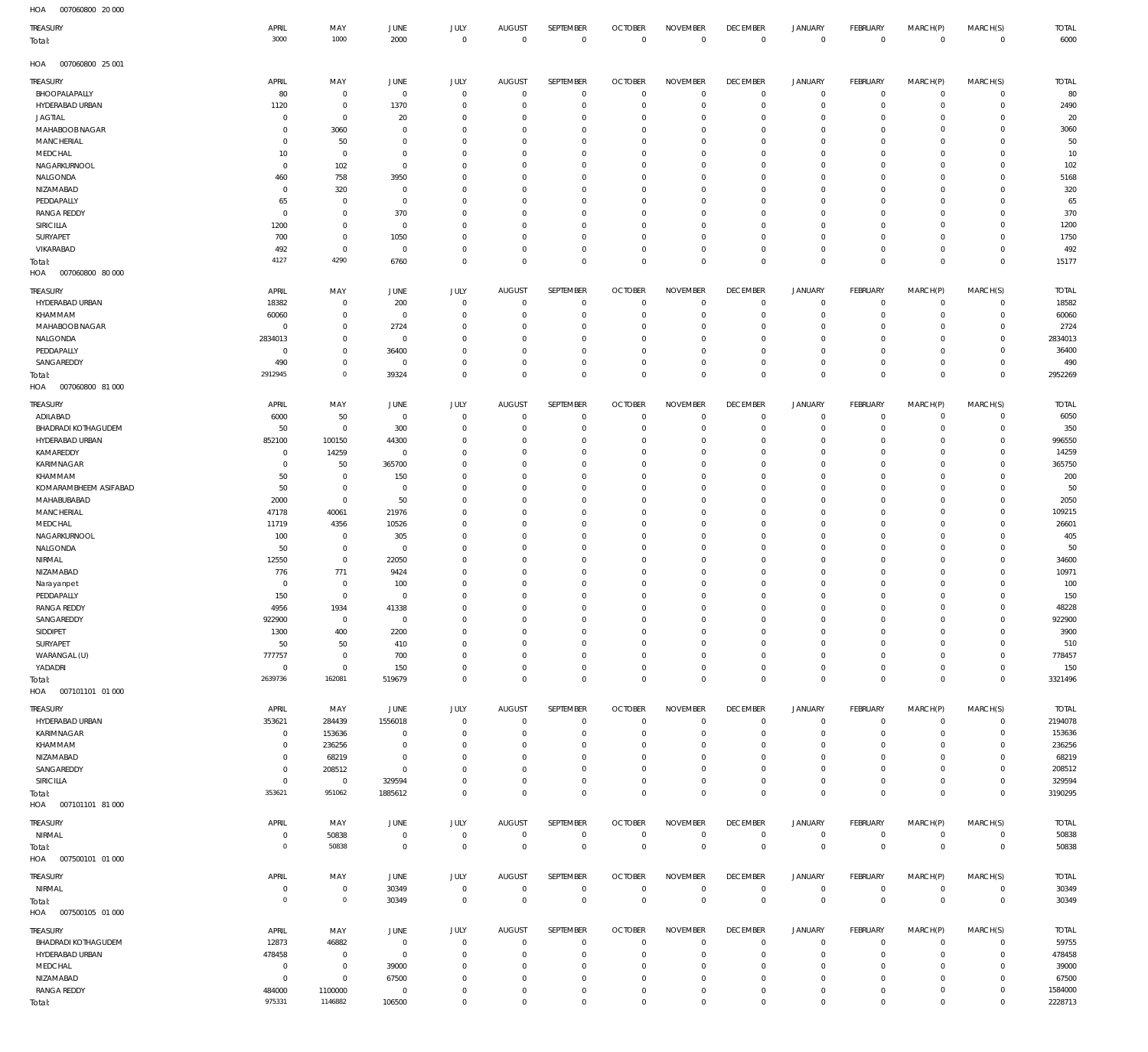HOA 007060800 20 000

| TREASURY | APRIL | MAY | JUNE | JULY | AUGUST | SEPTEMBER | OCTOBER | NOVEMBER | DECEMBER | JANUARY | FEBRUARY | MARCH(P) | MARCH(S) | TOTAL |
|---|---|---|---|---|---|---|---|---|---|---|---|---|---|---|
| Total: | 3000 | 1000 | 2000 | 0 | 0 | 0 | 0 | 0 | 0 | 0 | 0 | 0 | 0 | 6000 |

HOA 007060800 25 001

| TREASURY | APRIL | MAY | JUNE | JULY | AUGUST | SEPTEMBER | OCTOBER | NOVEMBER | DECEMBER | JANUARY | FEBRUARY | MARCH(P) | MARCH(S) | TOTAL |
|---|---|---|---|---|---|---|---|---|---|---|---|---|---|---|
| BHOOPALAPALLY | 80 | 0 | 0 | 0 | 0 | 0 | 0 | 0 | 0 | 0 | 0 | 0 | 0 | 80 |
| HYDERABAD URBAN | 1120 | 0 | 1370 | 0 | 0 | 0 | 0 | 0 | 0 | 0 | 0 | 0 | 0 | 2490 |
| JAGTIAL | 0 | 0 | 20 | 0 | 0 | 0 | 0 | 0 | 0 | 0 | 0 | 0 | 0 | 20 |
| MAHABOOB NAGAR | 0 | 3060 | 0 | 0 | 0 | 0 | 0 | 0 | 0 | 0 | 0 | 0 | 0 | 3060 |
| MANCHERIAL | 0 | 50 | 0 | 0 | 0 | 0 | 0 | 0 | 0 | 0 | 0 | 0 | 0 | 50 |
| MEDCHAL | 10 | 0 | 0 | 0 | 0 | 0 | 0 | 0 | 0 | 0 | 0 | 0 | 0 | 10 |
| NAGARKURNOOL | 0 | 102 | 0 | 0 | 0 | 0 | 0 | 0 | 0 | 0 | 0 | 0 | 0 | 102 |
| NALGONDA | 460 | 758 | 3950 | 0 | 0 | 0 | 0 | 0 | 0 | 0 | 0 | 0 | 0 | 5168 |
| NIZAMABAD | 0 | 320 | 0 | 0 | 0 | 0 | 0 | 0 | 0 | 0 | 0 | 0 | 0 | 320 |
| PEDDAPALLY | 65 | 0 | 0 | 0 | 0 | 0 | 0 | 0 | 0 | 0 | 0 | 0 | 0 | 65 |
| RANGA REDDY | 0 | 0 | 370 | 0 | 0 | 0 | 0 | 0 | 0 | 0 | 0 | 0 | 0 | 370 |
| SIRICILLA | 1200 | 0 | 0 | 0 | 0 | 0 | 0 | 0 | 0 | 0 | 0 | 0 | 0 | 1200 |
| SURYAPET | 700 | 0 | 1050 | 0 | 0 | 0 | 0 | 0 | 0 | 0 | 0 | 0 | 0 | 1750 |
| VIKARABAD | 492 | 0 | 0 | 0 | 0 | 0 | 0 | 0 | 0 | 0 | 0 | 0 | 0 | 492 |
| Total: | 4127 | 4290 | 6760 | 0 | 0 | 0 | 0 | 0 | 0 | 0 | 0 | 0 | 0 | 15177 |

HOA 007060800 80 000

| TREASURY | APRIL | MAY | JUNE | JULY | AUGUST | SEPTEMBER | OCTOBER | NOVEMBER | DECEMBER | JANUARY | FEBRUARY | MARCH(P) | MARCH(S) | TOTAL |
|---|---|---|---|---|---|---|---|---|---|---|---|---|---|---|
| HYDERABAD URBAN | 18382 | 0 | 200 | 0 | 0 | 0 | 0 | 0 | 0 | 0 | 0 | 0 | 0 | 18582 |
| KHAMMAM | 60060 | 0 | 0 | 0 | 0 | 0 | 0 | 0 | 0 | 0 | 0 | 0 | 0 | 60060 |
| MAHABOOB NAGAR | 0 | 0 | 2724 | 0 | 0 | 0 | 0 | 0 | 0 | 0 | 0 | 0 | 0 | 2724 |
| NALGONDA | 2834013 | 0 | 0 | 0 | 0 | 0 | 0 | 0 | 0 | 0 | 0 | 0 | 0 | 2834013 |
| PEDDAPALLY | 0 | 0 | 36400 | 0 | 0 | 0 | 0 | 0 | 0 | 0 | 0 | 0 | 0 | 36400 |
| SANGAREDDY | 490 | 0 | 0 | 0 | 0 | 0 | 0 | 0 | 0 | 0 | 0 | 0 | 0 | 490 |
| Total: | 2912945 | 0 | 39324 | 0 | 0 | 0 | 0 | 0 | 0 | 0 | 0 | 0 | 0 | 2952269 |

HOA 007060800 81 000

| TREASURY | APRIL | MAY | JUNE | JULY | AUGUST | SEPTEMBER | OCTOBER | NOVEMBER | DECEMBER | JANUARY | FEBRUARY | MARCH(P) | MARCH(S) | TOTAL |
|---|---|---|---|---|---|---|---|---|---|---|---|---|---|---|
| ADILABAD | 6000 | 50 | 0 | 0 | 0 | 0 | 0 | 0 | 0 | 0 | 0 | 0 | 0 | 6050 |
| BHADRADI KOTHAGUDEM | 50 | 0 | 300 | 0 | 0 | 0 | 0 | 0 | 0 | 0 | 0 | 0 | 0 | 350 |
| HYDERABAD URBAN | 852100 | 100150 | 44300 | 0 | 0 | 0 | 0 | 0 | 0 | 0 | 0 | 0 | 0 | 996550 |
| KAMAREDDY | 0 | 14259 | 0 | 0 | 0 | 0 | 0 | 0 | 0 | 0 | 0 | 0 | 0 | 14259 |
| KARIMNAGAR | 0 | 50 | 365700 | 0 | 0 | 0 | 0 | 0 | 0 | 0 | 0 | 0 | 0 | 365750 |
| KHAMMAM | 50 | 0 | 150 | 0 | 0 | 0 | 0 | 0 | 0 | 0 | 0 | 0 | 0 | 200 |
| KOMARAMBHEEM ASIFABAD | 50 | 0 | 0 | 0 | 0 | 0 | 0 | 0 | 0 | 0 | 0 | 0 | 0 | 50 |
| MAHABUBABAD | 2000 | 0 | 50 | 0 | 0 | 0 | 0 | 0 | 0 | 0 | 0 | 0 | 0 | 2050 |
| MANCHERIAL | 47178 | 40061 | 21976 | 0 | 0 | 0 | 0 | 0 | 0 | 0 | 0 | 0 | 0 | 109215 |
| MEDCHAL | 11719 | 4356 | 10526 | 0 | 0 | 0 | 0 | 0 | 0 | 0 | 0 | 0 | 0 | 26601 |
| NAGARKURNOOL | 100 | 0 | 305 | 0 | 0 | 0 | 0 | 0 | 0 | 0 | 0 | 0 | 0 | 405 |
| NALGONDA | 50 | 0 | 0 | 0 | 0 | 0 | 0 | 0 | 0 | 0 | 0 | 0 | 0 | 50 |
| NIRMAL | 12550 | 0 | 22050 | 0 | 0 | 0 | 0 | 0 | 0 | 0 | 0 | 0 | 0 | 34600 |
| NIZAMABAD | 776 | 771 | 9424 | 0 | 0 | 0 | 0 | 0 | 0 | 0 | 0 | 0 | 0 | 10971 |
| Narayanpet | 0 | 0 | 100 | 0 | 0 | 0 | 0 | 0 | 0 | 0 | 0 | 0 | 0 | 100 |
| PEDDAPALLY | 150 | 0 | 0 | 0 | 0 | 0 | 0 | 0 | 0 | 0 | 0 | 0 | 0 | 150 |
| RANGA REDDY | 4956 | 1934 | 41338 | 0 | 0 | 0 | 0 | 0 | 0 | 0 | 0 | 0 | 0 | 48228 |
| SANGAREDDY | 922900 | 0 | 0 | 0 | 0 | 0 | 0 | 0 | 0 | 0 | 0 | 0 | 0 | 922900 |
| SIDDIPET | 1300 | 400 | 2200 | 0 | 0 | 0 | 0 | 0 | 0 | 0 | 0 | 0 | 0 | 3900 |
| SURYAPET | 50 | 50 | 410 | 0 | 0 | 0 | 0 | 0 | 0 | 0 | 0 | 0 | 0 | 510 |
| WARANGAL (U) | 777757 | 0 | 700 | 0 | 0 | 0 | 0 | 0 | 0 | 0 | 0 | 0 | 0 | 778457 |
| YADADRI | 0 | 0 | 150 | 0 | 0 | 0 | 0 | 0 | 0 | 0 | 0 | 0 | 0 | 150 |
| Total: | 2639736 | 162081 | 519679 | 0 | 0 | 0 | 0 | 0 | 0 | 0 | 0 | 0 | 0 | 3321496 |

HOA 007101101 01 000

| TREASURY | APRIL | MAY | JUNE | JULY | AUGUST | SEPTEMBER | OCTOBER | NOVEMBER | DECEMBER | JANUARY | FEBRUARY | MARCH(P) | MARCH(S) | TOTAL |
|---|---|---|---|---|---|---|---|---|---|---|---|---|---|---|
| HYDERABAD URBAN | 353621 | 284439 | 1556018 | 0 | 0 | 0 | 0 | 0 | 0 | 0 | 0 | 0 | 0 | 2194078 |
| KARIMNAGAR | 0 | 153636 | 0 | 0 | 0 | 0 | 0 | 0 | 0 | 0 | 0 | 0 | 0 | 153636 |
| KHAMMAM | 0 | 236256 | 0 | 0 | 0 | 0 | 0 | 0 | 0 | 0 | 0 | 0 | 0 | 236256 |
| NIZAMABAD | 0 | 68219 | 0 | 0 | 0 | 0 | 0 | 0 | 0 | 0 | 0 | 0 | 0 | 68219 |
| SANGAREDDY | 0 | 208512 | 0 | 0 | 0 | 0 | 0 | 0 | 0 | 0 | 0 | 0 | 0 | 208512 |
| SIRICILLA | 0 | 0 | 329594 | 0 | 0 | 0 | 0 | 0 | 0 | 0 | 0 | 0 | 0 | 329594 |
| Total: | 353621 | 951062 | 1885612 | 0 | 0 | 0 | 0 | 0 | 0 | 0 | 0 | 0 | 0 | 3190295 |

HOA 007101101 81 000

| TREASURY | APRIL | MAY | JUNE | JULY | AUGUST | SEPTEMBER | OCTOBER | NOVEMBER | DECEMBER | JANUARY | FEBRUARY | MARCH(P) | MARCH(S) | TOTAL |
|---|---|---|---|---|---|---|---|---|---|---|---|---|---|---|
| NIRMAL | 0 | 50838 | 0 | 0 | 0 | 0 | 0 | 0 | 0 | 0 | 0 | 0 | 0 | 50838 |
| Total: | 0 | 50838 | 0 | 0 | 0 | 0 | 0 | 0 | 0 | 0 | 0 | 0 | 0 | 50838 |

HOA 007500101 01 000

| TREASURY | APRIL | MAY | JUNE | JULY | AUGUST | SEPTEMBER | OCTOBER | NOVEMBER | DECEMBER | JANUARY | FEBRUARY | MARCH(P) | MARCH(S) | TOTAL |
|---|---|---|---|---|---|---|---|---|---|---|---|---|---|---|
| NIRMAL | 0 | 0 | 30349 | 0 | 0 | 0 | 0 | 0 | 0 | 0 | 0 | 0 | 0 | 30349 |
| Total: | 0 | 0 | 30349 | 0 | 0 | 0 | 0 | 0 | 0 | 0 | 0 | 0 | 0 | 30349 |

HOA 007500105 01 000

| TREASURY | APRIL | MAY | JUNE | JULY | AUGUST | SEPTEMBER | OCTOBER | NOVEMBER | DECEMBER | JANUARY | FEBRUARY | MARCH(P) | MARCH(S) | TOTAL |
|---|---|---|---|---|---|---|---|---|---|---|---|---|---|---|
| BHADRADI KOTHAGUDEM | 12873 | 46882 | 0 | 0 | 0 | 0 | 0 | 0 | 0 | 0 | 0 | 0 | 0 | 59755 |
| HYDERABAD URBAN | 478458 | 0 | 0 | 0 | 0 | 0 | 0 | 0 | 0 | 0 | 0 | 0 | 0 | 478458 |
| MEDCHAL | 0 | 0 | 39000 | 0 | 0 | 0 | 0 | 0 | 0 | 0 | 0 | 0 | 0 | 39000 |
| NIZAMABAD | 0 | 0 | 67500 | 0 | 0 | 0 | 0 | 0 | 0 | 0 | 0 | 0 | 0 | 67500 |
| RANGA REDDY | 484000 | 1100000 | 0 | 0 | 0 | 0 | 0 | 0 | 0 | 0 | 0 | 0 | 0 | 1584000 |
| Total: | 975331 | 1146882 | 106500 | 0 | 0 | 0 | 0 | 0 | 0 | 0 | 0 | 0 | 0 | 2228713 |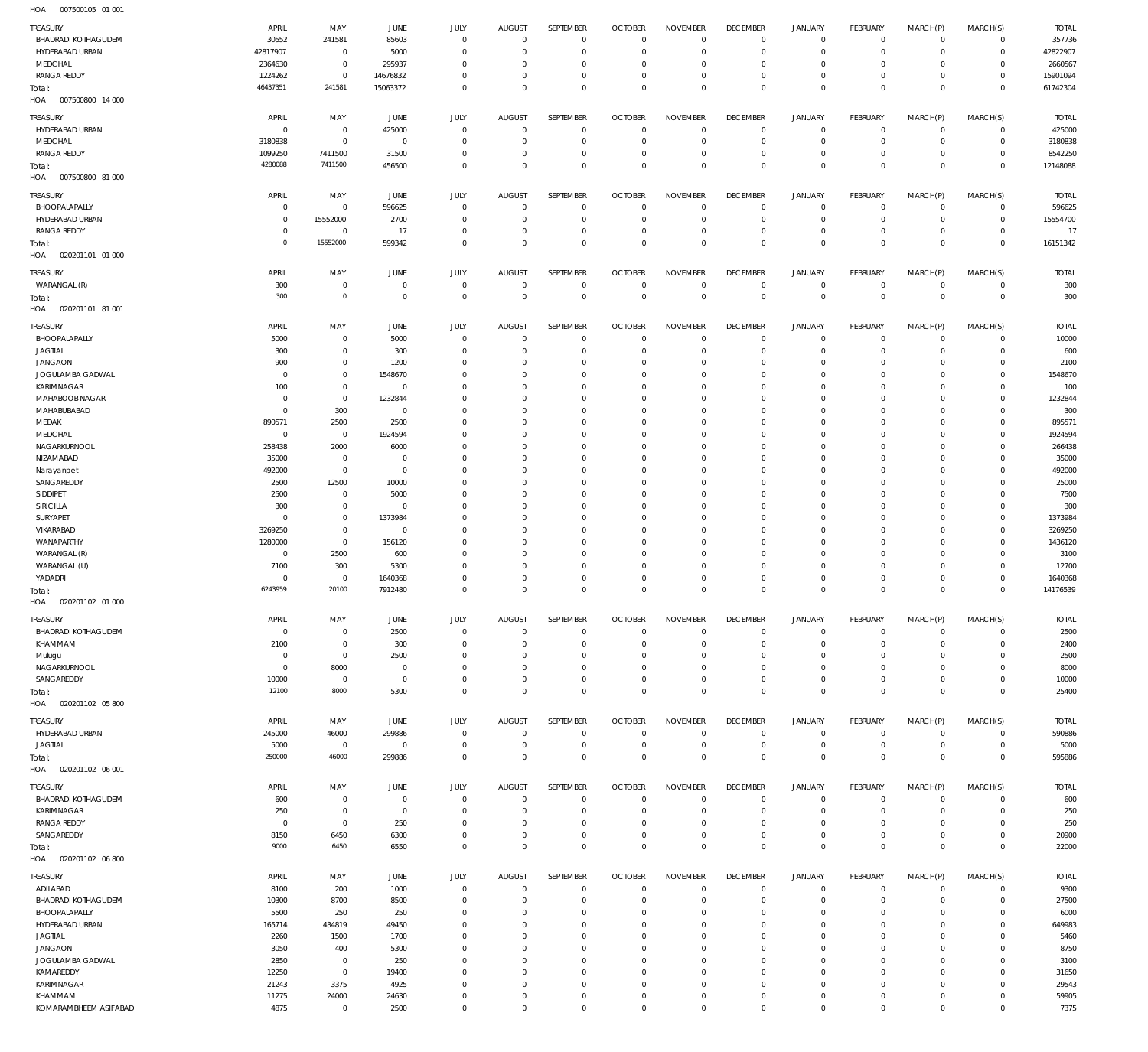HOA 007500105 01 001

| TREASURY | APRIL | MAY | JUNE | JULY | AUGUST | SEPTEMBER | OCTOBER | NOVEMBER | DECEMBER | JANUARY | FEBRUARY | MARCH(P) | MARCH(S) | TOTAL |
|---|---|---|---|---|---|---|---|---|---|---|---|---|---|---|
| BHADRADI KOTHAGUDEM | 30552 | 241581 | 85603 | 0 | 0 | 0 | 0 | 0 | 0 | 0 | 0 | 0 | 0 | 357736 |
| HYDERABAD URBAN | 42817907 | 0 | 5000 | 0 | 0 | 0 | 0 | 0 | 0 | 0 | 0 | 0 | 0 | 42822907 |
| MEDCHAL | 2364630 | 0 | 295937 | 0 | 0 | 0 | 0 | 0 | 0 | 0 | 0 | 0 | 0 | 2660567 |
| RANGA REDDY | 1224262 | 0 | 14676832 | 0 | 0 | 0 | 0 | 0 | 0 | 0 | 0 | 0 | 0 | 15901094 |
| Total: | 46437351 | 241581 | 15063372 | 0 | 0 | 0 | 0 | 0 | 0 | 0 | 0 | 0 | 0 | 61742304 |

HOA 007500800 14 000

| TREASURY | APRIL | MAY | JUNE | JULY | AUGUST | SEPTEMBER | OCTOBER | NOVEMBER | DECEMBER | JANUARY | FEBRUARY | MARCH(P) | MARCH(S) | TOTAL |
|---|---|---|---|---|---|---|---|---|---|---|---|---|---|---|
| HYDERABAD URBAN | 0 | 0 | 425000 | 0 | 0 | 0 | 0 | 0 | 0 | 0 | 0 | 0 | 0 | 425000 |
| MEDCHAL | 3180838 | 0 | 0 | 0 | 0 | 0 | 0 | 0 | 0 | 0 | 0 | 0 | 0 | 3180838 |
| RANGA REDDY | 1099250 | 7411500 | 31500 | 0 | 0 | 0 | 0 | 0 | 0 | 0 | 0 | 0 | 0 | 8542250 |
| Total: | 4280088 | 7411500 | 456500 | 0 | 0 | 0 | 0 | 0 | 0 | 0 | 0 | 0 | 0 | 12148088 |

HOA 007500800 81 000

| TREASURY | APRIL | MAY | JUNE | JULY | AUGUST | SEPTEMBER | OCTOBER | NOVEMBER | DECEMBER | JANUARY | FEBRUARY | MARCH(P) | MARCH(S) | TOTAL |
|---|---|---|---|---|---|---|---|---|---|---|---|---|---|---|
| BHOOPALAPALLY | 0 | 0 | 596625 | 0 | 0 | 0 | 0 | 0 | 0 | 0 | 0 | 0 | 0 | 596625 |
| HYDERABAD URBAN | 0 | 15552000 | 2700 | 0 | 0 | 0 | 0 | 0 | 0 | 0 | 0 | 0 | 0 | 15554700 |
| RANGA REDDY | 0 | 0 | 17 | 0 | 0 | 0 | 0 | 0 | 0 | 0 | 0 | 0 | 0 | 17 |
| Total: | 0 | 15552000 | 599342 | 0 | 0 | 0 | 0 | 0 | 0 | 0 | 0 | 0 | 0 | 16151342 |

HOA 020201101 01 000

| TREASURY | APRIL | MAY | JUNE | JULY | AUGUST | SEPTEMBER | OCTOBER | NOVEMBER | DECEMBER | JANUARY | FEBRUARY | MARCH(P) | MARCH(S) | TOTAL |
|---|---|---|---|---|---|---|---|---|---|---|---|---|---|---|
| WARANGAL (R) | 300 | 0 | 0 | 0 | 0 | 0 | 0 | 0 | 0 | 0 | 0 | 0 | 0 | 300 |
| Total: | 300 | 0 | 0 | 0 | 0 | 0 | 0 | 0 | 0 | 0 | 0 | 0 | 0 | 300 |

HOA 020201101 81 001

| TREASURY | APRIL | MAY | JUNE | JULY | AUGUST | SEPTEMBER | OCTOBER | NOVEMBER | DECEMBER | JANUARY | FEBRUARY | MARCH(P) | MARCH(S) | TOTAL |
|---|---|---|---|---|---|---|---|---|---|---|---|---|---|---|
| BHOOPALAPALLY | 5000 | 0 | 5000 | 0 | 0 | 0 | 0 | 0 | 0 | 0 | 0 | 0 | 0 | 10000 |
| JAGTIAL | 300 | 0 | 300 | 0 | 0 | 0 | 0 | 0 | 0 | 0 | 0 | 0 | 0 | 600 |
| JANGAON | 900 | 0 | 1200 | 0 | 0 | 0 | 0 | 0 | 0 | 0 | 0 | 0 | 0 | 2100 |
| JOGULAMBA GADWAL | 0 | 0 | 1548670 | 0 | 0 | 0 | 0 | 0 | 0 | 0 | 0 | 0 | 0 | 1548670 |
| KARIMNAGAR | 100 | 0 | 0 | 0 | 0 | 0 | 0 | 0 | 0 | 0 | 0 | 0 | 0 | 100 |
| MAHABOOBNAGAR | 0 | 0 | 1232844 | 0 | 0 | 0 | 0 | 0 | 0 | 0 | 0 | 0 | 0 | 1232844 |
| MAHABUBABAD | 0 | 300 | 0 | 0 | 0 | 0 | 0 | 0 | 0 | 0 | 0 | 0 | 0 | 300 |
| MEDAK | 890571 | 2500 | 2500 | 0 | 0 | 0 | 0 | 0 | 0 | 0 | 0 | 0 | 0 | 895571 |
| MEDCHAL | 0 | 0 | 1924594 | 0 | 0 | 0 | 0 | 0 | 0 | 0 | 0 | 0 | 0 | 1924594 |
| NAGARKURNOOL | 258438 | 2000 | 6000 | 0 | 0 | 0 | 0 | 0 | 0 | 0 | 0 | 0 | 0 | 266438 |
| NIZAMABAD | 35000 | 0 | 0 | 0 | 0 | 0 | 0 | 0 | 0 | 0 | 0 | 0 | 0 | 35000 |
| Narayanpet | 492000 | 0 | 0 | 0 | 0 | 0 | 0 | 0 | 0 | 0 | 0 | 0 | 0 | 492000 |
| SANGAREDDY | 2500 | 12500 | 10000 | 0 | 0 | 0 | 0 | 0 | 0 | 0 | 0 | 0 | 0 | 25000 |
| SIDDIPET | 2500 | 0 | 5000 | 0 | 0 | 0 | 0 | 0 | 0 | 0 | 0 | 0 | 0 | 7500 |
| SIRICILLA | 300 | 0 | 0 | 0 | 0 | 0 | 0 | 0 | 0 | 0 | 0 | 0 | 0 | 300 |
| SURYAPET | 0 | 0 | 1373984 | 0 | 0 | 0 | 0 | 0 | 0 | 0 | 0 | 0 | 0 | 1373984 |
| VIKARABAD | 3269250 | 0 | 0 | 0 | 0 | 0 | 0 | 0 | 0 | 0 | 0 | 0 | 0 | 3269250 |
| WANAPARTHY | 1280000 | 0 | 156120 | 0 | 0 | 0 | 0 | 0 | 0 | 0 | 0 | 0 | 0 | 1436120 |
| WARANGAL (R) | 0 | 2500 | 600 | 0 | 0 | 0 | 0 | 0 | 0 | 0 | 0 | 0 | 0 | 3100 |
| WARANGAL (U) | 7100 | 300 | 5300 | 0 | 0 | 0 | 0 | 0 | 0 | 0 | 0 | 0 | 0 | 12700 |
| YADADRI | 0 | 0 | 1640368 | 0 | 0 | 0 | 0 | 0 | 0 | 0 | 0 | 0 | 0 | 1640368 |
| Total: | 6243959 | 20100 | 7912480 | 0 | 0 | 0 | 0 | 0 | 0 | 0 | 0 | 0 | 0 | 14176539 |

HOA 020201102 01 000

| TREASURY | APRIL | MAY | JUNE | JULY | AUGUST | SEPTEMBER | OCTOBER | NOVEMBER | DECEMBER | JANUARY | FEBRUARY | MARCH(P) | MARCH(S) | TOTAL |
|---|---|---|---|---|---|---|---|---|---|---|---|---|---|---|
| BHADRADI KOTHAGUDEM | 0 | 0 | 2500 | 0 | 0 | 0 | 0 | 0 | 0 | 0 | 0 | 0 | 0 | 2500 |
| KHAMMAM | 2100 | 0 | 300 | 0 | 0 | 0 | 0 | 0 | 0 | 0 | 0 | 0 | 0 | 2400 |
| Mulugu | 0 | 0 | 2500 | 0 | 0 | 0 | 0 | 0 | 0 | 0 | 0 | 0 | 0 | 2500 |
| NAGARKURNOOL | 0 | 8000 | 0 | 0 | 0 | 0 | 0 | 0 | 0 | 0 | 0 | 0 | 0 | 8000 |
| SANGAREDDY | 10000 | 0 | 0 | 0 | 0 | 0 | 0 | 0 | 0 | 0 | 0 | 0 | 0 | 10000 |
| Total: | 12100 | 8000 | 5300 | 0 | 0 | 0 | 0 | 0 | 0 | 0 | 0 | 0 | 0 | 25400 |

HOA 020201102 05 800

| TREASURY | APRIL | MAY | JUNE | JULY | AUGUST | SEPTEMBER | OCTOBER | NOVEMBER | DECEMBER | JANUARY | FEBRUARY | MARCH(P) | MARCH(S) | TOTAL |
|---|---|---|---|---|---|---|---|---|---|---|---|---|---|---|
| HYDERABAD URBAN | 245000 | 46000 | 299886 | 0 | 0 | 0 | 0 | 0 | 0 | 0 | 0 | 0 | 0 | 590886 |
| JAGTIAL | 5000 | 0 | 0 | 0 | 0 | 0 | 0 | 0 | 0 | 0 | 0 | 0 | 0 | 5000 |
| Total: | 250000 | 46000 | 299886 | 0 | 0 | 0 | 0 | 0 | 0 | 0 | 0 | 0 | 0 | 595886 |

HOA 020201102 06 001

| TREASURY | APRIL | MAY | JUNE | JULY | AUGUST | SEPTEMBER | OCTOBER | NOVEMBER | DECEMBER | JANUARY | FEBRUARY | MARCH(P) | MARCH(S) | TOTAL |
|---|---|---|---|---|---|---|---|---|---|---|---|---|---|---|
| BHADRADI KOTHAGUDEM | 600 | 0 | 0 | 0 | 0 | 0 | 0 | 0 | 0 | 0 | 0 | 0 | 0 | 600 |
| KARIMNAGAR | 250 | 0 | 0 | 0 | 0 | 0 | 0 | 0 | 0 | 0 | 0 | 0 | 0 | 250 |
| RANGA REDDY | 0 | 0 | 250 | 0 | 0 | 0 | 0 | 0 | 0 | 0 | 0 | 0 | 0 | 250 |
| SANGAREDDY | 8150 | 6450 | 6300 | 0 | 0 | 0 | 0 | 0 | 0 | 0 | 0 | 0 | 0 | 20900 |
| Total: | 9000 | 6450 | 6550 | 0 | 0 | 0 | 0 | 0 | 0 | 0 | 0 | 0 | 0 | 22000 |

HOA 020201102 06 800

| TREASURY | APRIL | MAY | JUNE | JULY | AUGUST | SEPTEMBER | OCTOBER | NOVEMBER | DECEMBER | JANUARY | FEBRUARY | MARCH(P) | MARCH(S) | TOTAL |
|---|---|---|---|---|---|---|---|---|---|---|---|---|---|---|
| ADILABAD | 8100 | 200 | 1000 | 0 | 0 | 0 | 0 | 0 | 0 | 0 | 0 | 0 | 0 | 9300 |
| BHADRADI KOTHAGUDEM | 10300 | 8700 | 8500 | 0 | 0 | 0 | 0 | 0 | 0 | 0 | 0 | 0 | 0 | 27500 |
| BHOOPALAPALLY | 5500 | 250 | 250 | 0 | 0 | 0 | 0 | 0 | 0 | 0 | 0 | 0 | 0 | 6000 |
| HYDERABAD URBAN | 165714 | 434819 | 49450 | 0 | 0 | 0 | 0 | 0 | 0 | 0 | 0 | 0 | 0 | 649983 |
| JAGTIAL | 2260 | 1500 | 1700 | 0 | 0 | 0 | 0 | 0 | 0 | 0 | 0 | 0 | 0 | 5460 |
| JANGAON | 3050 | 400 | 5300 | 0 | 0 | 0 | 0 | 0 | 0 | 0 | 0 | 0 | 0 | 8750 |
| JOGULAMBA GADWAL | 2850 | 0 | 250 | 0 | 0 | 0 | 0 | 0 | 0 | 0 | 0 | 0 | 0 | 3100 |
| KAMAREDDY | 12250 | 0 | 19400 | 0 | 0 | 0 | 0 | 0 | 0 | 0 | 0 | 0 | 0 | 31650 |
| KARIMNAGAR | 21243 | 3375 | 4925 | 0 | 0 | 0 | 0 | 0 | 0 | 0 | 0 | 0 | 0 | 29543 |
| KHAMMAM | 11275 | 24000 | 24630 | 0 | 0 | 0 | 0 | 0 | 0 | 0 | 0 | 0 | 0 | 59905 |
| KOMARAMBHEEM ASIFABAD | 4875 | 0 | 2500 | 0 | 0 | 0 | 0 | 0 | 0 | 0 | 0 | 0 | 0 | 7375 |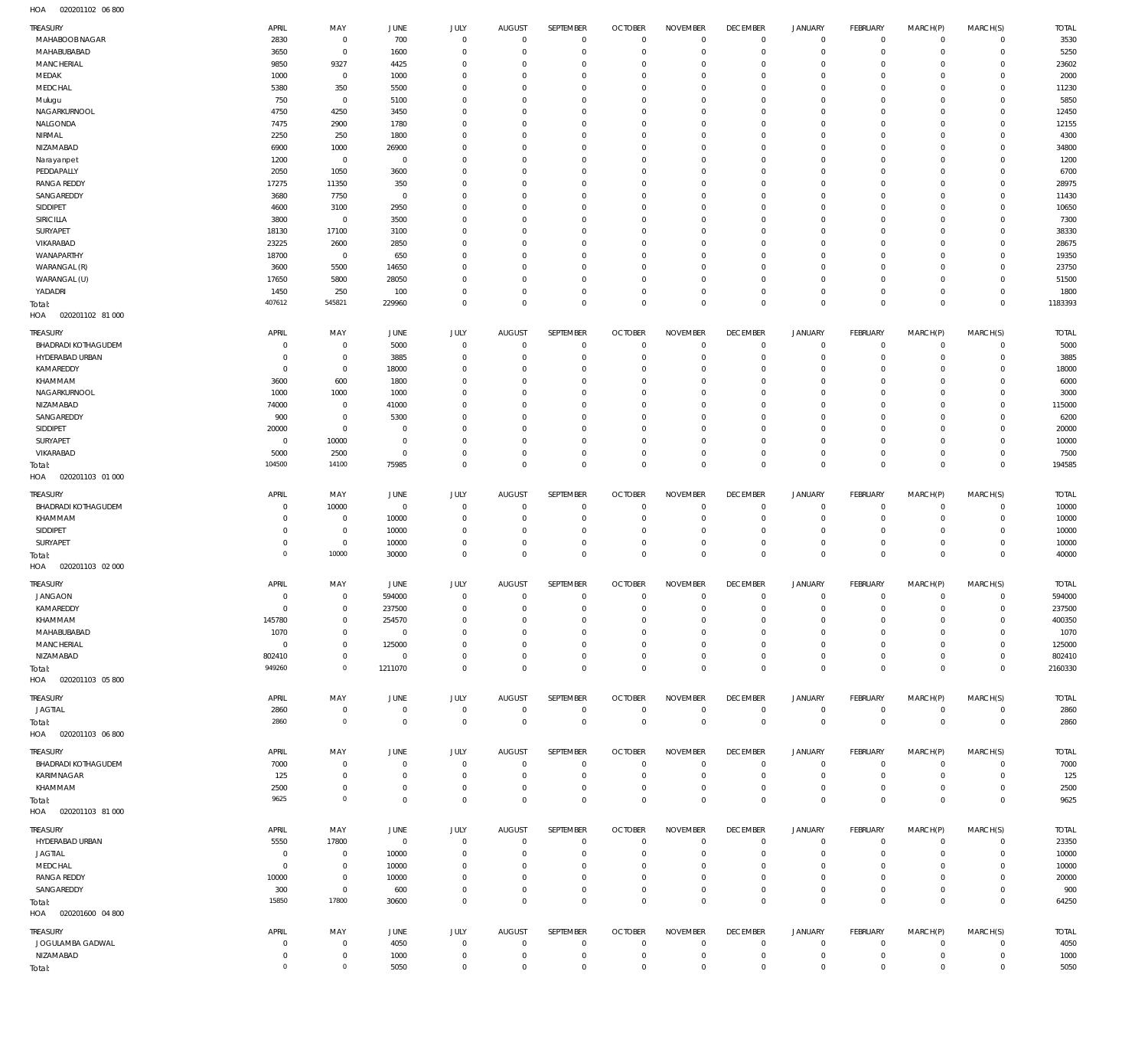HOA 020201102 06 800

| TREASURY | APRIL | MAY | JUNE | JULY | AUGUST | SEPTEMBER | OCTOBER | NOVEMBER | DECEMBER | JANUARY | FEBRUARY | MARCH(P) | MARCH(S) | TOTAL |
|---|---|---|---|---|---|---|---|---|---|---|---|---|---|---|
| MAHABOOBNAGAR | 2830 | 0 | 700 | 0 | 0 | 0 | 0 | 0 | 0 | 0 | 0 | 0 | 0 | 3530 |
| MAHABUBABAD | 3650 | 0 | 1600 | 0 | 0 | 0 | 0 | 0 | 0 | 0 | 0 | 0 | 0 | 5250 |
| MANCHERIAL | 9850 | 9327 | 4425 | 0 | 0 | 0 | 0 | 0 | 0 | 0 | 0 | 0 | 0 | 23602 |
| MEDAK | 1000 | 0 | 1000 | 0 | 0 | 0 | 0 | 0 | 0 | 0 | 0 | 0 | 0 | 2000 |
| MEDCHAL | 5380 | 350 | 5500 | 0 | 0 | 0 | 0 | 0 | 0 | 0 | 0 | 0 | 0 | 11230 |
| Mulugu | 750 | 0 | 5100 | 0 | 0 | 0 | 0 | 0 | 0 | 0 | 0 | 0 | 0 | 5850 |
| NAGARKURNOOL | 4750 | 4250 | 3450 | 0 | 0 | 0 | 0 | 0 | 0 | 0 | 0 | 0 | 0 | 12450 |
| NALGONDA | 7475 | 2900 | 1780 | 0 | 0 | 0 | 0 | 0 | 0 | 0 | 0 | 0 | 0 | 12155 |
| NIRMAL | 2250 | 250 | 1800 | 0 | 0 | 0 | 0 | 0 | 0 | 0 | 0 | 0 | 0 | 4300 |
| NIZAMABAD | 6900 | 1000 | 26900 | 0 | 0 | 0 | 0 | 0 | 0 | 0 | 0 | 0 | 0 | 34800 |
| Narayanpet | 1200 | 0 | 0 | 0 | 0 | 0 | 0 | 0 | 0 | 0 | 0 | 0 | 0 | 1200 |
| PEDDAPALLY | 2050 | 1050 | 3600 | 0 | 0 | 0 | 0 | 0 | 0 | 0 | 0 | 0 | 0 | 6700 |
| RANGA REDDY | 17275 | 11350 | 350 | 0 | 0 | 0 | 0 | 0 | 0 | 0 | 0 | 0 | 0 | 28975 |
| SANGAREDDY | 3680 | 7750 | 0 | 0 | 0 | 0 | 0 | 0 | 0 | 0 | 0 | 0 | 0 | 11430 |
| SIDDIPET | 4600 | 3100 | 2950 | 0 | 0 | 0 | 0 | 0 | 0 | 0 | 0 | 0 | 0 | 10650 |
| SIRICILLA | 3800 | 0 | 3500 | 0 | 0 | 0 | 0 | 0 | 0 | 0 | 0 | 0 | 0 | 7300 |
| SURYAPET | 18130 | 17100 | 3100 | 0 | 0 | 0 | 0 | 0 | 0 | 0 | 0 | 0 | 0 | 38330 |
| VIKARABAD | 23225 | 2600 | 2850 | 0 | 0 | 0 | 0 | 0 | 0 | 0 | 0 | 0 | 0 | 28675 |
| WANAPARTHY | 18700 | 0 | 650 | 0 | 0 | 0 | 0 | 0 | 0 | 0 | 0 | 0 | 0 | 19350 |
| WARANGAL (R) | 3600 | 5500 | 14650 | 0 | 0 | 0 | 0 | 0 | 0 | 0 | 0 | 0 | 0 | 23750 |
| WARANGAL (U) | 17650 | 5800 | 28050 | 0 | 0 | 0 | 0 | 0 | 0 | 0 | 0 | 0 | 0 | 51500 |
| YADADRI | 1450 | 250 | 100 | 0 | 0 | 0 | 0 | 0 | 0 | 0 | 0 | 0 | 0 | 1800 |
| Total: | 407612 | 545821 | 229960 | 0 | 0 | 0 | 0 | 0 | 0 | 0 | 0 | 0 | 0 | 1183393 |

HOA 020201102 81 000

| TREASURY | APRIL | MAY | JUNE | JULY | AUGUST | SEPTEMBER | OCTOBER | NOVEMBER | DECEMBER | JANUARY | FEBRUARY | MARCH(P) | MARCH(S) | TOTAL |
|---|---|---|---|---|---|---|---|---|---|---|---|---|---|---|
| BHADRADI KOTHAGUDEM | 0 | 0 | 5000 | 0 | 0 | 0 | 0 | 0 | 0 | 0 | 0 | 0 | 0 | 5000 |
| HYDERABAD URBAN | 0 | 0 | 3885 | 0 | 0 | 0 | 0 | 0 | 0 | 0 | 0 | 0 | 0 | 3885 |
| KAMAREDDY | 0 | 0 | 18000 | 0 | 0 | 0 | 0 | 0 | 0 | 0 | 0 | 0 | 0 | 18000 |
| KHAMMAM | 3600 | 600 | 1800 | 0 | 0 | 0 | 0 | 0 | 0 | 0 | 0 | 0 | 0 | 6000 |
| NAGARKURNOOL | 1000 | 1000 | 1000 | 0 | 0 | 0 | 0 | 0 | 0 | 0 | 0 | 0 | 0 | 3000 |
| NIZAMABAD | 74000 | 0 | 41000 | 0 | 0 | 0 | 0 | 0 | 0 | 0 | 0 | 0 | 0 | 115000 |
| SANGAREDDY | 900 | 0 | 5300 | 0 | 0 | 0 | 0 | 0 | 0 | 0 | 0 | 0 | 0 | 6200 |
| SIDDIPET | 20000 | 0 | 0 | 0 | 0 | 0 | 0 | 0 | 0 | 0 | 0 | 0 | 0 | 20000 |
| SURYAPET | 0 | 10000 | 0 | 0 | 0 | 0 | 0 | 0 | 0 | 0 | 0 | 0 | 0 | 10000 |
| VIKARABAD | 5000 | 2500 | 0 | 0 | 0 | 0 | 0 | 0 | 0 | 0 | 0 | 0 | 0 | 7500 |
| Total: | 104500 | 14100 | 75985 | 0 | 0 | 0 | 0 | 0 | 0 | 0 | 0 | 0 | 0 | 194585 |

HOA 020201103 01 000

| TREASURY | APRIL | MAY | JUNE | JULY | AUGUST | SEPTEMBER | OCTOBER | NOVEMBER | DECEMBER | JANUARY | FEBRUARY | MARCH(P) | MARCH(S) | TOTAL |
|---|---|---|---|---|---|---|---|---|---|---|---|---|---|---|
| BHADRADI KOTHAGUDEM | 0 | 10000 | 0 | 0 | 0 | 0 | 0 | 0 | 0 | 0 | 0 | 0 | 0 | 10000 |
| KHAMMAM | 0 | 0 | 10000 | 0 | 0 | 0 | 0 | 0 | 0 | 0 | 0 | 0 | 0 | 10000 |
| SIDDIPET | 0 | 0 | 10000 | 0 | 0 | 0 | 0 | 0 | 0 | 0 | 0 | 0 | 0 | 10000 |
| SURYAPET | 0 | 0 | 10000 | 0 | 0 | 0 | 0 | 0 | 0 | 0 | 0 | 0 | 0 | 10000 |
| Total: | 0 | 10000 | 30000 | 0 | 0 | 0 | 0 | 0 | 0 | 0 | 0 | 0 | 0 | 40000 |

HOA 020201103 02 000

| TREASURY | APRIL | MAY | JUNE | JULY | AUGUST | SEPTEMBER | OCTOBER | NOVEMBER | DECEMBER | JANUARY | FEBRUARY | MARCH(P) | MARCH(S) | TOTAL |
|---|---|---|---|---|---|---|---|---|---|---|---|---|---|---|
| JANGAON | 0 | 0 | 594000 | 0 | 0 | 0 | 0 | 0 | 0 | 0 | 0 | 0 | 0 | 594000 |
| KAMAREDDY | 0 | 0 | 237500 | 0 | 0 | 0 | 0 | 0 | 0 | 0 | 0 | 0 | 0 | 237500 |
| KHAMMAM | 145780 | 0 | 254570 | 0 | 0 | 0 | 0 | 0 | 0 | 0 | 0 | 0 | 0 | 400350 |
| MAHABUBABAD | 1070 | 0 | 0 | 0 | 0 | 0 | 0 | 0 | 0 | 0 | 0 | 0 | 0 | 1070 |
| MANCHERIAL | 0 | 0 | 125000 | 0 | 0 | 0 | 0 | 0 | 0 | 0 | 0 | 0 | 0 | 125000 |
| NIZAMABAD | 802410 | 0 | 0 | 0 | 0 | 0 | 0 | 0 | 0 | 0 | 0 | 0 | 0 | 802410 |
| Total: | 949260 | 0 | 1211070 | 0 | 0 | 0 | 0 | 0 | 0 | 0 | 0 | 0 | 0 | 2160330 |

HOA 020201103 05 800

| TREASURY | APRIL | MAY | JUNE | JULY | AUGUST | SEPTEMBER | OCTOBER | NOVEMBER | DECEMBER | JANUARY | FEBRUARY | MARCH(P) | MARCH(S) | TOTAL |
|---|---|---|---|---|---|---|---|---|---|---|---|---|---|---|
| JAGTIAL | 2860 | 0 | 0 | 0 | 0 | 0 | 0 | 0 | 0 | 0 | 0 | 0 | 0 | 2860 |
| Total: | 2860 | 0 | 0 | 0 | 0 | 0 | 0 | 0 | 0 | 0 | 0 | 0 | 0 | 2860 |

HOA 020201103 06 800

| TREASURY | APRIL | MAY | JUNE | JULY | AUGUST | SEPTEMBER | OCTOBER | NOVEMBER | DECEMBER | JANUARY | FEBRUARY | MARCH(P) | MARCH(S) | TOTAL |
|---|---|---|---|---|---|---|---|---|---|---|---|---|---|---|
| BHADRADI KOTHAGUDEM | 7000 | 0 | 0 | 0 | 0 | 0 | 0 | 0 | 0 | 0 | 0 | 0 | 0 | 7000 |
| KARIMNAGAR | 125 | 0 | 0 | 0 | 0 | 0 | 0 | 0 | 0 | 0 | 0 | 0 | 0 | 125 |
| KHAMMAM | 2500 | 0 | 0 | 0 | 0 | 0 | 0 | 0 | 0 | 0 | 0 | 0 | 0 | 2500 |
| Total: | 9625 | 0 | 0 | 0 | 0 | 0 | 0 | 0 | 0 | 0 | 0 | 0 | 0 | 9625 |

HOA 020201103 81 000

| TREASURY | APRIL | MAY | JUNE | JULY | AUGUST | SEPTEMBER | OCTOBER | NOVEMBER | DECEMBER | JANUARY | FEBRUARY | MARCH(P) | MARCH(S) | TOTAL |
|---|---|---|---|---|---|---|---|---|---|---|---|---|---|---|
| HYDERABAD URBAN | 5550 | 17800 | 0 | 0 | 0 | 0 | 0 | 0 | 0 | 0 | 0 | 0 | 0 | 23350 |
| JAGTIAL | 0 | 0 | 10000 | 0 | 0 | 0 | 0 | 0 | 0 | 0 | 0 | 0 | 0 | 10000 |
| MEDCHAL | 0 | 0 | 10000 | 0 | 0 | 0 | 0 | 0 | 0 | 0 | 0 | 0 | 0 | 10000 |
| RANGA REDDY | 10000 | 0 | 10000 | 0 | 0 | 0 | 0 | 0 | 0 | 0 | 0 | 0 | 0 | 20000 |
| SANGAREDDY | 300 | 0 | 600 | 0 | 0 | 0 | 0 | 0 | 0 | 0 | 0 | 0 | 0 | 900 |
| Total: | 15850 | 17800 | 30600 | 0 | 0 | 0 | 0 | 0 | 0 | 0 | 0 | 0 | 0 | 64250 |

HOA 020201600 04 800

| TREASURY | APRIL | MAY | JUNE | JULY | AUGUST | SEPTEMBER | OCTOBER | NOVEMBER | DECEMBER | JANUARY | FEBRUARY | MARCH(P) | MARCH(S) | TOTAL |
|---|---|---|---|---|---|---|---|---|---|---|---|---|---|---|
| JOGULAMBA GADWAL | 0 | 0 | 4050 | 0 | 0 | 0 | 0 | 0 | 0 | 0 | 0 | 0 | 0 | 4050 |
| NIZAMABAD | 0 | 0 | 1000 | 0 | 0 | 0 | 0 | 0 | 0 | 0 | 0 | 0 | 0 | 1000 |
| Total: | 0 | 0 | 5050 | 0 | 0 | 0 | 0 | 0 | 0 | 0 | 0 | 0 | 0 | 5050 |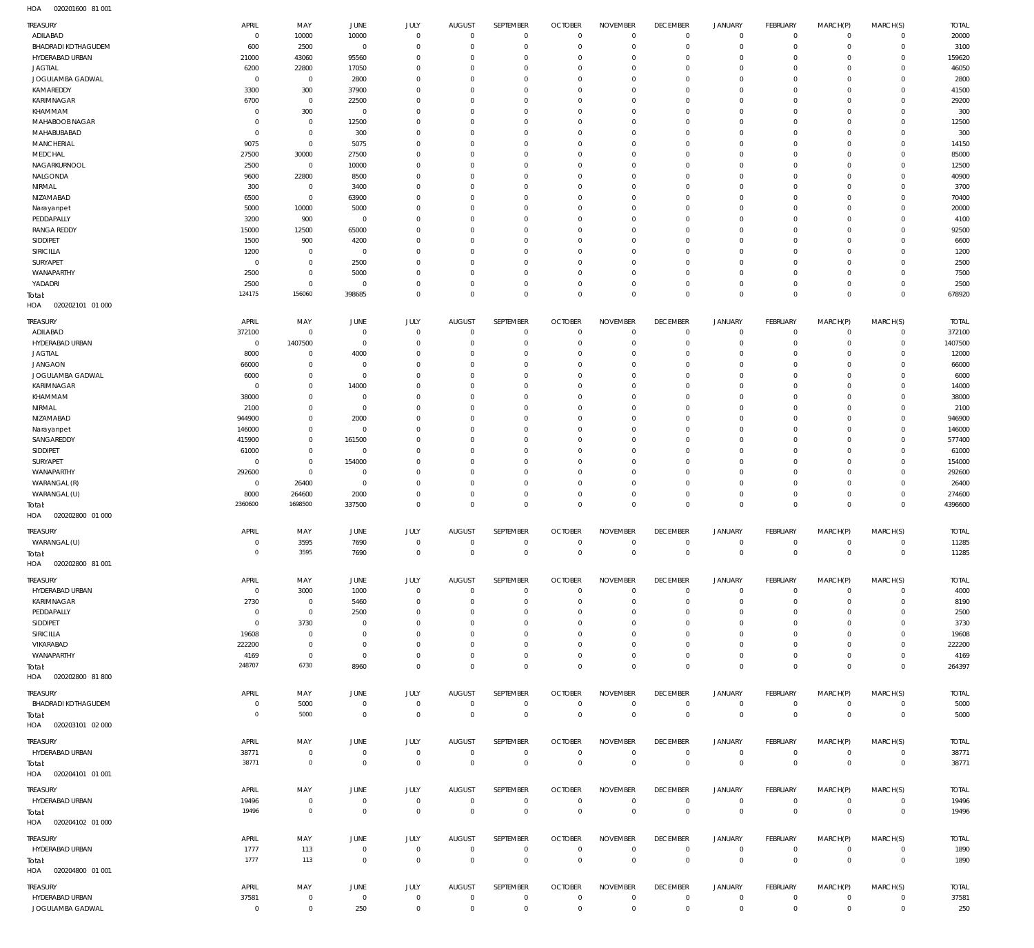HOA 020201600 81 001

| TREASURY | APRIL | MAY | JUNE | JULY | AUGUST | SEPTEMBER | OCTOBER | NOVEMBER | DECEMBER | JANUARY | FEBRUARY | MARCH(P) | MARCH(S) | TOTAL |
|---|---|---|---|---|---|---|---|---|---|---|---|---|---|---|
| ADILABAD | 0 | 10000 | 10000 | 0 | 0 | 0 | 0 | 0 | 0 | 0 | 0 | 0 | 0 | 20000 |
| BHADRADI KOTHAGUDEM | 600 | 2500 | 0 | 0 | 0 | 0 | 0 | 0 | 0 | 0 | 0 | 0 | 0 | 3100 |
| HYDERABAD URBAN | 21000 | 43060 | 95560 | 0 | 0 | 0 | 0 | 0 | 0 | 0 | 0 | 0 | 0 | 159620 |
| JAGTIAL | 6200 | 22800 | 17050 | 0 | 0 | 0 | 0 | 0 | 0 | 0 | 0 | 0 | 0 | 46050 |
| JOGULAMBA GADWAL | 0 | 0 | 2800 | 0 | 0 | 0 | 0 | 0 | 0 | 0 | 0 | 0 | 0 | 2800 |
| KAMAREDDY | 3300 | 300 | 37900 | 0 | 0 | 0 | 0 | 0 | 0 | 0 | 0 | 0 | 0 | 41500 |
| KARIMNAGAR | 6700 | 0 | 22500 | 0 | 0 | 0 | 0 | 0 | 0 | 0 | 0 | 0 | 0 | 29200 |
| KHAMMAM | 0 | 300 | 0 | 0 | 0 | 0 | 0 | 0 | 0 | 0 | 0 | 0 | 0 | 300 |
| MAHABOOB NAGAR | 0 | 0 | 12500 | 0 | 0 | 0 | 0 | 0 | 0 | 0 | 0 | 0 | 0 | 12500 |
| MAHABUBABAD | 0 | 0 | 300 | 0 | 0 | 0 | 0 | 0 | 0 | 0 | 0 | 0 | 0 | 300 |
| MANCHERIAL | 9075 | 0 | 5075 | 0 | 0 | 0 | 0 | 0 | 0 | 0 | 0 | 0 | 0 | 14150 |
| MEDCHAL | 27500 | 30000 | 27500 | 0 | 0 | 0 | 0 | 0 | 0 | 0 | 0 | 0 | 0 | 85000 |
| NAGARKURNOOL | 2500 | 0 | 10000 | 0 | 0 | 0 | 0 | 0 | 0 | 0 | 0 | 0 | 0 | 12500 |
| NALGONDA | 9600 | 22800 | 8500 | 0 | 0 | 0 | 0 | 0 | 0 | 0 | 0 | 0 | 0 | 40900 |
| NIRMAL | 300 | 0 | 3400 | 0 | 0 | 0 | 0 | 0 | 0 | 0 | 0 | 0 | 0 | 3700 |
| NIZAMABAD | 6500 | 0 | 63900 | 0 | 0 | 0 | 0 | 0 | 0 | 0 | 0 | 0 | 0 | 70400 |
| Narayanpet | 5000 | 10000 | 5000 | 0 | 0 | 0 | 0 | 0 | 0 | 0 | 0 | 0 | 0 | 20000 |
| PEDDAPALLY | 3200 | 900 | 0 | 0 | 0 | 0 | 0 | 0 | 0 | 0 | 0 | 0 | 0 | 4100 |
| RANGA REDDY | 15000 | 12500 | 65000 | 0 | 0 | 0 | 0 | 0 | 0 | 0 | 0 | 0 | 0 | 92500 |
| SIDDIPET | 1500 | 900 | 4200 | 0 | 0 | 0 | 0 | 0 | 0 | 0 | 0 | 0 | 0 | 6600 |
| SIRICILLA | 1200 | 0 | 0 | 0 | 0 | 0 | 0 | 0 | 0 | 0 | 0 | 0 | 0 | 1200 |
| SURYAPET | 0 | 0 | 2500 | 0 | 0 | 0 | 0 | 0 | 0 | 0 | 0 | 0 | 0 | 2500 |
| WANAPARTHY | 2500 | 0 | 5000 | 0 | 0 | 0 | 0 | 0 | 0 | 0 | 0 | 0 | 0 | 7500 |
| YADADRI | 2500 | 0 | 0 | 0 | 0 | 0 | 0 | 0 | 0 | 0 | 0 | 0 | 0 | 2500 |
| Total: | 124175 | 156060 | 398685 | 0 | 0 | 0 | 0 | 0 | 0 | 0 | 0 | 0 | 0 | 678920 |

HOA 020202101 01 000

| TREASURY | APRIL | MAY | JUNE | JULY | AUGUST | SEPTEMBER | OCTOBER | NOVEMBER | DECEMBER | JANUARY | FEBRUARY | MARCH(P) | MARCH(S) | TOTAL |
|---|---|---|---|---|---|---|---|---|---|---|---|---|---|---|
| ADILABAD | 372100 | 0 | 0 | 0 | 0 | 0 | 0 | 0 | 0 | 0 | 0 | 0 | 0 | 372100 |
| HYDERABAD URBAN | 0 | 1407500 | 0 | 0 | 0 | 0 | 0 | 0 | 0 | 0 | 0 | 0 | 0 | 1407500 |
| JAGTIAL | 8000 | 0 | 4000 | 0 | 0 | 0 | 0 | 0 | 0 | 0 | 0 | 0 | 0 | 12000 |
| JANGAON | 66000 | 0 | 0 | 0 | 0 | 0 | 0 | 0 | 0 | 0 | 0 | 0 | 0 | 66000 |
| JOGULAMBA GADWAL | 6000 | 0 | 0 | 0 | 0 | 0 | 0 | 0 | 0 | 0 | 0 | 0 | 0 | 6000 |
| KARIMNAGAR | 0 | 0 | 14000 | 0 | 0 | 0 | 0 | 0 | 0 | 0 | 0 | 0 | 0 | 14000 |
| KHAMMAM | 38000 | 0 | 0 | 0 | 0 | 0 | 0 | 0 | 0 | 0 | 0 | 0 | 0 | 38000 |
| NIRMAL | 2100 | 0 | 0 | 0 | 0 | 0 | 0 | 0 | 0 | 0 | 0 | 0 | 0 | 2100 |
| NIZAMABAD | 944900 | 0 | 2000 | 0 | 0 | 0 | 0 | 0 | 0 | 0 | 0 | 0 | 0 | 946900 |
| Narayanpet | 146000 | 0 | 0 | 0 | 0 | 0 | 0 | 0 | 0 | 0 | 0 | 0 | 0 | 146000 |
| SANGAREDDY | 415900 | 0 | 161500 | 0 | 0 | 0 | 0 | 0 | 0 | 0 | 0 | 0 | 0 | 577400 |
| SIDDIPET | 61000 | 0 | 0 | 0 | 0 | 0 | 0 | 0 | 0 | 0 | 0 | 0 | 0 | 61000 |
| SURYAPET | 0 | 0 | 154000 | 0 | 0 | 0 | 0 | 0 | 0 | 0 | 0 | 0 | 0 | 154000 |
| WANAPARTHY | 292600 | 0 | 0 | 0 | 0 | 0 | 0 | 0 | 0 | 0 | 0 | 0 | 0 | 292600 |
| WARANGAL (R) | 0 | 26400 | 0 | 0 | 0 | 0 | 0 | 0 | 0 | 0 | 0 | 0 | 0 | 26400 |
| WARANGAL (U) | 8000 | 264600 | 2000 | 0 | 0 | 0 | 0 | 0 | 0 | 0 | 0 | 0 | 0 | 274600 |
| Total: | 2360600 | 1698500 | 337500 | 0 | 0 | 0 | 0 | 0 | 0 | 0 | 0 | 0 | 0 | 4396600 |

HOA 020202800 01 000

| TREASURY | APRIL | MAY | JUNE | JULY | AUGUST | SEPTEMBER | OCTOBER | NOVEMBER | DECEMBER | JANUARY | FEBRUARY | MARCH(P) | MARCH(S) | TOTAL |
|---|---|---|---|---|---|---|---|---|---|---|---|---|---|---|
| WARANGAL (U) | 0 | 3595 | 7690 | 0 | 0 | 0 | 0 | 0 | 0 | 0 | 0 | 0 | 0 | 11285 |
| Total: | 0 | 3595 | 7690 | 0 | 0 | 0 | 0 | 0 | 0 | 0 | 0 | 0 | 0 | 11285 |

HOA 020202800 81 001

| TREASURY | APRIL | MAY | JUNE | JULY | AUGUST | SEPTEMBER | OCTOBER | NOVEMBER | DECEMBER | JANUARY | FEBRUARY | MARCH(P) | MARCH(S) | TOTAL |
|---|---|---|---|---|---|---|---|---|---|---|---|---|---|---|
| HYDERABAD URBAN | 0 | 3000 | 1000 | 0 | 0 | 0 | 0 | 0 | 0 | 0 | 0 | 0 | 0 | 4000 |
| KARIMNAGAR | 2730 | 0 | 5460 | 0 | 0 | 0 | 0 | 0 | 0 | 0 | 0 | 0 | 0 | 8190 |
| PEDDAPALLY | 0 | 0 | 2500 | 0 | 0 | 0 | 0 | 0 | 0 | 0 | 0 | 0 | 0 | 2500 |
| SIDDIPET | 0 | 3730 | 0 | 0 | 0 | 0 | 0 | 0 | 0 | 0 | 0 | 0 | 0 | 3730 |
| SIRICILLA | 19608 | 0 | 0 | 0 | 0 | 0 | 0 | 0 | 0 | 0 | 0 | 0 | 0 | 19608 |
| VIKARABAD | 222200 | 0 | 0 | 0 | 0 | 0 | 0 | 0 | 0 | 0 | 0 | 0 | 0 | 222200 |
| WANAPARTHY | 4169 | 0 | 0 | 0 | 0 | 0 | 0 | 0 | 0 | 0 | 0 | 0 | 0 | 4169 |
| Total: | 248707 | 6730 | 8960 | 0 | 0 | 0 | 0 | 0 | 0 | 0 | 0 | 0 | 0 | 264397 |

HOA 020202800 81 800

| TREASURY | APRIL | MAY | JUNE | JULY | AUGUST | SEPTEMBER | OCTOBER | NOVEMBER | DECEMBER | JANUARY | FEBRUARY | MARCH(P) | MARCH(S) | TOTAL |
|---|---|---|---|---|---|---|---|---|---|---|---|---|---|---|
| BHADRADI KOTHAGUDEM | 0 | 5000 | 0 | 0 | 0 | 0 | 0 | 0 | 0 | 0 | 0 | 0 | 0 | 5000 |
| Total: | 0 | 5000 | 0 | 0 | 0 | 0 | 0 | 0 | 0 | 0 | 0 | 0 | 0 | 5000 |

HOA 020203101 02 000

| TREASURY | APRIL | MAY | JUNE | JULY | AUGUST | SEPTEMBER | OCTOBER | NOVEMBER | DECEMBER | JANUARY | FEBRUARY | MARCH(P) | MARCH(S) | TOTAL |
|---|---|---|---|---|---|---|---|---|---|---|---|---|---|---|
| HYDERABAD URBAN | 38771 | 0 | 0 | 0 | 0 | 0 | 0 | 0 | 0 | 0 | 0 | 0 | 0 | 38771 |
| Total: | 38771 | 0 | 0 | 0 | 0 | 0 | 0 | 0 | 0 | 0 | 0 | 0 | 0 | 38771 |

HOA 020204101 01 001

| TREASURY | APRIL | MAY | JUNE | JULY | AUGUST | SEPTEMBER | OCTOBER | NOVEMBER | DECEMBER | JANUARY | FEBRUARY | MARCH(P) | MARCH(S) | TOTAL |
|---|---|---|---|---|---|---|---|---|---|---|---|---|---|---|
| HYDERABAD URBAN | 19496 | 0 | 0 | 0 | 0 | 0 | 0 | 0 | 0 | 0 | 0 | 0 | 0 | 19496 |
| Total: | 19496 | 0 | 0 | 0 | 0 | 0 | 0 | 0 | 0 | 0 | 0 | 0 | 0 | 19496 |

HOA 020204102 01 000

| TREASURY | APRIL | MAY | JUNE | JULY | AUGUST | SEPTEMBER | OCTOBER | NOVEMBER | DECEMBER | JANUARY | FEBRUARY | MARCH(P) | MARCH(S) | TOTAL |
|---|---|---|---|---|---|---|---|---|---|---|---|---|---|---|
| HYDERABAD URBAN | 1777 | 113 | 0 | 0 | 0 | 0 | 0 | 0 | 0 | 0 | 0 | 0 | 0 | 1890 |
| Total: | 1777 | 113 | 0 | 0 | 0 | 0 | 0 | 0 | 0 | 0 | 0 | 0 | 0 | 1890 |

HOA 020204800 01 001

| TREASURY | APRIL | MAY | JUNE | JULY | AUGUST | SEPTEMBER | OCTOBER | NOVEMBER | DECEMBER | JANUARY | FEBRUARY | MARCH(P) | MARCH(S) | TOTAL |
|---|---|---|---|---|---|---|---|---|---|---|---|---|---|---|
| HYDERABAD URBAN | 37581 | 0 | 0 | 0 | 0 | 0 | 0 | 0 | 0 | 0 | 0 | 0 | 0 | 37581 |
| JOGULAMBA GADWAL | 0 | 0 | 250 | 0 | 0 | 0 | 0 | 0 | 0 | 0 | 0 | 0 | 0 | 250 |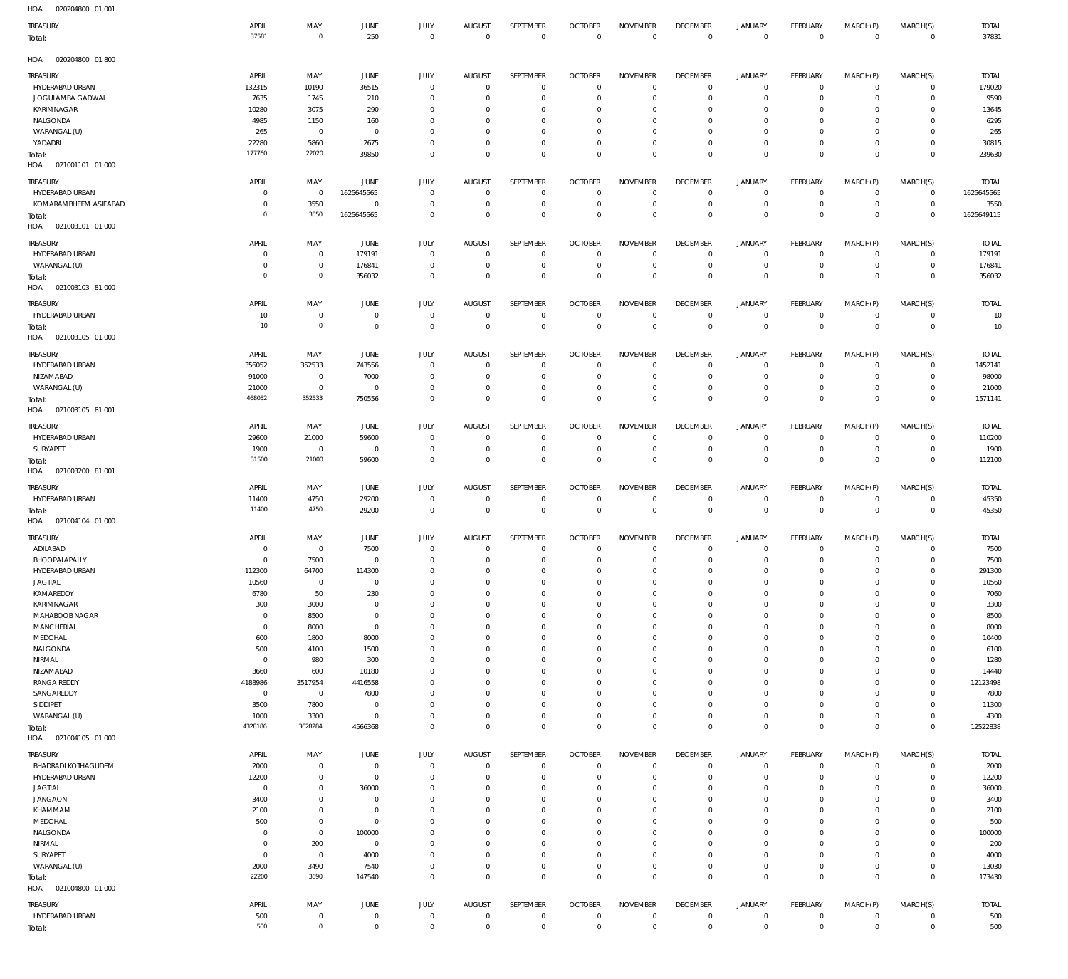HOA 020204800 01 001

| TREASURY | APRIL | MAY | JUNE | JULY | AUGUST | SEPTEMBER | OCTOBER | NOVEMBER | DECEMBER | JANUARY | FEBRUARY | MARCH(P) | MARCH(S) | TOTAL |
|---|---|---|---|---|---|---|---|---|---|---|---|---|---|---|
| Total: | 37581 | 0 | 250 | 0 | 0 | 0 | 0 | 0 | 0 | 0 | 0 | 0 | 0 | 37831 |

HOA 020204800 01 800

| TREASURY | APRIL | MAY | JUNE | JULY | AUGUST | SEPTEMBER | OCTOBER | NOVEMBER | DECEMBER | JANUARY | FEBRUARY | MARCH(P) | MARCH(S) | TOTAL |
|---|---|---|---|---|---|---|---|---|---|---|---|---|---|---|
| HYDERABAD URBAN | 132315 | 10190 | 36515 | 0 | 0 | 0 | 0 | 0 | 0 | 0 | 0 | 0 | 0 | 179020 |
| JOGULAMBA GADWAL | 7635 | 1745 | 210 | 0 | 0 | 0 | 0 | 0 | 0 | 0 | 0 | 0 | 0 | 9590 |
| KARIMNAGAR | 10280 | 3075 | 290 | 0 | 0 | 0 | 0 | 0 | 0 | 0 | 0 | 0 | 0 | 13645 |
| NALGONDA | 4985 | 1150 | 160 | 0 | 0 | 0 | 0 | 0 | 0 | 0 | 0 | 0 | 0 | 6295 |
| WARANGAL (U) | 265 | 0 | 0 | 0 | 0 | 0 | 0 | 0 | 0 | 0 | 0 | 0 | 0 | 265 |
| YADADRI | 22280 | 5860 | 2675 | 0 | 0 | 0 | 0 | 0 | 0 | 0 | 0 | 0 | 0 | 30815 |
| Total: | 177760 | 22020 | 39850 | 0 | 0 | 0 | 0 | 0 | 0 | 0 | 0 | 0 | 0 | 239630 |

HOA 021001101 01 000

| TREASURY | APRIL | MAY | JUNE | JULY | AUGUST | SEPTEMBER | OCTOBER | NOVEMBER | DECEMBER | JANUARY | FEBRUARY | MARCH(P) | MARCH(S) | TOTAL |
|---|---|---|---|---|---|---|---|---|---|---|---|---|---|---|
| HYDERABAD URBAN | 0 | 0 | 1625645565 | 0 | 0 | 0 | 0 | 0 | 0 | 0 | 0 | 0 | 0 | 1625645565 |
| KOMARAMBHEEM ASIFABAD | 0 | 3550 | 0 | 0 | 0 | 0 | 0 | 0 | 0 | 0 | 0 | 0 | 0 | 3550 |
| Total: | 0 | 3550 | 1625645565 | 0 | 0 | 0 | 0 | 0 | 0 | 0 | 0 | 0 | 0 | 1625649115 |

HOA 021003101 01 000

| TREASURY | APRIL | MAY | JUNE | JULY | AUGUST | SEPTEMBER | OCTOBER | NOVEMBER | DECEMBER | JANUARY | FEBRUARY | MARCH(P) | MARCH(S) | TOTAL |
|---|---|---|---|---|---|---|---|---|---|---|---|---|---|---|
| HYDERABAD URBAN | 0 | 0 | 179191 | 0 | 0 | 0 | 0 | 0 | 0 | 0 | 0 | 0 | 0 | 179191 |
| WARANGAL (U) | 0 | 0 | 176841 | 0 | 0 | 0 | 0 | 0 | 0 | 0 | 0 | 0 | 0 | 176841 |
| Total: | 0 | 0 | 356032 | 0 | 0 | 0 | 0 | 0 | 0 | 0 | 0 | 0 | 0 | 356032 |

HOA 021003103 81 000

| TREASURY | APRIL | MAY | JUNE | JULY | AUGUST | SEPTEMBER | OCTOBER | NOVEMBER | DECEMBER | JANUARY | FEBRUARY | MARCH(P) | MARCH(S) | TOTAL |
|---|---|---|---|---|---|---|---|---|---|---|---|---|---|---|
| HYDERABAD URBAN | 10 | 0 | 0 | 0 | 0 | 0 | 0 | 0 | 0 | 0 | 0 | 0 | 0 | 10 |
| Total: | 10 | 0 | 0 | 0 | 0 | 0 | 0 | 0 | 0 | 0 | 0 | 0 | 0 | 10 |

HOA 021003105 01 000

| TREASURY | APRIL | MAY | JUNE | JULY | AUGUST | SEPTEMBER | OCTOBER | NOVEMBER | DECEMBER | JANUARY | FEBRUARY | MARCH(P) | MARCH(S) | TOTAL |
|---|---|---|---|---|---|---|---|---|---|---|---|---|---|---|
| HYDERABAD URBAN | 356052 | 352533 | 743556 | 0 | 0 | 0 | 0 | 0 | 0 | 0 | 0 | 0 | 0 | 1452141 |
| NIZAMABAD | 91000 | 0 | 7000 | 0 | 0 | 0 | 0 | 0 | 0 | 0 | 0 | 0 | 0 | 98000 |
| WARANGAL (U) | 21000 | 0 | 0 | 0 | 0 | 0 | 0 | 0 | 0 | 0 | 0 | 0 | 0 | 21000 |
| Total: | 468052 | 352533 | 750556 | 0 | 0 | 0 | 0 | 0 | 0 | 0 | 0 | 0 | 0 | 1571141 |

HOA 021003105 81 001

| TREASURY | APRIL | MAY | JUNE | JULY | AUGUST | SEPTEMBER | OCTOBER | NOVEMBER | DECEMBER | JANUARY | FEBRUARY | MARCH(P) | MARCH(S) | TOTAL |
|---|---|---|---|---|---|---|---|---|---|---|---|---|---|---|
| HYDERABAD URBAN | 29600 | 21000 | 59600 | 0 | 0 | 0 | 0 | 0 | 0 | 0 | 0 | 0 | 0 | 110200 |
| SURYAPET | 1900 | 0 | 0 | 0 | 0 | 0 | 0 | 0 | 0 | 0 | 0 | 0 | 0 | 1900 |
| Total: | 31500 | 21000 | 59600 | 0 | 0 | 0 | 0 | 0 | 0 | 0 | 0 | 0 | 0 | 112100 |

HOA 021003200 81 001

| TREASURY | APRIL | MAY | JUNE | JULY | AUGUST | SEPTEMBER | OCTOBER | NOVEMBER | DECEMBER | JANUARY | FEBRUARY | MARCH(P) | MARCH(S) | TOTAL |
|---|---|---|---|---|---|---|---|---|---|---|---|---|---|---|
| HYDERABAD URBAN | 11400 | 4750 | 29200 | 0 | 0 | 0 | 0 | 0 | 0 | 0 | 0 | 0 | 0 | 45350 |
| Total: | 11400 | 4750 | 29200 | 0 | 0 | 0 | 0 | 0 | 0 | 0 | 0 | 0 | 0 | 45350 |

HOA 021004104 01 000

| TREASURY | APRIL | MAY | JUNE | JULY | AUGUST | SEPTEMBER | OCTOBER | NOVEMBER | DECEMBER | JANUARY | FEBRUARY | MARCH(P) | MARCH(S) | TOTAL |
|---|---|---|---|---|---|---|---|---|---|---|---|---|---|---|
| ADILABAD | 0 | 0 | 7500 | 0 | 0 | 0 | 0 | 0 | 0 | 0 | 0 | 0 | 0 | 7500 |
| BHOOPALAPALLY | 0 | 7500 | 0 | 0 | 0 | 0 | 0 | 0 | 0 | 0 | 0 | 0 | 0 | 7500 |
| HYDERABAD URBAN | 112300 | 64700 | 114300 | 0 | 0 | 0 | 0 | 0 | 0 | 0 | 0 | 0 | 0 | 291300 |
| JAGTIAL | 10560 | 0 | 0 | 0 | 0 | 0 | 0 | 0 | 0 | 0 | 0 | 0 | 0 | 10560 |
| KAMAREDDY | 6780 | 50 | 230 | 0 | 0 | 0 | 0 | 0 | 0 | 0 | 0 | 0 | 0 | 7060 |
| KARIMNAGAR | 300 | 3000 | 0 | 0 | 0 | 0 | 0 | 0 | 0 | 0 | 0 | 0 | 0 | 3300 |
| MAHABOOB NAGAR | 0 | 8500 | 0 | 0 | 0 | 0 | 0 | 0 | 0 | 0 | 0 | 0 | 0 | 8500 |
| MANCHERIAL | 0 | 8000 | 0 | 0 | 0 | 0 | 0 | 0 | 0 | 0 | 0 | 0 | 0 | 8000 |
| MEDCHAL | 600 | 1800 | 8000 | 0 | 0 | 0 | 0 | 0 | 0 | 0 | 0 | 0 | 0 | 10400 |
| NALGONDA | 500 | 4100 | 1500 | 0 | 0 | 0 | 0 | 0 | 0 | 0 | 0 | 0 | 0 | 6100 |
| NIRMAL | 0 | 980 | 300 | 0 | 0 | 0 | 0 | 0 | 0 | 0 | 0 | 0 | 0 | 1280 |
| NIZAMABAD | 3660 | 600 | 10180 | 0 | 0 | 0 | 0 | 0 | 0 | 0 | 0 | 0 | 0 | 14440 |
| RANGA REDDY | 4188986 | 3517954 | 4416558 | 0 | 0 | 0 | 0 | 0 | 0 | 0 | 0 | 0 | 0 | 12123498 |
| SANGAREDDY | 0 | 0 | 7800 | 0 | 0 | 0 | 0 | 0 | 0 | 0 | 0 | 0 | 0 | 7800 |
| SIDDIPET | 3500 | 7800 | 0 | 0 | 0 | 0 | 0 | 0 | 0 | 0 | 0 | 0 | 0 | 11300 |
| WARANGAL (U) | 1000 | 3300 | 0 | 0 | 0 | 0 | 0 | 0 | 0 | 0 | 0 | 0 | 0 | 4300 |
| Total: | 4328186 | 3628284 | 4566368 | 0 | 0 | 0 | 0 | 0 | 0 | 0 | 0 | 0 | 0 | 12522838 |

HOA 021004105 01 000

| TREASURY | APRIL | MAY | JUNE | JULY | AUGUST | SEPTEMBER | OCTOBER | NOVEMBER | DECEMBER | JANUARY | FEBRUARY | MARCH(P) | MARCH(S) | TOTAL |
|---|---|---|---|---|---|---|---|---|---|---|---|---|---|---|
| BHADRADI KOTHAGUDEM | 2000 | 0 | 0 | 0 | 0 | 0 | 0 | 0 | 0 | 0 | 0 | 0 | 0 | 2000 |
| HYDERABAD URBAN | 12200 | 0 | 0 | 0 | 0 | 0 | 0 | 0 | 0 | 0 | 0 | 0 | 0 | 12200 |
| JAGTIAL | 0 | 0 | 36000 | 0 | 0 | 0 | 0 | 0 | 0 | 0 | 0 | 0 | 0 | 36000 |
| JANGAON | 3400 | 0 | 0 | 0 | 0 | 0 | 0 | 0 | 0 | 0 | 0 | 0 | 0 | 3400 |
| KHAMMAM | 2100 | 0 | 0 | 0 | 0 | 0 | 0 | 0 | 0 | 0 | 0 | 0 | 0 | 2100 |
| MEDCHAL | 500 | 0 | 0 | 0 | 0 | 0 | 0 | 0 | 0 | 0 | 0 | 0 | 0 | 500 |
| NALGONDA | 0 | 0 | 100000 | 0 | 0 | 0 | 0 | 0 | 0 | 0 | 0 | 0 | 0 | 100000 |
| NIRMAL | 0 | 200 | 0 | 0 | 0 | 0 | 0 | 0 | 0 | 0 | 0 | 0 | 0 | 200 |
| SURYAPET | 0 | 0 | 4000 | 0 | 0 | 0 | 0 | 0 | 0 | 0 | 0 | 0 | 0 | 4000 |
| WARANGAL (U) | 2000 | 3490 | 7540 | 0 | 0 | 0 | 0 | 0 | 0 | 0 | 0 | 0 | 0 | 13030 |
| Total: | 22200 | 3690 | 147540 | 0 | 0 | 0 | 0 | 0 | 0 | 0 | 0 | 0 | 0 | 173430 |

HOA 021004800 01 000

| TREASURY | APRIL | MAY | JUNE | JULY | AUGUST | SEPTEMBER | OCTOBER | NOVEMBER | DECEMBER | JANUARY | FEBRUARY | MARCH(P) | MARCH(S) | TOTAL |
|---|---|---|---|---|---|---|---|---|---|---|---|---|---|---|
| HYDERABAD URBAN | 500 | 0 | 0 | 0 | 0 | 0 | 0 | 0 | 0 | 0 | 0 | 0 | 0 | 500 |
| Total: | 500 | 0 | 0 | 0 | 0 | 0 | 0 | 0 | 0 | 0 | 0 | 0 | 0 | 500 |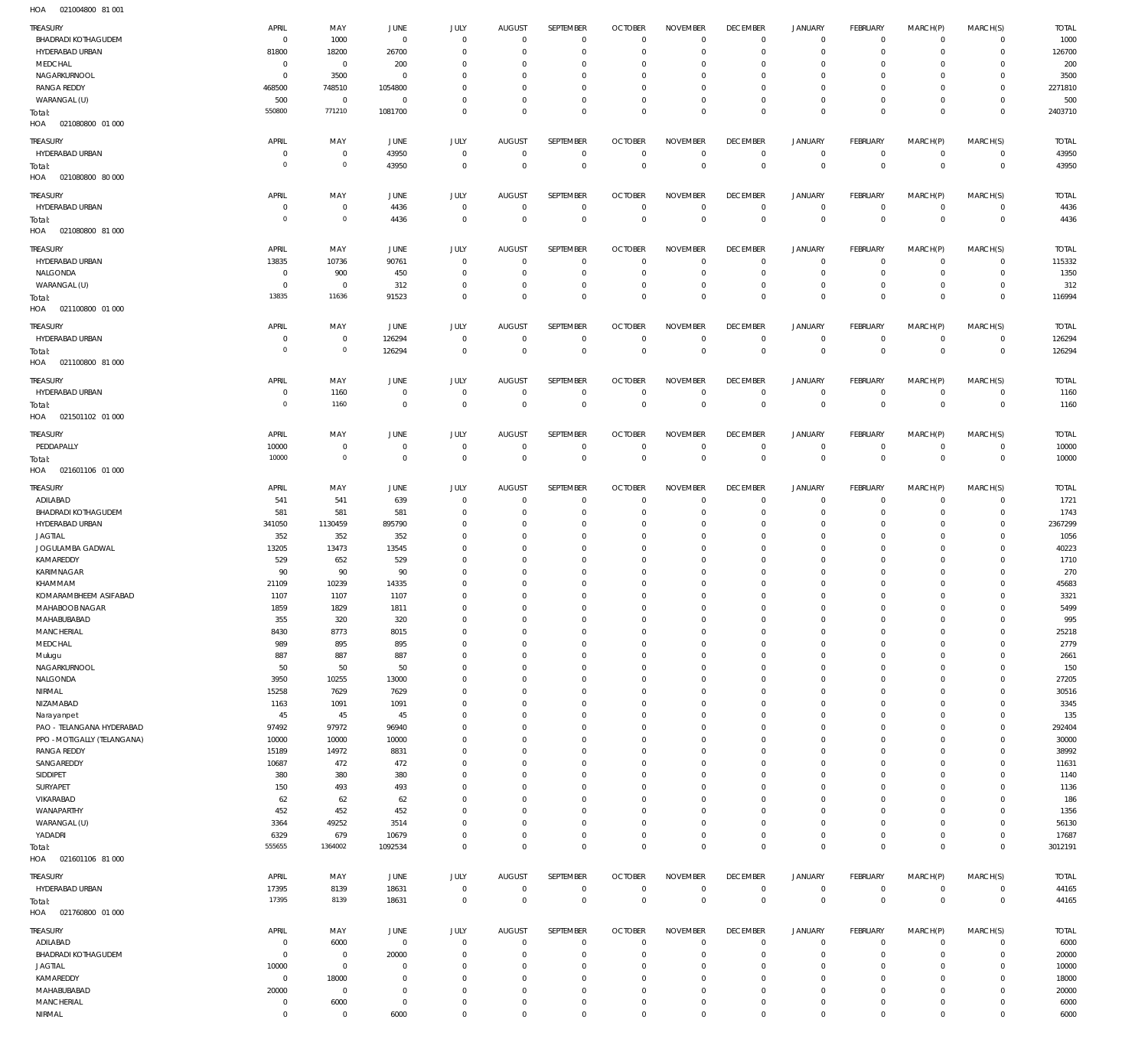HOA 021004800 81 001

| TREASURY | APRIL | MAY | JUNE | JULY | AUGUST | SEPTEMBER | OCTOBER | NOVEMBER | DECEMBER | JANUARY | FEBRUARY | MARCH(P) | MARCH(S) | TOTAL |
|---|---|---|---|---|---|---|---|---|---|---|---|---|---|---|
| BHADRADI KOTHAGUDEM | 0 | 1000 | 0 | 0 | 0 | 0 | 0 | 0 | 0 | 0 | 0 | 0 | 0 | 1000 |
| HYDERABAD URBAN | 81800 | 18200 | 26700 | 0 | 0 | 0 | 0 | 0 | 0 | 0 | 0 | 0 | 0 | 126700 |
| MEDCHAL | 0 | 0 | 200 | 0 | 0 | 0 | 0 | 0 | 0 | 0 | 0 | 0 | 0 | 200 |
| NAGARKURNOOL | 0 | 3500 | 0 | 0 | 0 | 0 | 0 | 0 | 0 | 0 | 0 | 0 | 0 | 3500 |
| RANGA REDDY | 468500 | 748510 | 1054800 | 0 | 0 | 0 | 0 | 0 | 0 | 0 | 0 | 0 | 0 | 2271810 |
| WARANGAL (U) | 500 | 0 | 0 | 0 | 0 | 0 | 0 | 0 | 0 | 0 | 0 | 0 | 0 | 500 |
| Total: | 550800 | 771210 | 1081700 | 0 | 0 | 0 | 0 | 0 | 0 | 0 | 0 | 0 | 0 | 2403710 |

HOA 021080800 01 000

| TREASURY | APRIL | MAY | JUNE | JULY | AUGUST | SEPTEMBER | OCTOBER | NOVEMBER | DECEMBER | JANUARY | FEBRUARY | MARCH(P) | MARCH(S) | TOTAL |
|---|---|---|---|---|---|---|---|---|---|---|---|---|---|---|
| HYDERABAD URBAN | 0 | 0 | 43950 | 0 | 0 | 0 | 0 | 0 | 0 | 0 | 0 | 0 | 0 | 43950 |
| Total: | 0 | 0 | 43950 | 0 | 0 | 0 | 0 | 0 | 0 | 0 | 0 | 0 | 0 | 43950 |

HOA 021080800 80 000

| TREASURY | APRIL | MAY | JUNE | JULY | AUGUST | SEPTEMBER | OCTOBER | NOVEMBER | DECEMBER | JANUARY | FEBRUARY | MARCH(P) | MARCH(S) | TOTAL |
|---|---|---|---|---|---|---|---|---|---|---|---|---|---|---|
| HYDERABAD URBAN | 0 | 0 | 4436 | 0 | 0 | 0 | 0 | 0 | 0 | 0 | 0 | 0 | 0 | 4436 |
| Total: | 0 | 0 | 4436 | 0 | 0 | 0 | 0 | 0 | 0 | 0 | 0 | 0 | 0 | 4436 |

HOA 021080800 81 000

| TREASURY | APRIL | MAY | JUNE | JULY | AUGUST | SEPTEMBER | OCTOBER | NOVEMBER | DECEMBER | JANUARY | FEBRUARY | MARCH(P) | MARCH(S) | TOTAL |
|---|---|---|---|---|---|---|---|---|---|---|---|---|---|---|
| HYDERABAD URBAN | 13835 | 10736 | 90761 | 0 | 0 | 0 | 0 | 0 | 0 | 0 | 0 | 0 | 0 | 115332 |
| NALGONDA | 0 | 900 | 450 | 0 | 0 | 0 | 0 | 0 | 0 | 0 | 0 | 0 | 0 | 1350 |
| WARANGAL (U) | 0 | 0 | 312 | 0 | 0 | 0 | 0 | 0 | 0 | 0 | 0 | 0 | 0 | 312 |
| Total: | 13835 | 11636 | 91523 | 0 | 0 | 0 | 0 | 0 | 0 | 0 | 0 | 0 | 0 | 116994 |

HOA 021100800 01 000

| TREASURY | APRIL | MAY | JUNE | JULY | AUGUST | SEPTEMBER | OCTOBER | NOVEMBER | DECEMBER | JANUARY | FEBRUARY | MARCH(P) | MARCH(S) | TOTAL |
|---|---|---|---|---|---|---|---|---|---|---|---|---|---|---|
| HYDERABAD URBAN | 0 | 0 | 126294 | 0 | 0 | 0 | 0 | 0 | 0 | 0 | 0 | 0 | 0 | 126294 |
| Total: | 0 | 0 | 126294 | 0 | 0 | 0 | 0 | 0 | 0 | 0 | 0 | 0 | 0 | 126294 |

HOA 021100800 81 000

| TREASURY | APRIL | MAY | JUNE | JULY | AUGUST | SEPTEMBER | OCTOBER | NOVEMBER | DECEMBER | JANUARY | FEBRUARY | MARCH(P) | MARCH(S) | TOTAL |
|---|---|---|---|---|---|---|---|---|---|---|---|---|---|---|
| HYDERABAD URBAN | 0 | 1160 | 0 | 0 | 0 | 0 | 0 | 0 | 0 | 0 | 0 | 0 | 0 | 1160 |
| Total: | 0 | 1160 | 0 | 0 | 0 | 0 | 0 | 0 | 0 | 0 | 0 | 0 | 0 | 1160 |

HOA 021501102 01 000

| TREASURY | APRIL | MAY | JUNE | JULY | AUGUST | SEPTEMBER | OCTOBER | NOVEMBER | DECEMBER | JANUARY | FEBRUARY | MARCH(P) | MARCH(S) | TOTAL |
|---|---|---|---|---|---|---|---|---|---|---|---|---|---|---|
| PEDDAPALLY | 10000 | 0 | 0 | 0 | 0 | 0 | 0 | 0 | 0 | 0 | 0 | 0 | 0 | 10000 |
| Total: | 10000 | 0 | 0 | 0 | 0 | 0 | 0 | 0 | 0 | 0 | 0 | 0 | 0 | 10000 |

HOA 021601106 01 000

| TREASURY | APRIL | MAY | JUNE | JULY | AUGUST | SEPTEMBER | OCTOBER | NOVEMBER | DECEMBER | JANUARY | FEBRUARY | MARCH(P) | MARCH(S) | TOTAL |
|---|---|---|---|---|---|---|---|---|---|---|---|---|---|---|
| ADILABAD | 541 | 541 | 639 | 0 | 0 | 0 | 0 | 0 | 0 | 0 | 0 | 0 | 0 | 1721 |
| BHADRADI KOTHAGUDEM | 581 | 581 | 581 | 0 | 0 | 0 | 0 | 0 | 0 | 0 | 0 | 0 | 0 | 1743 |
| HYDERABAD URBAN | 341050 | 1130459 | 895790 | 0 | 0 | 0 | 0 | 0 | 0 | 0 | 0 | 0 | 0 | 2367299 |
| JAGTIAL | 352 | 352 | 352 | 0 | 0 | 0 | 0 | 0 | 0 | 0 | 0 | 0 | 0 | 1056 |
| JOGULAMBA GADWAL | 13205 | 13473 | 13545 | 0 | 0 | 0 | 0 | 0 | 0 | 0 | 0 | 0 | 0 | 40223 |
| KAMAREDDY | 529 | 652 | 529 | 0 | 0 | 0 | 0 | 0 | 0 | 0 | 0 | 0 | 0 | 1710 |
| KARIMNAGAR | 90 | 90 | 90 | 0 | 0 | 0 | 0 | 0 | 0 | 0 | 0 | 0 | 0 | 270 |
| KHAMMAM | 21109 | 10239 | 14335 | 0 | 0 | 0 | 0 | 0 | 0 | 0 | 0 | 0 | 0 | 45683 |
| KOMARAMBHEEM ASIFABAD | 1107 | 1107 | 1107 | 0 | 0 | 0 | 0 | 0 | 0 | 0 | 0 | 0 | 0 | 3321 |
| MAHABOOB NAGAR | 1859 | 1829 | 1811 | 0 | 0 | 0 | 0 | 0 | 0 | 0 | 0 | 0 | 0 | 5499 |
| MAHABUBABAD | 355 | 320 | 320 | 0 | 0 | 0 | 0 | 0 | 0 | 0 | 0 | 0 | 0 | 995 |
| MANCHERIAL | 8430 | 8773 | 8015 | 0 | 0 | 0 | 0 | 0 | 0 | 0 | 0 | 0 | 0 | 25218 |
| MEDCHAL | 989 | 895 | 895 | 0 | 0 | 0 | 0 | 0 | 0 | 0 | 0 | 0 | 0 | 2779 |
| Mulugu | 887 | 887 | 887 | 0 | 0 | 0 | 0 | 0 | 0 | 0 | 0 | 0 | 0 | 2661 |
| NAGARKURNOOL | 50 | 50 | 50 | 0 | 0 | 0 | 0 | 0 | 0 | 0 | 0 | 0 | 0 | 150 |
| NALGONDA | 3950 | 10255 | 13000 | 0 | 0 | 0 | 0 | 0 | 0 | 0 | 0 | 0 | 0 | 27205 |
| NIRMAL | 15258 | 7629 | 7629 | 0 | 0 | 0 | 0 | 0 | 0 | 0 | 0 | 0 | 0 | 30516 |
| NIZAMABAD | 1163 | 1091 | 1091 | 0 | 0 | 0 | 0 | 0 | 0 | 0 | 0 | 0 | 0 | 3345 |
| Narayanpet | 45 | 45 | 45 | 0 | 0 | 0 | 0 | 0 | 0 | 0 | 0 | 0 | 0 | 135 |
| PAO - TELANGANA HYDERABAD | 97492 | 97972 | 96940 | 0 | 0 | 0 | 0 | 0 | 0 | 0 | 0 | 0 | 0 | 292404 |
| PPO - MOTIGALLY (TELANGANA) | 10000 | 10000 | 10000 | 0 | 0 | 0 | 0 | 0 | 0 | 0 | 0 | 0 | 0 | 30000 |
| RANGA REDDY | 15189 | 14972 | 8831 | 0 | 0 | 0 | 0 | 0 | 0 | 0 | 0 | 0 | 0 | 38992 |
| SANGAREDDY | 10687 | 472 | 472 | 0 | 0 | 0 | 0 | 0 | 0 | 0 | 0 | 0 | 0 | 11631 |
| SIDDIPET | 380 | 380 | 380 | 0 | 0 | 0 | 0 | 0 | 0 | 0 | 0 | 0 | 0 | 1140 |
| SURYAPET | 150 | 493 | 493 | 0 | 0 | 0 | 0 | 0 | 0 | 0 | 0 | 0 | 0 | 1136 |
| VIKARABAD | 62 | 62 | 62 | 0 | 0 | 0 | 0 | 0 | 0 | 0 | 0 | 0 | 0 | 186 |
| WANAPARTHY | 452 | 452 | 452 | 0 | 0 | 0 | 0 | 0 | 0 | 0 | 0 | 0 | 0 | 1356 |
| WARANGAL (U) | 3364 | 49252 | 3514 | 0 | 0 | 0 | 0 | 0 | 0 | 0 | 0 | 0 | 0 | 56130 |
| YADADRI | 6329 | 679 | 10679 | 0 | 0 | 0 | 0 | 0 | 0 | 0 | 0 | 0 | 0 | 17687 |
| Total: | 555655 | 1364002 | 1092534 | 0 | 0 | 0 | 0 | 0 | 0 | 0 | 0 | 0 | 0 | 3012191 |

HOA 021601106 81 000

| TREASURY | APRIL | MAY | JUNE | JULY | AUGUST | SEPTEMBER | OCTOBER | NOVEMBER | DECEMBER | JANUARY | FEBRUARY | MARCH(P) | MARCH(S) | TOTAL |
|---|---|---|---|---|---|---|---|---|---|---|---|---|---|---|
| HYDERABAD URBAN | 17395 | 8139 | 18631 | 0 | 0 | 0 | 0 | 0 | 0 | 0 | 0 | 0 | 0 | 44165 |
| Total: | 17395 | 8139 | 18631 | 0 | 0 | 0 | 0 | 0 | 0 | 0 | 0 | 0 | 0 | 44165 |

HOA 021760800 01 000

| TREASURY | APRIL | MAY | JUNE | JULY | AUGUST | SEPTEMBER | OCTOBER | NOVEMBER | DECEMBER | JANUARY | FEBRUARY | MARCH(P) | MARCH(S) | TOTAL |
|---|---|---|---|---|---|---|---|---|---|---|---|---|---|---|
| ADILABAD | 0 | 6000 | 0 | 0 | 0 | 0 | 0 | 0 | 0 | 0 | 0 | 0 | 0 | 6000 |
| BHADRADI KOTHAGUDEM | 0 | 0 | 20000 | 0 | 0 | 0 | 0 | 0 | 0 | 0 | 0 | 0 | 0 | 20000 |
| JAGTIAL | 10000 | 0 | 0 | 0 | 0 | 0 | 0 | 0 | 0 | 0 | 0 | 0 | 0 | 10000 |
| KAMAREDDY | 0 | 18000 | 0 | 0 | 0 | 0 | 0 | 0 | 0 | 0 | 0 | 0 | 0 | 18000 |
| MAHABUBABAD | 20000 | 0 | 0 | 0 | 0 | 0 | 0 | 0 | 0 | 0 | 0 | 0 | 0 | 20000 |
| MANCHERIAL | 0 | 6000 | 0 | 0 | 0 | 0 | 0 | 0 | 0 | 0 | 0 | 0 | 0 | 6000 |
| NIRMAL | 0 | 0 | 6000 | 0 | 0 | 0 | 0 | 0 | 0 | 0 | 0 | 0 | 0 | 6000 |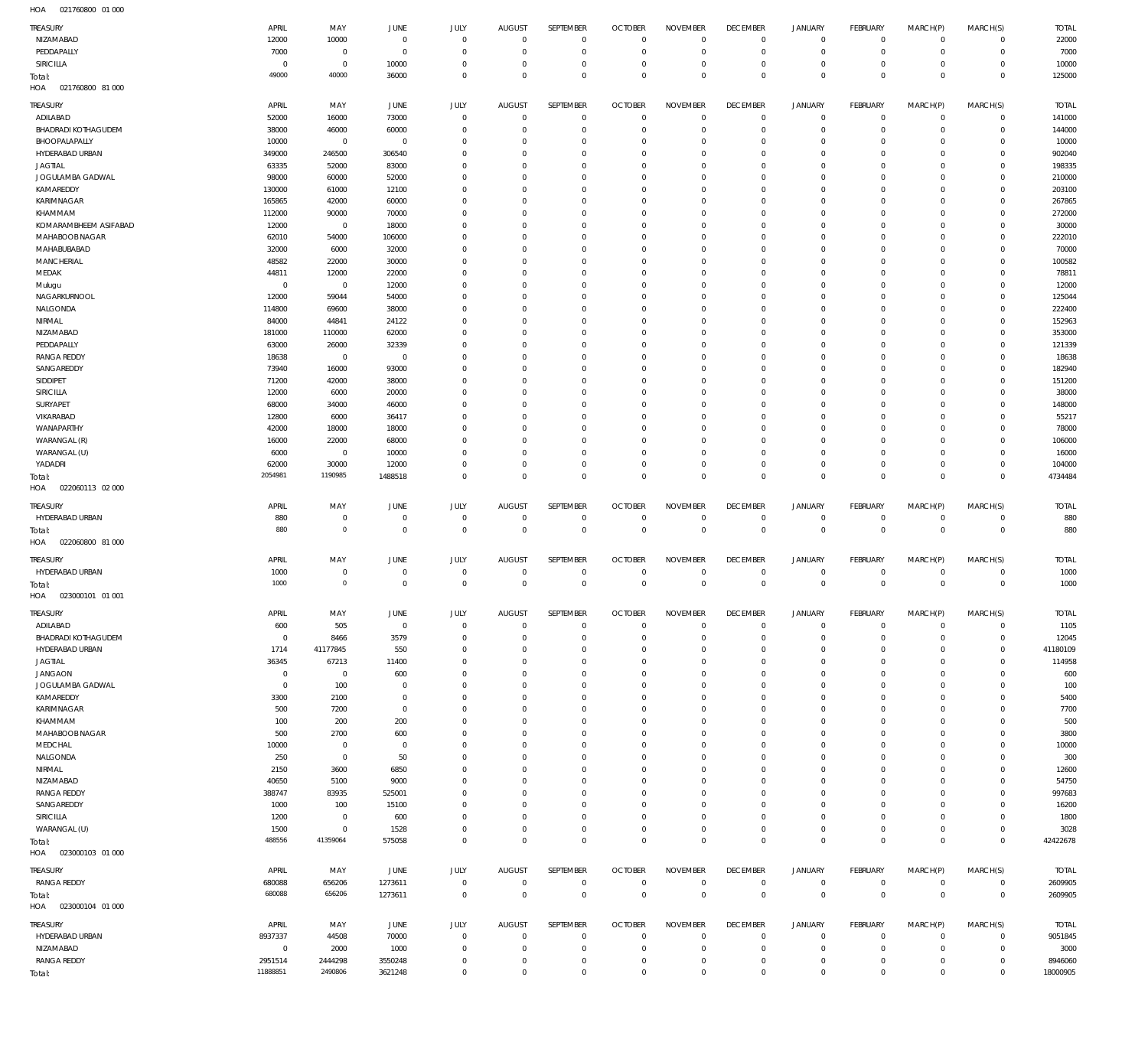HOA 021760800 01 000

| TREASURY | APRIL | MAY | JUNE | JULY | AUGUST | SEPTEMBER | OCTOBER | NOVEMBER | DECEMBER | JANUARY | FEBRUARY | MARCH(P) | MARCH(S) | TOTAL |
|---|---|---|---|---|---|---|---|---|---|---|---|---|---|---|
| NIZAMABAD | 12000 | 10000 | 0 | 0 | 0 | 0 | 0 | 0 | 0 | 0 | 0 | 0 | 0 | 22000 |
| PEDDAPALLY | 7000 | 0 | 0 | 0 | 0 | 0 | 0 | 0 | 0 | 0 | 0 | 0 | 0 | 7000 |
| SIRICILLA | 0 | 0 | 10000 | 0 | 0 | 0 | 0 | 0 | 0 | 0 | 0 | 0 | 0 | 10000 |
| Total: | 49000 | 40000 | 36000 | 0 | 0 | 0 | 0 | 0 | 0 | 0 | 0 | 0 | 0 | 125000 |

HOA 021760800 81 000

| TREASURY | APRIL | MAY | JUNE | JULY | AUGUST | SEPTEMBER | OCTOBER | NOVEMBER | DECEMBER | JANUARY | FEBRUARY | MARCH(P) | MARCH(S) | TOTAL |
|---|---|---|---|---|---|---|---|---|---|---|---|---|---|---|
| ADILABAD | 52000 | 16000 | 73000 | 0 | 0 | 0 | 0 | 0 | 0 | 0 | 0 | 0 | 0 | 141000 |
| BHADRADI KOTHAGUDEM | 38000 | 46000 | 60000 | 0 | 0 | 0 | 0 | 0 | 0 | 0 | 0 | 0 | 0 | 144000 |
| BHOOPALAPALLY | 10000 | 0 | 0 | 0 | 0 | 0 | 0 | 0 | 0 | 0 | 0 | 0 | 0 | 10000 |
| HYDERABAD URBAN | 349000 | 246500 | 306540 | 0 | 0 | 0 | 0 | 0 | 0 | 0 | 0 | 0 | 0 | 902040 |
| JAGTIAL | 63335 | 52000 | 83000 | 0 | 0 | 0 | 0 | 0 | 0 | 0 | 0 | 0 | 0 | 198335 |
| JOGULAMBA GADWAL | 98000 | 60000 | 52000 | 0 | 0 | 0 | 0 | 0 | 0 | 0 | 0 | 0 | 0 | 210000 |
| KAMAREDDY | 130000 | 61000 | 12100 | 0 | 0 | 0 | 0 | 0 | 0 | 0 | 0 | 0 | 0 | 203100 |
| KARIMNAGAR | 165865 | 42000 | 60000 | 0 | 0 | 0 | 0 | 0 | 0 | 0 | 0 | 0 | 0 | 267865 |
| KHAMMAM | 112000 | 90000 | 70000 | 0 | 0 | 0 | 0 | 0 | 0 | 0 | 0 | 0 | 0 | 272000 |
| KOMARAMBHEEM ASIFABAD | 12000 | 0 | 18000 | 0 | 0 | 0 | 0 | 0 | 0 | 0 | 0 | 0 | 0 | 30000 |
| MAHABOOBNAGAR | 62010 | 54000 | 106000 | 0 | 0 | 0 | 0 | 0 | 0 | 0 | 0 | 0 | 0 | 222010 |
| MAHABUBABAD | 32000 | 6000 | 32000 | 0 | 0 | 0 | 0 | 0 | 0 | 0 | 0 | 0 | 0 | 70000 |
| MANCHERIAL | 48582 | 22000 | 30000 | 0 | 0 | 0 | 0 | 0 | 0 | 0 | 0 | 0 | 0 | 100582 |
| MEDAK | 44811 | 12000 | 22000 | 0 | 0 | 0 | 0 | 0 | 0 | 0 | 0 | 0 | 0 | 78811 |
| Mulugu | 0 | 0 | 12000 | 0 | 0 | 0 | 0 | 0 | 0 | 0 | 0 | 0 | 0 | 12000 |
| NAGARKURNOOL | 12000 | 59044 | 54000 | 0 | 0 | 0 | 0 | 0 | 0 | 0 | 0 | 0 | 0 | 125044 |
| NALGONDA | 114800 | 69600 | 38000 | 0 | 0 | 0 | 0 | 0 | 0 | 0 | 0 | 0 | 0 | 222400 |
| NIRMAL | 84000 | 44841 | 24122 | 0 | 0 | 0 | 0 | 0 | 0 | 0 | 0 | 0 | 0 | 152963 |
| NIZAMABAD | 181000 | 110000 | 62000 | 0 | 0 | 0 | 0 | 0 | 0 | 0 | 0 | 0 | 0 | 353000 |
| PEDDAPALLY | 63000 | 26000 | 32339 | 0 | 0 | 0 | 0 | 0 | 0 | 0 | 0 | 0 | 0 | 121339 |
| RANGA REDDY | 18638 | 0 | 0 | 0 | 0 | 0 | 0 | 0 | 0 | 0 | 0 | 0 | 0 | 18638 |
| SANGAREDDY | 73940 | 16000 | 93000 | 0 | 0 | 0 | 0 | 0 | 0 | 0 | 0 | 0 | 0 | 182940 |
| SIDDIPET | 71200 | 42000 | 38000 | 0 | 0 | 0 | 0 | 0 | 0 | 0 | 0 | 0 | 0 | 151200 |
| SIRICILLA | 12000 | 6000 | 20000 | 0 | 0 | 0 | 0 | 0 | 0 | 0 | 0 | 0 | 0 | 38000 |
| SURYAPET | 68000 | 34000 | 46000 | 0 | 0 | 0 | 0 | 0 | 0 | 0 | 0 | 0 | 0 | 148000 |
| VIKARABAD | 12800 | 6000 | 36417 | 0 | 0 | 0 | 0 | 0 | 0 | 0 | 0 | 0 | 0 | 55217 |
| WANAPARTHY | 42000 | 18000 | 18000 | 0 | 0 | 0 | 0 | 0 | 0 | 0 | 0 | 0 | 0 | 78000 |
| WARANGAL (R) | 16000 | 22000 | 68000 | 0 | 0 | 0 | 0 | 0 | 0 | 0 | 0 | 0 | 0 | 106000 |
| WARANGAL (U) | 6000 | 0 | 10000 | 0 | 0 | 0 | 0 | 0 | 0 | 0 | 0 | 0 | 0 | 16000 |
| YADADRI | 62000 | 30000 | 12000 | 0 | 0 | 0 | 0 | 0 | 0 | 0 | 0 | 0 | 0 | 104000 |
| Total: | 2054981 | 1190985 | 1488518 | 0 | 0 | 0 | 0 | 0 | 0 | 0 | 0 | 0 | 0 | 4734484 |

HOA 022060113 02 000

| TREASURY | APRIL | MAY | JUNE | JULY | AUGUST | SEPTEMBER | OCTOBER | NOVEMBER | DECEMBER | JANUARY | FEBRUARY | MARCH(P) | MARCH(S) | TOTAL |
|---|---|---|---|---|---|---|---|---|---|---|---|---|---|---|
| HYDERABAD URBAN | 880 | 0 | 0 | 0 | 0 | 0 | 0 | 0 | 0 | 0 | 0 | 0 | 0 | 880 |
| Total: | 880 | 0 | 0 | 0 | 0 | 0 | 0 | 0 | 0 | 0 | 0 | 0 | 0 | 880 |

HOA 022060800 81 000

| TREASURY | APRIL | MAY | JUNE | JULY | AUGUST | SEPTEMBER | OCTOBER | NOVEMBER | DECEMBER | JANUARY | FEBRUARY | MARCH(P) | MARCH(S) | TOTAL |
|---|---|---|---|---|---|---|---|---|---|---|---|---|---|---|
| HYDERABAD URBAN | 1000 | 0 | 0 | 0 | 0 | 0 | 0 | 0 | 0 | 0 | 0 | 0 | 0 | 1000 |
| Total: | 1000 | 0 | 0 | 0 | 0 | 0 | 0 | 0 | 0 | 0 | 0 | 0 | 0 | 1000 |

HOA 023000101 01 001

| TREASURY | APRIL | MAY | JUNE | JULY | AUGUST | SEPTEMBER | OCTOBER | NOVEMBER | DECEMBER | JANUARY | FEBRUARY | MARCH(P) | MARCH(S) | TOTAL |
|---|---|---|---|---|---|---|---|---|---|---|---|---|---|---|
| ADILABAD | 600 | 505 | 0 | 0 | 0 | 0 | 0 | 0 | 0 | 0 | 0 | 0 | 0 | 1105 |
| BHADRADI KOTHAGUDEM | 0 | 8466 | 3579 | 0 | 0 | 0 | 0 | 0 | 0 | 0 | 0 | 0 | 0 | 12045 |
| HYDERABAD URBAN | 1714 | 41177845 | 550 | 0 | 0 | 0 | 0 | 0 | 0 | 0 | 0 | 0 | 0 | 41180109 |
| JAGTIAL | 36345 | 67213 | 11400 | 0 | 0 | 0 | 0 | 0 | 0 | 0 | 0 | 0 | 0 | 114958 |
| JANGAON | 0 | 0 | 600 | 0 | 0 | 0 | 0 | 0 | 0 | 0 | 0 | 0 | 0 | 600 |
| JOGULAMBA GADWAL | 0 | 100 | 0 | 0 | 0 | 0 | 0 | 0 | 0 | 0 | 0 | 0 | 0 | 100 |
| KAMAREDDY | 3300 | 2100 | 0 | 0 | 0 | 0 | 0 | 0 | 0 | 0 | 0 | 0 | 0 | 5400 |
| KARIMNAGAR | 500 | 7200 | 0 | 0 | 0 | 0 | 0 | 0 | 0 | 0 | 0 | 0 | 0 | 7700 |
| KHAMMAM | 100 | 200 | 200 | 0 | 0 | 0 | 0 | 0 | 0 | 0 | 0 | 0 | 0 | 500 |
| MAHABOOBNAGAR | 500 | 2700 | 600 | 0 | 0 | 0 | 0 | 0 | 0 | 0 | 0 | 0 | 0 | 3800 |
| MEDCHAL | 10000 | 0 | 0 | 0 | 0 | 0 | 0 | 0 | 0 | 0 | 0 | 0 | 0 | 10000 |
| NALGONDA | 250 | 0 | 50 | 0 | 0 | 0 | 0 | 0 | 0 | 0 | 0 | 0 | 0 | 300 |
| NIRMAL | 2150 | 3600 | 6850 | 0 | 0 | 0 | 0 | 0 | 0 | 0 | 0 | 0 | 0 | 12600 |
| NIZAMABAD | 40650 | 5100 | 9000 | 0 | 0 | 0 | 0 | 0 | 0 | 0 | 0 | 0 | 0 | 54750 |
| RANGA REDDY | 388747 | 83935 | 525001 | 0 | 0 | 0 | 0 | 0 | 0 | 0 | 0 | 0 | 0 | 997683 |
| SANGAREDDY | 1000 | 100 | 15100 | 0 | 0 | 0 | 0 | 0 | 0 | 0 | 0 | 0 | 0 | 16200 |
| SIRICILLA | 1200 | 0 | 600 | 0 | 0 | 0 | 0 | 0 | 0 | 0 | 0 | 0 | 0 | 1800 |
| WARANGAL (U) | 1500 | 0 | 1528 | 0 | 0 | 0 | 0 | 0 | 0 | 0 | 0 | 0 | 0 | 3028 |
| Total: | 488556 | 41359064 | 575058 | 0 | 0 | 0 | 0 | 0 | 0 | 0 | 0 | 0 | 0 | 42422678 |

HOA 023000103 01 000

| TREASURY | APRIL | MAY | JUNE | JULY | AUGUST | SEPTEMBER | OCTOBER | NOVEMBER | DECEMBER | JANUARY | FEBRUARY | MARCH(P) | MARCH(S) | TOTAL |
|---|---|---|---|---|---|---|---|---|---|---|---|---|---|---|
| RANGA REDDY | 680088 | 656206 | 1273611 | 0 | 0 | 0 | 0 | 0 | 0 | 0 | 0 | 0 | 0 | 2609905 |
| Total: | 680088 | 656206 | 1273611 | 0 | 0 | 0 | 0 | 0 | 0 | 0 | 0 | 0 | 0 | 2609905 |

HOA 023000104 01 000

| TREASURY | APRIL | MAY | JUNE | JULY | AUGUST | SEPTEMBER | OCTOBER | NOVEMBER | DECEMBER | JANUARY | FEBRUARY | MARCH(P) | MARCH(S) | TOTAL |
|---|---|---|---|---|---|---|---|---|---|---|---|---|---|---|
| HYDERABAD URBAN | 8937337 | 44508 | 70000 | 0 | 0 | 0 | 0 | 0 | 0 | 0 | 0 | 0 | 0 | 9051845 |
| NIZAMABAD | 0 | 2000 | 1000 | 0 | 0 | 0 | 0 | 0 | 0 | 0 | 0 | 0 | 0 | 3000 |
| RANGA REDDY | 2951514 | 2444298 | 3550248 | 0 | 0 | 0 | 0 | 0 | 0 | 0 | 0 | 0 | 0 | 8946060 |
| Total: | 11888851 | 2490806 | 3621248 | 0 | 0 | 0 | 0 | 0 | 0 | 0 | 0 | 0 | 0 | 18000905 |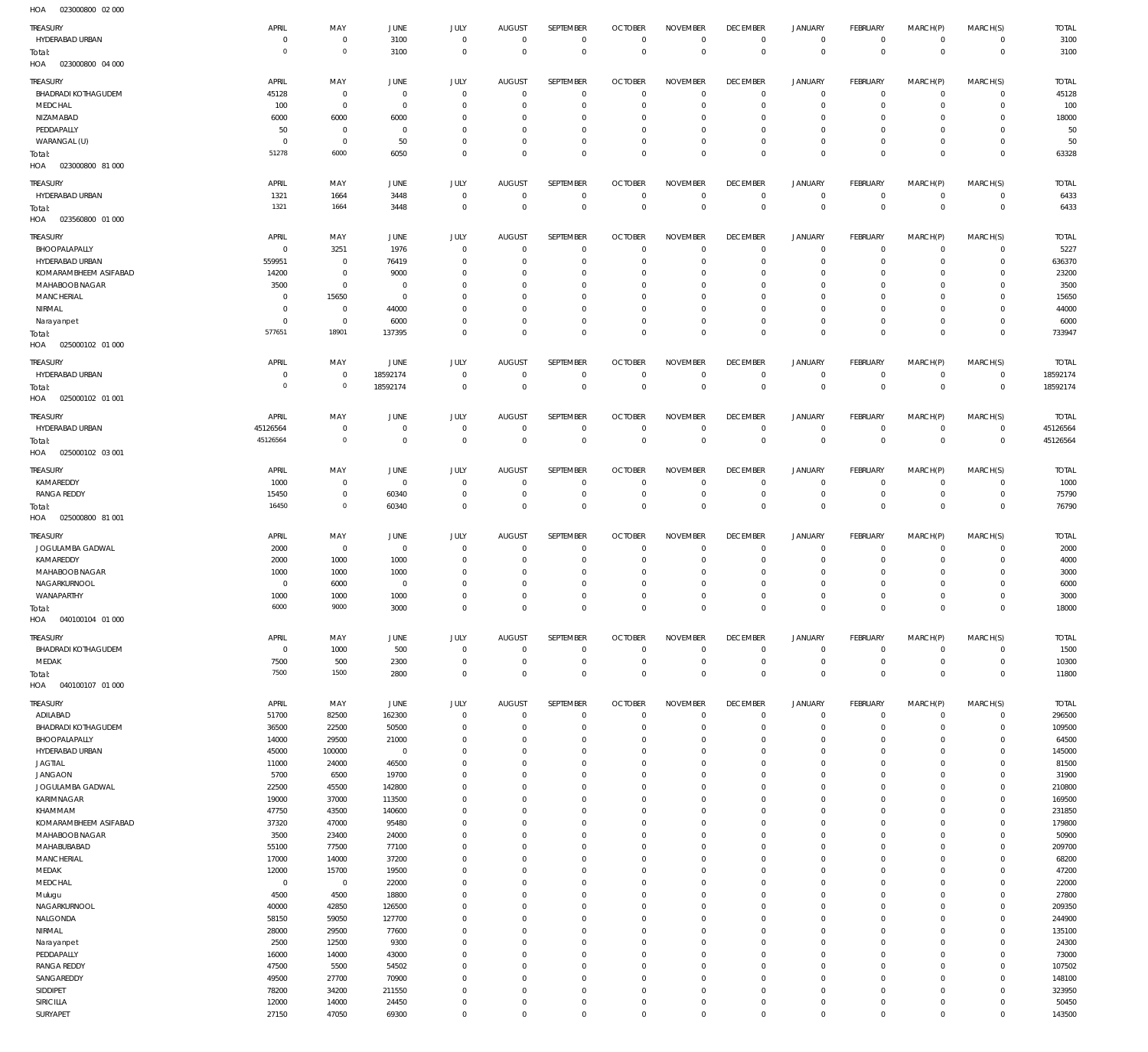HOA 023000800 02 000

| TREASURY | APRIL | MAY | JUNE | JULY | AUGUST | SEPTEMBER | OCTOBER | NOVEMBER | DECEMBER | JANUARY | FEBRUARY | MARCH(P) | MARCH(S) | TOTAL |
|---|---|---|---|---|---|---|---|---|---|---|---|---|---|---|
| HYDERABAD URBAN | 0 | 0 | 3100 | 0 | 0 | 0 | 0 | 0 | 0 | 0 | 0 | 0 | 0 | 3100 |
| Total: | 0 | 0 | 3100 | 0 | 0 | 0 | 0 | 0 | 0 | 0 | 0 | 0 | 0 | 3100 |

HOA 023000800 04 000

| TREASURY | APRIL | MAY | JUNE | JULY | AUGUST | SEPTEMBER | OCTOBER | NOVEMBER | DECEMBER | JANUARY | FEBRUARY | MARCH(P) | MARCH(S) | TOTAL |
|---|---|---|---|---|---|---|---|---|---|---|---|---|---|---|
| BHADRADI KOTHAGUDEM | 45128 | 0 | 0 | 0 | 0 | 0 | 0 | 0 | 0 | 0 | 0 | 0 | 0 | 45128 |
| MEDCHAL | 100 | 0 | 0 | 0 | 0 | 0 | 0 | 0 | 0 | 0 | 0 | 0 | 0 | 100 |
| NIZAMABAD | 6000 | 6000 | 6000 | 0 | 0 | 0 | 0 | 0 | 0 | 0 | 0 | 0 | 0 | 18000 |
| PEDDAPALLY | 50 | 0 | 0 | 0 | 0 | 0 | 0 | 0 | 0 | 0 | 0 | 0 | 0 | 50 |
| WARANGAL (U) | 0 | 0 | 50 | 0 | 0 | 0 | 0 | 0 | 0 | 0 | 0 | 0 | 0 | 50 |
| Total: | 51278 | 6000 | 6050 | 0 | 0 | 0 | 0 | 0 | 0 | 0 | 0 | 0 | 0 | 63328 |

HOA 023000800 81 000

| TREASURY | APRIL | MAY | JUNE | JULY | AUGUST | SEPTEMBER | OCTOBER | NOVEMBER | DECEMBER | JANUARY | FEBRUARY | MARCH(P) | MARCH(S) | TOTAL |
|---|---|---|---|---|---|---|---|---|---|---|---|---|---|---|
| HYDERABAD URBAN | 1321 | 1664 | 3448 | 0 | 0 | 0 | 0 | 0 | 0 | 0 | 0 | 0 | 0 | 6433 |
| Total: | 1321 | 1664 | 3448 | 0 | 0 | 0 | 0 | 0 | 0 | 0 | 0 | 0 | 0 | 6433 |

HOA 023560800 01 000

| TREASURY | APRIL | MAY | JUNE | JULY | AUGUST | SEPTEMBER | OCTOBER | NOVEMBER | DECEMBER | JANUARY | FEBRUARY | MARCH(P) | MARCH(S) | TOTAL |
|---|---|---|---|---|---|---|---|---|---|---|---|---|---|---|
| BHOOPALAPALLY | 0 | 3251 | 1976 | 0 | 0 | 0 | 0 | 0 | 0 | 0 | 0 | 0 | 0 | 5227 |
| HYDERABAD URBAN | 559951 | 0 | 76419 | 0 | 0 | 0 | 0 | 0 | 0 | 0 | 0 | 0 | 0 | 636370 |
| KOMARAMBHEEM ASIFABAD | 14200 | 0 | 9000 | 0 | 0 | 0 | 0 | 0 | 0 | 0 | 0 | 0 | 0 | 23200 |
| MAHABOOBNAGAR | 3500 | 0 | 0 | 0 | 0 | 0 | 0 | 0 | 0 | 0 | 0 | 0 | 0 | 3500 |
| MANCHERIAL | 0 | 15650 | 0 | 0 | 0 | 0 | 0 | 0 | 0 | 0 | 0 | 0 | 0 | 15650 |
| NIRMAL | 0 | 0 | 44000 | 0 | 0 | 0 | 0 | 0 | 0 | 0 | 0 | 0 | 0 | 44000 |
| Narayanpet | 0 | 0 | 6000 | 0 | 0 | 0 | 0 | 0 | 0 | 0 | 0 | 0 | 0 | 6000 |
| Total: | 577651 | 18901 | 137395 | 0 | 0 | 0 | 0 | 0 | 0 | 0 | 0 | 0 | 0 | 733947 |

HOA 025000102 01 000

| TREASURY | APRIL | MAY | JUNE | JULY | AUGUST | SEPTEMBER | OCTOBER | NOVEMBER | DECEMBER | JANUARY | FEBRUARY | MARCH(P) | MARCH(S) | TOTAL |
|---|---|---|---|---|---|---|---|---|---|---|---|---|---|---|
| HYDERABAD URBAN | 0 | 0 | 18592174 | 0 | 0 | 0 | 0 | 0 | 0 | 0 | 0 | 0 | 0 | 18592174 |
| Total: | 0 | 0 | 18592174 | 0 | 0 | 0 | 0 | 0 | 0 | 0 | 0 | 0 | 0 | 18592174 |

HOA 025000102 01 001

| TREASURY | APRIL | MAY | JUNE | JULY | AUGUST | SEPTEMBER | OCTOBER | NOVEMBER | DECEMBER | JANUARY | FEBRUARY | MARCH(P) | MARCH(S) | TOTAL |
|---|---|---|---|---|---|---|---|---|---|---|---|---|---|---|
| HYDERABAD URBAN | 45126564 | 0 | 0 | 0 | 0 | 0 | 0 | 0 | 0 | 0 | 0 | 0 | 0 | 45126564 |
| Total: | 45126564 | 0 | 0 | 0 | 0 | 0 | 0 | 0 | 0 | 0 | 0 | 0 | 0 | 45126564 |

HOA 025000102 03 001

| TREASURY | APRIL | MAY | JUNE | JULY | AUGUST | SEPTEMBER | OCTOBER | NOVEMBER | DECEMBER | JANUARY | FEBRUARY | MARCH(P) | MARCH(S) | TOTAL |
|---|---|---|---|---|---|---|---|---|---|---|---|---|---|---|
| KAMAREDDY | 1000 | 0 | 0 | 0 | 0 | 0 | 0 | 0 | 0 | 0 | 0 | 0 | 0 | 1000 |
| RANGA REDDY | 15450 | 0 | 60340 | 0 | 0 | 0 | 0 | 0 | 0 | 0 | 0 | 0 | 0 | 75790 |
| Total: | 16450 | 0 | 60340 | 0 | 0 | 0 | 0 | 0 | 0 | 0 | 0 | 0 | 0 | 76790 |

HOA 025000800 81 001

| TREASURY | APRIL | MAY | JUNE | JULY | AUGUST | SEPTEMBER | OCTOBER | NOVEMBER | DECEMBER | JANUARY | FEBRUARY | MARCH(P) | MARCH(S) | TOTAL |
|---|---|---|---|---|---|---|---|---|---|---|---|---|---|---|
| JOGULAMBA GADWAL | 2000 | 0 | 0 | 0 | 0 | 0 | 0 | 0 | 0 | 0 | 0 | 0 | 0 | 2000 |
| KAMAREDDY | 2000 | 1000 | 1000 | 0 | 0 | 0 | 0 | 0 | 0 | 0 | 0 | 0 | 0 | 4000 |
| MAHABOOBNAGAR | 1000 | 1000 | 1000 | 0 | 0 | 0 | 0 | 0 | 0 | 0 | 0 | 0 | 0 | 3000 |
| NAGARKURNOOL | 0 | 6000 | 0 | 0 | 0 | 0 | 0 | 0 | 0 | 0 | 0 | 0 | 0 | 6000 |
| WANAPARTHY | 1000 | 1000 | 1000 | 0 | 0 | 0 | 0 | 0 | 0 | 0 | 0 | 0 | 0 | 3000 |
| Total: | 6000 | 9000 | 3000 | 0 | 0 | 0 | 0 | 0 | 0 | 0 | 0 | 0 | 0 | 18000 |

HOA 040100104 01 000

| TREASURY | APRIL | MAY | JUNE | JULY | AUGUST | SEPTEMBER | OCTOBER | NOVEMBER | DECEMBER | JANUARY | FEBRUARY | MARCH(P) | MARCH(S) | TOTAL |
|---|---|---|---|---|---|---|---|---|---|---|---|---|---|---|
| BHADRADI KOTHAGUDEM | 0 | 1000 | 500 | 0 | 0 | 0 | 0 | 0 | 0 | 0 | 0 | 0 | 0 | 1500 |
| MEDAK | 7500 | 500 | 2300 | 0 | 0 | 0 | 0 | 0 | 0 | 0 | 0 | 0 | 0 | 10300 |
| Total: | 7500 | 1500 | 2800 | 0 | 0 | 0 | 0 | 0 | 0 | 0 | 0 | 0 | 0 | 11800 |

HOA 040100107 01 000

| TREASURY | APRIL | MAY | JUNE | JULY | AUGUST | SEPTEMBER | OCTOBER | NOVEMBER | DECEMBER | JANUARY | FEBRUARY | MARCH(P) | MARCH(S) | TOTAL |
|---|---|---|---|---|---|---|---|---|---|---|---|---|---|---|
| ADILABAD | 51700 | 82500 | 162300 | 0 | 0 | 0 | 0 | 0 | 0 | 0 | 0 | 0 | 0 | 296500 |
| BHADRADI KOTHAGUDEM | 36500 | 22500 | 50500 | 0 | 0 | 0 | 0 | 0 | 0 | 0 | 0 | 0 | 0 | 109500 |
| BHOOPALAPALLY | 14000 | 29500 | 21000 | 0 | 0 | 0 | 0 | 0 | 0 | 0 | 0 | 0 | 0 | 64500 |
| HYDERABAD URBAN | 45000 | 100000 | 0 | 0 | 0 | 0 | 0 | 0 | 0 | 0 | 0 | 0 | 0 | 145000 |
| JAGTIAL | 11000 | 24000 | 46500 | 0 | 0 | 0 | 0 | 0 | 0 | 0 | 0 | 0 | 0 | 81500 |
| JANGAON | 5700 | 6500 | 19700 | 0 | 0 | 0 | 0 | 0 | 0 | 0 | 0 | 0 | 0 | 31900 |
| JOGULAMBA GADWAL | 22500 | 45500 | 142800 | 0 | 0 | 0 | 0 | 0 | 0 | 0 | 0 | 0 | 0 | 210800 |
| KARIMNAGAR | 19000 | 37000 | 113500 | 0 | 0 | 0 | 0 | 0 | 0 | 0 | 0 | 0 | 0 | 169500 |
| KHAMMAM | 47750 | 43500 | 140600 | 0 | 0 | 0 | 0 | 0 | 0 | 0 | 0 | 0 | 0 | 231850 |
| KOMARAMBHEEM ASIFABAD | 37320 | 47000 | 95480 | 0 | 0 | 0 | 0 | 0 | 0 | 0 | 0 | 0 | 0 | 179800 |
| MAHABOOBNAGAR | 3500 | 23400 | 24000 | 0 | 0 | 0 | 0 | 0 | 0 | 0 | 0 | 0 | 0 | 50900 |
| MAHABUBABAD | 55100 | 77500 | 77100 | 0 | 0 | 0 | 0 | 0 | 0 | 0 | 0 | 0 | 0 | 209700 |
| MANCHERIAL | 17000 | 14000 | 37200 | 0 | 0 | 0 | 0 | 0 | 0 | 0 | 0 | 0 | 0 | 68200 |
| MEDAK | 12000 | 15700 | 19500 | 0 | 0 | 0 | 0 | 0 | 0 | 0 | 0 | 0 | 0 | 47200 |
| MEDCHAL | 0 | 0 | 22000 | 0 | 0 | 0 | 0 | 0 | 0 | 0 | 0 | 0 | 0 | 22000 |
| Mulugu | 4500 | 4500 | 18800 | 0 | 0 | 0 | 0 | 0 | 0 | 0 | 0 | 0 | 0 | 27800 |
| NAGARKURNOOL | 40000 | 42850 | 126500 | 0 | 0 | 0 | 0 | 0 | 0 | 0 | 0 | 0 | 0 | 209350 |
| NALGONDA | 58150 | 59050 | 127700 | 0 | 0 | 0 | 0 | 0 | 0 | 0 | 0 | 0 | 0 | 244900 |
| NIRMAL | 28000 | 29500 | 77600 | 0 | 0 | 0 | 0 | 0 | 0 | 0 | 0 | 0 | 0 | 135100 |
| Narayanpet | 2500 | 12500 | 9300 | 0 | 0 | 0 | 0 | 0 | 0 | 0 | 0 | 0 | 0 | 24300 |
| PEDDAPALLY | 16000 | 14000 | 43000 | 0 | 0 | 0 | 0 | 0 | 0 | 0 | 0 | 0 | 0 | 73000 |
| RANGA REDDY | 47500 | 5500 | 54502 | 0 | 0 | 0 | 0 | 0 | 0 | 0 | 0 | 0 | 0 | 107502 |
| SANGAREDDY | 49500 | 27700 | 70900 | 0 | 0 | 0 | 0 | 0 | 0 | 0 | 0 | 0 | 0 | 148100 |
| SIDDIPET | 78200 | 34200 | 211550 | 0 | 0 | 0 | 0 | 0 | 0 | 0 | 0 | 0 | 0 | 323950 |
| SIRICILLA | 12000 | 14000 | 24450 | 0 | 0 | 0 | 0 | 0 | 0 | 0 | 0 | 0 | 0 | 50450 |
| SURYAPET | 27150 | 47050 | 69300 | 0 | 0 | 0 | 0 | 0 | 0 | 0 | 0 | 0 | 0 | 143500 |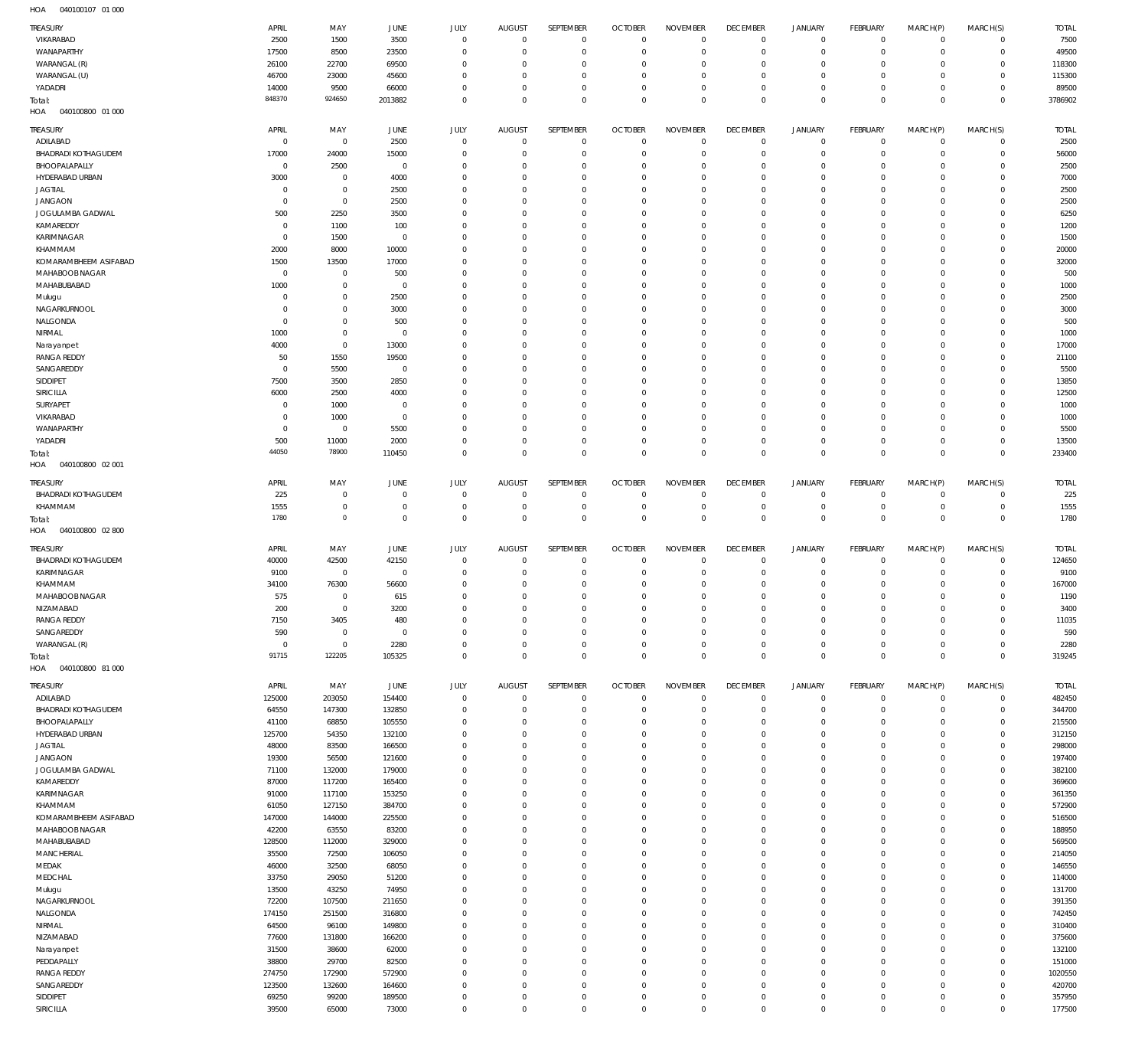HOA 040100107 01 000

| TREASURY | APRIL | MAY | JUNE | JULY | AUGUST | SEPTEMBER | OCTOBER | NOVEMBER | DECEMBER | JANUARY | FEBRUARY | MARCH(P) | MARCH(S) | TOTAL |
|---|---|---|---|---|---|---|---|---|---|---|---|---|---|---|
| VIKARABAD | 2500 | 1500 | 3500 | 0 | 0 | 0 | 0 | 0 | 0 | 0 | 0 | 0 | 0 | 7500 |
| WANAPARTHY | 17500 | 8500 | 23500 | 0 | 0 | 0 | 0 | 0 | 0 | 0 | 0 | 0 | 0 | 49500 |
| WARANGAL (R) | 26100 | 22700 | 69500 | 0 | 0 | 0 | 0 | 0 | 0 | 0 | 0 | 0 | 0 | 118300 |
| WARANGAL (U) | 46700 | 23000 | 45600 | 0 | 0 | 0 | 0 | 0 | 0 | 0 | 0 | 0 | 0 | 115300 |
| YADADRI | 14000 | 9500 | 66000 | 0 | 0 | 0 | 0 | 0 | 0 | 0 | 0 | 0 | 0 | 89500 |
| Total: | 848370 | 924650 | 2013882 | 0 | 0 | 0 | 0 | 0 | 0 | 0 | 0 | 0 | 0 | 3786902 |

HOA 040100800 01 000

| TREASURY | APRIL | MAY | JUNE | JULY | AUGUST | SEPTEMBER | OCTOBER | NOVEMBER | DECEMBER | JANUARY | FEBRUARY | MARCH(P) | MARCH(S) | TOTAL |
|---|---|---|---|---|---|---|---|---|---|---|---|---|---|---|
| ADILABAD | 0 | 0 | 2500 | 0 | 0 | 0 | 0 | 0 | 0 | 0 | 0 | 0 | 0 | 2500 |
| BHADRADI KOTHAGUDEM | 17000 | 24000 | 15000 | 0 | 0 | 0 | 0 | 0 | 0 | 0 | 0 | 0 | 0 | 56000 |
| BHOOPALAPALLY | 0 | 2500 | 0 | 0 | 0 | 0 | 0 | 0 | 0 | 0 | 0 | 0 | 0 | 2500 |
| HYDERABAD URBAN | 3000 | 0 | 4000 | 0 | 0 | 0 | 0 | 0 | 0 | 0 | 0 | 0 | 0 | 7000 |
| JAGTIAL | 0 | 0 | 2500 | 0 | 0 | 0 | 0 | 0 | 0 | 0 | 0 | 0 | 0 | 2500 |
| JANGAON | 0 | 0 | 2500 | 0 | 0 | 0 | 0 | 0 | 0 | 0 | 0 | 0 | 0 | 2500 |
| JOGULAMBA GADWAL | 500 | 2250 | 3500 | 0 | 0 | 0 | 0 | 0 | 0 | 0 | 0 | 0 | 0 | 6250 |
| KAMAREDDY | 0 | 1100 | 100 | 0 | 0 | 0 | 0 | 0 | 0 | 0 | 0 | 0 | 0 | 1200 |
| KARIMNAGAR | 0 | 1500 | 0 | 0 | 0 | 0 | 0 | 0 | 0 | 0 | 0 | 0 | 0 | 1500 |
| KHAMMAM | 2000 | 8000 | 10000 | 0 | 0 | 0 | 0 | 0 | 0 | 0 | 0 | 0 | 0 | 20000 |
| KOMARAMBHEEM ASIFABAD | 1500 | 13500 | 17000 | 0 | 0 | 0 | 0 | 0 | 0 | 0 | 0 | 0 | 0 | 32000 |
| MAHABOOB NAGAR | 0 | 0 | 500 | 0 | 0 | 0 | 0 | 0 | 0 | 0 | 0 | 0 | 0 | 500 |
| MAHABUBABAD | 1000 | 0 | 0 | 0 | 0 | 0 | 0 | 0 | 0 | 0 | 0 | 0 | 0 | 1000 |
| Mulugu | 0 | 0 | 2500 | 0 | 0 | 0 | 0 | 0 | 0 | 0 | 0 | 0 | 0 | 2500 |
| NAGARKURNOOL | 0 | 0 | 3000 | 0 | 0 | 0 | 0 | 0 | 0 | 0 | 0 | 0 | 0 | 3000 |
| NALGONDA | 0 | 0 | 500 | 0 | 0 | 0 | 0 | 0 | 0 | 0 | 0 | 0 | 0 | 500 |
| NIRMAL | 1000 | 0 | 0 | 0 | 0 | 0 | 0 | 0 | 0 | 0 | 0 | 0 | 0 | 1000 |
| Narayanpet | 4000 | 0 | 13000 | 0 | 0 | 0 | 0 | 0 | 0 | 0 | 0 | 0 | 0 | 17000 |
| RANGA REDDY | 50 | 1550 | 19500 | 0 | 0 | 0 | 0 | 0 | 0 | 0 | 0 | 0 | 0 | 21100 |
| SANGAREDDY | 0 | 5500 | 0 | 0 | 0 | 0 | 0 | 0 | 0 | 0 | 0 | 0 | 0 | 5500 |
| SIDDIPET | 7500 | 3500 | 2850 | 0 | 0 | 0 | 0 | 0 | 0 | 0 | 0 | 0 | 0 | 13850 |
| SIRICILLA | 6000 | 2500 | 4000 | 0 | 0 | 0 | 0 | 0 | 0 | 0 | 0 | 0 | 0 | 12500 |
| SURYAPET | 0 | 1000 | 0 | 0 | 0 | 0 | 0 | 0 | 0 | 0 | 0 | 0 | 0 | 1000 |
| VIKARABAD | 0 | 1000 | 0 | 0 | 0 | 0 | 0 | 0 | 0 | 0 | 0 | 0 | 0 | 1000 |
| WANAPARTHY | 0 | 0 | 5500 | 0 | 0 | 0 | 0 | 0 | 0 | 0 | 0 | 0 | 0 | 5500 |
| YADADRI | 500 | 11000 | 2000 | 0 | 0 | 0 | 0 | 0 | 0 | 0 | 0 | 0 | 0 | 13500 |
| Total: | 44050 | 78900 | 110450 | 0 | 0 | 0 | 0 | 0 | 0 | 0 | 0 | 0 | 0 | 233400 |

HOA 040100800 02 001

| TREASURY | APRIL | MAY | JUNE | JULY | AUGUST | SEPTEMBER | OCTOBER | NOVEMBER | DECEMBER | JANUARY | FEBRUARY | MARCH(P) | MARCH(S) | TOTAL |
|---|---|---|---|---|---|---|---|---|---|---|---|---|---|---|
| BHADRADI KOTHAGUDEM | 225 | 0 | 0 | 0 | 0 | 0 | 0 | 0 | 0 | 0 | 0 | 0 | 0 | 225 |
| KHAMMAM | 1555 | 0 | 0 | 0 | 0 | 0 | 0 | 0 | 0 | 0 | 0 | 0 | 0 | 1555 |
| Total: | 1780 | 0 | 0 | 0 | 0 | 0 | 0 | 0 | 0 | 0 | 0 | 0 | 0 | 1780 |

HOA 040100800 02 800

| TREASURY | APRIL | MAY | JUNE | JULY | AUGUST | SEPTEMBER | OCTOBER | NOVEMBER | DECEMBER | JANUARY | FEBRUARY | MARCH(P) | MARCH(S) | TOTAL |
|---|---|---|---|---|---|---|---|---|---|---|---|---|---|---|
| BHADRADI KOTHAGUDEM | 40000 | 42500 | 42150 | 0 | 0 | 0 | 0 | 0 | 0 | 0 | 0 | 0 | 0 | 124650 |
| KARIMNAGAR | 9100 | 0 | 0 | 0 | 0 | 0 | 0 | 0 | 0 | 0 | 0 | 0 | 0 | 9100 |
| KHAMMAM | 34100 | 76300 | 56600 | 0 | 0 | 0 | 0 | 0 | 0 | 0 | 0 | 0 | 0 | 167000 |
| MAHABOOB NAGAR | 575 | 0 | 615 | 0 | 0 | 0 | 0 | 0 | 0 | 0 | 0 | 0 | 0 | 1190 |
| NIZAMABAD | 200 | 0 | 3200 | 0 | 0 | 0 | 0 | 0 | 0 | 0 | 0 | 0 | 0 | 3400 |
| RANGA REDDY | 7150 | 3405 | 480 | 0 | 0 | 0 | 0 | 0 | 0 | 0 | 0 | 0 | 0 | 11035 |
| SANGAREDDY | 590 | 0 | 0 | 0 | 0 | 0 | 0 | 0 | 0 | 0 | 0 | 0 | 0 | 590 |
| WARANGAL (R) | 0 | 0 | 2280 | 0 | 0 | 0 | 0 | 0 | 0 | 0 | 0 | 0 | 0 | 2280 |
| Total: | 91715 | 122205 | 105325 | 0 | 0 | 0 | 0 | 0 | 0 | 0 | 0 | 0 | 0 | 319245 |

HOA 040100800 81 000

| TREASURY | APRIL | MAY | JUNE | JULY | AUGUST | SEPTEMBER | OCTOBER | NOVEMBER | DECEMBER | JANUARY | FEBRUARY | MARCH(P) | MARCH(S) | TOTAL |
|---|---|---|---|---|---|---|---|---|---|---|---|---|---|---|
| ADILABAD | 125000 | 203050 | 154400 | 0 | 0 | 0 | 0 | 0 | 0 | 0 | 0 | 0 | 0 | 482450 |
| BHADRADI KOTHAGUDEM | 64550 | 147300 | 132850 | 0 | 0 | 0 | 0 | 0 | 0 | 0 | 0 | 0 | 0 | 344700 |
| BHOOPALAPALLY | 41100 | 68850 | 105550 | 0 | 0 | 0 | 0 | 0 | 0 | 0 | 0 | 0 | 0 | 215500 |
| HYDERABAD URBAN | 125700 | 54350 | 132100 | 0 | 0 | 0 | 0 | 0 | 0 | 0 | 0 | 0 | 0 | 312150 |
| JAGTIAL | 48000 | 83500 | 166500 | 0 | 0 | 0 | 0 | 0 | 0 | 0 | 0 | 0 | 0 | 298000 |
| JANGAON | 19300 | 56500 | 121600 | 0 | 0 | 0 | 0 | 0 | 0 | 0 | 0 | 0 | 0 | 197400 |
| JOGULAMBA GADWAL | 71100 | 132000 | 179000 | 0 | 0 | 0 | 0 | 0 | 0 | 0 | 0 | 0 | 0 | 382100 |
| KAMAREDDY | 87000 | 117200 | 165400 | 0 | 0 | 0 | 0 | 0 | 0 | 0 | 0 | 0 | 0 | 369600 |
| KARIMNAGAR | 91000 | 117100 | 153250 | 0 | 0 | 0 | 0 | 0 | 0 | 0 | 0 | 0 | 0 | 361350 |
| KHAMMAM | 61050 | 127150 | 384700 | 0 | 0 | 0 | 0 | 0 | 0 | 0 | 0 | 0 | 0 | 572900 |
| KOMARAMBHEEM ASIFABAD | 147000 | 144000 | 225500 | 0 | 0 | 0 | 0 | 0 | 0 | 0 | 0 | 0 | 0 | 516500 |
| MAHABOOB NAGAR | 42200 | 63550 | 83200 | 0 | 0 | 0 | 0 | 0 | 0 | 0 | 0 | 0 | 0 | 188950 |
| MAHABUBABAD | 128500 | 112000 | 329000 | 0 | 0 | 0 | 0 | 0 | 0 | 0 | 0 | 0 | 0 | 569500 |
| MANCHERIAL | 35500 | 72500 | 106050 | 0 | 0 | 0 | 0 | 0 | 0 | 0 | 0 | 0 | 0 | 214050 |
| MEDAK | 46000 | 32500 | 68050 | 0 | 0 | 0 | 0 | 0 | 0 | 0 | 0 | 0 | 0 | 146550 |
| MEDCHAL | 33750 | 29050 | 51200 | 0 | 0 | 0 | 0 | 0 | 0 | 0 | 0 | 0 | 0 | 114000 |
| Mulugu | 13500 | 43250 | 74950 | 0 | 0 | 0 | 0 | 0 | 0 | 0 | 0 | 0 | 0 | 131700 |
| NAGARKURNOOL | 72200 | 107500 | 211650 | 0 | 0 | 0 | 0 | 0 | 0 | 0 | 0 | 0 | 0 | 391350 |
| NALGONDA | 174150 | 251500 | 316800 | 0 | 0 | 0 | 0 | 0 | 0 | 0 | 0 | 0 | 0 | 742450 |
| NIRMAL | 64500 | 96100 | 149800 | 0 | 0 | 0 | 0 | 0 | 0 | 0 | 0 | 0 | 0 | 310400 |
| NIZAMABAD | 77600 | 131800 | 166200 | 0 | 0 | 0 | 0 | 0 | 0 | 0 | 0 | 0 | 0 | 375600 |
| Narayanpet | 31500 | 38600 | 62000 | 0 | 0 | 0 | 0 | 0 | 0 | 0 | 0 | 0 | 0 | 132100 |
| PEDDAPALLY | 38800 | 29700 | 82500 | 0 | 0 | 0 | 0 | 0 | 0 | 0 | 0 | 0 | 0 | 151000 |
| RANGA REDDY | 274750 | 172900 | 572900 | 0 | 0 | 0 | 0 | 0 | 0 | 0 | 0 | 0 | 0 | 1020550 |
| SANGAREDDY | 123500 | 132600 | 164600 | 0 | 0 | 0 | 0 | 0 | 0 | 0 | 0 | 0 | 0 | 420700 |
| SIDDIPET | 69250 | 99200 | 189500 | 0 | 0 | 0 | 0 | 0 | 0 | 0 | 0 | 0 | 0 | 357950 |
| SIRICILLA | 39500 | 65000 | 73000 | 0 | 0 | 0 | 0 | 0 | 0 | 0 | 0 | 0 | 0 | 177500 |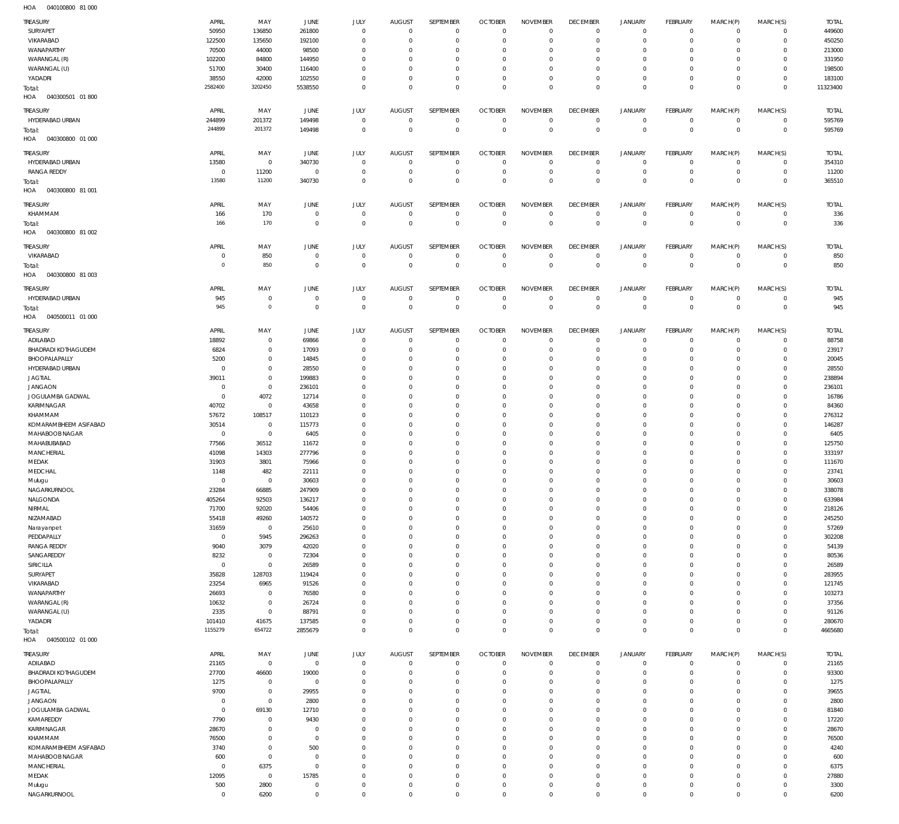HOA 040100800 81 000

| TREASURY | APRIL | MAY | JUNE | JULY | AUGUST | SEPTEMBER | OCTOBER | NOVEMBER | DECEMBER | JANUARY | FEBRUARY | MARCH(P) | MARCH(S) | TOTAL |
|---|---|---|---|---|---|---|---|---|---|---|---|---|---|---|
| SURYAPET | 50950 | 136850 | 261800 | 0 | 0 | 0 | 0 | 0 | 0 | 0 | 0 | 0 | 0 | 449600 |
| VIKARABAD | 122500 | 135650 | 192100 | 0 | 0 | 0 | 0 | 0 | 0 | 0 | 0 | 0 | 0 | 450250 |
| WANAPARTHY | 70500 | 44000 | 98500 | 0 | 0 | 0 | 0 | 0 | 0 | 0 | 0 | 0 | 0 | 213000 |
| WARANGAL (R) | 102200 | 84800 | 144950 | 0 | 0 | 0 | 0 | 0 | 0 | 0 | 0 | 0 | 0 | 331950 |
| WARANGAL (U) | 51700 | 30400 | 116400 | 0 | 0 | 0 | 0 | 0 | 0 | 0 | 0 | 0 | 0 | 198500 |
| YADADRI | 38550 | 42000 | 102550 | 0 | 0 | 0 | 0 | 0 | 0 | 0 | 0 | 0 | 0 | 183100 |
| Total: | 2582400 | 3202450 | 5538550 | 0 | 0 | 0 | 0 | 0 | 0 | 0 | 0 | 0 | 0 | 11323400 |

HOA 040300501 01 800

| TREASURY | APRIL | MAY | JUNE | JULY | AUGUST | SEPTEMBER | OCTOBER | NOVEMBER | DECEMBER | JANUARY | FEBRUARY | MARCH(P) | MARCH(S) | TOTAL |
|---|---|---|---|---|---|---|---|---|---|---|---|---|---|---|
| HYDERABAD URBAN | 244899 | 201372 | 149498 | 0 | 0 | 0 | 0 | 0 | 0 | 0 | 0 | 0 | 0 | 595769 |
| Total: | 244899 | 201372 | 149498 | 0 | 0 | 0 | 0 | 0 | 0 | 0 | 0 | 0 | 0 | 595769 |

HOA 040300800 01 000

| TREASURY | APRIL | MAY | JUNE | JULY | AUGUST | SEPTEMBER | OCTOBER | NOVEMBER | DECEMBER | JANUARY | FEBRUARY | MARCH(P) | MARCH(S) | TOTAL |
|---|---|---|---|---|---|---|---|---|---|---|---|---|---|---|
| HYDERABAD URBAN | 13580 | 0 | 340730 | 0 | 0 | 0 | 0 | 0 | 0 | 0 | 0 | 0 | 0 | 354310 |
| RANGA REDDY | 0 | 11200 | 0 | 0 | 0 | 0 | 0 | 0 | 0 | 0 | 0 | 0 | 0 | 11200 |
| Total: | 13580 | 11200 | 340730 | 0 | 0 | 0 | 0 | 0 | 0 | 0 | 0 | 0 | 0 | 365510 |

HOA 040300800 81 001

| TREASURY | APRIL | MAY | JUNE | JULY | AUGUST | SEPTEMBER | OCTOBER | NOVEMBER | DECEMBER | JANUARY | FEBRUARY | MARCH(P) | MARCH(S) | TOTAL |
|---|---|---|---|---|---|---|---|---|---|---|---|---|---|---|
| KHAMMAM | 166 | 170 | 0 | 0 | 0 | 0 | 0 | 0 | 0 | 0 | 0 | 0 | 0 | 336 |
| Total: | 166 | 170 | 0 | 0 | 0 | 0 | 0 | 0 | 0 | 0 | 0 | 0 | 0 | 336 |

HOA 040300800 81 002

| TREASURY | APRIL | MAY | JUNE | JULY | AUGUST | SEPTEMBER | OCTOBER | NOVEMBER | DECEMBER | JANUARY | FEBRUARY | MARCH(P) | MARCH(S) | TOTAL |
|---|---|---|---|---|---|---|---|---|---|---|---|---|---|---|
| VIKARABAD | 0 | 850 | 0 | 0 | 0 | 0 | 0 | 0 | 0 | 0 | 0 | 0 | 0 | 850 |
| Total: | 0 | 850 | 0 | 0 | 0 | 0 | 0 | 0 | 0 | 0 | 0 | 0 | 0 | 850 |

HOA 040300800 81 003

| TREASURY | APRIL | MAY | JUNE | JULY | AUGUST | SEPTEMBER | OCTOBER | NOVEMBER | DECEMBER | JANUARY | FEBRUARY | MARCH(P) | MARCH(S) | TOTAL |
|---|---|---|---|---|---|---|---|---|---|---|---|---|---|---|
| HYDERABAD URBAN | 945 | 0 | 0 | 0 | 0 | 0 | 0 | 0 | 0 | 0 | 0 | 0 | 0 | 945 |
| Total: | 945 | 0 | 0 | 0 | 0 | 0 | 0 | 0 | 0 | 0 | 0 | 0 | 0 | 945 |

HOA 040500011 01 000

| TREASURY | APRIL | MAY | JUNE | JULY | AUGUST | SEPTEMBER | OCTOBER | NOVEMBER | DECEMBER | JANUARY | FEBRUARY | MARCH(P) | MARCH(S) | TOTAL |
|---|---|---|---|---|---|---|---|---|---|---|---|---|---|---|
| ADILABAD | 18892 | 0 | 69866 | 0 | 0 | 0 | 0 | 0 | 0 | 0 | 0 | 0 | 0 | 88758 |
| BHADRADI KOTHAGUDEM | 6824 | 0 | 17093 | 0 | 0 | 0 | 0 | 0 | 0 | 0 | 0 | 0 | 0 | 23917 |
| BHOOPALAPALLY | 5200 | 0 | 14845 | 0 | 0 | 0 | 0 | 0 | 0 | 0 | 0 | 0 | 0 | 20045 |
| HYDERABAD URBAN | 0 | 0 | 28550 | 0 | 0 | 0 | 0 | 0 | 0 | 0 | 0 | 0 | 0 | 28550 |
| JAGTIAL | 39011 | 0 | 199883 | 0 | 0 | 0 | 0 | 0 | 0 | 0 | 0 | 0 | 0 | 238894 |
| JANGAON | 0 | 0 | 236101 | 0 | 0 | 0 | 0 | 0 | 0 | 0 | 0 | 0 | 0 | 236101 |
| JOGULAMBA GADWAL | 0 | 4072 | 12714 | 0 | 0 | 0 | 0 | 0 | 0 | 0 | 0 | 0 | 0 | 16786 |
| KARIMNAGAR | 40702 | 0 | 43658 | 0 | 0 | 0 | 0 | 0 | 0 | 0 | 0 | 0 | 0 | 84360 |
| KHAMMAM | 57672 | 108517 | 110123 | 0 | 0 | 0 | 0 | 0 | 0 | 0 | 0 | 0 | 0 | 276312 |
| KOMARAMBHEEM ASIFABAD | 30514 | 0 | 115773 | 0 | 0 | 0 | 0 | 0 | 0 | 0 | 0 | 0 | 0 | 146287 |
| MAHABOOBNAGAR | 0 | 0 | 6405 | 0 | 0 | 0 | 0 | 0 | 0 | 0 | 0 | 0 | 0 | 6405 |
| MAHABUBABAD | 77566 | 36512 | 11672 | 0 | 0 | 0 | 0 | 0 | 0 | 0 | 0 | 0 | 0 | 125750 |
| MANCHERIAL | 41098 | 14303 | 277796 | 0 | 0 | 0 | 0 | 0 | 0 | 0 | 0 | 0 | 0 | 333197 |
| MEDAK | 31903 | 3801 | 75966 | 0 | 0 | 0 | 0 | 0 | 0 | 0 | 0 | 0 | 0 | 111670 |
| MEDCHAL | 1148 | 482 | 22111 | 0 | 0 | 0 | 0 | 0 | 0 | 0 | 0 | 0 | 0 | 23741 |
| Mulugu | 0 | 0 | 30603 | 0 | 0 | 0 | 0 | 0 | 0 | 0 | 0 | 0 | 0 | 30603 |
| NAGARKURNOOL | 23284 | 66885 | 247909 | 0 | 0 | 0 | 0 | 0 | 0 | 0 | 0 | 0 | 0 | 338078 |
| NALGONDA | 405264 | 92503 | 136217 | 0 | 0 | 0 | 0 | 0 | 0 | 0 | 0 | 0 | 0 | 633984 |
| NIRMAL | 71700 | 92020 | 54406 | 0 | 0 | 0 | 0 | 0 | 0 | 0 | 0 | 0 | 0 | 218126 |
| NIZAMABAD | 55418 | 49260 | 140572 | 0 | 0 | 0 | 0 | 0 | 0 | 0 | 0 | 0 | 0 | 245250 |
| Narayanpet | 31659 | 0 | 25610 | 0 | 0 | 0 | 0 | 0 | 0 | 0 | 0 | 0 | 0 | 57269 |
| PEDDAPALLY | 0 | 5945 | 296263 | 0 | 0 | 0 | 0 | 0 | 0 | 0 | 0 | 0 | 0 | 302208 |
| RANGA REDDY | 9040 | 3079 | 42020 | 0 | 0 | 0 | 0 | 0 | 0 | 0 | 0 | 0 | 0 | 54139 |
| SANGAREDDY | 8232 | 0 | 72304 | 0 | 0 | 0 | 0 | 0 | 0 | 0 | 0 | 0 | 0 | 80536 |
| SIRICILLA | 0 | 0 | 26589 | 0 | 0 | 0 | 0 | 0 | 0 | 0 | 0 | 0 | 0 | 26589 |
| SURYAPET | 35828 | 128703 | 119424 | 0 | 0 | 0 | 0 | 0 | 0 | 0 | 0 | 0 | 0 | 283955 |
| VIKARABAD | 23254 | 6965 | 91526 | 0 | 0 | 0 | 0 | 0 | 0 | 0 | 0 | 0 | 0 | 121745 |
| WANAPARTHY | 26693 | 0 | 76580 | 0 | 0 | 0 | 0 | 0 | 0 | 0 | 0 | 0 | 0 | 103273 |
| WARANGAL (R) | 10632 | 0 | 26724 | 0 | 0 | 0 | 0 | 0 | 0 | 0 | 0 | 0 | 0 | 37356 |
| WARANGAL (U) | 2335 | 0 | 88791 | 0 | 0 | 0 | 0 | 0 | 0 | 0 | 0 | 0 | 0 | 91126 |
| YADADRI | 101410 | 41675 | 137585 | 0 | 0 | 0 | 0 | 0 | 0 | 0 | 0 | 0 | 0 | 280670 |
| Total: | 1155279 | 654722 | 2855679 | 0 | 0 | 0 | 0 | 0 | 0 | 0 | 0 | 0 | 0 | 4665680 |

HOA 040500102 01 000

| TREASURY | APRIL | MAY | JUNE | JULY | AUGUST | SEPTEMBER | OCTOBER | NOVEMBER | DECEMBER | JANUARY | FEBRUARY | MARCH(P) | MARCH(S) | TOTAL |
|---|---|---|---|---|---|---|---|---|---|---|---|---|---|---|
| ADILABAD | 21165 | 0 | 0 | 0 | 0 | 0 | 0 | 0 | 0 | 0 | 0 | 0 | 0 | 21165 |
| BHADRADI KOTHAGUDEM | 27700 | 46600 | 19000 | 0 | 0 | 0 | 0 | 0 | 0 | 0 | 0 | 0 | 0 | 93300 |
| BHOOPALAPALLY | 1275 | 0 | 0 | 0 | 0 | 0 | 0 | 0 | 0 | 0 | 0 | 0 | 0 | 1275 |
| JAGTIAL | 9700 | 0 | 29955 | 0 | 0 | 0 | 0 | 0 | 0 | 0 | 0 | 0 | 0 | 39655 |
| JANGAON | 0 | 0 | 2800 | 0 | 0 | 0 | 0 | 0 | 0 | 0 | 0 | 0 | 0 | 2800 |
| JOGULAMBA GADWAL | 0 | 69130 | 12710 | 0 | 0 | 0 | 0 | 0 | 0 | 0 | 0 | 0 | 0 | 81840 |
| KAMAREDDY | 7790 | 0 | 9430 | 0 | 0 | 0 | 0 | 0 | 0 | 0 | 0 | 0 | 0 | 17220 |
| KARIMNAGAR | 28670 | 0 | 0 | 0 | 0 | 0 | 0 | 0 | 0 | 0 | 0 | 0 | 0 | 28670 |
| KHAMMAM | 76500 | 0 | 0 | 0 | 0 | 0 | 0 | 0 | 0 | 0 | 0 | 0 | 0 | 76500 |
| KOMARAMBHEEM ASIFABAD | 3740 | 0 | 500 | 0 | 0 | 0 | 0 | 0 | 0 | 0 | 0 | 0 | 0 | 4240 |
| MAHABOOBNAGAR | 600 | 0 | 0 | 0 | 0 | 0 | 0 | 0 | 0 | 0 | 0 | 0 | 0 | 600 |
| MANCHERIAL | 0 | 6375 | 0 | 0 | 0 | 0 | 0 | 0 | 0 | 0 | 0 | 0 | 0 | 6375 |
| MEDAK | 12095 | 0 | 15785 | 0 | 0 | 0 | 0 | 0 | 0 | 0 | 0 | 0 | 0 | 27880 |
| Mulugu | 500 | 2800 | 0 | 0 | 0 | 0 | 0 | 0 | 0 | 0 | 0 | 0 | 0 | 3300 |
| NAGARKURNOOL | 0 | 6200 | 0 | 0 | 0 | 0 | 0 | 0 | 0 | 0 | 0 | 0 | 0 | 6200 |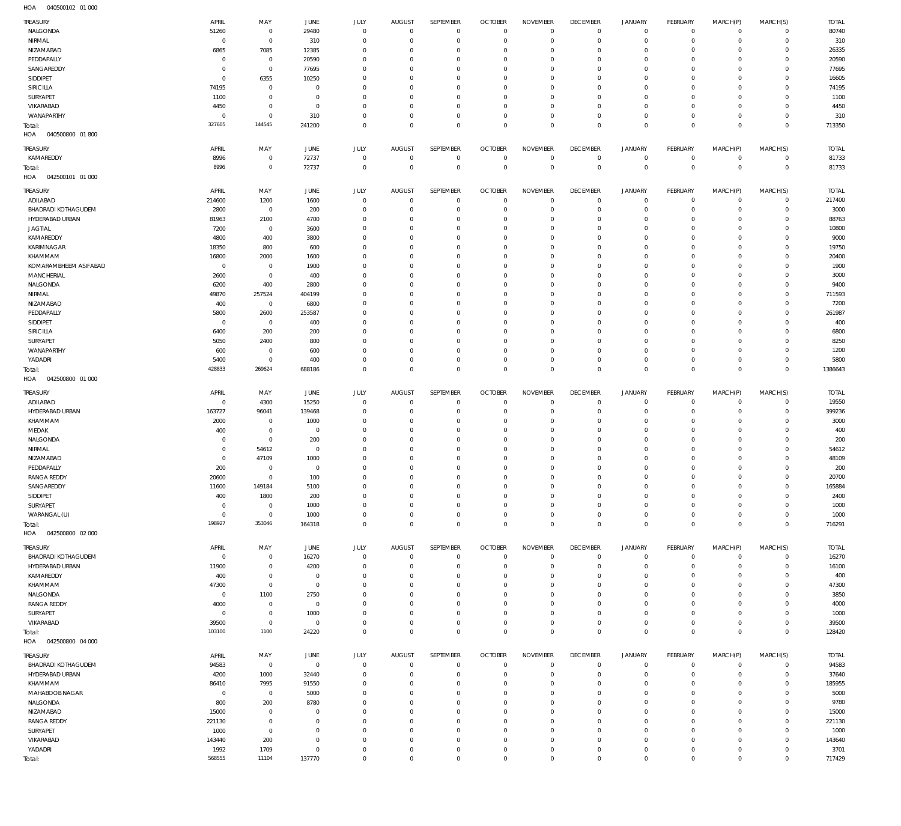HOA 040500102 01 000

| TREASURY | APRIL | MAY | JUNE | JULY | AUGUST | SEPTEMBER | OCTOBER | NOVEMBER | DECEMBER | JANUARY | FEBRUARY | MARCH(P) | MARCH(S) | TOTAL |
|---|---|---|---|---|---|---|---|---|---|---|---|---|---|---|
| NALGONDA | 51260 | 0 | 29480 | 0 | 0 | 0 | 0 | 0 | 0 | 0 | 0 | 0 | 0 | 80740 |
| NIRMAL | 0 | 0 | 310 | 0 | 0 | 0 | 0 | 0 | 0 | 0 | 0 | 0 | 0 | 310 |
| NIZAMABAD | 6865 | 7085 | 12385 | 0 | 0 | 0 | 0 | 0 | 0 | 0 | 0 | 0 | 0 | 26335 |
| PEDDAPALLY | 0 | 0 | 20590 | 0 | 0 | 0 | 0 | 0 | 0 | 0 | 0 | 0 | 0 | 20590 |
| SANGAREDDY | 0 | 0 | 77695 | 0 | 0 | 0 | 0 | 0 | 0 | 0 | 0 | 0 | 0 | 77695 |
| SIDDIPET | 0 | 6355 | 10250 | 0 | 0 | 0 | 0 | 0 | 0 | 0 | 0 | 0 | 0 | 16605 |
| SIRICILLA | 74195 | 0 | 0 | 0 | 0 | 0 | 0 | 0 | 0 | 0 | 0 | 0 | 0 | 74195 |
| SURYAPET | 1100 | 0 | 0 | 0 | 0 | 0 | 0 | 0 | 0 | 0 | 0 | 0 | 0 | 1100 |
| VIKARABAD | 4450 | 0 | 0 | 0 | 0 | 0 | 0 | 0 | 0 | 0 | 0 | 0 | 0 | 4450 |
| WANAPARTHY | 0 | 0 | 310 | 0 | 0 | 0 | 0 | 0 | 0 | 0 | 0 | 0 | 0 | 310 |
| Total: | 327605 | 144545 | 241200 | 0 | 0 | 0 | 0 | 0 | 0 | 0 | 0 | 0 | 0 | 713350 |

HOA 040500800 01 800

| TREASURY | APRIL | MAY | JUNE | JULY | AUGUST | SEPTEMBER | OCTOBER | NOVEMBER | DECEMBER | JANUARY | FEBRUARY | MARCH(P) | MARCH(S) | TOTAL |
|---|---|---|---|---|---|---|---|---|---|---|---|---|---|---|
| KAMAREDDY | 8996 | 0 | 72737 | 0 | 0 | 0 | 0 | 0 | 0 | 0 | 0 | 0 | 0 | 81733 |
| Total: | 8996 | 0 | 72737 | 0 | 0 | 0 | 0 | 0 | 0 | 0 | 0 | 0 | 0 | 81733 |

HOA 042500101 01 000

| TREASURY | APRIL | MAY | JUNE | JULY | AUGUST | SEPTEMBER | OCTOBER | NOVEMBER | DECEMBER | JANUARY | FEBRUARY | MARCH(P) | MARCH(S) | TOTAL |
|---|---|---|---|---|---|---|---|---|---|---|---|---|---|---|
| ADILABAD | 214600 | 1200 | 1600 | 0 | 0 | 0 | 0 | 0 | 0 | 0 | 0 | 0 | 0 | 217400 |
| BHADRADI KOTHAGUDEM | 2800 | 0 | 200 | 0 | 0 | 0 | 0 | 0 | 0 | 0 | 0 | 0 | 0 | 3000 |
| HYDERABAD URBAN | 81963 | 2100 | 4700 | 0 | 0 | 0 | 0 | 0 | 0 | 0 | 0 | 0 | 0 | 88763 |
| JAGTIAL | 7200 | 0 | 3600 | 0 | 0 | 0 | 0 | 0 | 0 | 0 | 0 | 0 | 0 | 10800 |
| KAMAREDDY | 4800 | 400 | 3800 | 0 | 0 | 0 | 0 | 0 | 0 | 0 | 0 | 0 | 0 | 9000 |
| KARIMNAGAR | 18350 | 800 | 600 | 0 | 0 | 0 | 0 | 0 | 0 | 0 | 0 | 0 | 0 | 19750 |
| KHAMMAM | 16800 | 2000 | 1600 | 0 | 0 | 0 | 0 | 0 | 0 | 0 | 0 | 0 | 0 | 20400 |
| KOMARAMBHEEM ASIFABAD | 0 | 0 | 1900 | 0 | 0 | 0 | 0 | 0 | 0 | 0 | 0 | 0 | 0 | 1900 |
| MANCHERIAL | 2600 | 0 | 400 | 0 | 0 | 0 | 0 | 0 | 0 | 0 | 0 | 0 | 0 | 3000 |
| NALGONDA | 6200 | 400 | 2800 | 0 | 0 | 0 | 0 | 0 | 0 | 0 | 0 | 0 | 0 | 9400 |
| NIRMAL | 49870 | 257524 | 404199 | 0 | 0 | 0 | 0 | 0 | 0 | 0 | 0 | 0 | 0 | 711593 |
| NIZAMABAD | 400 | 0 | 6800 | 0 | 0 | 0 | 0 | 0 | 0 | 0 | 0 | 0 | 0 | 7200 |
| PEDDAPALLY | 5800 | 2600 | 253587 | 0 | 0 | 0 | 0 | 0 | 0 | 0 | 0 | 0 | 0 | 261987 |
| SIDDIPET | 0 | 0 | 400 | 0 | 0 | 0 | 0 | 0 | 0 | 0 | 0 | 0 | 0 | 400 |
| SIRICILLA | 6400 | 200 | 200 | 0 | 0 | 0 | 0 | 0 | 0 | 0 | 0 | 0 | 0 | 6800 |
| SURYAPET | 5050 | 2400 | 800 | 0 | 0 | 0 | 0 | 0 | 0 | 0 | 0 | 0 | 0 | 8250 |
| WANAPARTHY | 600 | 0 | 600 | 0 | 0 | 0 | 0 | 0 | 0 | 0 | 0 | 0 | 0 | 1200 |
| YADADRI | 5400 | 0 | 400 | 0 | 0 | 0 | 0 | 0 | 0 | 0 | 0 | 0 | 0 | 5800 |
| Total: | 428833 | 269624 | 688186 | 0 | 0 | 0 | 0 | 0 | 0 | 0 | 0 | 0 | 0 | 1386643 |

HOA 042500800 01 000

| TREASURY | APRIL | MAY | JUNE | JULY | AUGUST | SEPTEMBER | OCTOBER | NOVEMBER | DECEMBER | JANUARY | FEBRUARY | MARCH(P) | MARCH(S) | TOTAL |
|---|---|---|---|---|---|---|---|---|---|---|---|---|---|---|
| ADILABAD | 0 | 4300 | 15250 | 0 | 0 | 0 | 0 | 0 | 0 | 0 | 0 | 0 | 0 | 19550 |
| HYDERABAD URBAN | 163727 | 96041 | 139468 | 0 | 0 | 0 | 0 | 0 | 0 | 0 | 0 | 0 | 0 | 399236 |
| KHAMMAM | 2000 | 0 | 1000 | 0 | 0 | 0 | 0 | 0 | 0 | 0 | 0 | 0 | 0 | 3000 |
| MEDAK | 400 | 0 | 0 | 0 | 0 | 0 | 0 | 0 | 0 | 0 | 0 | 0 | 0 | 400 |
| NALGONDA | 0 | 0 | 200 | 0 | 0 | 0 | 0 | 0 | 0 | 0 | 0 | 0 | 0 | 200 |
| NIRMAL | 0 | 54612 | 0 | 0 | 0 | 0 | 0 | 0 | 0 | 0 | 0 | 0 | 0 | 54612 |
| NIZAMABAD | 0 | 47109 | 1000 | 0 | 0 | 0 | 0 | 0 | 0 | 0 | 0 | 0 | 0 | 48109 |
| PEDDAPALLY | 200 | 0 | 0 | 0 | 0 | 0 | 0 | 0 | 0 | 0 | 0 | 0 | 0 | 200 |
| RANGA REDDY | 20600 | 0 | 100 | 0 | 0 | 0 | 0 | 0 | 0 | 0 | 0 | 0 | 0 | 20700 |
| SANGAREDDY | 11600 | 149184 | 5100 | 0 | 0 | 0 | 0 | 0 | 0 | 0 | 0 | 0 | 0 | 165884 |
| SIDDIPET | 400 | 1800 | 200 | 0 | 0 | 0 | 0 | 0 | 0 | 0 | 0 | 0 | 0 | 2400 |
| SURYAPET | 0 | 0 | 1000 | 0 | 0 | 0 | 0 | 0 | 0 | 0 | 0 | 0 | 0 | 1000 |
| WARANGAL (U) | 0 | 0 | 1000 | 0 | 0 | 0 | 0 | 0 | 0 | 0 | 0 | 0 | 0 | 1000 |
| Total: | 198927 | 353046 | 164318 | 0 | 0 | 0 | 0 | 0 | 0 | 0 | 0 | 0 | 0 | 716291 |

HOA 042500800 02 000

| TREASURY | APRIL | MAY | JUNE | JULY | AUGUST | SEPTEMBER | OCTOBER | NOVEMBER | DECEMBER | JANUARY | FEBRUARY | MARCH(P) | MARCH(S) | TOTAL |
|---|---|---|---|---|---|---|---|---|---|---|---|---|---|---|
| BHADRADI KOTHAGUDEM | 0 | 0 | 16270 | 0 | 0 | 0 | 0 | 0 | 0 | 0 | 0 | 0 | 0 | 16270 |
| HYDERABAD URBAN | 11900 | 0 | 4200 | 0 | 0 | 0 | 0 | 0 | 0 | 0 | 0 | 0 | 0 | 16100 |
| KAMAREDDY | 400 | 0 | 0 | 0 | 0 | 0 | 0 | 0 | 0 | 0 | 0 | 0 | 0 | 400 |
| KHAMMAM | 47300 | 0 | 0 | 0 | 0 | 0 | 0 | 0 | 0 | 0 | 0 | 0 | 0 | 47300 |
| NALGONDA | 0 | 1100 | 2750 | 0 | 0 | 0 | 0 | 0 | 0 | 0 | 0 | 0 | 0 | 3850 |
| RANGA REDDY | 4000 | 0 | 0 | 0 | 0 | 0 | 0 | 0 | 0 | 0 | 0 | 0 | 0 | 4000 |
| SURYAPET | 0 | 0 | 1000 | 0 | 0 | 0 | 0 | 0 | 0 | 0 | 0 | 0 | 0 | 1000 |
| VIKARABAD | 39500 | 0 | 0 | 0 | 0 | 0 | 0 | 0 | 0 | 0 | 0 | 0 | 0 | 39500 |
| Total: | 103100 | 1100 | 24220 | 0 | 0 | 0 | 0 | 0 | 0 | 0 | 0 | 0 | 0 | 128420 |

HOA 042500800 04 000

| TREASURY | APRIL | MAY | JUNE | JULY | AUGUST | SEPTEMBER | OCTOBER | NOVEMBER | DECEMBER | JANUARY | FEBRUARY | MARCH(P) | MARCH(S) | TOTAL |
|---|---|---|---|---|---|---|---|---|---|---|---|---|---|---|
| BHADRADI KOTHAGUDEM | 94583 | 0 | 0 | 0 | 0 | 0 | 0 | 0 | 0 | 0 | 0 | 0 | 0 | 94583 |
| HYDERABAD URBAN | 4200 | 1000 | 32440 | 0 | 0 | 0 | 0 | 0 | 0 | 0 | 0 | 0 | 0 | 37640 |
| KHAMMAM | 86410 | 7995 | 91550 | 0 | 0 | 0 | 0 | 0 | 0 | 0 | 0 | 0 | 0 | 185955 |
| MAHABOOB NAGAR | 0 | 0 | 5000 | 0 | 0 | 0 | 0 | 0 | 0 | 0 | 0 | 0 | 0 | 5000 |
| NALGONDA | 800 | 200 | 8780 | 0 | 0 | 0 | 0 | 0 | 0 | 0 | 0 | 0 | 0 | 9780 |
| NIZAMABAD | 15000 | 0 | 0 | 0 | 0 | 0 | 0 | 0 | 0 | 0 | 0 | 0 | 0 | 15000 |
| RANGA REDDY | 221130 | 0 | 0 | 0 | 0 | 0 | 0 | 0 | 0 | 0 | 0 | 0 | 0 | 221130 |
| SURYAPET | 1000 | 0 | 0 | 0 | 0 | 0 | 0 | 0 | 0 | 0 | 0 | 0 | 0 | 1000 |
| VIKARABAD | 143440 | 200 | 0 | 0 | 0 | 0 | 0 | 0 | 0 | 0 | 0 | 0 | 0 | 143640 |
| YADADRI | 1992 | 1709 | 0 | 0 | 0 | 0 | 0 | 0 | 0 | 0 | 0 | 0 | 0 | 3701 |
| Total: | 568555 | 11104 | 137770 | 0 | 0 | 0 | 0 | 0 | 0 | 0 | 0 | 0 | 0 | 717429 |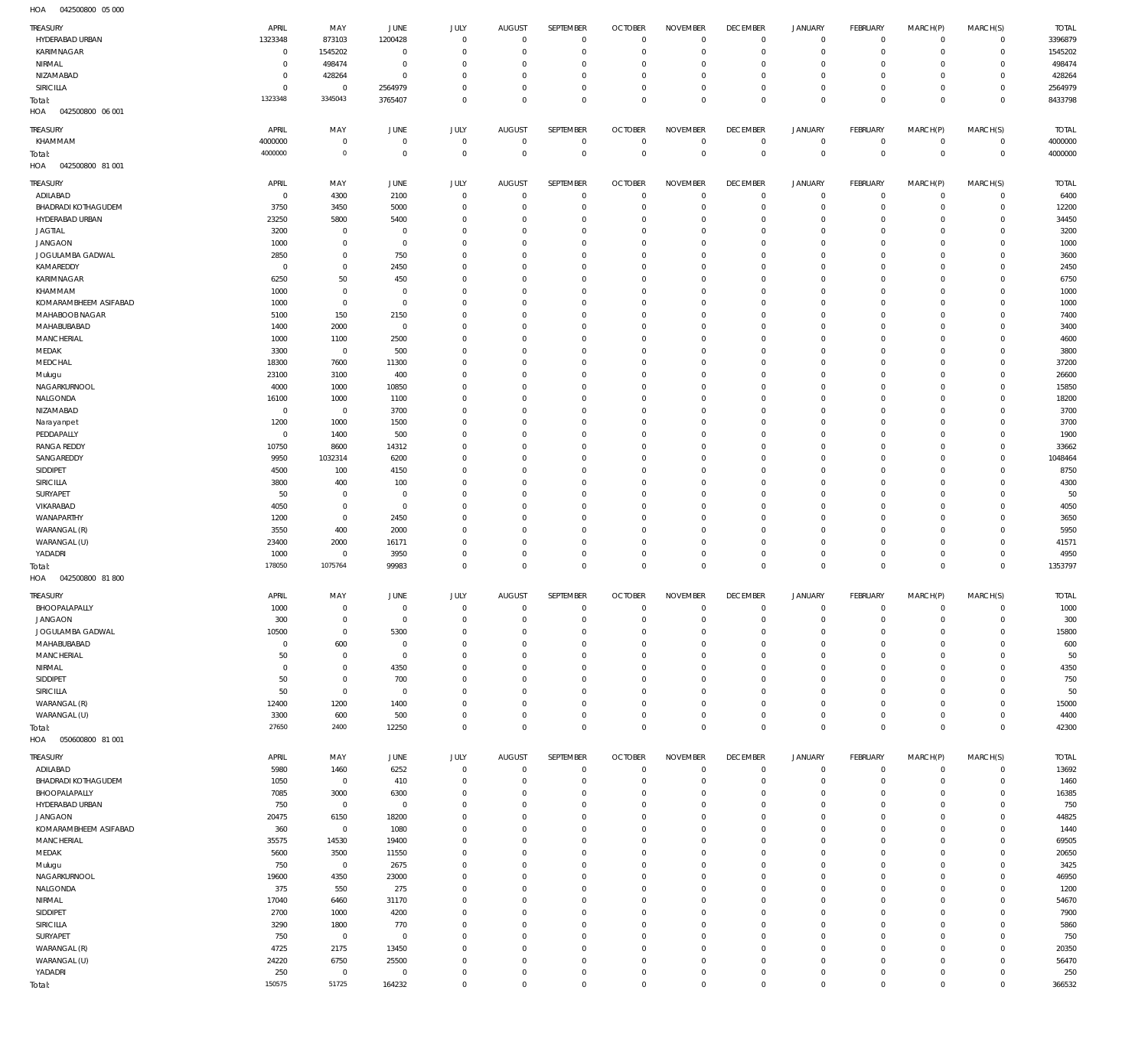HOA 042500800 05 000

| TREASURY | APRIL | MAY | JUNE | JULY | AUGUST | SEPTEMBER | OCTOBER | NOVEMBER | DECEMBER | JANUARY | FEBRUARY | MARCH(P) | MARCH(S) | TOTAL |
|---|---|---|---|---|---|---|---|---|---|---|---|---|---|---|
| HYDERABAD URBAN | 1323348 | 873103 | 1200428 | 0 | 0 | 0 | 0 | 0 | 0 | 0 | 0 | 0 | 0 | 3396879 |
| KARIMNAGAR | 0 | 1545202 | 0 | 0 | 0 | 0 | 0 | 0 | 0 | 0 | 0 | 0 | 0 | 1545202 |
| NIRMAL | 0 | 498474 | 0 | 0 | 0 | 0 | 0 | 0 | 0 | 0 | 0 | 0 | 0 | 498474 |
| NIZAMABAD | 0 | 428264 | 0 | 0 | 0 | 0 | 0 | 0 | 0 | 0 | 0 | 0 | 0 | 428264 |
| SIRICILLA | 0 | 0 | 2564979 | 0 | 0 | 0 | 0 | 0 | 0 | 0 | 0 | 0 | 0 | 2564979 |
| Total: | 1323348 | 3345043 | 3765407 | 0 | 0 | 0 | 0 | 0 | 0 | 0 | 0 | 0 | 0 | 8433798 |

HOA 042500800 06 001

| TREASURY | APRIL | MAY | JUNE | JULY | AUGUST | SEPTEMBER | OCTOBER | NOVEMBER | DECEMBER | JANUARY | FEBRUARY | MARCH(P) | MARCH(S) | TOTAL |
|---|---|---|---|---|---|---|---|---|---|---|---|---|---|---|
| KHAMMAM | 4000000 | 0 | 0 | 0 | 0 | 0 | 0 | 0 | 0 | 0 | 0 | 0 | 0 | 4000000 |
| Total: | 4000000 | 0 | 0 | 0 | 0 | 0 | 0 | 0 | 0 | 0 | 0 | 0 | 0 | 4000000 |

HOA 042500800 81 001

| TREASURY | APRIL | MAY | JUNE | JULY | AUGUST | SEPTEMBER | OCTOBER | NOVEMBER | DECEMBER | JANUARY | FEBRUARY | MARCH(P) | MARCH(S) | TOTAL |
|---|---|---|---|---|---|---|---|---|---|---|---|---|---|---|
| ADILABAD | 0 | 4300 | 2100 | 0 | 0 | 0 | 0 | 0 | 0 | 0 | 0 | 0 | 0 | 6400 |
| BHADRADI KOTHAGUDEM | 3750 | 3450 | 5000 | 0 | 0 | 0 | 0 | 0 | 0 | 0 | 0 | 0 | 0 | 12200 |
| HYDERABAD URBAN | 23250 | 5800 | 5400 | 0 | 0 | 0 | 0 | 0 | 0 | 0 | 0 | 0 | 0 | 34450 |
| JAGTIAL | 3200 | 0 | 0 | 0 | 0 | 0 | 0 | 0 | 0 | 0 | 0 | 0 | 0 | 3200 |
| JANGAON | 1000 | 0 | 0 | 0 | 0 | 0 | 0 | 0 | 0 | 0 | 0 | 0 | 0 | 1000 |
| JOGULAMBA GADWAL | 2850 | 0 | 750 | 0 | 0 | 0 | 0 | 0 | 0 | 0 | 0 | 0 | 0 | 3600 |
| KAMAREDDY | 0 | 0 | 2450 | 0 | 0 | 0 | 0 | 0 | 0 | 0 | 0 | 0 | 0 | 2450 |
| KARIMNAGAR | 6250 | 50 | 450 | 0 | 0 | 0 | 0 | 0 | 0 | 0 | 0 | 0 | 0 | 6750 |
| KHAMMAM | 1000 | 0 | 0 | 0 | 0 | 0 | 0 | 0 | 0 | 0 | 0 | 0 | 0 | 1000 |
| KOMARAMBHEEM ASIFABAD | 1000 | 0 | 0 | 0 | 0 | 0 | 0 | 0 | 0 | 0 | 0 | 0 | 0 | 1000 |
| MAHABOOBNAGAR | 5100 | 150 | 2150 | 0 | 0 | 0 | 0 | 0 | 0 | 0 | 0 | 0 | 0 | 7400 |
| MAHABUBABAD | 1400 | 2000 | 0 | 0 | 0 | 0 | 0 | 0 | 0 | 0 | 0 | 0 | 0 | 3400 |
| MANCHERIAL | 1000 | 1100 | 2500 | 0 | 0 | 0 | 0 | 0 | 0 | 0 | 0 | 0 | 0 | 4600 |
| MEDAK | 3300 | 0 | 500 | 0 | 0 | 0 | 0 | 0 | 0 | 0 | 0 | 0 | 0 | 3800 |
| MEDCHAL | 18300 | 7600 | 11300 | 0 | 0 | 0 | 0 | 0 | 0 | 0 | 0 | 0 | 0 | 37200 |
| Mulugu | 23100 | 3100 | 400 | 0 | 0 | 0 | 0 | 0 | 0 | 0 | 0 | 0 | 0 | 26600 |
| NAGARKURNOOL | 4000 | 1000 | 10850 | 0 | 0 | 0 | 0 | 0 | 0 | 0 | 0 | 0 | 0 | 15850 |
| NALGONDA | 16100 | 1000 | 1100 | 0 | 0 | 0 | 0 | 0 | 0 | 0 | 0 | 0 | 0 | 18200 |
| NIZAMABAD | 0 | 0 | 3700 | 0 | 0 | 0 | 0 | 0 | 0 | 0 | 0 | 0 | 0 | 3700 |
| Narayanpet | 1200 | 1000 | 1500 | 0 | 0 | 0 | 0 | 0 | 0 | 0 | 0 | 0 | 0 | 3700 |
| PEDDAPALLY | 0 | 1400 | 500 | 0 | 0 | 0 | 0 | 0 | 0 | 0 | 0 | 0 | 0 | 1900 |
| RANGA REDDY | 10750 | 8600 | 14312 | 0 | 0 | 0 | 0 | 0 | 0 | 0 | 0 | 0 | 0 | 33662 |
| SANGAREDDY | 9950 | 1032314 | 6200 | 0 | 0 | 0 | 0 | 0 | 0 | 0 | 0 | 0 | 0 | 1048464 |
| SIDDIPET | 4500 | 100 | 4150 | 0 | 0 | 0 | 0 | 0 | 0 | 0 | 0 | 0 | 0 | 8750 |
| SIRICILLA | 3800 | 400 | 100 | 0 | 0 | 0 | 0 | 0 | 0 | 0 | 0 | 0 | 0 | 4300 |
| SURYAPET | 50 | 0 | 0 | 0 | 0 | 0 | 0 | 0 | 0 | 0 | 0 | 0 | 0 | 50 |
| VIKARABAD | 4050 | 0 | 0 | 0 | 0 | 0 | 0 | 0 | 0 | 0 | 0 | 0 | 0 | 4050 |
| WANAPARTHY | 1200 | 0 | 2450 | 0 | 0 | 0 | 0 | 0 | 0 | 0 | 0 | 0 | 0 | 3650 |
| WARANGAL (R) | 3550 | 400 | 2000 | 0 | 0 | 0 | 0 | 0 | 0 | 0 | 0 | 0 | 0 | 5950 |
| WARANGAL (U) | 23400 | 2000 | 16171 | 0 | 0 | 0 | 0 | 0 | 0 | 0 | 0 | 0 | 0 | 41571 |
| YADADRI | 1000 | 0 | 3950 | 0 | 0 | 0 | 0 | 0 | 0 | 0 | 0 | 0 | 0 | 4950 |
| Total: | 178050 | 1075764 | 99983 | 0 | 0 | 0 | 0 | 0 | 0 | 0 | 0 | 0 | 0 | 1353797 |

HOA 042500800 81 800

| TREASURY | APRIL | MAY | JUNE | JULY | AUGUST | SEPTEMBER | OCTOBER | NOVEMBER | DECEMBER | JANUARY | FEBRUARY | MARCH(P) | MARCH(S) | TOTAL |
|---|---|---|---|---|---|---|---|---|---|---|---|---|---|---|
| BHOOPALAPALLY | 1000 | 0 | 0 | 0 | 0 | 0 | 0 | 0 | 0 | 0 | 0 | 0 | 0 | 1000 |
| JANGAON | 300 | 0 | 0 | 0 | 0 | 0 | 0 | 0 | 0 | 0 | 0 | 0 | 0 | 300 |
| JOGULAMBA GADWAL | 10500 | 0 | 5300 | 0 | 0 | 0 | 0 | 0 | 0 | 0 | 0 | 0 | 0 | 15800 |
| MAHABUBABAD | 0 | 600 | 0 | 0 | 0 | 0 | 0 | 0 | 0 | 0 | 0 | 0 | 0 | 600 |
| MANCHERIAL | 50 | 0 | 0 | 0 | 0 | 0 | 0 | 0 | 0 | 0 | 0 | 0 | 0 | 50 |
| NIRMAL | 0 | 0 | 4350 | 0 | 0 | 0 | 0 | 0 | 0 | 0 | 0 | 0 | 0 | 4350 |
| SIDDIPET | 50 | 0 | 700 | 0 | 0 | 0 | 0 | 0 | 0 | 0 | 0 | 0 | 0 | 750 |
| SIRICILLA | 50 | 0 | 0 | 0 | 0 | 0 | 0 | 0 | 0 | 0 | 0 | 0 | 0 | 50 |
| WARANGAL (R) | 12400 | 1200 | 1400 | 0 | 0 | 0 | 0 | 0 | 0 | 0 | 0 | 0 | 0 | 15000 |
| WARANGAL (U) | 3300 | 600 | 500 | 0 | 0 | 0 | 0 | 0 | 0 | 0 | 0 | 0 | 0 | 4400 |
| Total: | 27650 | 2400 | 12250 | 0 | 0 | 0 | 0 | 0 | 0 | 0 | 0 | 0 | 0 | 42300 |

HOA 050600800 81 001

| TREASURY | APRIL | MAY | JUNE | JULY | AUGUST | SEPTEMBER | OCTOBER | NOVEMBER | DECEMBER | JANUARY | FEBRUARY | MARCH(P) | MARCH(S) | TOTAL |
|---|---|---|---|---|---|---|---|---|---|---|---|---|---|---|
| ADILABAD | 5980 | 1460 | 6252 | 0 | 0 | 0 | 0 | 0 | 0 | 0 | 0 | 0 | 0 | 13692 |
| BHADRADI KOTHAGUDEM | 1050 | 0 | 410 | 0 | 0 | 0 | 0 | 0 | 0 | 0 | 0 | 0 | 0 | 1460 |
| BHOOPALAPALLY | 7085 | 3000 | 6300 | 0 | 0 | 0 | 0 | 0 | 0 | 0 | 0 | 0 | 0 | 16385 |
| HYDERABAD URBAN | 750 | 0 | 0 | 0 | 0 | 0 | 0 | 0 | 0 | 0 | 0 | 0 | 0 | 750 |
| JANGAON | 20475 | 6150 | 18200 | 0 | 0 | 0 | 0 | 0 | 0 | 0 | 0 | 0 | 0 | 44825 |
| KOMARAMBHEEM ASIFABAD | 360 | 0 | 1080 | 0 | 0 | 0 | 0 | 0 | 0 | 0 | 0 | 0 | 0 | 1440 |
| MANCHERIAL | 35575 | 14530 | 19400 | 0 | 0 | 0 | 0 | 0 | 0 | 0 | 0 | 0 | 0 | 69505 |
| MEDAK | 5600 | 3500 | 11550 | 0 | 0 | 0 | 0 | 0 | 0 | 0 | 0 | 0 | 0 | 20650 |
| Mulugu | 750 | 0 | 2675 | 0 | 0 | 0 | 0 | 0 | 0 | 0 | 0 | 0 | 0 | 3425 |
| NAGARKURNOOL | 19600 | 4350 | 23000 | 0 | 0 | 0 | 0 | 0 | 0 | 0 | 0 | 0 | 0 | 46950 |
| NALGONDA | 375 | 550 | 275 | 0 | 0 | 0 | 0 | 0 | 0 | 0 | 0 | 0 | 0 | 1200 |
| NIRMAL | 17040 | 6460 | 31170 | 0 | 0 | 0 | 0 | 0 | 0 | 0 | 0 | 0 | 0 | 54670 |
| SIDDIPET | 2700 | 1000 | 4200 | 0 | 0 | 0 | 0 | 0 | 0 | 0 | 0 | 0 | 0 | 7900 |
| SIRICILLA | 3290 | 1800 | 770 | 0 | 0 | 0 | 0 | 0 | 0 | 0 | 0 | 0 | 0 | 5860 |
| SURYAPET | 750 | 0 | 0 | 0 | 0 | 0 | 0 | 0 | 0 | 0 | 0 | 0 | 0 | 750 |
| WARANGAL (R) | 4725 | 2175 | 13450 | 0 | 0 | 0 | 0 | 0 | 0 | 0 | 0 | 0 | 0 | 20350 |
| WARANGAL (U) | 24220 | 6750 | 25500 | 0 | 0 | 0 | 0 | 0 | 0 | 0 | 0 | 0 | 0 | 56470 |
| YADADRI | 250 | 0 | 0 | 0 | 0 | 0 | 0 | 0 | 0 | 0 | 0 | 0 | 0 | 250 |
| Total: | 150575 | 51725 | 164232 | 0 | 0 | 0 | 0 | 0 | 0 | 0 | 0 | 0 | 0 | 366532 |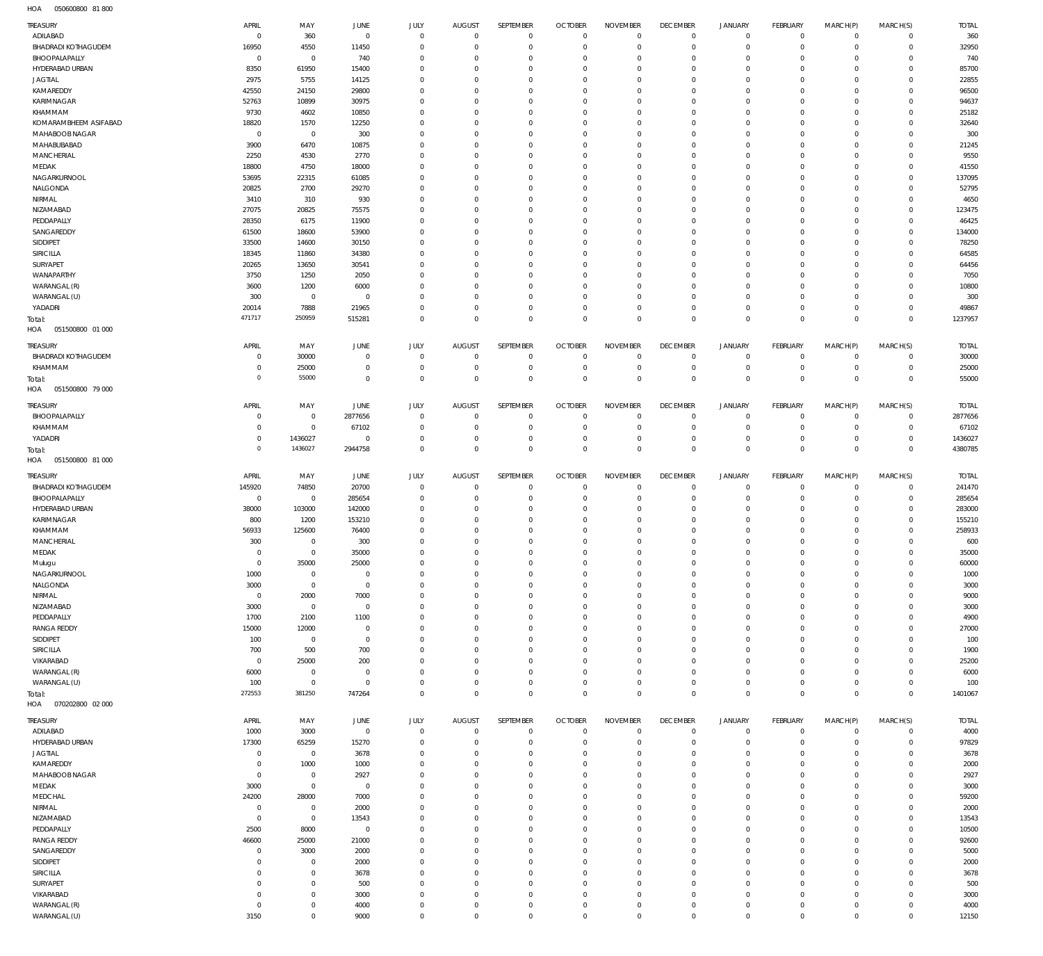HOA 050600800 81 800

| TREASURY | APRIL | MAY | JUNE | JULY | AUGUST | SEPTEMBER | OCTOBER | NOVEMBER | DECEMBER | JANUARY | FEBRUARY | MARCH(P) | MARCH(S) | TOTAL |
|---|---|---|---|---|---|---|---|---|---|---|---|---|---|---|
| ADILABAD | 0 | 360 | 0 | 0 | 0 | 0 | 0 | 0 | 0 | 0 | 0 | 0 | 0 | 360 |
| BHADRADI KOTHAGUDEM | 16950 | 4550 | 11450 | 0 | 0 | 0 | 0 | 0 | 0 | 0 | 0 | 0 | 0 | 32950 |
| BHOOPALAPALLY | 0 | 0 | 740 | 0 | 0 | 0 | 0 | 0 | 0 | 0 | 0 | 0 | 0 | 740 |
| HYDERABAD URBAN | 8350 | 61950 | 15400 | 0 | 0 | 0 | 0 | 0 | 0 | 0 | 0 | 0 | 0 | 85700 |
| JAGTIAL | 2975 | 5755 | 14125 | 0 | 0 | 0 | 0 | 0 | 0 | 0 | 0 | 0 | 0 | 22855 |
| KAMAREDDY | 42550 | 24150 | 29800 | 0 | 0 | 0 | 0 | 0 | 0 | 0 | 0 | 0 | 0 | 96500 |
| KARIMNAGAR | 52763 | 10899 | 30975 | 0 | 0 | 0 | 0 | 0 | 0 | 0 | 0 | 0 | 0 | 94637 |
| KHAMMAM | 9730 | 4602 | 10850 | 0 | 0 | 0 | 0 | 0 | 0 | 0 | 0 | 0 | 0 | 25182 |
| KOMARAMBHEEM ASIFABAD | 18820 | 1570 | 12250 | 0 | 0 | 0 | 0 | 0 | 0 | 0 | 0 | 0 | 0 | 32640 |
| MAHABOOB NAGAR | 0 | 0 | 300 | 0 | 0 | 0 | 0 | 0 | 0 | 0 | 0 | 0 | 0 | 300 |
| MAHABUBABAD | 3900 | 6470 | 10875 | 0 | 0 | 0 | 0 | 0 | 0 | 0 | 0 | 0 | 0 | 21245 |
| MANCHERIAL | 2250 | 4530 | 2770 | 0 | 0 | 0 | 0 | 0 | 0 | 0 | 0 | 0 | 0 | 9550 |
| MEDAK | 18800 | 4750 | 18000 | 0 | 0 | 0 | 0 | 0 | 0 | 0 | 0 | 0 | 0 | 41550 |
| NAGARKURNOOL | 53695 | 22315 | 61085 | 0 | 0 | 0 | 0 | 0 | 0 | 0 | 0 | 0 | 0 | 137095 |
| NALGONDA | 20825 | 2700 | 29270 | 0 | 0 | 0 | 0 | 0 | 0 | 0 | 0 | 0 | 0 | 52795 |
| NIRMAL | 3410 | 310 | 930 | 0 | 0 | 0 | 0 | 0 | 0 | 0 | 0 | 0 | 0 | 4650 |
| NIZAMABAD | 27075 | 20825 | 75575 | 0 | 0 | 0 | 0 | 0 | 0 | 0 | 0 | 0 | 0 | 123475 |
| PEDDAPALLY | 28350 | 6175 | 11900 | 0 | 0 | 0 | 0 | 0 | 0 | 0 | 0 | 0 | 0 | 46425 |
| SANGAREDDY | 61500 | 18600 | 53900 | 0 | 0 | 0 | 0 | 0 | 0 | 0 | 0 | 0 | 0 | 134000 |
| SIDDIPET | 33500 | 14600 | 30150 | 0 | 0 | 0 | 0 | 0 | 0 | 0 | 0 | 0 | 0 | 78250 |
| SIRICILLA | 18345 | 11860 | 34380 | 0 | 0 | 0 | 0 | 0 | 0 | 0 | 0 | 0 | 0 | 64585 |
| SURYAPET | 20265 | 13650 | 30541 | 0 | 0 | 0 | 0 | 0 | 0 | 0 | 0 | 0 | 0 | 64456 |
| WANAPARTHY | 3750 | 1250 | 2050 | 0 | 0 | 0 | 0 | 0 | 0 | 0 | 0 | 0 | 0 | 7050 |
| WARANGAL (R) | 3600 | 1200 | 6000 | 0 | 0 | 0 | 0 | 0 | 0 | 0 | 0 | 0 | 0 | 10800 |
| WARANGAL (U) | 300 | 0 | 0 | 0 | 0 | 0 | 0 | 0 | 0 | 0 | 0 | 0 | 0 | 300 |
| YADADRI | 20014 | 7888 | 21965 | 0 | 0 | 0 | 0 | 0 | 0 | 0 | 0 | 0 | 0 | 49867 |
| Total: | 471717 | 250959 | 515281 | 0 | 0 | 0 | 0 | 0 | 0 | 0 | 0 | 0 | 0 | 1237957 |

HOA 051500800 01 000

| TREASURY | APRIL | MAY | JUNE | JULY | AUGUST | SEPTEMBER | OCTOBER | NOVEMBER | DECEMBER | JANUARY | FEBRUARY | MARCH(P) | MARCH(S) | TOTAL |
|---|---|---|---|---|---|---|---|---|---|---|---|---|---|---|
| BHADRADI KOTHAGUDEM | 0 | 30000 | 0 | 0 | 0 | 0 | 0 | 0 | 0 | 0 | 0 | 0 | 0 | 30000 |
| KHAMMAM | 0 | 25000 | 0 | 0 | 0 | 0 | 0 | 0 | 0 | 0 | 0 | 0 | 0 | 25000 |
| Total: | 0 | 55000 | 0 | 0 | 0 | 0 | 0 | 0 | 0 | 0 | 0 | 0 | 0 | 55000 |

HOA 051500800 79 000

| TREASURY | APRIL | MAY | JUNE | JULY | AUGUST | SEPTEMBER | OCTOBER | NOVEMBER | DECEMBER | JANUARY | FEBRUARY | MARCH(P) | MARCH(S) | TOTAL |
|---|---|---|---|---|---|---|---|---|---|---|---|---|---|---|
| BHOOPALAPALLY | 0 | 0 | 2877656 | 0 | 0 | 0 | 0 | 0 | 0 | 0 | 0 | 0 | 0 | 2877656 |
| KHAMMAM | 0 | 0 | 67102 | 0 | 0 | 0 | 0 | 0 | 0 | 0 | 0 | 0 | 0 | 67102 |
| YADADRI | 0 | 1436027 | 0 | 0 | 0 | 0 | 0 | 0 | 0 | 0 | 0 | 0 | 0 | 1436027 |
| Total: | 0 | 1436027 | 2944758 | 0 | 0 | 0 | 0 | 0 | 0 | 0 | 0 | 0 | 0 | 4380785 |

HOA 051500800 81 000

| TREASURY | APRIL | MAY | JUNE | JULY | AUGUST | SEPTEMBER | OCTOBER | NOVEMBER | DECEMBER | JANUARY | FEBRUARY | MARCH(P) | MARCH(S) | TOTAL |
|---|---|---|---|---|---|---|---|---|---|---|---|---|---|---|
| BHADRADI KOTHAGUDEM | 145920 | 74850 | 20700 | 0 | 0 | 0 | 0 | 0 | 0 | 0 | 0 | 0 | 0 | 241470 |
| BHOOPALAPALLY | 0 | 0 | 285654 | 0 | 0 | 0 | 0 | 0 | 0 | 0 | 0 | 0 | 0 | 285654 |
| HYDERABAD URBAN | 38000 | 103000 | 142000 | 0 | 0 | 0 | 0 | 0 | 0 | 0 | 0 | 0 | 0 | 283000 |
| KARIMNAGAR | 800 | 1200 | 153210 | 0 | 0 | 0 | 0 | 0 | 0 | 0 | 0 | 0 | 0 | 155210 |
| KHAMMAM | 56933 | 125600 | 76400 | 0 | 0 | 0 | 0 | 0 | 0 | 0 | 0 | 0 | 0 | 258933 |
| MANCHERIAL | 300 | 0 | 300 | 0 | 0 | 0 | 0 | 0 | 0 | 0 | 0 | 0 | 0 | 600 |
| MEDAK | 0 | 0 | 35000 | 0 | 0 | 0 | 0 | 0 | 0 | 0 | 0 | 0 | 0 | 35000 |
| Mulugu | 0 | 35000 | 25000 | 0 | 0 | 0 | 0 | 0 | 0 | 0 | 0 | 0 | 0 | 60000 |
| NAGARKURNOOL | 1000 | 0 | 0 | 0 | 0 | 0 | 0 | 0 | 0 | 0 | 0 | 0 | 0 | 1000 |
| NALGONDA | 3000 | 0 | 0 | 0 | 0 | 0 | 0 | 0 | 0 | 0 | 0 | 0 | 0 | 3000 |
| NIRMAL | 0 | 2000 | 7000 | 0 | 0 | 0 | 0 | 0 | 0 | 0 | 0 | 0 | 0 | 9000 |
| NIZAMABAD | 3000 | 0 | 0 | 0 | 0 | 0 | 0 | 0 | 0 | 0 | 0 | 0 | 0 | 3000 |
| PEDDAPALLY | 1700 | 2100 | 1100 | 0 | 0 | 0 | 0 | 0 | 0 | 0 | 0 | 0 | 0 | 4900 |
| RANGA REDDY | 15000 | 12000 | 0 | 0 | 0 | 0 | 0 | 0 | 0 | 0 | 0 | 0 | 0 | 27000 |
| SIDDIPET | 100 | 0 | 0 | 0 | 0 | 0 | 0 | 0 | 0 | 0 | 0 | 0 | 0 | 100 |
| SIRICILLA | 700 | 500 | 700 | 0 | 0 | 0 | 0 | 0 | 0 | 0 | 0 | 0 | 0 | 1900 |
| VIKARABAD | 0 | 25000 | 200 | 0 | 0 | 0 | 0 | 0 | 0 | 0 | 0 | 0 | 0 | 25200 |
| WARANGAL (R) | 6000 | 0 | 0 | 0 | 0 | 0 | 0 | 0 | 0 | 0 | 0 | 0 | 0 | 6000 |
| WARANGAL (U) | 100 | 0 | 0 | 0 | 0 | 0 | 0 | 0 | 0 | 0 | 0 | 0 | 0 | 100 |
| Total: | 272553 | 381250 | 747264 | 0 | 0 | 0 | 0 | 0 | 0 | 0 | 0 | 0 | 0 | 1401067 |

HOA 070202800 02 000

| TREASURY | APRIL | MAY | JUNE | JULY | AUGUST | SEPTEMBER | OCTOBER | NOVEMBER | DECEMBER | JANUARY | FEBRUARY | MARCH(P) | MARCH(S) | TOTAL |
|---|---|---|---|---|---|---|---|---|---|---|---|---|---|---|
| ADILABAD | 1000 | 3000 | 0 | 0 | 0 | 0 | 0 | 0 | 0 | 0 | 0 | 0 | 0 | 4000 |
| HYDERABAD URBAN | 17300 | 65259 | 15270 | 0 | 0 | 0 | 0 | 0 | 0 | 0 | 0 | 0 | 0 | 97829 |
| JAGTIAL | 0 | 0 | 3678 | 0 | 0 | 0 | 0 | 0 | 0 | 0 | 0 | 0 | 0 | 3678 |
| KAMAREDDY | 0 | 1000 | 1000 | 0 | 0 | 0 | 0 | 0 | 0 | 0 | 0 | 0 | 0 | 2000 |
| MAHABOOB NAGAR | 0 | 0 | 2927 | 0 | 0 | 0 | 0 | 0 | 0 | 0 | 0 | 0 | 0 | 2927 |
| MEDAK | 3000 | 0 | 0 | 0 | 0 | 0 | 0 | 0 | 0 | 0 | 0 | 0 | 0 | 3000 |
| MEDCHAL | 24200 | 28000 | 7000 | 0 | 0 | 0 | 0 | 0 | 0 | 0 | 0 | 0 | 0 | 59200 |
| NIRMAL | 0 | 0 | 2000 | 0 | 0 | 0 | 0 | 0 | 0 | 0 | 0 | 0 | 0 | 2000 |
| NIZAMABAD | 0 | 0 | 13543 | 0 | 0 | 0 | 0 | 0 | 0 | 0 | 0 | 0 | 0 | 13543 |
| PEDDAPALLY | 2500 | 8000 | 0 | 0 | 0 | 0 | 0 | 0 | 0 | 0 | 0 | 0 | 0 | 10500 |
| RANGA REDDY | 46600 | 25000 | 21000 | 0 | 0 | 0 | 0 | 0 | 0 | 0 | 0 | 0 | 0 | 92600 |
| SANGAREDDY | 0 | 3000 | 2000 | 0 | 0 | 0 | 0 | 0 | 0 | 0 | 0 | 0 | 0 | 5000 |
| SIDDIPET | 0 | 0 | 2000 | 0 | 0 | 0 | 0 | 0 | 0 | 0 | 0 | 0 | 0 | 2000 |
| SIRICILLA | 0 | 0 | 3678 | 0 | 0 | 0 | 0 | 0 | 0 | 0 | 0 | 0 | 0 | 3678 |
| SURYAPET | 0 | 0 | 500 | 0 | 0 | 0 | 0 | 0 | 0 | 0 | 0 | 0 | 0 | 500 |
| VIKARABAD | 0 | 0 | 3000 | 0 | 0 | 0 | 0 | 0 | 0 | 0 | 0 | 0 | 0 | 3000 |
| WARANGAL (R) | 0 | 0 | 4000 | 0 | 0 | 0 | 0 | 0 | 0 | 0 | 0 | 0 | 0 | 4000 |
| WARANGAL (U) | 3150 | 0 | 9000 | 0 | 0 | 0 | 0 | 0 | 0 | 0 | 0 | 0 | 0 | 12150 |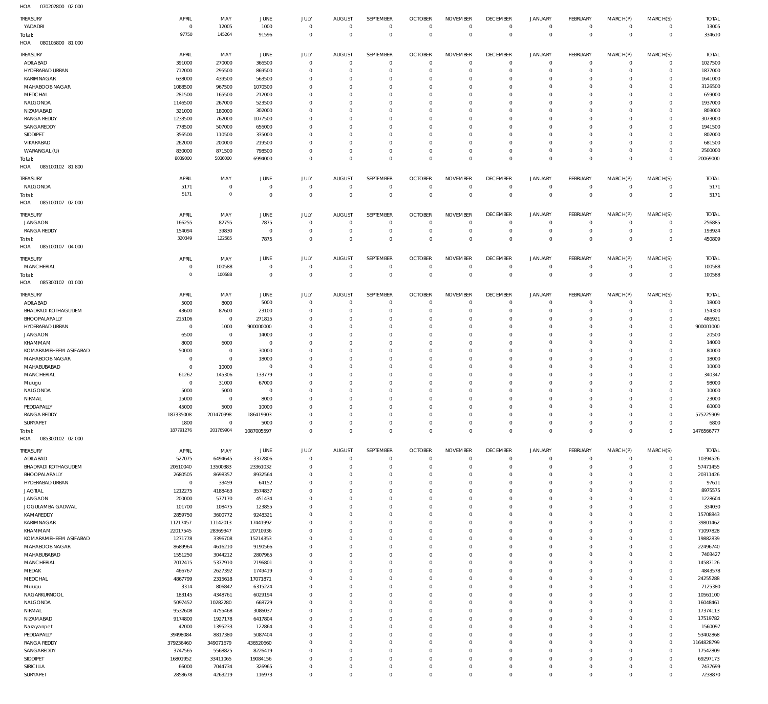HOA 070202800 02 000

| TREASURY | APRIL | MAY | JUNE | JULY | AUGUST | SEPTEMBER | OCTOBER | NOVEMBER | DECEMBER | JANUARY | FEBRUARY | MARCH(P) | MARCH(S) | TOTAL |
|---|---|---|---|---|---|---|---|---|---|---|---|---|---|---|
| YADADRI | 0 | 12005 | 1000 | 0 | 0 | 0 | 0 | 0 | 0 | 0 | 0 | 0 | 0 | 13005 |
| Total: | 97750 | 145264 | 91596 | 0 | 0 | 0 | 0 | 0 | 0 | 0 | 0 | 0 | 0 | 334610 |

HOA 080105800 81 000

| TREASURY | APRIL | MAY | JUNE | JULY | AUGUST | SEPTEMBER | OCTOBER | NOVEMBER | DECEMBER | JANUARY | FEBRUARY | MARCH(P) | MARCH(S) | TOTAL |
|---|---|---|---|---|---|---|---|---|---|---|---|---|---|---|
| ADILABAD | 391000 | 270000 | 366500 | 0 | 0 | 0 | 0 | 0 | 0 | 0 | 0 | 0 | 0 | 1027500 |
| HYDERABAD URBAN | 712000 | 295500 | 869500 | 0 | 0 | 0 | 0 | 0 | 0 | 0 | 0 | 0 | 0 | 1877000 |
| KARIMNAGAR | 638000 | 439500 | 563500 | 0 | 0 | 0 | 0 | 0 | 0 | 0 | 0 | 0 | 0 | 1641000 |
| MAHABOOB NAGAR | 1088500 | 967500 | 1070500 | 0 | 0 | 0 | 0 | 0 | 0 | 0 | 0 | 0 | 0 | 3126500 |
| MEDCHAL | 281500 | 165500 | 212000 | 0 | 0 | 0 | 0 | 0 | 0 | 0 | 0 | 0 | 0 | 659000 |
| NALGONDA | 1146500 | 267000 | 523500 | 0 | 0 | 0 | 0 | 0 | 0 | 0 | 0 | 0 | 0 | 1937000 |
| NIZAMABAD | 321000 | 180000 | 302000 | 0 | 0 | 0 | 0 | 0 | 0 | 0 | 0 | 0 | 0 | 803000 |
| RANGA REDDY | 1233500 | 762000 | 1077500 | 0 | 0 | 0 | 0 | 0 | 0 | 0 | 0 | 0 | 0 | 3073000 |
| SANGAREDDY | 778500 | 507000 | 656000 | 0 | 0 | 0 | 0 | 0 | 0 | 0 | 0 | 0 | 0 | 1941500 |
| SIDDIPET | 356500 | 110500 | 335000 | 0 | 0 | 0 | 0 | 0 | 0 | 0 | 0 | 0 | 0 | 802000 |
| VIKARABAD | 262000 | 200000 | 219500 | 0 | 0 | 0 | 0 | 0 | 0 | 0 | 0 | 0 | 0 | 681500 |
| WARANGAL (U) | 830000 | 871500 | 798500 | 0 | 0 | 0 | 0 | 0 | 0 | 0 | 0 | 0 | 0 | 2500000 |
| Total: | 8039000 | 5036000 | 6994000 | 0 | 0 | 0 | 0 | 0 | 0 | 0 | 0 | 0 | 0 | 20069000 |

HOA 085100102 81 800

| TREASURY | APRIL | MAY | JUNE | JULY | AUGUST | SEPTEMBER | OCTOBER | NOVEMBER | DECEMBER | JANUARY | FEBRUARY | MARCH(P) | MARCH(S) | TOTAL |
|---|---|---|---|---|---|---|---|---|---|---|---|---|---|---|
| NALGONDA | 5171 | 0 | 0 | 0 | 0 | 0 | 0 | 0 | 0 | 0 | 0 | 0 | 0 | 5171 |
| Total: | 5171 | 0 | 0 | 0 | 0 | 0 | 0 | 0 | 0 | 0 | 0 | 0 | 0 | 5171 |

HOA 085100107 02 000

| TREASURY | APRIL | MAY | JUNE | JULY | AUGUST | SEPTEMBER | OCTOBER | NOVEMBER | DECEMBER | JANUARY | FEBRUARY | MARCH(P) | MARCH(S) | TOTAL |
|---|---|---|---|---|---|---|---|---|---|---|---|---|---|---|
| JANGAON | 166255 | 82755 | 7875 | 0 | 0 | 0 | 0 | 0 | 0 | 0 | 0 | 0 | 0 | 256885 |
| RANGA REDDY | 154094 | 39830 | 0 | 0 | 0 | 0 | 0 | 0 | 0 | 0 | 0 | 0 | 0 | 193924 |
| Total: | 320349 | 122585 | 7875 | 0 | 0 | 0 | 0 | 0 | 0 | 0 | 0 | 0 | 0 | 450809 |

HOA 085100107 04 000

| TREASURY | APRIL | MAY | JUNE | JULY | AUGUST | SEPTEMBER | OCTOBER | NOVEMBER | DECEMBER | JANUARY | FEBRUARY | MARCH(P) | MARCH(S) | TOTAL |
|---|---|---|---|---|---|---|---|---|---|---|---|---|---|---|
| MANCHERIAL | 0 | 100588 | 0 | 0 | 0 | 0 | 0 | 0 | 0 | 0 | 0 | 0 | 0 | 100588 |
| Total: | 0 | 100588 | 0 | 0 | 0 | 0 | 0 | 0 | 0 | 0 | 0 | 0 | 0 | 100588 |

HOA 085300102 01 000

| TREASURY | APRIL | MAY | JUNE | JULY | AUGUST | SEPTEMBER | OCTOBER | NOVEMBER | DECEMBER | JANUARY | FEBRUARY | MARCH(P) | MARCH(S) | TOTAL |
|---|---|---|---|---|---|---|---|---|---|---|---|---|---|---|
| ADILABAD | 5000 | 8000 | 5000 | 0 | 0 | 0 | 0 | 0 | 0 | 0 | 0 | 0 | 0 | 18000 |
| BHADRADI KOTHAGUDEM | 43600 | 87600 | 23100 | 0 | 0 | 0 | 0 | 0 | 0 | 0 | 0 | 0 | 0 | 154300 |
| BHOOPALAPALLY | 215106 | 0 | 271815 | 0 | 0 | 0 | 0 | 0 | 0 | 0 | 0 | 0 | 0 | 486921 |
| HYDERABAD URBAN | 0 | 1000 | 900000000 | 0 | 0 | 0 | 0 | 0 | 0 | 0 | 0 | 0 | 0 | 900001000 |
| JANGAON | 6500 | 0 | 14000 | 0 | 0 | 0 | 0 | 0 | 0 | 0 | 0 | 0 | 0 | 20500 |
| KHAMMAM | 8000 | 6000 | 0 | 0 | 0 | 0 | 0 | 0 | 0 | 0 | 0 | 0 | 0 | 14000 |
| KOMARAMBHEEM ASIFABAD | 50000 | 0 | 30000 | 0 | 0 | 0 | 0 | 0 | 0 | 0 | 0 | 0 | 0 | 80000 |
| MAHABOOB NAGAR | 0 | 0 | 18000 | 0 | 0 | 0 | 0 | 0 | 0 | 0 | 0 | 0 | 0 | 18000 |
| MAHABUBABAD | 0 | 10000 | 0 | 0 | 0 | 0 | 0 | 0 | 0 | 0 | 0 | 0 | 0 | 10000 |
| MANCHERIAL | 61262 | 145306 | 133779 | 0 | 0 | 0 | 0 | 0 | 0 | 0 | 0 | 0 | 0 | 340347 |
| Mulugu | 0 | 31000 | 67000 | 0 | 0 | 0 | 0 | 0 | 0 | 0 | 0 | 0 | 0 | 98000 |
| NALGONDA | 5000 | 5000 | 0 | 0 | 0 | 0 | 0 | 0 | 0 | 0 | 0 | 0 | 0 | 10000 |
| NIRMAL | 15000 | 0 | 8000 | 0 | 0 | 0 | 0 | 0 | 0 | 0 | 0 | 0 | 0 | 23000 |
| PEDDAPALLY | 45000 | 5000 | 10000 | 0 | 0 | 0 | 0 | 0 | 0 | 0 | 0 | 0 | 0 | 60000 |
| RANGA REDDY | 187335008 | 201470998 | 186419903 | 0 | 0 | 0 | 0 | 0 | 0 | 0 | 0 | 0 | 0 | 575225909 |
| SURYAPET | 1800 | 0 | 5000 | 0 | 0 | 0 | 0 | 0 | 0 | 0 | 0 | 0 | 0 | 6800 |
| Total: | 187791276 | 201769904 | 1087005597 | 0 | 0 | 0 | 0 | 0 | 0 | 0 | 0 | 0 | 0 | 1476566777 |

HOA 085300102 02 000

| TREASURY | APRIL | MAY | JUNE | JULY | AUGUST | SEPTEMBER | OCTOBER | NOVEMBER | DECEMBER | JANUARY | FEBRUARY | MARCH(P) | MARCH(S) | TOTAL |
|---|---|---|---|---|---|---|---|---|---|---|---|---|---|---|
| ADILABAD | 527075 | 6494645 | 3372806 | 0 | 0 | 0 | 0 | 0 | 0 | 0 | 0 | 0 | 0 | 10394526 |
| BHADRADI KOTHAGUDEM | 20610040 | 13500383 | 23361032 | 0 | 0 | 0 | 0 | 0 | 0 | 0 | 0 | 0 | 0 | 57471455 |
| BHOOPALAPALLY | 2680505 | 8698357 | 8932564 | 0 | 0 | 0 | 0 | 0 | 0 | 0 | 0 | 0 | 0 | 20311426 |
| HYDERABAD URBAN | 0 | 33459 | 64152 | 0 | 0 | 0 | 0 | 0 | 0 | 0 | 0 | 0 | 0 | 97611 |
| JAGTIAL | 1212275 | 4188463 | 3574837 | 0 | 0 | 0 | 0 | 0 | 0 | 0 | 0 | 0 | 0 | 8975575 |
| JANGAON | 200000 | 577170 | 451434 | 0 | 0 | 0 | 0 | 0 | 0 | 0 | 0 | 0 | 0 | 1228604 |
| JOGULAMBA GADWAL | 101700 | 108475 | 123855 | 0 | 0 | 0 | 0 | 0 | 0 | 0 | 0 | 0 | 0 | 334030 |
| KAMAREDDY | 2859750 | 3600772 | 9248321 | 0 | 0 | 0 | 0 | 0 | 0 | 0 | 0 | 0 | 0 | 15708843 |
| KARIMNAGAR | 11217457 | 11142013 | 17441992 | 0 | 0 | 0 | 0 | 0 | 0 | 0 | 0 | 0 | 0 | 39801462 |
| KHAMMAM | 22017545 | 28369347 | 20710936 | 0 | 0 | 0 | 0 | 0 | 0 | 0 | 0 | 0 | 0 | 71097828 |
| KOMARAMBHEEM ASIFABAD | 1271778 | 3396708 | 15214353 | 0 | 0 | 0 | 0 | 0 | 0 | 0 | 0 | 0 | 0 | 19882839 |
| MAHABOOB NAGAR | 8689964 | 4616210 | 9190566 | 0 | 0 | 0 | 0 | 0 | 0 | 0 | 0 | 0 | 0 | 22496740 |
| MAHABUBABAD | 1551250 | 3044212 | 2807965 | 0 | 0 | 0 | 0 | 0 | 0 | 0 | 0 | 0 | 0 | 7403427 |
| MANCHERIAL | 7012415 | 5377910 | 2196801 | 0 | 0 | 0 | 0 | 0 | 0 | 0 | 0 | 0 | 0 | 14587126 |
| MEDAK | 466767 | 2627392 | 1749419 | 0 | 0 | 0 | 0 | 0 | 0 | 0 | 0 | 0 | 0 | 4843578 |
| MEDCHAL | 4867799 | 2315618 | 17071871 | 0 | 0 | 0 | 0 | 0 | 0 | 0 | 0 | 0 | 0 | 24255288 |
| Mulugu | 3314 | 806842 | 6315224 | 0 | 0 | 0 | 0 | 0 | 0 | 0 | 0 | 0 | 0 | 7125380 |
| NAGARKURNOOL | 183145 | 4348761 | 6029194 | 0 | 0 | 0 | 0 | 0 | 0 | 0 | 0 | 0 | 0 | 10561100 |
| NALGONDA | 5097452 | 10282280 | 668729 | 0 | 0 | 0 | 0 | 0 | 0 | 0 | 0 | 0 | 0 | 16048461 |
| NIRMAL | 9532608 | 4755468 | 3086037 | 0 | 0 | 0 | 0 | 0 | 0 | 0 | 0 | 0 | 0 | 17374113 |
| NIZAMABAD | 9174800 | 1927178 | 6417804 | 0 | 0 | 0 | 0 | 0 | 0 | 0 | 0 | 0 | 0 | 17519782 |
| Narayanpet | 42000 | 1395233 | 122864 | 0 | 0 | 0 | 0 | 0 | 0 | 0 | 0 | 0 | 0 | 1560097 |
| PEDDAPALLY | 39498084 | 8817380 | 5087404 | 0 | 0 | 0 | 0 | 0 | 0 | 0 | 0 | 0 | 0 | 53402868 |
| RANGA REDDY | 379236460 | 349071679 | 436520660 | 0 | 0 | 0 | 0 | 0 | 0 | 0 | 0 | 0 | 0 | 1164828799 |
| SANGAREDDY | 3747565 | 5568825 | 8226419 | 0 | 0 | 0 | 0 | 0 | 0 | 0 | 0 | 0 | 0 | 17542809 |
| SIDDIPET | 16801952 | 33411065 | 19084156 | 0 | 0 | 0 | 0 | 0 | 0 | 0 | 0 | 0 | 0 | 69297173 |
| SIRICILLA | 66000 | 7044734 | 326965 | 0 | 0 | 0 | 0 | 0 | 0 | 0 | 0 | 0 | 0 | 7437699 |
| SURYAPET | 2858678 | 4263219 | 116973 | 0 | 0 | 0 | 0 | 0 | 0 | 0 | 0 | 0 | 0 | 7238870 |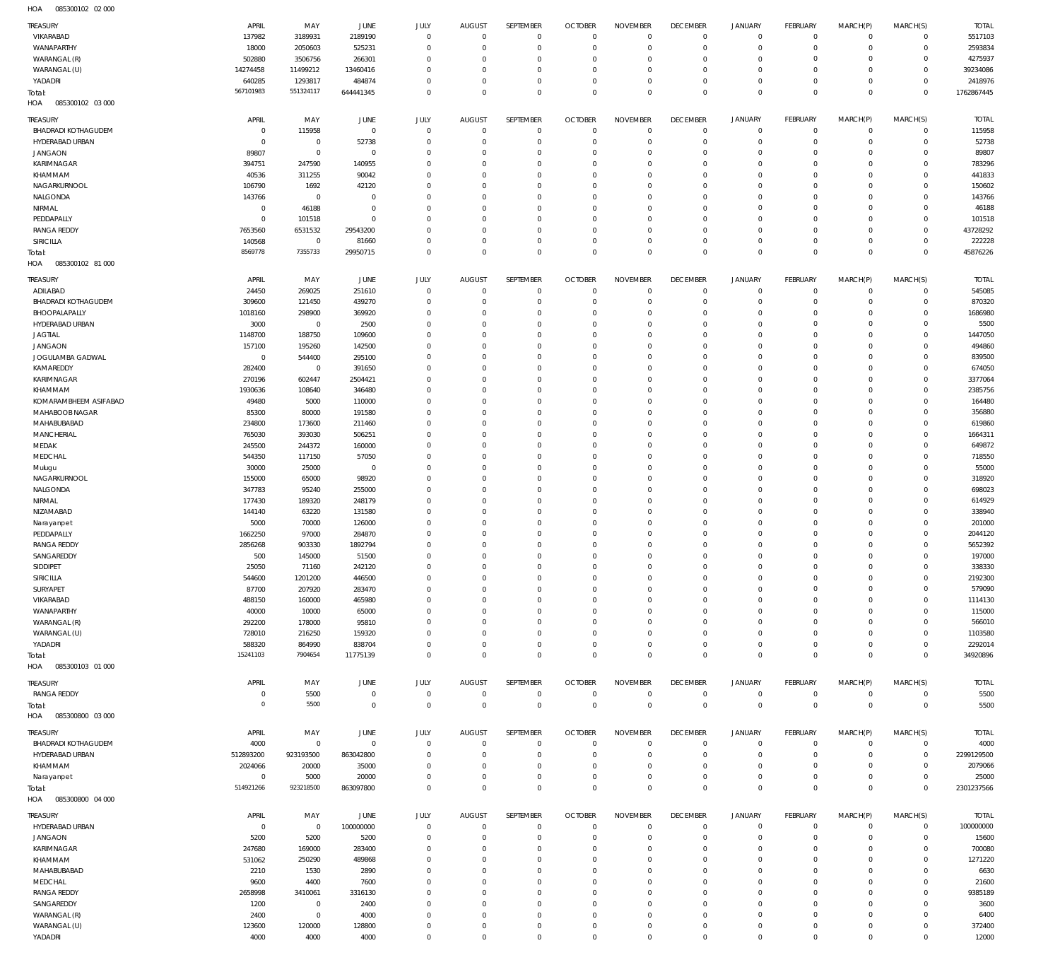HOA 085300102 02 000

| TREASURY | APRIL | MAY | JUNE | JULY | AUGUST | SEPTEMBER | OCTOBER | NOVEMBER | DECEMBER | JANUARY | FEBRUARY | MARCH(P) | MARCH(S) | TOTAL |
|---|---|---|---|---|---|---|---|---|---|---|---|---|---|---|
| VIKARABAD | 137982 | 3189931 | 2189190 | 0 | 0 | 0 | 0 | 0 | 0 | 0 | 0 | 0 | 0 | 5517103 |
| WANAPARTHY | 18000 | 2050603 | 525231 | 0 | 0 | 0 | 0 | 0 | 0 | 0 | 0 | 0 | 0 | 2593834 |
| WARANGAL (R) | 502880 | 3506756 | 266301 | 0 | 0 | 0 | 0 | 0 | 0 | 0 | 0 | 0 | 0 | 4275937 |
| WARANGAL (U) | 14274458 | 11499212 | 13460416 | 0 | 0 | 0 | 0 | 0 | 0 | 0 | 0 | 0 | 0 | 39234086 |
| YADADRI | 640285 | 1293817 | 484874 | 0 | 0 | 0 | 0 | 0 | 0 | 0 | 0 | 0 | 0 | 2418976 |
| Total: | 567101983 | 551324117 | 644441345 | 0 | 0 | 0 | 0 | 0 | 0 | 0 | 0 | 0 | 0 | 1762867445 |

HOA 085300102 03 000

| TREASURY | APRIL | MAY | JUNE | JULY | AUGUST | SEPTEMBER | OCTOBER | NOVEMBER | DECEMBER | JANUARY | FEBRUARY | MARCH(P) | MARCH(S) | TOTAL |
|---|---|---|---|---|---|---|---|---|---|---|---|---|---|---|
| BHADRADI KOTHAGUDEM | 0 | 115958 | 0 | 0 | 0 | 0 | 0 | 0 | 0 | 0 | 0 | 0 | 0 | 115958 |
| HYDERABAD URBAN | 0 | 0 | 52738 | 0 | 0 | 0 | 0 | 0 | 0 | 0 | 0 | 0 | 0 | 52738 |
| JANGAON | 89807 | 0 | 0 | 0 | 0 | 0 | 0 | 0 | 0 | 0 | 0 | 0 | 0 | 89807 |
| KARIMNAGAR | 394751 | 247590 | 140955 | 0 | 0 | 0 | 0 | 0 | 0 | 0 | 0 | 0 | 0 | 783296 |
| KHAMMAM | 40536 | 311255 | 90042 | 0 | 0 | 0 | 0 | 0 | 0 | 0 | 0 | 0 | 0 | 441833 |
| NAGARKURNOOL | 106790 | 1692 | 42120 | 0 | 0 | 0 | 0 | 0 | 0 | 0 | 0 | 0 | 0 | 150602 |
| NALGONDA | 143766 | 0 | 0 | 0 | 0 | 0 | 0 | 0 | 0 | 0 | 0 | 0 | 0 | 143766 |
| NIRMAL | 0 | 46188 | 0 | 0 | 0 | 0 | 0 | 0 | 0 | 0 | 0 | 0 | 0 | 46188 |
| PEDDAPALLY | 0 | 101518 | 0 | 0 | 0 | 0 | 0 | 0 | 0 | 0 | 0 | 0 | 0 | 101518 |
| RANGA REDDY | 7653560 | 6531532 | 29543200 | 0 | 0 | 0 | 0 | 0 | 0 | 0 | 0 | 0 | 0 | 43728292 |
| SIRICILLA | 140568 | 0 | 81660 | 0 | 0 | 0 | 0 | 0 | 0 | 0 | 0 | 0 | 0 | 222228 |
| Total: | 8569778 | 7355733 | 29950715 | 0 | 0 | 0 | 0 | 0 | 0 | 0 | 0 | 0 | 0 | 45876226 |

HOA 085300102 81 000

| TREASURY | APRIL | MAY | JUNE | JULY | AUGUST | SEPTEMBER | OCTOBER | NOVEMBER | DECEMBER | JANUARY | FEBRUARY | MARCH(P) | MARCH(S) | TOTAL |
|---|---|---|---|---|---|---|---|---|---|---|---|---|---|---|
| ADILABAD | 24450 | 269025 | 251610 | 0 | 0 | 0 | 0 | 0 | 0 | 0 | 0 | 0 | 0 | 545085 |
| BHADRADI KOTHAGUDEM | 309600 | 121450 | 439270 | 0 | 0 | 0 | 0 | 0 | 0 | 0 | 0 | 0 | 0 | 870320 |
| BHOOPALAPALLY | 1018160 | 298900 | 369920 | 0 | 0 | 0 | 0 | 0 | 0 | 0 | 0 | 0 | 0 | 1686980 |
| HYDERABAD URBAN | 3000 | 0 | 2500 | 0 | 0 | 0 | 0 | 0 | 0 | 0 | 0 | 0 | 0 | 5500 |
| JAGTIAL | 1148700 | 188750 | 109600 | 0 | 0 | 0 | 0 | 0 | 0 | 0 | 0 | 0 | 0 | 1447050 |
| JANGAON | 157100 | 195260 | 142500 | 0 | 0 | 0 | 0 | 0 | 0 | 0 | 0 | 0 | 0 | 494860 |
| JOGULAMBA GADWAL | 0 | 544400 | 295100 | 0 | 0 | 0 | 0 | 0 | 0 | 0 | 0 | 0 | 0 | 839500 |
| KAMAREDDY | 282400 | 0 | 391650 | 0 | 0 | 0 | 0 | 0 | 0 | 0 | 0 | 0 | 0 | 674050 |
| KARIMNAGAR | 270196 | 602447 | 2504421 | 0 | 0 | 0 | 0 | 0 | 0 | 0 | 0 | 0 | 0 | 3377064 |
| KHAMMAM | 1930636 | 108640 | 346480 | 0 | 0 | 0 | 0 | 0 | 0 | 0 | 0 | 0 | 0 | 2385756 |
| KOMARAMBHEEM ASIFABAD | 49480 | 5000 | 110000 | 0 | 0 | 0 | 0 | 0 | 0 | 0 | 0 | 0 | 0 | 164480 |
| MAHABOOBNAGAR | 85300 | 80000 | 191580 | 0 | 0 | 0 | 0 | 0 | 0 | 0 | 0 | 0 | 0 | 356880 |
| MAHABUBABAD | 234800 | 173600 | 211460 | 0 | 0 | 0 | 0 | 0 | 0 | 0 | 0 | 0 | 0 | 619860 |
| MANCHERIAL | 765030 | 393030 | 506251 | 0 | 0 | 0 | 0 | 0 | 0 | 0 | 0 | 0 | 0 | 1664311 |
| MEDAK | 245500 | 244372 | 160000 | 0 | 0 | 0 | 0 | 0 | 0 | 0 | 0 | 0 | 0 | 649872 |
| MEDCHAL | 544350 | 117150 | 57050 | 0 | 0 | 0 | 0 | 0 | 0 | 0 | 0 | 0 | 0 | 718550 |
| Mulugu | 30000 | 25000 | 0 | 0 | 0 | 0 | 0 | 0 | 0 | 0 | 0 | 0 | 0 | 55000 |
| NAGARKURNOOL | 155000 | 65000 | 98920 | 0 | 0 | 0 | 0 | 0 | 0 | 0 | 0 | 0 | 0 | 318920 |
| NALGONDA | 347783 | 95240 | 255000 | 0 | 0 | 0 | 0 | 0 | 0 | 0 | 0 | 0 | 0 | 698023 |
| NIRMAL | 177430 | 189320 | 248179 | 0 | 0 | 0 | 0 | 0 | 0 | 0 | 0 | 0 | 0 | 614929 |
| NIZAMABAD | 144140 | 63220 | 131580 | 0 | 0 | 0 | 0 | 0 | 0 | 0 | 0 | 0 | 0 | 338940 |
| Narayanpet | 5000 | 70000 | 126000 | 0 | 0 | 0 | 0 | 0 | 0 | 0 | 0 | 0 | 0 | 201000 |
| PEDDAPALLY | 1662250 | 97000 | 284870 | 0 | 0 | 0 | 0 | 0 | 0 | 0 | 0 | 0 | 0 | 2044120 |
| RANGA REDDY | 2856268 | 903330 | 1892794 | 0 | 0 | 0 | 0 | 0 | 0 | 0 | 0 | 0 | 0 | 5652392 |
| SANGAREDDY | 500 | 145000 | 51500 | 0 | 0 | 0 | 0 | 0 | 0 | 0 | 0 | 0 | 0 | 197000 |
| SIDDIPET | 25050 | 71160 | 242120 | 0 | 0 | 0 | 0 | 0 | 0 | 0 | 0 | 0 | 0 | 338330 |
| SIRICILLA | 544600 | 1201200 | 446500 | 0 | 0 | 0 | 0 | 0 | 0 | 0 | 0 | 0 | 0 | 2192300 |
| SURYAPET | 87700 | 207920 | 283470 | 0 | 0 | 0 | 0 | 0 | 0 | 0 | 0 | 0 | 0 | 579090 |
| VIKARABAD | 488150 | 160000 | 465980 | 0 | 0 | 0 | 0 | 0 | 0 | 0 | 0 | 0 | 0 | 1114130 |
| WANAPARTHY | 40000 | 10000 | 65000 | 0 | 0 | 0 | 0 | 0 | 0 | 0 | 0 | 0 | 0 | 115000 |
| WARANGAL (R) | 292200 | 178000 | 95810 | 0 | 0 | 0 | 0 | 0 | 0 | 0 | 0 | 0 | 0 | 566010 |
| WARANGAL (U) | 728010 | 216250 | 159320 | 0 | 0 | 0 | 0 | 0 | 0 | 0 | 0 | 0 | 0 | 1103580 |
| YADADRI | 588320 | 864990 | 838704 | 0 | 0 | 0 | 0 | 0 | 0 | 0 | 0 | 0 | 0 | 2292014 |
| Total: | 15241103 | 7904654 | 11775139 | 0 | 0 | 0 | 0 | 0 | 0 | 0 | 0 | 0 | 0 | 34920896 |

HOA 085300103 01 000

| TREASURY | APRIL | MAY | JUNE | JULY | AUGUST | SEPTEMBER | OCTOBER | NOVEMBER | DECEMBER | JANUARY | FEBRUARY | MARCH(P) | MARCH(S) | TOTAL |
|---|---|---|---|---|---|---|---|---|---|---|---|---|---|---|
| RANGA REDDY | 0 | 5500 | 0 | 0 | 0 | 0 | 0 | 0 | 0 | 0 | 0 | 0 | 0 | 5500 |
| Total: | 0 | 5500 | 0 | 0 | 0 | 0 | 0 | 0 | 0 | 0 | 0 | 0 | 0 | 5500 |

HOA 085300800 03 000

| TREASURY | APRIL | MAY | JUNE | JULY | AUGUST | SEPTEMBER | OCTOBER | NOVEMBER | DECEMBER | JANUARY | FEBRUARY | MARCH(P) | MARCH(S) | TOTAL |
|---|---|---|---|---|---|---|---|---|---|---|---|---|---|---|
| BHADRADI KOTHAGUDEM | 4000 | 0 | 0 | 0 | 0 | 0 | 0 | 0 | 0 | 0 | 0 | 0 | 0 | 4000 |
| HYDERABAD URBAN | 512893200 | 923193500 | 863042800 | 0 | 0 | 0 | 0 | 0 | 0 | 0 | 0 | 0 | 0 | 2299129500 |
| KHAMMAM | 2024066 | 20000 | 35000 | 0 | 0 | 0 | 0 | 0 | 0 | 0 | 0 | 0 | 0 | 2079066 |
| Narayanpet | 0 | 5000 | 20000 | 0 | 0 | 0 | 0 | 0 | 0 | 0 | 0 | 0 | 0 | 25000 |
| Total: | 514921266 | 923218500 | 863097800 | 0 | 0 | 0 | 0 | 0 | 0 | 0 | 0 | 0 | 0 | 2301237566 |

HOA 085300800 04 000

| TREASURY | APRIL | MAY | JUNE | JULY | AUGUST | SEPTEMBER | OCTOBER | NOVEMBER | DECEMBER | JANUARY | FEBRUARY | MARCH(P) | MARCH(S) | TOTAL |
|---|---|---|---|---|---|---|---|---|---|---|---|---|---|---|
| HYDERABAD URBAN | 0 | 0 | 100000000 | 0 | 0 | 0 | 0 | 0 | 0 | 0 | 0 | 0 | 0 | 100000000 |
| JANGAON | 5200 | 5200 | 5200 | 0 | 0 | 0 | 0 | 0 | 0 | 0 | 0 | 0 | 0 | 15600 |
| KARIMNAGAR | 247680 | 169000 | 283400 | 0 | 0 | 0 | 0 | 0 | 0 | 0 | 0 | 0 | 0 | 700080 |
| KHAMMAM | 531062 | 250290 | 489868 | 0 | 0 | 0 | 0 | 0 | 0 | 0 | 0 | 0 | 0 | 1271220 |
| MAHABUBABAD | 2210 | 1530 | 2890 | 0 | 0 | 0 | 0 | 0 | 0 | 0 | 0 | 0 | 0 | 6630 |
| MEDCHAL | 9600 | 4400 | 7600 | 0 | 0 | 0 | 0 | 0 | 0 | 0 | 0 | 0 | 0 | 21600 |
| RANGA REDDY | 2658998 | 3410061 | 3316130 | 0 | 0 | 0 | 0 | 0 | 0 | 0 | 0 | 0 | 0 | 9385189 |
| SANGAREDDY | 1200 | 0 | 2400 | 0 | 0 | 0 | 0 | 0 | 0 | 0 | 0 | 0 | 0 | 3600 |
| WARANGAL (R) | 2400 | 0 | 4000 | 0 | 0 | 0 | 0 | 0 | 0 | 0 | 0 | 0 | 0 | 6400 |
| WARANGAL (U) | 123600 | 120000 | 128800 | 0 | 0 | 0 | 0 | 0 | 0 | 0 | 0 | 0 | 0 | 372400 |
| YADADRI | 4000 | 4000 | 4000 | 0 | 0 | 0 | 0 | 0 | 0 | 0 | 0 | 0 | 0 | 12000 |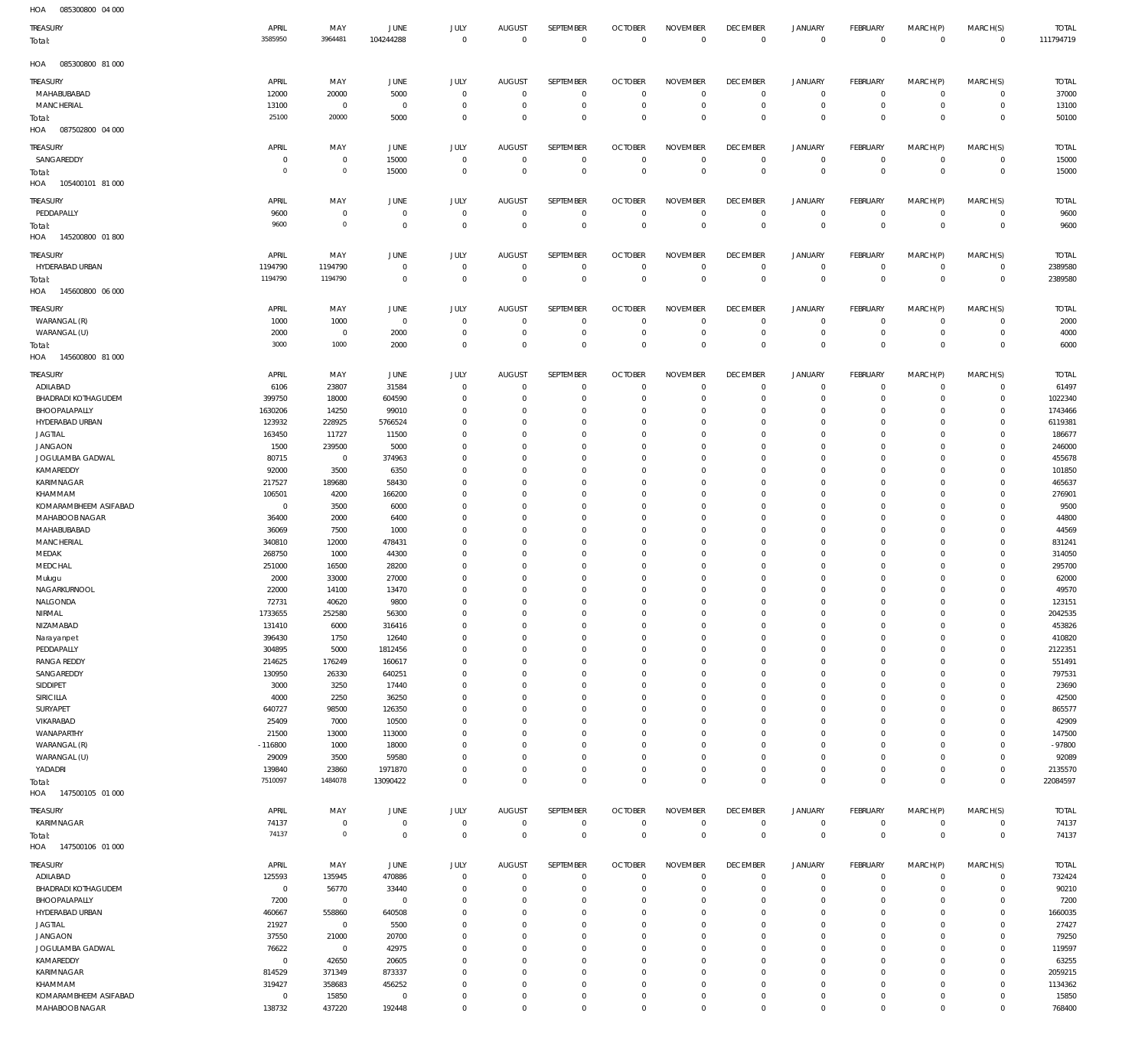HOA 085300800 04 000

| TREASURY | APRIL | MAY | JUNE | JULY | AUGUST | SEPTEMBER | OCTOBER | NOVEMBER | DECEMBER | JANUARY | FEBRUARY | MARCH(P) | MARCH(S) | TOTAL |
|---|---|---|---|---|---|---|---|---|---|---|---|---|---|---|
| Total: | 3585950 | 3964481 | 104244288 | 0 | 0 | 0 | 0 | 0 | 0 | 0 | 0 | 0 | 0 | 111794719 |

HOA 085300800 81 000

| TREASURY | APRIL | MAY | JUNE | JULY | AUGUST | SEPTEMBER | OCTOBER | NOVEMBER | DECEMBER | JANUARY | FEBRUARY | MARCH(P) | MARCH(S) | TOTAL |
|---|---|---|---|---|---|---|---|---|---|---|---|---|---|---|
| MAHABUBABAD | 12000 | 20000 | 5000 | 0 | 0 | 0 | 0 | 0 | 0 | 0 | 0 | 0 | 0 | 37000 |
| MANCHERIAL | 13100 | 0 | 0 | 0 | 0 | 0 | 0 | 0 | 0 | 0 | 0 | 0 | 0 | 13100 |
| Total: | 25100 | 20000 | 5000 | 0 | 0 | 0 | 0 | 0 | 0 | 0 | 0 | 0 | 0 | 50100 |

HOA 087502800 04 000

| TREASURY | APRIL | MAY | JUNE | JULY | AUGUST | SEPTEMBER | OCTOBER | NOVEMBER | DECEMBER | JANUARY | FEBRUARY | MARCH(P) | MARCH(S) | TOTAL |
|---|---|---|---|---|---|---|---|---|---|---|---|---|---|---|
| SANGAREDDY | 0 | 0 | 15000 | 0 | 0 | 0 | 0 | 0 | 0 | 0 | 0 | 0 | 0 | 15000 |
| Total: | 0 | 0 | 15000 | 0 | 0 | 0 | 0 | 0 | 0 | 0 | 0 | 0 | 0 | 15000 |

HOA 105400101 81 000

| TREASURY | APRIL | MAY | JUNE | JULY | AUGUST | SEPTEMBER | OCTOBER | NOVEMBER | DECEMBER | JANUARY | FEBRUARY | MARCH(P) | MARCH(S) | TOTAL |
|---|---|---|---|---|---|---|---|---|---|---|---|---|---|---|
| PEDDAPALLY | 9600 | 0 | 0 | 0 | 0 | 0 | 0 | 0 | 0 | 0 | 0 | 0 | 0 | 9600 |
| Total: | 9600 | 0 | 0 | 0 | 0 | 0 | 0 | 0 | 0 | 0 | 0 | 0 | 0 | 9600 |

HOA 145200800 01 800

| TREASURY | APRIL | MAY | JUNE | JULY | AUGUST | SEPTEMBER | OCTOBER | NOVEMBER | DECEMBER | JANUARY | FEBRUARY | MARCH(P) | MARCH(S) | TOTAL |
|---|---|---|---|---|---|---|---|---|---|---|---|---|---|---|
| HYDERABAD URBAN | 1194790 | 1194790 | 0 | 0 | 0 | 0 | 0 | 0 | 0 | 0 | 0 | 0 | 0 | 2389580 |
| Total: | 1194790 | 1194790 | 0 | 0 | 0 | 0 | 0 | 0 | 0 | 0 | 0 | 0 | 0 | 2389580 |

HOA 145600800 06 000

| TREASURY | APRIL | MAY | JUNE | JULY | AUGUST | SEPTEMBER | OCTOBER | NOVEMBER | DECEMBER | JANUARY | FEBRUARY | MARCH(P) | MARCH(S) | TOTAL |
|---|---|---|---|---|---|---|---|---|---|---|---|---|---|---|
| WARANGAL (R) | 1000 | 1000 | 0 | 0 | 0 | 0 | 0 | 0 | 0 | 0 | 0 | 0 | 0 | 2000 |
| WARANGAL (U) | 2000 | 0 | 2000 | 0 | 0 | 0 | 0 | 0 | 0 | 0 | 0 | 0 | 0 | 4000 |
| Total: | 3000 | 1000 | 2000 | 0 | 0 | 0 | 0 | 0 | 0 | 0 | 0 | 0 | 0 | 6000 |

HOA 145600800 81 000

| TREASURY | APRIL | MAY | JUNE | JULY | AUGUST | SEPTEMBER | OCTOBER | NOVEMBER | DECEMBER | JANUARY | FEBRUARY | MARCH(P) | MARCH(S) | TOTAL |
|---|---|---|---|---|---|---|---|---|---|---|---|---|---|---|
| ADILABAD | 6106 | 23807 | 31584 | 0 | 0 | 0 | 0 | 0 | 0 | 0 | 0 | 0 | 0 | 61497 |
| BHADRADI KOTHAGUDEM | 399750 | 18000 | 604590 | 0 | 0 | 0 | 0 | 0 | 0 | 0 | 0 | 0 | 0 | 1022340 |
| BHOOPALAPALLY | 1630206 | 14250 | 99010 | 0 | 0 | 0 | 0 | 0 | 0 | 0 | 0 | 0 | 0 | 1743466 |
| HYDERABAD URBAN | 123932 | 228925 | 5766524 | 0 | 0 | 0 | 0 | 0 | 0 | 0 | 0 | 0 | 0 | 6119381 |
| JAGTIAL | 163450 | 11727 | 11500 | 0 | 0 | 0 | 0 | 0 | 0 | 0 | 0 | 0 | 0 | 186677 |
| JANGAON | 1500 | 239500 | 5000 | 0 | 0 | 0 | 0 | 0 | 0 | 0 | 0 | 0 | 0 | 246000 |
| JOGULAMBA GADWAL | 80715 | 0 | 374963 | 0 | 0 | 0 | 0 | 0 | 0 | 0 | 0 | 0 | 0 | 455678 |
| KAMAREDDY | 92000 | 3500 | 6350 | 0 | 0 | 0 | 0 | 0 | 0 | 0 | 0 | 0 | 0 | 101850 |
| KARIMNAGAR | 217527 | 189680 | 58430 | 0 | 0 | 0 | 0 | 0 | 0 | 0 | 0 | 0 | 0 | 465637 |
| KHAMMAM | 106501 | 4200 | 166200 | 0 | 0 | 0 | 0 | 0 | 0 | 0 | 0 | 0 | 0 | 276901 |
| KOMARAMBHEEM ASIFABAD | 0 | 3500 | 6000 | 0 | 0 | 0 | 0 | 0 | 0 | 0 | 0 | 0 | 0 | 9500 |
| MAHABOOB NAGAR | 36400 | 2000 | 6400 | 0 | 0 | 0 | 0 | 0 | 0 | 0 | 0 | 0 | 0 | 44800 |
| MAHABUBABAD | 36069 | 7500 | 1000 | 0 | 0 | 0 | 0 | 0 | 0 | 0 | 0 | 0 | 0 | 44569 |
| MANCHERIAL | 340810 | 12000 | 478431 | 0 | 0 | 0 | 0 | 0 | 0 | 0 | 0 | 0 | 0 | 831241 |
| MEDAK | 268750 | 1000 | 44300 | 0 | 0 | 0 | 0 | 0 | 0 | 0 | 0 | 0 | 0 | 314050 |
| MEDCHAL | 251000 | 16500 | 28200 | 0 | 0 | 0 | 0 | 0 | 0 | 0 | 0 | 0 | 0 | 295700 |
| Mulugu | 2000 | 33000 | 27000 | 0 | 0 | 0 | 0 | 0 | 0 | 0 | 0 | 0 | 0 | 62000 |
| NAGARKURNOOL | 22000 | 14100 | 13470 | 0 | 0 | 0 | 0 | 0 | 0 | 0 | 0 | 0 | 0 | 49570 |
| NALGONDA | 72731 | 40620 | 9800 | 0 | 0 | 0 | 0 | 0 | 0 | 0 | 0 | 0 | 0 | 123151 |
| NIRMAL | 1733655 | 252580 | 56300 | 0 | 0 | 0 | 0 | 0 | 0 | 0 | 0 | 0 | 0 | 2042535 |
| NIZAMABAD | 131410 | 6000 | 316416 | 0 | 0 | 0 | 0 | 0 | 0 | 0 | 0 | 0 | 0 | 453826 |
| Narayanpet | 396430 | 1750 | 12640 | 0 | 0 | 0 | 0 | 0 | 0 | 0 | 0 | 0 | 0 | 410820 |
| PEDDAPALLY | 304895 | 5000 | 1812456 | 0 | 0 | 0 | 0 | 0 | 0 | 0 | 0 | 0 | 0 | 2122351 |
| RANGA REDDY | 214625 | 176249 | 160617 | 0 | 0 | 0 | 0 | 0 | 0 | 0 | 0 | 0 | 0 | 551491 |
| SANGAREDDY | 130950 | 26330 | 640251 | 0 | 0 | 0 | 0 | 0 | 0 | 0 | 0 | 0 | 0 | 797531 |
| SIDDIPET | 3000 | 3250 | 17440 | 0 | 0 | 0 | 0 | 0 | 0 | 0 | 0 | 0 | 0 | 23690 |
| SIRICILLA | 4000 | 2250 | 36250 | 0 | 0 | 0 | 0 | 0 | 0 | 0 | 0 | 0 | 0 | 42500 |
| SURYAPET | 640727 | 98500 | 126350 | 0 | 0 | 0 | 0 | 0 | 0 | 0 | 0 | 0 | 0 | 865577 |
| VIKARABAD | 25409 | 7000 | 10500 | 0 | 0 | 0 | 0 | 0 | 0 | 0 | 0 | 0 | 0 | 42909 |
| WANAPARTHY | 21500 | 13000 | 113000 | 0 | 0 | 0 | 0 | 0 | 0 | 0 | 0 | 0 | 0 | 147500 |
| WARANGAL (R) | -116800 | 1000 | 18000 | 0 | 0 | 0 | 0 | 0 | 0 | 0 | 0 | 0 | 0 | -97800 |
| WARANGAL (U) | 29009 | 3500 | 59580 | 0 | 0 | 0 | 0 | 0 | 0 | 0 | 0 | 0 | 0 | 92089 |
| YADADRI | 139840 | 23860 | 1971870 | 0 | 0 | 0 | 0 | 0 | 0 | 0 | 0 | 0 | 0 | 2135570 |
| Total: | 7510097 | 1484078 | 13090422 | 0 | 0 | 0 | 0 | 0 | 0 | 0 | 0 | 0 | 0 | 22084597 |

HOA 147500105 01 000

| TREASURY | APRIL | MAY | JUNE | JULY | AUGUST | SEPTEMBER | OCTOBER | NOVEMBER | DECEMBER | JANUARY | FEBRUARY | MARCH(P) | MARCH(S) | TOTAL |
|---|---|---|---|---|---|---|---|---|---|---|---|---|---|---|
| KARIMNAGAR | 74137 | 0 | 0 | 0 | 0 | 0 | 0 | 0 | 0 | 0 | 0 | 0 | 0 | 74137 |
| Total: | 74137 | 0 | 0 | 0 | 0 | 0 | 0 | 0 | 0 | 0 | 0 | 0 | 0 | 74137 |

HOA 147500106 01 000

| TREASURY | APRIL | MAY | JUNE | JULY | AUGUST | SEPTEMBER | OCTOBER | NOVEMBER | DECEMBER | JANUARY | FEBRUARY | MARCH(P) | MARCH(S) | TOTAL |
|---|---|---|---|---|---|---|---|---|---|---|---|---|---|---|
| ADILABAD | 125593 | 135945 | 470886 | 0 | 0 | 0 | 0 | 0 | 0 | 0 | 0 | 0 | 0 | 732424 |
| BHADRADI KOTHAGUDEM | 0 | 56770 | 33440 | 0 | 0 | 0 | 0 | 0 | 0 | 0 | 0 | 0 | 0 | 90210 |
| BHOOPALAPALLY | 7200 | 0 | 0 | 0 | 0 | 0 | 0 | 0 | 0 | 0 | 0 | 0 | 0 | 7200 |
| HYDERABAD URBAN | 460667 | 558860 | 640508 | 0 | 0 | 0 | 0 | 0 | 0 | 0 | 0 | 0 | 0 | 1660035 |
| JAGTIAL | 21927 | 0 | 5500 | 0 | 0 | 0 | 0 | 0 | 0 | 0 | 0 | 0 | 0 | 27427 |
| JANGAON | 37550 | 21000 | 20700 | 0 | 0 | 0 | 0 | 0 | 0 | 0 | 0 | 0 | 0 | 79250 |
| JOGULAMBA GADWAL | 76622 | 0 | 42975 | 0 | 0 | 0 | 0 | 0 | 0 | 0 | 0 | 0 | 0 | 119597 |
| KAMAREDDY | 0 | 42650 | 20605 | 0 | 0 | 0 | 0 | 0 | 0 | 0 | 0 | 0 | 0 | 63255 |
| KARIMNAGAR | 814529 | 371349 | 873337 | 0 | 0 | 0 | 0 | 0 | 0 | 0 | 0 | 0 | 0 | 2059215 |
| KHAMMAM | 319427 | 358683 | 456252 | 0 | 0 | 0 | 0 | 0 | 0 | 0 | 0 | 0 | 0 | 1134362 |
| KOMARAMBHEEM ASIFABAD | 0 | 15850 | 0 | 0 | 0 | 0 | 0 | 0 | 0 | 0 | 0 | 0 | 0 | 15850 |
| MAHABOOB NAGAR | 138732 | 437220 | 192448 | 0 | 0 | 0 | 0 | 0 | 0 | 0 | 0 | 0 | 0 | 768400 |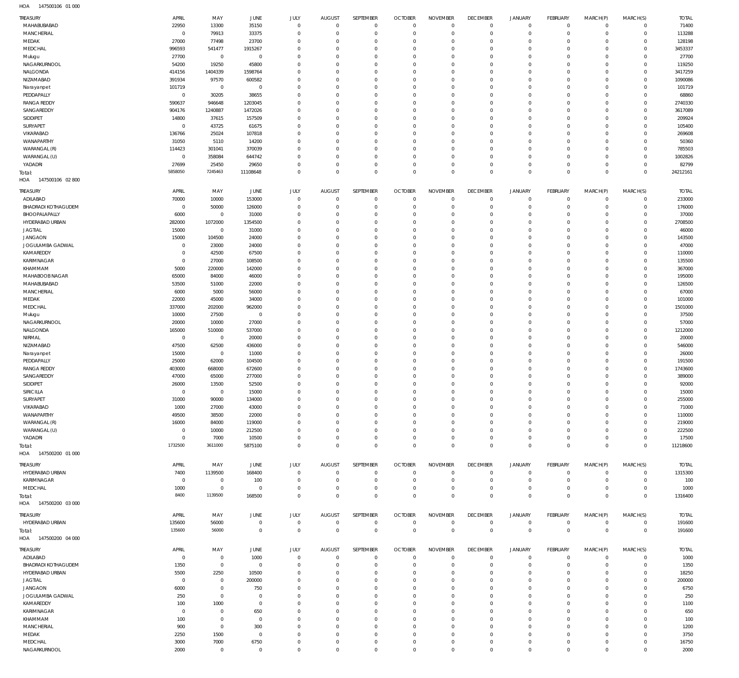HOA 147500106 01 000

| TREASURY | APRIL | MAY | JUNE | JULY | AUGUST | SEPTEMBER | OCTOBER | NOVEMBER | DECEMBER | JANUARY | FEBRUARY | MARCH(P) | MARCH(S) | TOTAL |
|---|---|---|---|---|---|---|---|---|---|---|---|---|---|---|
| MAHABUBABAD | 22950 | 13300 | 35150 | 0 | 0 | 0 | 0 | 0 | 0 | 0 | 0 | 0 | 0 | 71400 |
| MANCHERIAL | 0 | 79913 | 33375 | 0 | 0 | 0 | 0 | 0 | 0 | 0 | 0 | 0 | 0 | 113288 |
| MEDAK | 27000 | 77498 | 23700 | 0 | 0 | 0 | 0 | 0 | 0 | 0 | 0 | 0 | 0 | 128198 |
| MEDCHAL | 996593 | 541477 | 1915267 | 0 | 0 | 0 | 0 | 0 | 0 | 0 | 0 | 0 | 0 | 3453337 |
| Mulugu | 27700 | 0 | 0 | 0 | 0 | 0 | 0 | 0 | 0 | 0 | 0 | 0 | 0 | 27700 |
| NAGARKURNOOL | 54200 | 19250 | 45800 | 0 | 0 | 0 | 0 | 0 | 0 | 0 | 0 | 0 | 0 | 119250 |
| NALGONDA | 414156 | 1404339 | 1598764 | 0 | 0 | 0 | 0 | 0 | 0 | 0 | 0 | 0 | 0 | 3417259 |
| NIZAMABAD | 391934 | 97570 | 600582 | 0 | 0 | 0 | 0 | 0 | 0 | 0 | 0 | 0 | 0 | 1090086 |
| Narayanpet | 101719 | 0 | 0 | 0 | 0 | 0 | 0 | 0 | 0 | 0 | 0 | 0 | 0 | 101719 |
| PEDDAPALLY | 0 | 30205 | 38655 | 0 | 0 | 0 | 0 | 0 | 0 | 0 | 0 | 0 | 0 | 68860 |
| RANGA REDDY | 590637 | 946648 | 1203045 | 0 | 0 | 0 | 0 | 0 | 0 | 0 | 0 | 0 | 0 | 2740330 |
| SANGAREDDY | 904176 | 1240887 | 1472026 | 0 | 0 | 0 | 0 | 0 | 0 | 0 | 0 | 0 | 0 | 3617089 |
| SIDDIPET | 14800 | 37615 | 157509 | 0 | 0 | 0 | 0 | 0 | 0 | 0 | 0 | 0 | 0 | 209924 |
| SURYAPET | 0 | 43725 | 61675 | 0 | 0 | 0 | 0 | 0 | 0 | 0 | 0 | 0 | 0 | 105400 |
| VIKARABAD | 136766 | 25024 | 107818 | 0 | 0 | 0 | 0 | 0 | 0 | 0 | 0 | 0 | 0 | 269608 |
| WANAPARTHY | 31050 | 5110 | 14200 | 0 | 0 | 0 | 0 | 0 | 0 | 0 | 0 | 0 | 0 | 50360 |
| WARANGAL (R) | 114423 | 301041 | 370039 | 0 | 0 | 0 | 0 | 0 | 0 | 0 | 0 | 0 | 0 | 785503 |
| WARANGAL (U) | 0 | 358084 | 644742 | 0 | 0 | 0 | 0 | 0 | 0 | 0 | 0 | 0 | 0 | 1002826 |
| YADADRI | 27699 | 25450 | 29650 | 0 | 0 | 0 | 0 | 0 | 0 | 0 | 0 | 0 | 0 | 82799 |
| Total: | 5858050 | 7245463 | 11108648 | 0 | 0 | 0 | 0 | 0 | 0 | 0 | 0 | 0 | 0 | 24212161 |

HOA 147500106 02 800

| TREASURY | APRIL | MAY | JUNE | JULY | AUGUST | SEPTEMBER | OCTOBER | NOVEMBER | DECEMBER | JANUARY | FEBRUARY | MARCH(P) | MARCH(S) | TOTAL |
|---|---|---|---|---|---|---|---|---|---|---|---|---|---|---|
| ADILABAD | 70000 | 10000 | 153000 | 0 | 0 | 0 | 0 | 0 | 0 | 0 | 0 | 0 | 0 | 233000 |
| BHADRADI KOTHAGUDEM | 0 | 50000 | 126000 | 0 | 0 | 0 | 0 | 0 | 0 | 0 | 0 | 0 | 0 | 176000 |
| BHOOPALAPALLY | 6000 | 0 | 31000 | 0 | 0 | 0 | 0 | 0 | 0 | 0 | 0 | 0 | 0 | 37000 |
| HYDERABAD URBAN | 282000 | 1072000 | 1354500 | 0 | 0 | 0 | 0 | 0 | 0 | 0 | 0 | 0 | 0 | 2708500 |
| JAGTIAL | 15000 | 0 | 31000 | 0 | 0 | 0 | 0 | 0 | 0 | 0 | 0 | 0 | 0 | 46000 |
| JANGAON | 15000 | 104500 | 24000 | 0 | 0 | 0 | 0 | 0 | 0 | 0 | 0 | 0 | 0 | 143500 |
| JOGULAMBA GADWAL | 0 | 23000 | 24000 | 0 | 0 | 0 | 0 | 0 | 0 | 0 | 0 | 0 | 0 | 47000 |
| KAMAREDDY | 0 | 42500 | 67500 | 0 | 0 | 0 | 0 | 0 | 0 | 0 | 0 | 0 | 0 | 110000 |
| KARIMNAGAR | 0 | 27000 | 108500 | 0 | 0 | 0 | 0 | 0 | 0 | 0 | 0 | 0 | 0 | 135500 |
| KHAMMAM | 5000 | 220000 | 142000 | 0 | 0 | 0 | 0 | 0 | 0 | 0 | 0 | 0 | 0 | 367000 |
| MAHABOOBNAGAR | 65000 | 84000 | 46000 | 0 | 0 | 0 | 0 | 0 | 0 | 0 | 0 | 0 | 0 | 195000 |
| MAHABUBABAD | 53500 | 51000 | 22000 | 0 | 0 | 0 | 0 | 0 | 0 | 0 | 0 | 0 | 0 | 126500 |
| MANCHERIAL | 6000 | 5000 | 56000 | 0 | 0 | 0 | 0 | 0 | 0 | 0 | 0 | 0 | 0 | 67000 |
| MEDAK | 22000 | 45000 | 34000 | 0 | 0 | 0 | 0 | 0 | 0 | 0 | 0 | 0 | 0 | 101000 |
| MEDCHAL | 337000 | 202000 | 962000 | 0 | 0 | 0 | 0 | 0 | 0 | 0 | 0 | 0 | 0 | 1501000 |
| Mulugu | 10000 | 27500 | 0 | 0 | 0 | 0 | 0 | 0 | 0 | 0 | 0 | 0 | 0 | 37500 |
| NAGARKURNOOL | 20000 | 10000 | 27000 | 0 | 0 | 0 | 0 | 0 | 0 | 0 | 0 | 0 | 0 | 57000 |
| NALGONDA | 165000 | 510000 | 537000 | 0 | 0 | 0 | 0 | 0 | 0 | 0 | 0 | 0 | 0 | 1212000 |
| NIRMAL | 0 | 0 | 20000 | 0 | 0 | 0 | 0 | 0 | 0 | 0 | 0 | 0 | 0 | 20000 |
| NIZAMABAD | 47500 | 62500 | 436000 | 0 | 0 | 0 | 0 | 0 | 0 | 0 | 0 | 0 | 0 | 546000 |
| Narayanpet | 15000 | 0 | 11000 | 0 | 0 | 0 | 0 | 0 | 0 | 0 | 0 | 0 | 0 | 26000 |
| PEDDAPALLY | 25000 | 62000 | 104500 | 0 | 0 | 0 | 0 | 0 | 0 | 0 | 0 | 0 | 0 | 191500 |
| RANGA REDDY | 403000 | 668000 | 672600 | 0 | 0 | 0 | 0 | 0 | 0 | 0 | 0 | 0 | 0 | 1743600 |
| SANGAREDDY | 47000 | 65000 | 277000 | 0 | 0 | 0 | 0 | 0 | 0 | 0 | 0 | 0 | 0 | 389000 |
| SIDDIPET | 26000 | 13500 | 52500 | 0 | 0 | 0 | 0 | 0 | 0 | 0 | 0 | 0 | 0 | 92000 |
| SIRICILLA | 0 | 0 | 15000 | 0 | 0 | 0 | 0 | 0 | 0 | 0 | 0 | 0 | 0 | 15000 |
| SURYAPET | 31000 | 90000 | 134000 | 0 | 0 | 0 | 0 | 0 | 0 | 0 | 0 | 0 | 0 | 255000 |
| VIKARABAD | 1000 | 27000 | 43000 | 0 | 0 | 0 | 0 | 0 | 0 | 0 | 0 | 0 | 0 | 71000 |
| WANAPARTHY | 49500 | 38500 | 22000 | 0 | 0 | 0 | 0 | 0 | 0 | 0 | 0 | 0 | 0 | 110000 |
| WARANGAL (R) | 16000 | 84000 | 119000 | 0 | 0 | 0 | 0 | 0 | 0 | 0 | 0 | 0 | 0 | 219000 |
| WARANGAL (U) | 0 | 10000 | 212500 | 0 | 0 | 0 | 0 | 0 | 0 | 0 | 0 | 0 | 0 | 222500 |
| YADADRI | 0 | 7000 | 10500 | 0 | 0 | 0 | 0 | 0 | 0 | 0 | 0 | 0 | 0 | 17500 |
| Total: | 1732500 | 3611000 | 5875100 | 0 | 0 | 0 | 0 | 0 | 0 | 0 | 0 | 0 | 0 | 11218600 |

HOA 147500200 01 000

| TREASURY | APRIL | MAY | JUNE | JULY | AUGUST | SEPTEMBER | OCTOBER | NOVEMBER | DECEMBER | JANUARY | FEBRUARY | MARCH(P) | MARCH(S) | TOTAL |
|---|---|---|---|---|---|---|---|---|---|---|---|---|---|---|
| HYDERABAD URBAN | 7400 | 1139500 | 168400 | 0 | 0 | 0 | 0 | 0 | 0 | 0 | 0 | 0 | 0 | 1315300 |
| KARIMNAGAR | 0 | 0 | 100 | 0 | 0 | 0 | 0 | 0 | 0 | 0 | 0 | 0 | 0 | 100 |
| MEDCHAL | 1000 | 0 | 0 | 0 | 0 | 0 | 0 | 0 | 0 | 0 | 0 | 0 | 0 | 1000 |
| Total: | 8400 | 1139500 | 168500 | 0 | 0 | 0 | 0 | 0 | 0 | 0 | 0 | 0 | 0 | 1316400 |

HOA 147500200 03 000

| TREASURY | APRIL | MAY | JUNE | JULY | AUGUST | SEPTEMBER | OCTOBER | NOVEMBER | DECEMBER | JANUARY | FEBRUARY | MARCH(P) | MARCH(S) | TOTAL |
|---|---|---|---|---|---|---|---|---|---|---|---|---|---|---|
| HYDERABAD URBAN | 135600 | 56000 | 0 | 0 | 0 | 0 | 0 | 0 | 0 | 0 | 0 | 0 | 0 | 191600 |
| Total: | 135600 | 56000 | 0 | 0 | 0 | 0 | 0 | 0 | 0 | 0 | 0 | 0 | 0 | 191600 |

HOA 147500200 04 000

| TREASURY | APRIL | MAY | JUNE | JULY | AUGUST | SEPTEMBER | OCTOBER | NOVEMBER | DECEMBER | JANUARY | FEBRUARY | MARCH(P) | MARCH(S) | TOTAL |
|---|---|---|---|---|---|---|---|---|---|---|---|---|---|---|
| ADILABAD | 0 | 0 | 1000 | 0 | 0 | 0 | 0 | 0 | 0 | 0 | 0 | 0 | 0 | 1000 |
| BHADRADI KOTHAGUDEM | 1350 | 0 | 0 | 0 | 0 | 0 | 0 | 0 | 0 | 0 | 0 | 0 | 0 | 1350 |
| HYDERABAD URBAN | 5500 | 2250 | 10500 | 0 | 0 | 0 | 0 | 0 | 0 | 0 | 0 | 0 | 0 | 18250 |
| JAGTIAL | 0 | 0 | 200000 | 0 | 0 | 0 | 0 | 0 | 0 | 0 | 0 | 0 | 0 | 200000 |
| JANGAON | 6000 | 0 | 750 | 0 | 0 | 0 | 0 | 0 | 0 | 0 | 0 | 0 | 0 | 6750 |
| JOGULAMBA GADWAL | 250 | 0 | 0 | 0 | 0 | 0 | 0 | 0 | 0 | 0 | 0 | 0 | 0 | 250 |
| KAMAREDDY | 100 | 1000 | 0 | 0 | 0 | 0 | 0 | 0 | 0 | 0 | 0 | 0 | 0 | 1100 |
| KARIMNAGAR | 0 | 0 | 650 | 0 | 0 | 0 | 0 | 0 | 0 | 0 | 0 | 0 | 0 | 650 |
| KHAMMAM | 100 | 0 | 0 | 0 | 0 | 0 | 0 | 0 | 0 | 0 | 0 | 0 | 0 | 100 |
| MANCHERIAL | 900 | 0 | 300 | 0 | 0 | 0 | 0 | 0 | 0 | 0 | 0 | 0 | 0 | 1200 |
| MEDAK | 2250 | 1500 | 0 | 0 | 0 | 0 | 0 | 0 | 0 | 0 | 0 | 0 | 0 | 3750 |
| MEDCHAL | 3000 | 7000 | 6750 | 0 | 0 | 0 | 0 | 0 | 0 | 0 | 0 | 0 | 0 | 16750 |
| NAGARKURNOOL | 2000 | 0 | 0 | 0 | 0 | 0 | 0 | 0 | 0 | 0 | 0 | 0 | 0 | 2000 |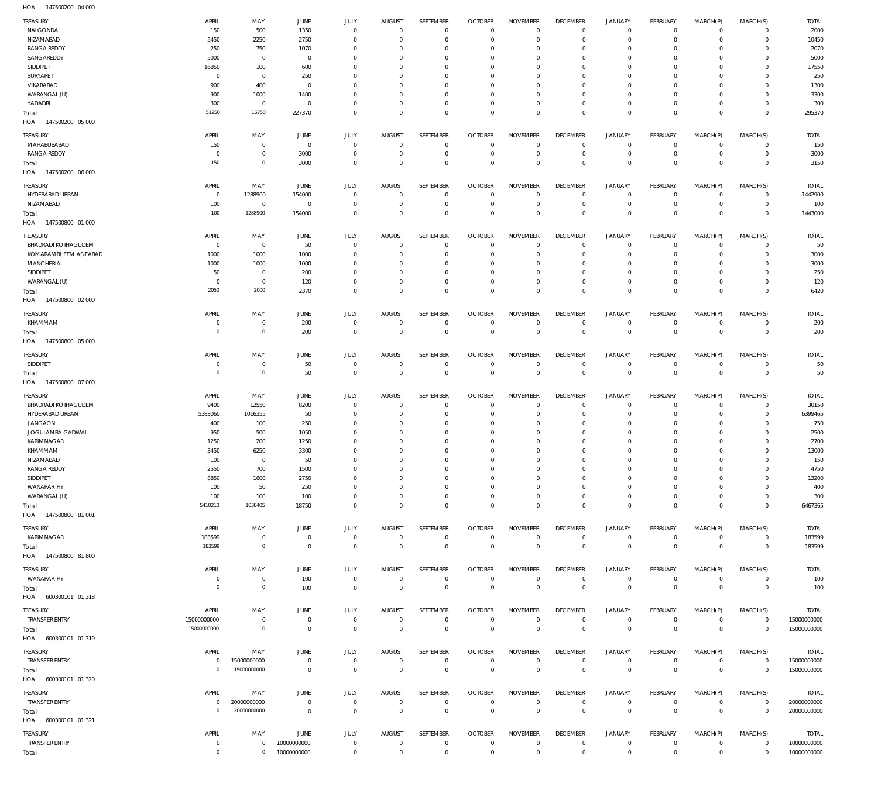HOA 147500200 04 000

| TREASURY | APRIL | MAY | JUNE | JULY | AUGUST | SEPTEMBER | OCTOBER | NOVEMBER | DECEMBER | JANUARY | FEBRUARY | MARCH(P) | MARCH(S) | TOTAL |
|---|---|---|---|---|---|---|---|---|---|---|---|---|---|---|
| NALGONDA | 150 | 500 | 1350 | 0 | 0 | 0 | 0 | 0 | 0 | 0 | 0 | 0 | 0 | 2000 |
| NIZAMABAD | 5450 | 2250 | 2750 | 0 | 0 | 0 | 0 | 0 | 0 | 0 | 0 | 0 | 0 | 10450 |
| RANGA REDDY | 250 | 750 | 1070 | 0 | 0 | 0 | 0 | 0 | 0 | 0 | 0 | 0 | 0 | 2070 |
| SANGAREDDY | 5000 | 0 | 0 | 0 | 0 | 0 | 0 | 0 | 0 | 0 | 0 | 0 | 0 | 5000 |
| SIDDIPET | 16850 | 100 | 600 | 0 | 0 | 0 | 0 | 0 | 0 | 0 | 0 | 0 | 0 | 17550 |
| SURYAPET | 0 | 0 | 250 | 0 | 0 | 0 | 0 | 0 | 0 | 0 | 0 | 0 | 0 | 250 |
| VIKARABAD | 900 | 400 | 0 | 0 | 0 | 0 | 0 | 0 | 0 | 0 | 0 | 0 | 0 | 1300 |
| WARANGAL (U) | 900 | 1000 | 1400 | 0 | 0 | 0 | 0 | 0 | 0 | 0 | 0 | 0 | 0 | 3300 |
| YADADRI | 300 | 0 | 0 | 0 | 0 | 0 | 0 | 0 | 0 | 0 | 0 | 0 | 0 | 300 |
| Total: | 51250 | 16750 | 227370 | 0 | 0 | 0 | 0 | 0 | 0 | 0 | 0 | 0 | 0 | 295370 |

HOA 147500200 05 000

| TREASURY | APRIL | MAY | JUNE | JULY | AUGUST | SEPTEMBER | OCTOBER | NOVEMBER | DECEMBER | JANUARY | FEBRUARY | MARCH(P) | MARCH(S) | TOTAL |
|---|---|---|---|---|---|---|---|---|---|---|---|---|---|---|
| MAHABUBABAD | 150 | 0 | 0 | 0 | 0 | 0 | 0 | 0 | 0 | 0 | 0 | 0 | 0 | 150 |
| RANGA REDDY | 0 | 0 | 3000 | 0 | 0 | 0 | 0 | 0 | 0 | 0 | 0 | 0 | 0 | 3000 |
| Total: | 150 | 0 | 3000 | 0 | 0 | 0 | 0 | 0 | 0 | 0 | 0 | 0 | 0 | 3150 |

HOA 147500200 06 000

| TREASURY | APRIL | MAY | JUNE | JULY | AUGUST | SEPTEMBER | OCTOBER | NOVEMBER | DECEMBER | JANUARY | FEBRUARY | MARCH(P) | MARCH(S) | TOTAL |
|---|---|---|---|---|---|---|---|---|---|---|---|---|---|---|
| HYDERABAD URBAN | 0 | 1288900 | 154000 | 0 | 0 | 0 | 0 | 0 | 0 | 0 | 0 | 0 | 0 | 1442900 |
| NIZAMABAD | 100 | 0 | 0 | 0 | 0 | 0 | 0 | 0 | 0 | 0 | 0 | 0 | 0 | 100 |
| Total: | 100 | 1288900 | 154000 | 0 | 0 | 0 | 0 | 0 | 0 | 0 | 0 | 0 | 0 | 1443000 |

HOA 147500800 01 000

| TREASURY | APRIL | MAY | JUNE | JULY | AUGUST | SEPTEMBER | OCTOBER | NOVEMBER | DECEMBER | JANUARY | FEBRUARY | MARCH(P) | MARCH(S) | TOTAL |
|---|---|---|---|---|---|---|---|---|---|---|---|---|---|---|
| BHADRADI KOTHAGUDEM | 0 | 0 | 50 | 0 | 0 | 0 | 0 | 0 | 0 | 0 | 0 | 0 | 0 | 50 |
| KOMARAMBHEEM ASIFABAD | 1000 | 1000 | 1000 | 0 | 0 | 0 | 0 | 0 | 0 | 0 | 0 | 0 | 0 | 3000 |
| MANCHERIAL | 1000 | 1000 | 1000 | 0 | 0 | 0 | 0 | 0 | 0 | 0 | 0 | 0 | 0 | 3000 |
| SIDDIPET | 50 | 0 | 200 | 0 | 0 | 0 | 0 | 0 | 0 | 0 | 0 | 0 | 0 | 250 |
| WARANGAL (U) | 0 | 0 | 120 | 0 | 0 | 0 | 0 | 0 | 0 | 0 | 0 | 0 | 0 | 120 |
| Total: | 2050 | 2000 | 2370 | 0 | 0 | 0 | 0 | 0 | 0 | 0 | 0 | 0 | 0 | 6420 |

HOA 147500800 02 000

| TREASURY | APRIL | MAY | JUNE | JULY | AUGUST | SEPTEMBER | OCTOBER | NOVEMBER | DECEMBER | JANUARY | FEBRUARY | MARCH(P) | MARCH(S) | TOTAL |
|---|---|---|---|---|---|---|---|---|---|---|---|---|---|---|
| KHAMMAM | 0 | 0 | 200 | 0 | 0 | 0 | 0 | 0 | 0 | 0 | 0 | 0 | 0 | 200 |
| Total: | 0 | 0 | 200 | 0 | 0 | 0 | 0 | 0 | 0 | 0 | 0 | 0 | 0 | 200 |

HOA 147500800 05 000

| TREASURY | APRIL | MAY | JUNE | JULY | AUGUST | SEPTEMBER | OCTOBER | NOVEMBER | DECEMBER | JANUARY | FEBRUARY | MARCH(P) | MARCH(S) | TOTAL |
|---|---|---|---|---|---|---|---|---|---|---|---|---|---|---|
| SIDDIPET | 0 | 0 | 50 | 0 | 0 | 0 | 0 | 0 | 0 | 0 | 0 | 0 | 0 | 50 |
| Total: | 0 | 0 | 50 | 0 | 0 | 0 | 0 | 0 | 0 | 0 | 0 | 0 | 0 | 50 |

HOA 147500800 07 000

| TREASURY | APRIL | MAY | JUNE | JULY | AUGUST | SEPTEMBER | OCTOBER | NOVEMBER | DECEMBER | JANUARY | FEBRUARY | MARCH(P) | MARCH(S) | TOTAL |
|---|---|---|---|---|---|---|---|---|---|---|---|---|---|---|
| BHADRADI KOTHAGUDEM | 9400 | 12550 | 8200 | 0 | 0 | 0 | 0 | 0 | 0 | 0 | 0 | 0 | 0 | 30150 |
| HYDERABAD URBAN | 5383060 | 1016355 | 50 | 0 | 0 | 0 | 0 | 0 | 0 | 0 | 0 | 0 | 0 | 6399465 |
| JANGAON | 400 | 100 | 250 | 0 | 0 | 0 | 0 | 0 | 0 | 0 | 0 | 0 | 0 | 750 |
| JOGULAMBA GADWAL | 950 | 500 | 1050 | 0 | 0 | 0 | 0 | 0 | 0 | 0 | 0 | 0 | 0 | 2500 |
| KARIMNAGAR | 1250 | 200 | 1250 | 0 | 0 | 0 | 0 | 0 | 0 | 0 | 0 | 0 | 0 | 2700 |
| KHAMMAM | 3450 | 6250 | 3300 | 0 | 0 | 0 | 0 | 0 | 0 | 0 | 0 | 0 | 0 | 13000 |
| NIZAMABAD | 100 | 0 | 50 | 0 | 0 | 0 | 0 | 0 | 0 | 0 | 0 | 0 | 0 | 150 |
| RANGA REDDY | 2550 | 700 | 1500 | 0 | 0 | 0 | 0 | 0 | 0 | 0 | 0 | 0 | 0 | 4750 |
| SIDDIPET | 8850 | 1600 | 2750 | 0 | 0 | 0 | 0 | 0 | 0 | 0 | 0 | 0 | 0 | 13200 |
| WANAPARTHY | 100 | 50 | 250 | 0 | 0 | 0 | 0 | 0 | 0 | 0 | 0 | 0 | 0 | 400 |
| WARANGAL (U) | 100 | 100 | 100 | 0 | 0 | 0 | 0 | 0 | 0 | 0 | 0 | 0 | 0 | 300 |
| Total: | 5410210 | 1038405 | 18750 | 0 | 0 | 0 | 0 | 0 | 0 | 0 | 0 | 0 | 0 | 6467365 |

HOA 147500800 81 001

| TREASURY | APRIL | MAY | JUNE | JULY | AUGUST | SEPTEMBER | OCTOBER | NOVEMBER | DECEMBER | JANUARY | FEBRUARY | MARCH(P) | MARCH(S) | TOTAL |
|---|---|---|---|---|---|---|---|---|---|---|---|---|---|---|
| KARIMNAGAR | 183599 | 0 | 0 | 0 | 0 | 0 | 0 | 0 | 0 | 0 | 0 | 0 | 0 | 183599 |
| Total: | 183599 | 0 | 0 | 0 | 0 | 0 | 0 | 0 | 0 | 0 | 0 | 0 | 0 | 183599 |

HOA 147500800 81 800

| TREASURY | APRIL | MAY | JUNE | JULY | AUGUST | SEPTEMBER | OCTOBER | NOVEMBER | DECEMBER | JANUARY | FEBRUARY | MARCH(P) | MARCH(S) | TOTAL |
|---|---|---|---|---|---|---|---|---|---|---|---|---|---|---|
| WANAPARTHY | 0 | 0 | 100 | 0 | 0 | 0 | 0 | 0 | 0 | 0 | 0 | 0 | 0 | 100 |
| Total: | 0 | 0 | 100 | 0 | 0 | 0 | 0 | 0 | 0 | 0 | 0 | 0 | 0 | 100 |

HOA 600300101 01 318

| TREASURY | APRIL | MAY | JUNE | JULY | AUGUST | SEPTEMBER | OCTOBER | NOVEMBER | DECEMBER | JANUARY | FEBRUARY | MARCH(P) | MARCH(S) | TOTAL |
|---|---|---|---|---|---|---|---|---|---|---|---|---|---|---|
| TRANSFER ENTRY | 15000000000 | 0 | 0 | 0 | 0 | 0 | 0 | 0 | 0 | 0 | 0 | 0 | 0 | 15000000000 |
| Total: | 15000000000 | 0 | 0 | 0 | 0 | 0 | 0 | 0 | 0 | 0 | 0 | 0 | 0 | 15000000000 |

HOA 600300101 01 319

| TREASURY | APRIL | MAY | JUNE | JULY | AUGUST | SEPTEMBER | OCTOBER | NOVEMBER | DECEMBER | JANUARY | FEBRUARY | MARCH(P) | MARCH(S) | TOTAL |
|---|---|---|---|---|---|---|---|---|---|---|---|---|---|---|
| TRANSFER ENTRY | 0 | 15000000000 | 0 | 0 | 0 | 0 | 0 | 0 | 0 | 0 | 0 | 0 | 0 | 15000000000 |
| Total: | 0 | 15000000000 | 0 | 0 | 0 | 0 | 0 | 0 | 0 | 0 | 0 | 0 | 0 | 15000000000 |

HOA 600300101 01 320

| TREASURY | APRIL | MAY | JUNE | JULY | AUGUST | SEPTEMBER | OCTOBER | NOVEMBER | DECEMBER | JANUARY | FEBRUARY | MARCH(P) | MARCH(S) | TOTAL |
|---|---|---|---|---|---|---|---|---|---|---|---|---|---|---|
| TRANSFER ENTRY | 0 | 20000000000 | 0 | 0 | 0 | 0 | 0 | 0 | 0 | 0 | 0 | 0 | 0 | 20000000000 |
| Total: | 0 | 20000000000 | 0 | 0 | 0 | 0 | 0 | 0 | 0 | 0 | 0 | 0 | 0 | 20000000000 |

HOA 600300101 01 321

| TREASURY | APRIL | MAY | JUNE | JULY | AUGUST | SEPTEMBER | OCTOBER | NOVEMBER | DECEMBER | JANUARY | FEBRUARY | MARCH(P) | MARCH(S) | TOTAL |
|---|---|---|---|---|---|---|---|---|---|---|---|---|---|---|
| TRANSFER ENTRY | 0 | 0 | 10000000000 | 0 | 0 | 0 | 0 | 0 | 0 | 0 | 0 | 0 | 0 | 10000000000 |
| Total: | 0 | 0 | 10000000000 | 0 | 0 | 0 | 0 | 0 | 0 | 0 | 0 | 0 | 0 | 10000000000 |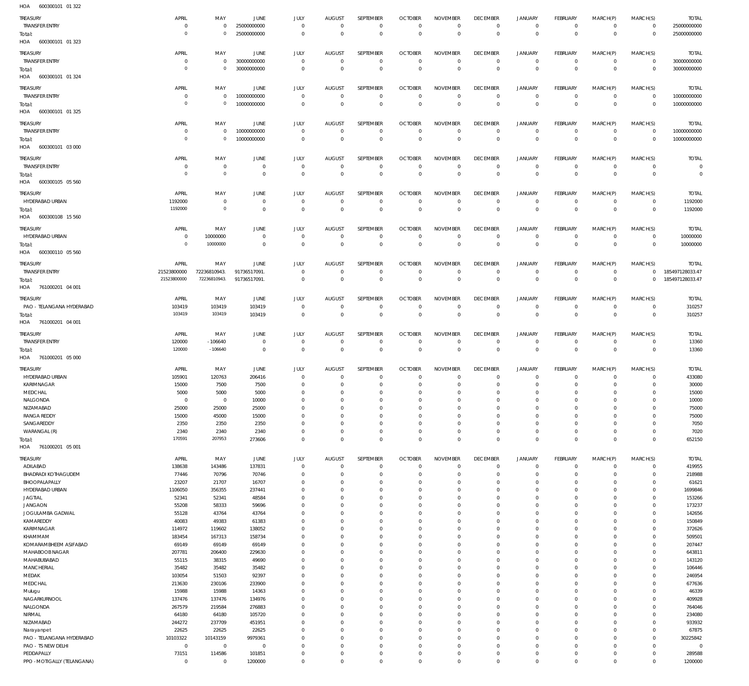HOA 600300101 01 322

| TREASURY | APRIL | MAY | JUNE | JULY | AUGUST | SEPTEMBER | OCTOBER | NOVEMBER | DECEMBER | JANUARY | FEBRUARY | MARCH(P) | MARCH(S) | TOTAL |
|---|---|---|---|---|---|---|---|---|---|---|---|---|---|---|
| TRANSFER ENTRY | 0 | 0 | 25000000000 | 0 | 0 | 0 | 0 | 0 | 0 | 0 | 0 | 0 | 0 | 25000000000 |
| Total: | 0 | 0 | 25000000000 | 0 | 0 | 0 | 0 | 0 | 0 | 0 | 0 | 0 | 0 | 25000000000 |

HOA 600300101 01 323

| TREASURY | APRIL | MAY | JUNE | JULY | AUGUST | SEPTEMBER | OCTOBER | NOVEMBER | DECEMBER | JANUARY | FEBRUARY | MARCH(P) | MARCH(S) | TOTAL |
|---|---|---|---|---|---|---|---|---|---|---|---|---|---|---|
| TRANSFER ENTRY | 0 | 0 | 30000000000 | 0 | 0 | 0 | 0 | 0 | 0 | 0 | 0 | 0 | 0 | 30000000000 |
| Total: | 0 | 0 | 30000000000 | 0 | 0 | 0 | 0 | 0 | 0 | 0 | 0 | 0 | 0 | 30000000000 |

HOA 600300101 01 324

| TREASURY | APRIL | MAY | JUNE | JULY | AUGUST | SEPTEMBER | OCTOBER | NOVEMBER | DECEMBER | JANUARY | FEBRUARY | MARCH(P) | MARCH(S) | TOTAL |
|---|---|---|---|---|---|---|---|---|---|---|---|---|---|---|
| TRANSFER ENTRY | 0 | 0 | 10000000000 | 0 | 0 | 0 | 0 | 0 | 0 | 0 | 0 | 0 | 0 | 10000000000 |
| Total: | 0 | 0 | 10000000000 | 0 | 0 | 0 | 0 | 0 | 0 | 0 | 0 | 0 | 0 | 10000000000 |

HOA 600300101 01 325

| TREASURY | APRIL | MAY | JUNE | JULY | AUGUST | SEPTEMBER | OCTOBER | NOVEMBER | DECEMBER | JANUARY | FEBRUARY | MARCH(P) | MARCH(S) | TOTAL |
|---|---|---|---|---|---|---|---|---|---|---|---|---|---|---|
| TRANSFER ENTRY | 0 | 0 | 10000000000 | 0 | 0 | 0 | 0 | 0 | 0 | 0 | 0 | 0 | 0 | 10000000000 |
| Total: | 0 | 0 | 10000000000 | 0 | 0 | 0 | 0 | 0 | 0 | 0 | 0 | 0 | 0 | 10000000000 |

HOA 600300101 03 000

| TREASURY | APRIL | MAY | JUNE | JULY | AUGUST | SEPTEMBER | OCTOBER | NOVEMBER | DECEMBER | JANUARY | FEBRUARY | MARCH(P) | MARCH(S) | TOTAL |
|---|---|---|---|---|---|---|---|---|---|---|---|---|---|---|
| TRANSFER ENTRY | 0 | 0 | 0 | 0 | 0 | 0 | 0 | 0 | 0 | 0 | 0 | 0 | 0 | 0 |
| Total: | 0 | 0 | 0 | 0 | 0 | 0 | 0 | 0 | 0 | 0 | 0 | 0 | 0 | 0 |

HOA 600300105 05 560

| TREASURY | APRIL | MAY | JUNE | JULY | AUGUST | SEPTEMBER | OCTOBER | NOVEMBER | DECEMBER | JANUARY | FEBRUARY | MARCH(P) | MARCH(S) | TOTAL |
|---|---|---|---|---|---|---|---|---|---|---|---|---|---|---|
| HYDERABAD URBAN | 1192000 | 0 | 0 | 0 | 0 | 0 | 0 | 0 | 0 | 0 | 0 | 0 | 0 | 1192000 |
| Total: | 1192000 | 0 | 0 | 0 | 0 | 0 | 0 | 0 | 0 | 0 | 0 | 0 | 0 | 1192000 |

HOA 600300108 15 560

| TREASURY | APRIL | MAY | JUNE | JULY | AUGUST | SEPTEMBER | OCTOBER | NOVEMBER | DECEMBER | JANUARY | FEBRUARY | MARCH(P) | MARCH(S) | TOTAL |
|---|---|---|---|---|---|---|---|---|---|---|---|---|---|---|
| HYDERABAD URBAN | 0 | 10000000 | 0 | 0 | 0 | 0 | 0 | 0 | 0 | 0 | 0 | 0 | 0 | 10000000 |
| Total: | 0 | 10000000 | 0 | 0 | 0 | 0 | 0 | 0 | 0 | 0 | 0 | 0 | 0 | 10000000 |

HOA 600300110 05 560

| TREASURY | APRIL | MAY | JUNE | JULY | AUGUST | SEPTEMBER | OCTOBER | NOVEMBER | DECEMBER | JANUARY | FEBRUARY | MARCH(P) | MARCH(S) | TOTAL |
|---|---|---|---|---|---|---|---|---|---|---|---|---|---|---|
| TRANSFER ENTRY | 21523800000 | 72236810943. | 91736517091. | 0 | 0 | 0 | 0 | 0 | 0 | 0 | 0 | 0 | 0 | 185497128033.47 |
| Total: | 21523800000 | 72236810943. | 91736517091. | 0 | 0 | 0 | 0 | 0 | 0 | 0 | 0 | 0 | 0 | 185497128033.47 |

HOA 761000201 04 001

| TREASURY | APRIL | MAY | JUNE | JULY | AUGUST | SEPTEMBER | OCTOBER | NOVEMBER | DECEMBER | JANUARY | FEBRUARY | MARCH(P) | MARCH(S) | TOTAL |
|---|---|---|---|---|---|---|---|---|---|---|---|---|---|---|
| PAO - TELANGANA HYDERABAD | 103419 | 103419 | 103419 | 0 | 0 | 0 | 0 | 0 | 0 | 0 | 0 | 0 | 0 | 310257 |
| Total: | 103419 | 103419 | 103419 | 0 | 0 | 0 | 0 | 0 | 0 | 0 | 0 | 0 | 0 | 310257 |

HOA 761000201 04 001

| TREASURY | APRIL | MAY | JUNE | JULY | AUGUST | SEPTEMBER | OCTOBER | NOVEMBER | DECEMBER | JANUARY | FEBRUARY | MARCH(P) | MARCH(S) | TOTAL |
|---|---|---|---|---|---|---|---|---|---|---|---|---|---|---|
| TRANSFER ENTRY | 120000 | - 106640 | 0 | 0 | 0 | 0 | 0 | 0 | 0 | 0 | 0 | 0 | 0 | 13360 |
| Total: | 120000 | - 106640 | 0 | 0 | 0 | 0 | 0 | 0 | 0 | 0 | 0 | 0 | 0 | 13360 |

HOA 761000201 05 000

| TREASURY | APRIL | MAY | JUNE | JULY | AUGUST | SEPTEMBER | OCTOBER | NOVEMBER | DECEMBER | JANUARY | FEBRUARY | MARCH(P) | MARCH(S) | TOTAL |
|---|---|---|---|---|---|---|---|---|---|---|---|---|---|---|
| HYDERABAD URBAN | 105901 | 120763 | 206416 | 0 | 0 | 0 | 0 | 0 | 0 | 0 | 0 | 0 | 0 | 433080 |
| KARIMNAGAR | 15000 | 7500 | 7500 | 0 | 0 | 0 | 0 | 0 | 0 | 0 | 0 | 0 | 0 | 30000 |
| MEDCHAL | 5000 | 5000 | 5000 | 0 | 0 | 0 | 0 | 0 | 0 | 0 | 0 | 0 | 0 | 15000 |
| NALGONDA | 0 | 0 | 10000 | 0 | 0 | 0 | 0 | 0 | 0 | 0 | 0 | 0 | 0 | 10000 |
| NIZAMABAD | 25000 | 25000 | 25000 | 0 | 0 | 0 | 0 | 0 | 0 | 0 | 0 | 0 | 0 | 75000 |
| RANGA REDDY | 15000 | 45000 | 15000 | 0 | 0 | 0 | 0 | 0 | 0 | 0 | 0 | 0 | 0 | 75000 |
| SANGAREDDY | 2350 | 2350 | 2350 | 0 | 0 | 0 | 0 | 0 | 0 | 0 | 0 | 0 | 0 | 7050 |
| WARANGAL (R) | 2340 | 2340 | 2340 | 0 | 0 | 0 | 0 | 0 | 0 | 0 | 0 | 0 | 0 | 7020 |
| Total: | 170591 | 207953 | 273606 | 0 | 0 | 0 | 0 | 0 | 0 | 0 | 0 | 0 | 0 | 652150 |

HOA 761000201 05 001

| TREASURY | APRIL | MAY | JUNE | JULY | AUGUST | SEPTEMBER | OCTOBER | NOVEMBER | DECEMBER | JANUARY | FEBRUARY | MARCH(P) | MARCH(S) | TOTAL |
|---|---|---|---|---|---|---|---|---|---|---|---|---|---|---|
| ADILABAD | 138638 | 143486 | 137831 | 0 | 0 | 0 | 0 | 0 | 0 | 0 | 0 | 0 | 0 | 419955 |
| BHADRADI KOTHAGUDEM | 77446 | 70796 | 70746 | 0 | 0 | 0 | 0 | 0 | 0 | 0 | 0 | 0 | 0 | 218988 |
| BHOOPALAPALLY | 23207 | 21707 | 16707 | 0 | 0 | 0 | 0 | 0 | 0 | 0 | 0 | 0 | 0 | 61621 |
| HYDERABAD URBAN | 1106050 | 356355 | 237441 | 0 | 0 | 0 | 0 | 0 | 0 | 0 | 0 | 0 | 0 | 1699846 |
| JAGTIAL | 52341 | 52341 | 48584 | 0 | 0 | 0 | 0 | 0 | 0 | 0 | 0 | 0 | 0 | 153266 |
| JANGAON | 55208 | 58333 | 59696 | 0 | 0 | 0 | 0 | 0 | 0 | 0 | 0 | 0 | 0 | 173237 |
| JOGULAMBA GADWAL | 55128 | 43764 | 43764 | 0 | 0 | 0 | 0 | 0 | 0 | 0 | 0 | 0 | 0 | 142656 |
| KAMAREDDY | 40083 | 49383 | 61383 | 0 | 0 | 0 | 0 | 0 | 0 | 0 | 0 | 0 | 0 | 150849 |
| KARIMNAGAR | 114972 | 119602 | 138052 | 0 | 0 | 0 | 0 | 0 | 0 | 0 | 0 | 0 | 0 | 372626 |
| KHAMMAM | 183454 | 167313 | 158734 | 0 | 0 | 0 | 0 | 0 | 0 | 0 | 0 | 0 | 0 | 509501 |
| KOMARAMBHEEM ASIFABAD | 69149 | 69149 | 69149 | 0 | 0 | 0 | 0 | 0 | 0 | 0 | 0 | 0 | 0 | 207447 |
| MAHABOOBNAGAR | 207781 | 206400 | 229630 | 0 | 0 | 0 | 0 | 0 | 0 | 0 | 0 | 0 | 0 | 643811 |
| MAHABUBABAD | 55115 | 38315 | 49690 | 0 | 0 | 0 | 0 | 0 | 0 | 0 | 0 | 0 | 0 | 143120 |
| MANCHERIAL | 35482 | 35482 | 35482 | 0 | 0 | 0 | 0 | 0 | 0 | 0 | 0 | 0 | 0 | 106446 |
| MEDAK | 103054 | 51503 | 92397 | 0 | 0 | 0 | 0 | 0 | 0 | 0 | 0 | 0 | 0 | 246954 |
| MEDCHAL | 213630 | 230106 | 233900 | 0 | 0 | 0 | 0 | 0 | 0 | 0 | 0 | 0 | 0 | 677636 |
| Mulugu | 15988 | 15988 | 14363 | 0 | 0 | 0 | 0 | 0 | 0 | 0 | 0 | 0 | 0 | 46339 |
| NAGARKURNOOL | 137476 | 137476 | 134976 | 0 | 0 | 0 | 0 | 0 | 0 | 0 | 0 | 0 | 0 | 409928 |
| NALGONDA | 267579 | 219584 | 276883 | 0 | 0 | 0 | 0 | 0 | 0 | 0 | 0 | 0 | 0 | 764046 |
| NIRMAL | 64180 | 64180 | 105720 | 0 | 0 | 0 | 0 | 0 | 0 | 0 | 0 | 0 | 0 | 234080 |
| NIZAMABAD | 244272 | 237709 | 451951 | 0 | 0 | 0 | 0 | 0 | 0 | 0 | 0 | 0 | 0 | 933932 |
| Narayanpet | 22625 | 22625 | 22625 | 0 | 0 | 0 | 0 | 0 | 0 | 0 | 0 | 0 | 0 | 67875 |
| PAO - TELANGANA HYDERABAD | 10103322 | 10143159 | 9979361 | 0 | 0 | 0 | 0 | 0 | 0 | 0 | 0 | 0 | 0 | 30225842 |
| PAO - TS NEW DELHI | 0 | 0 | 0 | 0 | 0 | 0 | 0 | 0 | 0 | 0 | 0 | 0 | 0 | 0 |
| PEDDAPALLY | 73151 | 114586 | 101851 | 0 | 0 | 0 | 0 | 0 | 0 | 0 | 0 | 0 | 0 | 289588 |
| PPO - MOTIGALLY (TELANGANA) | 0 | 0 | 1200000 | 0 | 0 | 0 | 0 | 0 | 0 | 0 | 0 | 0 | 0 | 1200000 |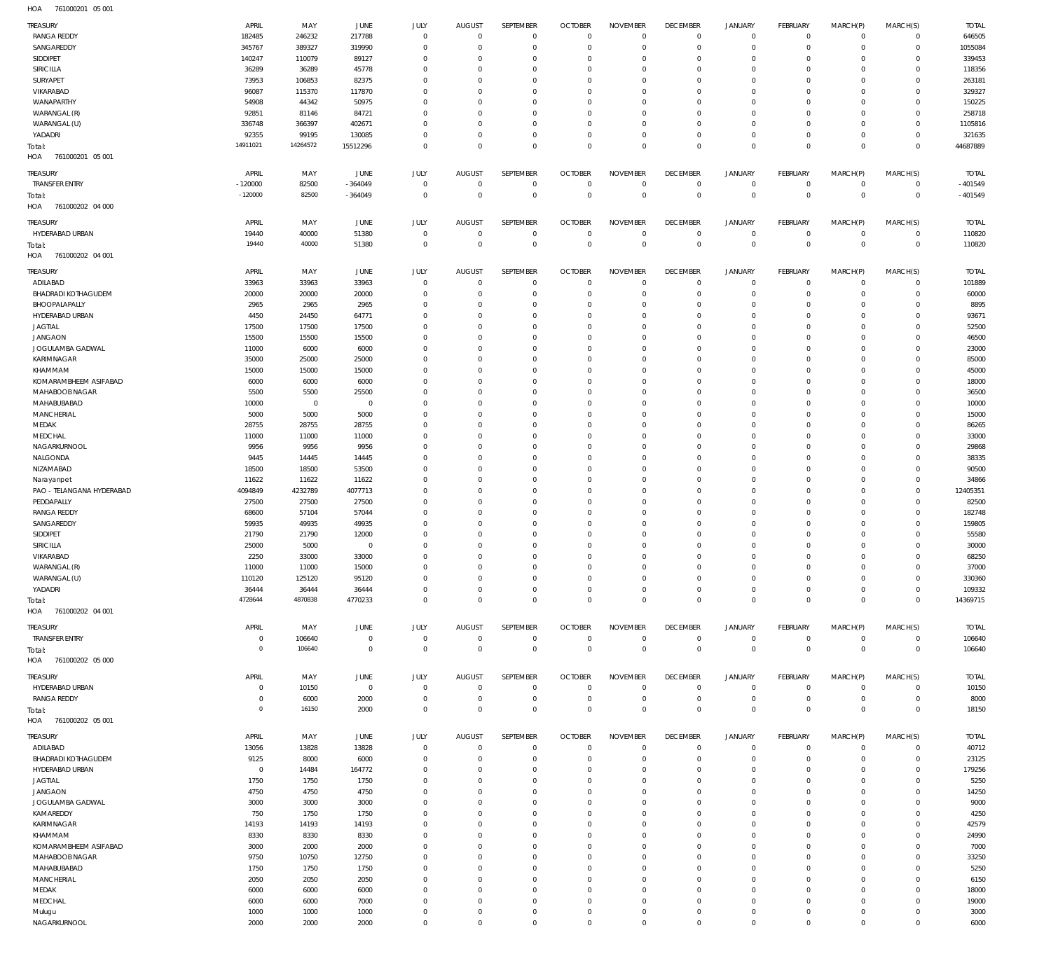HOA 761000201 05 001

| TREASURY | APRIL | MAY | JUNE | JULY | AUGUST | SEPTEMBER | OCTOBER | NOVEMBER | DECEMBER | JANUARY | FEBRUARY | MARCH(P) | MARCH(S) | TOTAL |
|---|---|---|---|---|---|---|---|---|---|---|---|---|---|---|
| RANGA REDDY | 182485 | 246232 | 217788 | 0 | 0 | 0 | 0 | 0 | 0 | 0 | 0 | 0 | 0 | 646505 |
| SANGAREDDY | 345767 | 389327 | 319990 | 0 | 0 | 0 | 0 | 0 | 0 | 0 | 0 | 0 | 0 | 1055084 |
| SIDDIPET | 140247 | 110079 | 89127 | 0 | 0 | 0 | 0 | 0 | 0 | 0 | 0 | 0 | 0 | 339453 |
| SIRICILLA | 36289 | 36289 | 45778 | 0 | 0 | 0 | 0 | 0 | 0 | 0 | 0 | 0 | 0 | 118356 |
| SURYAPET | 73953 | 106853 | 82375 | 0 | 0 | 0 | 0 | 0 | 0 | 0 | 0 | 0 | 0 | 263181 |
| VIKARABAD | 96087 | 115370 | 117870 | 0 | 0 | 0 | 0 | 0 | 0 | 0 | 0 | 0 | 0 | 329327 |
| WANAPARTHY | 54908 | 44342 | 50975 | 0 | 0 | 0 | 0 | 0 | 0 | 0 | 0 | 0 | 0 | 150225 |
| WARANGAL (R) | 92851 | 81146 | 84721 | 0 | 0 | 0 | 0 | 0 | 0 | 0 | 0 | 0 | 0 | 258718 |
| WARANGAL (U) | 336748 | 366397 | 402671 | 0 | 0 | 0 | 0 | 0 | 0 | 0 | 0 | 0 | 0 | 1105816 |
| YADADRI | 92355 | 99195 | 130085 | 0 | 0 | 0 | 0 | 0 | 0 | 0 | 0 | 0 | 0 | 321635 |
| Total: | 14911021 | 14264572 | 15512296 | 0 | 0 | 0 | 0 | 0 | 0 | 0 | 0 | 0 | 0 | 44687889 |

HOA 761000201 05 001

| TREASURY | APRIL | MAY | JUNE | JULY | AUGUST | SEPTEMBER | OCTOBER | NOVEMBER | DECEMBER | JANUARY | FEBRUARY | MARCH(P) | MARCH(S) | TOTAL |
|---|---|---|---|---|---|---|---|---|---|---|---|---|---|---|
| TRANSFER ENTRY | -120000 | 82500 | -364049 | 0 | 0 | 0 | 0 | 0 | 0 | 0 | 0 | 0 | 0 | -401549 |
| Total: | -120000 | 82500 | -364049 | 0 | 0 | 0 | 0 | 0 | 0 | 0 | 0 | 0 | 0 | -401549 |

HOA 761000202 04 000

| TREASURY | APRIL | MAY | JUNE | JULY | AUGUST | SEPTEMBER | OCTOBER | NOVEMBER | DECEMBER | JANUARY | FEBRUARY | MARCH(P) | MARCH(S) | TOTAL |
|---|---|---|---|---|---|---|---|---|---|---|---|---|---|---|
| HYDERABAD URBAN | 19440 | 40000 | 51380 | 0 | 0 | 0 | 0 | 0 | 0 | 0 | 0 | 0 | 0 | 110820 |
| Total: | 19440 | 40000 | 51380 | 0 | 0 | 0 | 0 | 0 | 0 | 0 | 0 | 0 | 0 | 110820 |

HOA 761000202 04 001

| TREASURY | APRIL | MAY | JUNE | JULY | AUGUST | SEPTEMBER | OCTOBER | NOVEMBER | DECEMBER | JANUARY | FEBRUARY | MARCH(P) | MARCH(S) | TOTAL |
|---|---|---|---|---|---|---|---|---|---|---|---|---|---|---|
| ADILABAD | 33963 | 33963 | 33963 | 0 | 0 | 0 | 0 | 0 | 0 | 0 | 0 | 0 | 0 | 101889 |
| BHADRADI KOTHAGUDEM | 20000 | 20000 | 20000 | 0 | 0 | 0 | 0 | 0 | 0 | 0 | 0 | 0 | 0 | 60000 |
| BHOOPALAPALLY | 2965 | 2965 | 2965 | 0 | 0 | 0 | 0 | 0 | 0 | 0 | 0 | 0 | 0 | 8895 |
| HYDERABAD URBAN | 4450 | 24450 | 64771 | 0 | 0 | 0 | 0 | 0 | 0 | 0 | 0 | 0 | 0 | 93671 |
| JAGTIAL | 17500 | 17500 | 17500 | 0 | 0 | 0 | 0 | 0 | 0 | 0 | 0 | 0 | 0 | 52500 |
| JANGAON | 15500 | 15500 | 15500 | 0 | 0 | 0 | 0 | 0 | 0 | 0 | 0 | 0 | 0 | 46500 |
| JOGULAMBA GADWAL | 11000 | 6000 | 6000 | 0 | 0 | 0 | 0 | 0 | 0 | 0 | 0 | 0 | 0 | 23000 |
| KARIMNAGAR | 35000 | 25000 | 25000 | 0 | 0 | 0 | 0 | 0 | 0 | 0 | 0 | 0 | 0 | 85000 |
| KHAMMAM | 15000 | 15000 | 15000 | 0 | 0 | 0 | 0 | 0 | 0 | 0 | 0 | 0 | 0 | 45000 |
| KOMARAMBHEEM ASIFABAD | 6000 | 6000 | 6000 | 0 | 0 | 0 | 0 | 0 | 0 | 0 | 0 | 0 | 0 | 18000 |
| MAHABOOB NAGAR | 5500 | 5500 | 25500 | 0 | 0 | 0 | 0 | 0 | 0 | 0 | 0 | 0 | 0 | 36500 |
| MAHABUBABAD | 10000 | 0 | 0 | 0 | 0 | 0 | 0 | 0 | 0 | 0 | 0 | 0 | 0 | 10000 |
| MANCHERIAL | 5000 | 5000 | 5000 | 0 | 0 | 0 | 0 | 0 | 0 | 0 | 0 | 0 | 0 | 15000 |
| MEDAK | 28755 | 28755 | 28755 | 0 | 0 | 0 | 0 | 0 | 0 | 0 | 0 | 0 | 0 | 86265 |
| MEDCHAL | 11000 | 11000 | 11000 | 0 | 0 | 0 | 0 | 0 | 0 | 0 | 0 | 0 | 0 | 33000 |
| NAGARKURNOOL | 9956 | 9956 | 9956 | 0 | 0 | 0 | 0 | 0 | 0 | 0 | 0 | 0 | 0 | 29868 |
| NALGONDA | 9445 | 14445 | 14445 | 0 | 0 | 0 | 0 | 0 | 0 | 0 | 0 | 0 | 0 | 38335 |
| NIZAMABAD | 18500 | 18500 | 53500 | 0 | 0 | 0 | 0 | 0 | 0 | 0 | 0 | 0 | 0 | 90500 |
| Narayanpet | 11622 | 11622 | 11622 | 0 | 0 | 0 | 0 | 0 | 0 | 0 | 0 | 0 | 0 | 34866 |
| PAO - TELANGANA HYDERABAD | 4094849 | 4232789 | 4077713 | 0 | 0 | 0 | 0 | 0 | 0 | 0 | 0 | 0 | 0 | 12405351 |
| PEDDAPALLY | 27500 | 27500 | 27500 | 0 | 0 | 0 | 0 | 0 | 0 | 0 | 0 | 0 | 0 | 82500 |
| RANGA REDDY | 68600 | 57104 | 57044 | 0 | 0 | 0 | 0 | 0 | 0 | 0 | 0 | 0 | 0 | 182748 |
| SANGAREDDY | 59935 | 49935 | 49935 | 0 | 0 | 0 | 0 | 0 | 0 | 0 | 0 | 0 | 0 | 159805 |
| SIDDIPET | 21790 | 21790 | 12000 | 0 | 0 | 0 | 0 | 0 | 0 | 0 | 0 | 0 | 0 | 55580 |
| SIRICILLA | 25000 | 5000 | 0 | 0 | 0 | 0 | 0 | 0 | 0 | 0 | 0 | 0 | 0 | 30000 |
| VIKARABAD | 2250 | 33000 | 33000 | 0 | 0 | 0 | 0 | 0 | 0 | 0 | 0 | 0 | 0 | 68250 |
| WARANGAL (R) | 11000 | 11000 | 15000 | 0 | 0 | 0 | 0 | 0 | 0 | 0 | 0 | 0 | 0 | 37000 |
| WARANGAL (U) | 110120 | 125120 | 95120 | 0 | 0 | 0 | 0 | 0 | 0 | 0 | 0 | 0 | 0 | 330360 |
| YADADRI | 36444 | 36444 | 36444 | 0 | 0 | 0 | 0 | 0 | 0 | 0 | 0 | 0 | 0 | 109332 |
| Total: | 4728644 | 4870838 | 4770233 | 0 | 0 | 0 | 0 | 0 | 0 | 0 | 0 | 0 | 0 | 14369715 |

HOA 761000202 04 001

| TREASURY | APRIL | MAY | JUNE | JULY | AUGUST | SEPTEMBER | OCTOBER | NOVEMBER | DECEMBER | JANUARY | FEBRUARY | MARCH(P) | MARCH(S) | TOTAL |
|---|---|---|---|---|---|---|---|---|---|---|---|---|---|---|
| TRANSFER ENTRY | 0 | 106640 | 0 | 0 | 0 | 0 | 0 | 0 | 0 | 0 | 0 | 0 | 0 | 106640 |
| Total: | 0 | 106640 | 0 | 0 | 0 | 0 | 0 | 0 | 0 | 0 | 0 | 0 | 0 | 106640 |

HOA 761000202 05 000

| TREASURY | APRIL | MAY | JUNE | JULY | AUGUST | SEPTEMBER | OCTOBER | NOVEMBER | DECEMBER | JANUARY | FEBRUARY | MARCH(P) | MARCH(S) | TOTAL |
|---|---|---|---|---|---|---|---|---|---|---|---|---|---|---|
| HYDERABAD URBAN | 0 | 10150 | 0 | 0 | 0 | 0 | 0 | 0 | 0 | 0 | 0 | 0 | 0 | 10150 |
| RANGA REDDY | 0 | 6000 | 2000 | 0 | 0 | 0 | 0 | 0 | 0 | 0 | 0 | 0 | 0 | 8000 |
| Total: | 0 | 16150 | 2000 | 0 | 0 | 0 | 0 | 0 | 0 | 0 | 0 | 0 | 0 | 18150 |

HOA 761000202 05 001

| TREASURY | APRIL | MAY | JUNE | JULY | AUGUST | SEPTEMBER | OCTOBER | NOVEMBER | DECEMBER | JANUARY | FEBRUARY | MARCH(P) | MARCH(S) | TOTAL |
|---|---|---|---|---|---|---|---|---|---|---|---|---|---|---|
| ADILABAD | 13056 | 13828 | 13828 | 0 | 0 | 0 | 0 | 0 | 0 | 0 | 0 | 0 | 0 | 40712 |
| BHADRADI KOTHAGUDEM | 9125 | 8000 | 6000 | 0 | 0 | 0 | 0 | 0 | 0 | 0 | 0 | 0 | 0 | 23125 |
| HYDERABAD URBAN | 0 | 14484 | 164772 | 0 | 0 | 0 | 0 | 0 | 0 | 0 | 0 | 0 | 0 | 179256 |
| JAGTIAL | 1750 | 1750 | 1750 | 0 | 0 | 0 | 0 | 0 | 0 | 0 | 0 | 0 | 0 | 5250 |
| JANGAON | 4750 | 4750 | 4750 | 0 | 0 | 0 | 0 | 0 | 0 | 0 | 0 | 0 | 0 | 14250 |
| JOGULAMBA GADWAL | 3000 | 3000 | 3000 | 0 | 0 | 0 | 0 | 0 | 0 | 0 | 0 | 0 | 0 | 9000 |
| KAMAREDDY | 750 | 1750 | 1750 | 0 | 0 | 0 | 0 | 0 | 0 | 0 | 0 | 0 | 0 | 4250 |
| KARIMNAGAR | 14193 | 14193 | 14193 | 0 | 0 | 0 | 0 | 0 | 0 | 0 | 0 | 0 | 0 | 42579 |
| KHAMMAM | 8330 | 8330 | 8330 | 0 | 0 | 0 | 0 | 0 | 0 | 0 | 0 | 0 | 0 | 24990 |
| KOMARAMBHEEM ASIFABAD | 3000 | 2000 | 2000 | 0 | 0 | 0 | 0 | 0 | 0 | 0 | 0 | 0 | 0 | 7000 |
| MAHABOOB NAGAR | 9750 | 10750 | 12750 | 0 | 0 | 0 | 0 | 0 | 0 | 0 | 0 | 0 | 0 | 33250 |
| MAHABUBABAD | 1750 | 1750 | 1750 | 0 | 0 | 0 | 0 | 0 | 0 | 0 | 0 | 0 | 0 | 5250 |
| MANCHERIAL | 2050 | 2050 | 2050 | 0 | 0 | 0 | 0 | 0 | 0 | 0 | 0 | 0 | 0 | 6150 |
| MEDAK | 6000 | 6000 | 6000 | 0 | 0 | 0 | 0 | 0 | 0 | 0 | 0 | 0 | 0 | 18000 |
| MEDCHAL | 6000 | 6000 | 7000 | 0 | 0 | 0 | 0 | 0 | 0 | 0 | 0 | 0 | 0 | 19000 |
| Mulugu | 1000 | 1000 | 1000 | 0 | 0 | 0 | 0 | 0 | 0 | 0 | 0 | 0 | 0 | 3000 |
| NAGARKURNOOL | 2000 | 2000 | 2000 | 0 | 0 | 0 | 0 | 0 | 0 | 0 | 0 | 0 | 0 | 6000 |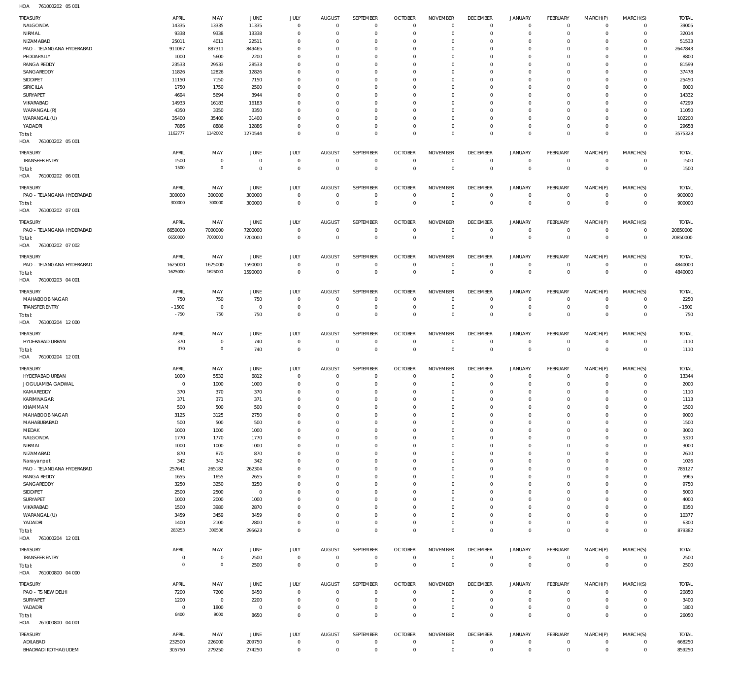HOA 761000202 05 001

| TREASURY | APRIL | MAY | JUNE | JULY | AUGUST | SEPTEMBER | OCTOBER | NOVEMBER | DECEMBER | JANUARY | FEBRUARY | MARCH(P) | MARCH(S) | TOTAL |
|---|---|---|---|---|---|---|---|---|---|---|---|---|---|---|
| NALGONDA | 14335 | 13335 | 11335 | 0 | 0 | 0 | 0 | 0 | 0 | 0 | 0 | 0 | 0 | 39005 |
| NIRMAL | 9338 | 9338 | 13338 | 0 | 0 | 0 | 0 | 0 | 0 | 0 | 0 | 0 | 0 | 32014 |
| NIZAMABAD | 25011 | 4011 | 22511 | 0 | 0 | 0 | 0 | 0 | 0 | 0 | 0 | 0 | 0 | 51533 |
| PAO - TELANGANA HYDERABAD | 911067 | 887311 | 849465 | 0 | 0 | 0 | 0 | 0 | 0 | 0 | 0 | 0 | 0 | 2647843 |
| PEDDAPALLY | 1000 | 5600 | 2200 | 0 | 0 | 0 | 0 | 0 | 0 | 0 | 0 | 0 | 0 | 8800 |
| RANGA REDDY | 23533 | 29533 | 28533 | 0 | 0 | 0 | 0 | 0 | 0 | 0 | 0 | 0 | 0 | 81599 |
| SANGAREDDY | 11826 | 12826 | 12826 | 0 | 0 | 0 | 0 | 0 | 0 | 0 | 0 | 0 | 0 | 37478 |
| SIDDIPET | 11150 | 7150 | 7150 | 0 | 0 | 0 | 0 | 0 | 0 | 0 | 0 | 0 | 0 | 25450 |
| SIRICILLA | 1750 | 1750 | 2500 | 0 | 0 | 0 | 0 | 0 | 0 | 0 | 0 | 0 | 0 | 6000 |
| SURYAPET | 4694 | 5694 | 3944 | 0 | 0 | 0 | 0 | 0 | 0 | 0 | 0 | 0 | 0 | 14332 |
| VIKARABAD | 14933 | 16183 | 16183 | 0 | 0 | 0 | 0 | 0 | 0 | 0 | 0 | 0 | 0 | 47299 |
| WARANGAL (R) | 4350 | 3350 | 3350 | 0 | 0 | 0 | 0 | 0 | 0 | 0 | 0 | 0 | 0 | 11050 |
| WARANGAL (U) | 35400 | 35400 | 31400 | 0 | 0 | 0 | 0 | 0 | 0 | 0 | 0 | 0 | 0 | 102200 |
| YADADRI | 7886 | 8886 | 12886 | 0 | 0 | 0 | 0 | 0 | 0 | 0 | 0 | 0 | 0 | 29658 |
| Total: | 1162777 | 1142002 | 1270544 | 0 | 0 | 0 | 0 | 0 | 0 | 0 | 0 | 0 | 0 | 3575323 |

HOA 761000202 05 001

| TREASURY | APRIL | MAY | JUNE | JULY | AUGUST | SEPTEMBER | OCTOBER | NOVEMBER | DECEMBER | JANUARY | FEBRUARY | MARCH(P) | MARCH(S) | TOTAL |
|---|---|---|---|---|---|---|---|---|---|---|---|---|---|---|
| TRANSFER ENTRY | 1500 | 0 | 0 | 0 | 0 | 0 | 0 | 0 | 0 | 0 | 0 | 0 | 0 | 1500 |
| Total: | 1500 | 0 | 0 | 0 | 0 | 0 | 0 | 0 | 0 | 0 | 0 | 0 | 0 | 1500 |

HOA 761000202 06 001

| TREASURY | APRIL | MAY | JUNE | JULY | AUGUST | SEPTEMBER | OCTOBER | NOVEMBER | DECEMBER | JANUARY | FEBRUARY | MARCH(P) | MARCH(S) | TOTAL |
|---|---|---|---|---|---|---|---|---|---|---|---|---|---|---|
| PAO - TELANGANA HYDERABAD | 300000 | 300000 | 300000 | 0 | 0 | 0 | 0 | 0 | 0 | 0 | 0 | 0 | 0 | 900000 |
| Total: | 300000 | 300000 | 300000 | 0 | 0 | 0 | 0 | 0 | 0 | 0 | 0 | 0 | 0 | 900000 |

HOA 761000202 07 001

| TREASURY | APRIL | MAY | JUNE | JULY | AUGUST | SEPTEMBER | OCTOBER | NOVEMBER | DECEMBER | JANUARY | FEBRUARY | MARCH(P) | MARCH(S) | TOTAL |
|---|---|---|---|---|---|---|---|---|---|---|---|---|---|---|
| PAO - TELANGANA HYDERABAD | 6650000 | 7000000 | 7200000 | 0 | 0 | 0 | 0 | 0 | 0 | 0 | 0 | 0 | 0 | 20850000 |
| Total: | 6650000 | 7000000 | 7200000 | 0 | 0 | 0 | 0 | 0 | 0 | 0 | 0 | 0 | 0 | 20850000 |

HOA 761000202 07 002

| TREASURY | APRIL | MAY | JUNE | JULY | AUGUST | SEPTEMBER | OCTOBER | NOVEMBER | DECEMBER | JANUARY | FEBRUARY | MARCH(P) | MARCH(S) | TOTAL |
|---|---|---|---|---|---|---|---|---|---|---|---|---|---|---|
| PAO - TELANGANA HYDERABAD | 1625000 | 1625000 | 1590000 | 0 | 0 | 0 | 0 | 0 | 0 | 0 | 0 | 0 | 0 | 4840000 |
| Total: | 1625000 | 1625000 | 1590000 | 0 | 0 | 0 | 0 | 0 | 0 | 0 | 0 | 0 | 0 | 4840000 |

HOA 761000203 04 001

| TREASURY | APRIL | MAY | JUNE | JULY | AUGUST | SEPTEMBER | OCTOBER | NOVEMBER | DECEMBER | JANUARY | FEBRUARY | MARCH(P) | MARCH(S) | TOTAL |
|---|---|---|---|---|---|---|---|---|---|---|---|---|---|---|
| MAHABOOBNAGAR | 750 | 750 | 750 | 0 | 0 | 0 | 0 | 0 | 0 | 0 | 0 | 0 | 0 | 2250 |
| TRANSFER ENTRY | -1500 | 0 | 0 | 0 | 0 | 0 | 0 | 0 | 0 | 0 | 0 | 0 | 0 | -1500 |
| Total: | -750 | 750 | 750 | 0 | 0 | 0 | 0 | 0 | 0 | 0 | 0 | 0 | 0 | 750 |

HOA 761000204 12 000

| TREASURY | APRIL | MAY | JUNE | JULY | AUGUST | SEPTEMBER | OCTOBER | NOVEMBER | DECEMBER | JANUARY | FEBRUARY | MARCH(P) | MARCH(S) | TOTAL |
|---|---|---|---|---|---|---|---|---|---|---|---|---|---|---|
| HYDERABAD URBAN | 370 | 0 | 740 | 0 | 0 | 0 | 0 | 0 | 0 | 0 | 0 | 0 | 0 | 1110 |
| Total: | 370 | 0 | 740 | 0 | 0 | 0 | 0 | 0 | 0 | 0 | 0 | 0 | 0 | 1110 |

HOA 761000204 12 001

| TREASURY | APRIL | MAY | JUNE | JULY | AUGUST | SEPTEMBER | OCTOBER | NOVEMBER | DECEMBER | JANUARY | FEBRUARY | MARCH(P) | MARCH(S) | TOTAL |
|---|---|---|---|---|---|---|---|---|---|---|---|---|---|---|
| HYDERABAD URBAN | 1000 | 5532 | 6812 | 0 | 0 | 0 | 0 | 0 | 0 | 0 | 0 | 0 | 0 | 13344 |
| JOGULAMBA GADWAL | 0 | 1000 | 1000 | 0 | 0 | 0 | 0 | 0 | 0 | 0 | 0 | 0 | 0 | 2000 |
| KAMAREDDY | 370 | 370 | 370 | 0 | 0 | 0 | 0 | 0 | 0 | 0 | 0 | 0 | 0 | 1110 |
| KARIMNAGAR | 371 | 371 | 371 | 0 | 0 | 0 | 0 | 0 | 0 | 0 | 0 | 0 | 0 | 1113 |
| KHAMMAM | 500 | 500 | 500 | 0 | 0 | 0 | 0 | 0 | 0 | 0 | 0 | 0 | 0 | 1500 |
| MAHABOOBNAGAR | 3125 | 3125 | 2750 | 0 | 0 | 0 | 0 | 0 | 0 | 0 | 0 | 0 | 0 | 9000 |
| MAHABUBABAD | 500 | 500 | 500 | 0 | 0 | 0 | 0 | 0 | 0 | 0 | 0 | 0 | 0 | 1500 |
| MEDAK | 1000 | 1000 | 1000 | 0 | 0 | 0 | 0 | 0 | 0 | 0 | 0 | 0 | 0 | 3000 |
| NALGONDA | 1770 | 1770 | 1770 | 0 | 0 | 0 | 0 | 0 | 0 | 0 | 0 | 0 | 0 | 5310 |
| NIRMAL | 1000 | 1000 | 1000 | 0 | 0 | 0 | 0 | 0 | 0 | 0 | 0 | 0 | 0 | 3000 |
| NIZAMABAD | 870 | 870 | 870 | 0 | 0 | 0 | 0 | 0 | 0 | 0 | 0 | 0 | 0 | 2610 |
| Narayanpet | 342 | 342 | 342 | 0 | 0 | 0 | 0 | 0 | 0 | 0 | 0 | 0 | 0 | 1026 |
| PAO - TELANGANA HYDERABAD | 257641 | 265182 | 262304 | 0 | 0 | 0 | 0 | 0 | 0 | 0 | 0 | 0 | 0 | 785127 |
| RANGA REDDY | 1655 | 1655 | 2655 | 0 | 0 | 0 | 0 | 0 | 0 | 0 | 0 | 0 | 0 | 5965 |
| SANGAREDDY | 3250 | 3250 | 3250 | 0 | 0 | 0 | 0 | 0 | 0 | 0 | 0 | 0 | 0 | 9750 |
| SIDDIPET | 2500 | 2500 | 0 | 0 | 0 | 0 | 0 | 0 | 0 | 0 | 0 | 0 | 0 | 5000 |
| SURYAPET | 1000 | 2000 | 1000 | 0 | 0 | 0 | 0 | 0 | 0 | 0 | 0 | 0 | 0 | 4000 |
| VIKARABAD | 1500 | 3980 | 2870 | 0 | 0 | 0 | 0 | 0 | 0 | 0 | 0 | 0 | 0 | 8350 |
| WARANGAL (U) | 3459 | 3459 | 3459 | 0 | 0 | 0 | 0 | 0 | 0 | 0 | 0 | 0 | 0 | 10377 |
| YADADRI | 1400 | 2100 | 2800 | 0 | 0 | 0 | 0 | 0 | 0 | 0 | 0 | 0 | 0 | 6300 |
| Total: | 283253 | 300506 | 295623 | 0 | 0 | 0 | 0 | 0 | 0 | 0 | 0 | 0 | 0 | 879382 |

HOA 761000204 12 001

| TREASURY | APRIL | MAY | JUNE | JULY | AUGUST | SEPTEMBER | OCTOBER | NOVEMBER | DECEMBER | JANUARY | FEBRUARY | MARCH(P) | MARCH(S) | TOTAL |
|---|---|---|---|---|---|---|---|---|---|---|---|---|---|---|
| TRANSFER ENTRY | 0 | 0 | 2500 | 0 | 0 | 0 | 0 | 0 | 0 | 0 | 0 | 0 | 0 | 2500 |
| Total: | 0 | 0 | 2500 | 0 | 0 | 0 | 0 | 0 | 0 | 0 | 0 | 0 | 0 | 2500 |

HOA 761000800 04 000

| TREASURY | APRIL | MAY | JUNE | JULY | AUGUST | SEPTEMBER | OCTOBER | NOVEMBER | DECEMBER | JANUARY | FEBRUARY | MARCH(P) | MARCH(S) | TOTAL |
|---|---|---|---|---|---|---|---|---|---|---|---|---|---|---|
| PAO - TS NEW DELHI | 7200 | 7200 | 6450 | 0 | 0 | 0 | 0 | 0 | 0 | 0 | 0 | 0 | 0 | 20850 |
| SURYAPET | 1200 | 0 | 2200 | 0 | 0 | 0 | 0 | 0 | 0 | 0 | 0 | 0 | 0 | 3400 |
| YADADRI | 0 | 1800 | 0 | 0 | 0 | 0 | 0 | 0 | 0 | 0 | 0 | 0 | 0 | 1800 |
| Total: | 8400 | 9000 | 8650 | 0 | 0 | 0 | 0 | 0 | 0 | 0 | 0 | 0 | 0 | 26050 |

HOA 761000800 04 001

| TREASURY | APRIL | MAY | JUNE | JULY | AUGUST | SEPTEMBER | OCTOBER | NOVEMBER | DECEMBER | JANUARY | FEBRUARY | MARCH(P) | MARCH(S) | TOTAL |
|---|---|---|---|---|---|---|---|---|---|---|---|---|---|---|
| ADILABAD | 232500 | 226000 | 209750 | 0 | 0 | 0 | 0 | 0 | 0 | 0 | 0 | 0 | 0 | 668250 |
| BHADRADI KOTHAGUDEM | 305750 | 279250 | 274250 | 0 | 0 | 0 | 0 | 0 | 0 | 0 | 0 | 0 | 0 | 859250 |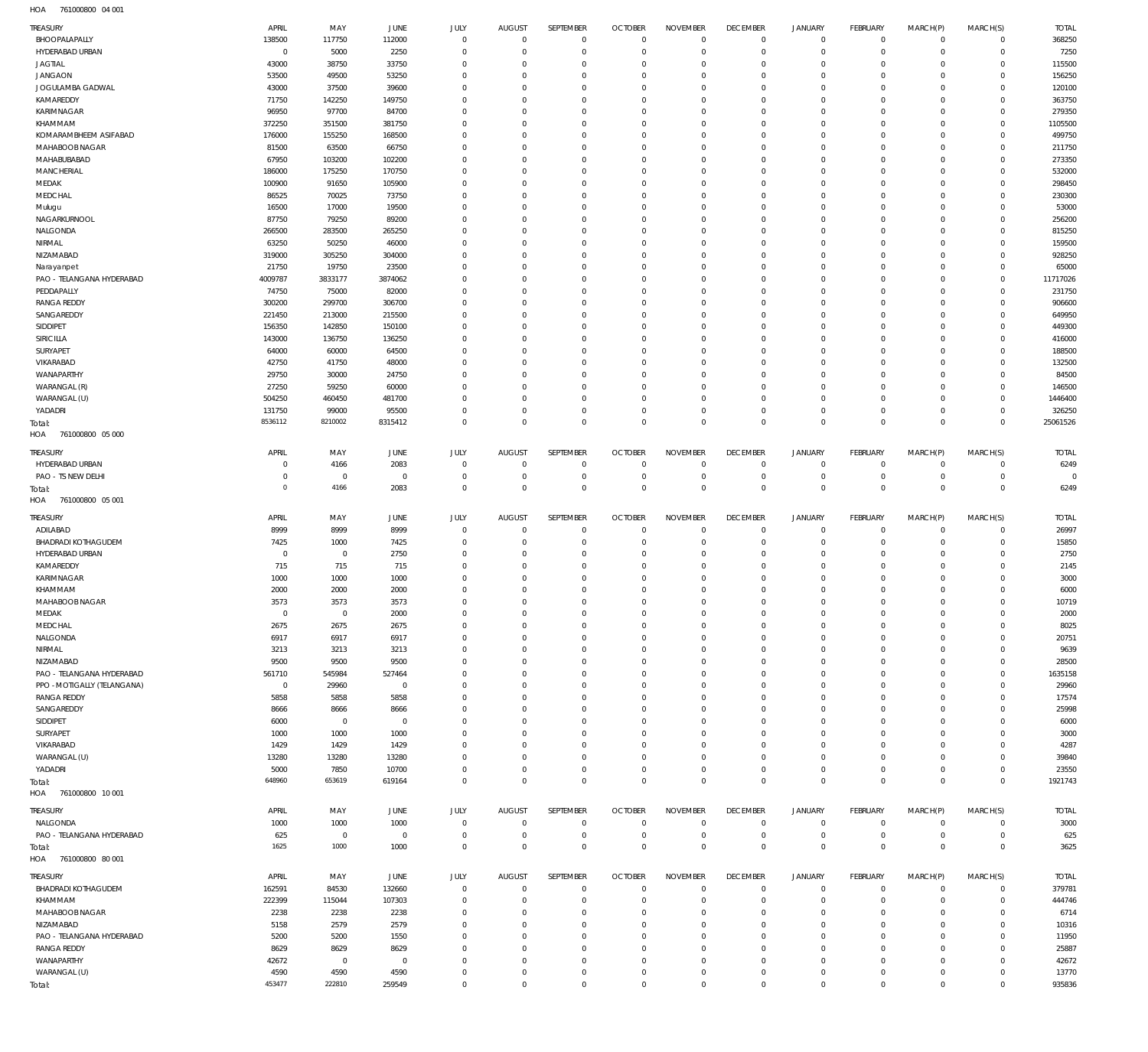HOA 761000800 04 001

| TREASURY | APRIL | MAY | JUNE | JULY | AUGUST | SEPTEMBER | OCTOBER | NOVEMBER | DECEMBER | JANUARY | FEBRUARY | MARCH(P) | MARCH(S) | TOTAL |
|---|---|---|---|---|---|---|---|---|---|---|---|---|---|---|
| BHOOPALAPALLY | 138500 | 117750 | 112000 | 0 | 0 | 0 | 0 | 0 | 0 | 0 | 0 | 0 | 0 | 368250 |
| HYDERABAD URBAN | 0 | 5000 | 2250 | 0 | 0 | 0 | 0 | 0 | 0 | 0 | 0 | 0 | 0 | 7250 |
| JAGTIAL | 43000 | 38750 | 33750 | 0 | 0 | 0 | 0 | 0 | 0 | 0 | 0 | 0 | 0 | 115500 |
| JANGAON | 53500 | 49500 | 53250 | 0 | 0 | 0 | 0 | 0 | 0 | 0 | 0 | 0 | 0 | 156250 |
| JOGULAMBA GADWAL | 43000 | 37500 | 39600 | 0 | 0 | 0 | 0 | 0 | 0 | 0 | 0 | 0 | 0 | 120100 |
| KAMAREDDY | 71750 | 142250 | 149750 | 0 | 0 | 0 | 0 | 0 | 0 | 0 | 0 | 0 | 0 | 363750 |
| KARIMNAGAR | 96950 | 97700 | 84700 | 0 | 0 | 0 | 0 | 0 | 0 | 0 | 0 | 0 | 0 | 279350 |
| KHAMMAM | 372250 | 351500 | 381750 | 0 | 0 | 0 | 0 | 0 | 0 | 0 | 0 | 0 | 0 | 1105500 |
| KOMARAMBHEEM ASIFABAD | 176000 | 155250 | 168500 | 0 | 0 | 0 | 0 | 0 | 0 | 0 | 0 | 0 | 0 | 499750 |
| MAHABOOBNAGAR | 81500 | 63500 | 66750 | 0 | 0 | 0 | 0 | 0 | 0 | 0 | 0 | 0 | 0 | 211750 |
| MAHABUBABAD | 67950 | 103200 | 102200 | 0 | 0 | 0 | 0 | 0 | 0 | 0 | 0 | 0 | 0 | 273350 |
| MANCHERIAL | 186000 | 175250 | 170750 | 0 | 0 | 0 | 0 | 0 | 0 | 0 | 0 | 0 | 0 | 532000 |
| MEDAK | 100900 | 91650 | 105900 | 0 | 0 | 0 | 0 | 0 | 0 | 0 | 0 | 0 | 0 | 298450 |
| MEDCHAL | 86525 | 70025 | 73750 | 0 | 0 | 0 | 0 | 0 | 0 | 0 | 0 | 0 | 0 | 230300 |
| Mulugu | 16500 | 17000 | 19500 | 0 | 0 | 0 | 0 | 0 | 0 | 0 | 0 | 0 | 0 | 53000 |
| NAGARKURNOOL | 87750 | 79250 | 89200 | 0 | 0 | 0 | 0 | 0 | 0 | 0 | 0 | 0 | 0 | 256200 |
| NALGONDA | 266500 | 283500 | 265250 | 0 | 0 | 0 | 0 | 0 | 0 | 0 | 0 | 0 | 0 | 815250 |
| NIRMAL | 63250 | 50250 | 46000 | 0 | 0 | 0 | 0 | 0 | 0 | 0 | 0 | 0 | 0 | 159500 |
| NIZAMABAD | 319000 | 305250 | 304000 | 0 | 0 | 0 | 0 | 0 | 0 | 0 | 0 | 0 | 0 | 928250 |
| Narayanpet | 21750 | 19750 | 23500 | 0 | 0 | 0 | 0 | 0 | 0 | 0 | 0 | 0 | 0 | 65000 |
| PAO - TELANGANA HYDERABAD | 4009787 | 3833177 | 3874062 | 0 | 0 | 0 | 0 | 0 | 0 | 0 | 0 | 0 | 0 | 11717026 |
| PEDDAPALLY | 74750 | 75000 | 82000 | 0 | 0 | 0 | 0 | 0 | 0 | 0 | 0 | 0 | 0 | 231750 |
| RANGA REDDY | 300200 | 299700 | 306700 | 0 | 0 | 0 | 0 | 0 | 0 | 0 | 0 | 0 | 0 | 906600 |
| SANGAREDDY | 221450 | 213000 | 215500 | 0 | 0 | 0 | 0 | 0 | 0 | 0 | 0 | 0 | 0 | 649950 |
| SIDDIPET | 156350 | 142850 | 150100 | 0 | 0 | 0 | 0 | 0 | 0 | 0 | 0 | 0 | 0 | 449300 |
| SIRICILLA | 143000 | 136750 | 136250 | 0 | 0 | 0 | 0 | 0 | 0 | 0 | 0 | 0 | 0 | 416000 |
| SURYAPET | 64000 | 60000 | 64500 | 0 | 0 | 0 | 0 | 0 | 0 | 0 | 0 | 0 | 0 | 188500 |
| VIKARABAD | 42750 | 41750 | 48000 | 0 | 0 | 0 | 0 | 0 | 0 | 0 | 0 | 0 | 0 | 132500 |
| WANAPARTHY | 29750 | 30000 | 24750 | 0 | 0 | 0 | 0 | 0 | 0 | 0 | 0 | 0 | 0 | 84500 |
| WARANGAL (R) | 27250 | 59250 | 60000 | 0 | 0 | 0 | 0 | 0 | 0 | 0 | 0 | 0 | 0 | 146500 |
| WARANGAL (U) | 504250 | 460450 | 481700 | 0 | 0 | 0 | 0 | 0 | 0 | 0 | 0 | 0 | 0 | 1446400 |
| YADADRI | 131750 | 99000 | 95500 | 0 | 0 | 0 | 0 | 0 | 0 | 0 | 0 | 0 | 0 | 326250 |
| Total: | 8536112 | 8210002 | 8315412 | 0 | 0 | 0 | 0 | 0 | 0 | 0 | 0 | 0 | 0 | 25061526 |

HOA 761000800 05 000

| TREASURY | APRIL | MAY | JUNE | JULY | AUGUST | SEPTEMBER | OCTOBER | NOVEMBER | DECEMBER | JANUARY | FEBRUARY | MARCH(P) | MARCH(S) | TOTAL |
|---|---|---|---|---|---|---|---|---|---|---|---|---|---|---|
| HYDERABAD URBAN | 0 | 4166 | 2083 | 0 | 0 | 0 | 0 | 0 | 0 | 0 | 0 | 0 | 0 | 6249 |
| PAO - TS NEW DELHI | 0 | 0 | 0 | 0 | 0 | 0 | 0 | 0 | 0 | 0 | 0 | 0 | 0 | 0 |
| Total: | 0 | 4166 | 2083 | 0 | 0 | 0 | 0 | 0 | 0 | 0 | 0 | 0 | 0 | 6249 |

HOA 761000800 05 001

| TREASURY | APRIL | MAY | JUNE | JULY | AUGUST | SEPTEMBER | OCTOBER | NOVEMBER | DECEMBER | JANUARY | FEBRUARY | MARCH(P) | MARCH(S) | TOTAL |
|---|---|---|---|---|---|---|---|---|---|---|---|---|---|---|
| ADILABAD | 8999 | 8999 | 8999 | 0 | 0 | 0 | 0 | 0 | 0 | 0 | 0 | 0 | 0 | 26997 |
| BHADRADI KOTHAGUDEM | 7425 | 1000 | 7425 | 0 | 0 | 0 | 0 | 0 | 0 | 0 | 0 | 0 | 0 | 15850 |
| HYDERABAD URBAN | 0 | 0 | 2750 | 0 | 0 | 0 | 0 | 0 | 0 | 0 | 0 | 0 | 0 | 2750 |
| KAMAREDDY | 715 | 715 | 715 | 0 | 0 | 0 | 0 | 0 | 0 | 0 | 0 | 0 | 0 | 2145 |
| KARIMNAGAR | 1000 | 1000 | 1000 | 0 | 0 | 0 | 0 | 0 | 0 | 0 | 0 | 0 | 0 | 3000 |
| KHAMMAM | 2000 | 2000 | 2000 | 0 | 0 | 0 | 0 | 0 | 0 | 0 | 0 | 0 | 0 | 6000 |
| MAHABOOBNAGAR | 3573 | 3573 | 3573 | 0 | 0 | 0 | 0 | 0 | 0 | 0 | 0 | 0 | 0 | 10719 |
| MEDAK | 0 | 0 | 2000 | 0 | 0 | 0 | 0 | 0 | 0 | 0 | 0 | 0 | 0 | 2000 |
| MEDCHAL | 2675 | 2675 | 2675 | 0 | 0 | 0 | 0 | 0 | 0 | 0 | 0 | 0 | 0 | 8025 |
| NALGONDA | 6917 | 6917 | 6917 | 0 | 0 | 0 | 0 | 0 | 0 | 0 | 0 | 0 | 0 | 20751 |
| NIRMAL | 3213 | 3213 | 3213 | 0 | 0 | 0 | 0 | 0 | 0 | 0 | 0 | 0 | 0 | 9639 |
| NIZAMABAD | 9500 | 9500 | 9500 | 0 | 0 | 0 | 0 | 0 | 0 | 0 | 0 | 0 | 0 | 28500 |
| PAO - TELANGANA HYDERABAD | 561710 | 545984 | 527464 | 0 | 0 | 0 | 0 | 0 | 0 | 0 | 0 | 0 | 0 | 1635158 |
| PPO - MOTIGALLY (TELANGANA) | 0 | 29960 | 0 | 0 | 0 | 0 | 0 | 0 | 0 | 0 | 0 | 0 | 0 | 29960 |
| RANGA REDDY | 5858 | 5858 | 5858 | 0 | 0 | 0 | 0 | 0 | 0 | 0 | 0 | 0 | 0 | 17574 |
| SANGAREDDY | 8666 | 8666 | 8666 | 0 | 0 | 0 | 0 | 0 | 0 | 0 | 0 | 0 | 0 | 25998 |
| SIDDIPET | 6000 | 0 | 0 | 0 | 0 | 0 | 0 | 0 | 0 | 0 | 0 | 0 | 0 | 6000 |
| SURYAPET | 1000 | 1000 | 1000 | 0 | 0 | 0 | 0 | 0 | 0 | 0 | 0 | 0 | 0 | 3000 |
| VIKARABAD | 1429 | 1429 | 1429 | 0 | 0 | 0 | 0 | 0 | 0 | 0 | 0 | 0 | 0 | 4287 |
| WARANGAL (U) | 13280 | 13280 | 13280 | 0 | 0 | 0 | 0 | 0 | 0 | 0 | 0 | 0 | 0 | 39840 |
| YADADRI | 5000 | 7850 | 10700 | 0 | 0 | 0 | 0 | 0 | 0 | 0 | 0 | 0 | 0 | 23550 |
| Total: | 648960 | 653619 | 619164 | 0 | 0 | 0 | 0 | 0 | 0 | 0 | 0 | 0 | 0 | 1921743 |

HOA 761000800 10 001

| TREASURY | APRIL | MAY | JUNE | JULY | AUGUST | SEPTEMBER | OCTOBER | NOVEMBER | DECEMBER | JANUARY | FEBRUARY | MARCH(P) | MARCH(S) | TOTAL |
|---|---|---|---|---|---|---|---|---|---|---|---|---|---|---|
| NALGONDA | 1000 | 1000 | 1000 | 0 | 0 | 0 | 0 | 0 | 0 | 0 | 0 | 0 | 0 | 3000 |
| PAO - TELANGANA HYDERABAD | 625 | 0 | 0 | 0 | 0 | 0 | 0 | 0 | 0 | 0 | 0 | 0 | 0 | 625 |
| Total: | 1625 | 1000 | 1000 | 0 | 0 | 0 | 0 | 0 | 0 | 0 | 0 | 0 | 0 | 3625 |

HOA 761000800 80 001

| TREASURY | APRIL | MAY | JUNE | JULY | AUGUST | SEPTEMBER | OCTOBER | NOVEMBER | DECEMBER | JANUARY | FEBRUARY | MARCH(P) | MARCH(S) | TOTAL |
|---|---|---|---|---|---|---|---|---|---|---|---|---|---|---|
| BHADRADI KOTHAGUDEM | 162591 | 84530 | 132660 | 0 | 0 | 0 | 0 | 0 | 0 | 0 | 0 | 0 | 0 | 379781 |
| KHAMMAM | 222399 | 115044 | 107303 | 0 | 0 | 0 | 0 | 0 | 0 | 0 | 0 | 0 | 0 | 444746 |
| MAHABOOBNAGAR | 2238 | 2238 | 2238 | 0 | 0 | 0 | 0 | 0 | 0 | 0 | 0 | 0 | 0 | 6714 |
| NIZAMABAD | 5158 | 2579 | 2579 | 0 | 0 | 0 | 0 | 0 | 0 | 0 | 0 | 0 | 0 | 10316 |
| PAO - TELANGANA HYDERABAD | 5200 | 5200 | 1550 | 0 | 0 | 0 | 0 | 0 | 0 | 0 | 0 | 0 | 0 | 11950 |
| RANGA REDDY | 8629 | 8629 | 8629 | 0 | 0 | 0 | 0 | 0 | 0 | 0 | 0 | 0 | 0 | 25887 |
| WANAPARTHY | 42672 | 0 | 0 | 0 | 0 | 0 | 0 | 0 | 0 | 0 | 0 | 0 | 0 | 42672 |
| WARANGAL (U) | 4590 | 4590 | 4590 | 0 | 0 | 0 | 0 | 0 | 0 | 0 | 0 | 0 | 0 | 13770 |
| Total: | 453477 | 222810 | 259549 | 0 | 0 | 0 | 0 | 0 | 0 | 0 | 0 | 0 | 0 | 935836 |